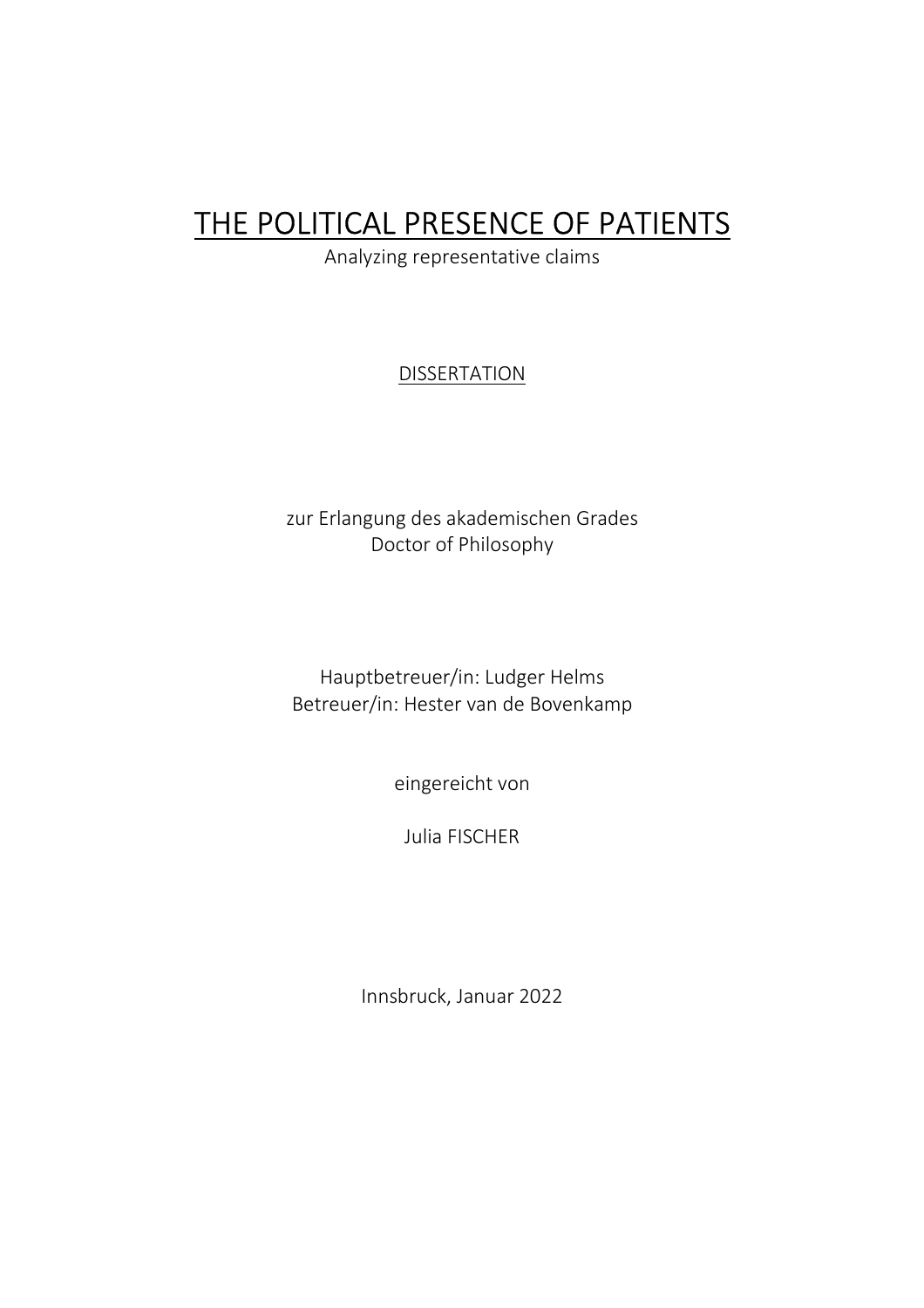# THE POLITICAL PRESENCE OF PATIENTS

Analyzing representative claims

DISSERTATION

zur Erlangung des akademischen Grades
Doctor of Philosophy

Hauptbetreuer/in: Ludger Helms
Betreuer/in: Hester van de Bovenkamp

eingereicht von

Julia FISCHER

Innsbruck, Januar 2022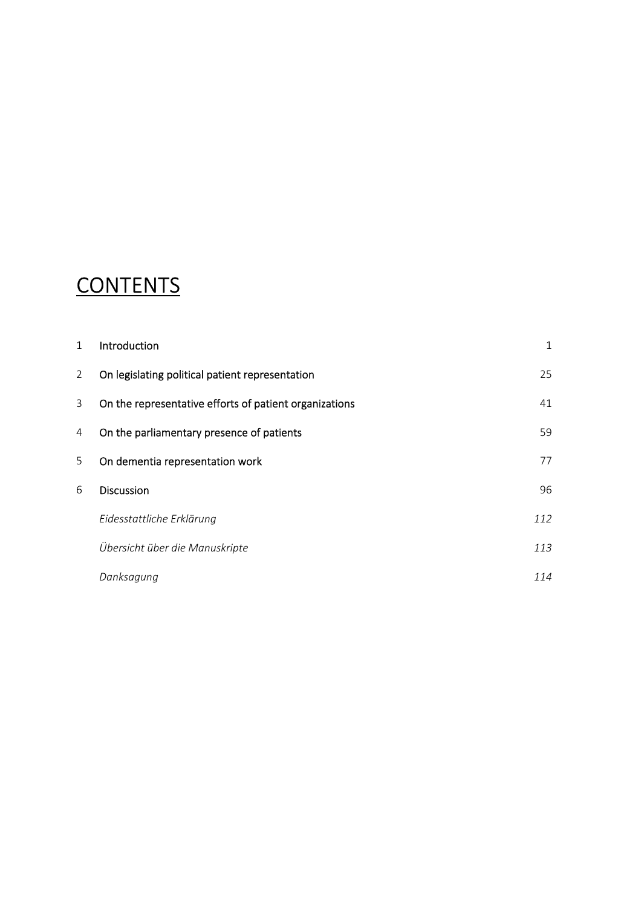# CONTENTS

| | | |
|---|---|---|
| 1 | Introduction | 1 |
| 2 | On legislating political patient representation | 25 |
| 3 | On the representative efforts of patient organizations | 41 |
| 4 | On the parliamentary presence of patients | 59 |
| 5 | On dementia representation work | 77 |
| 6 | Discussion | 96 |
| | *Eidesstattliche Erklärung* | *112* |
| | *Übersicht über die Manuskripte* | *113* |
| | *Danksagung* | *114* |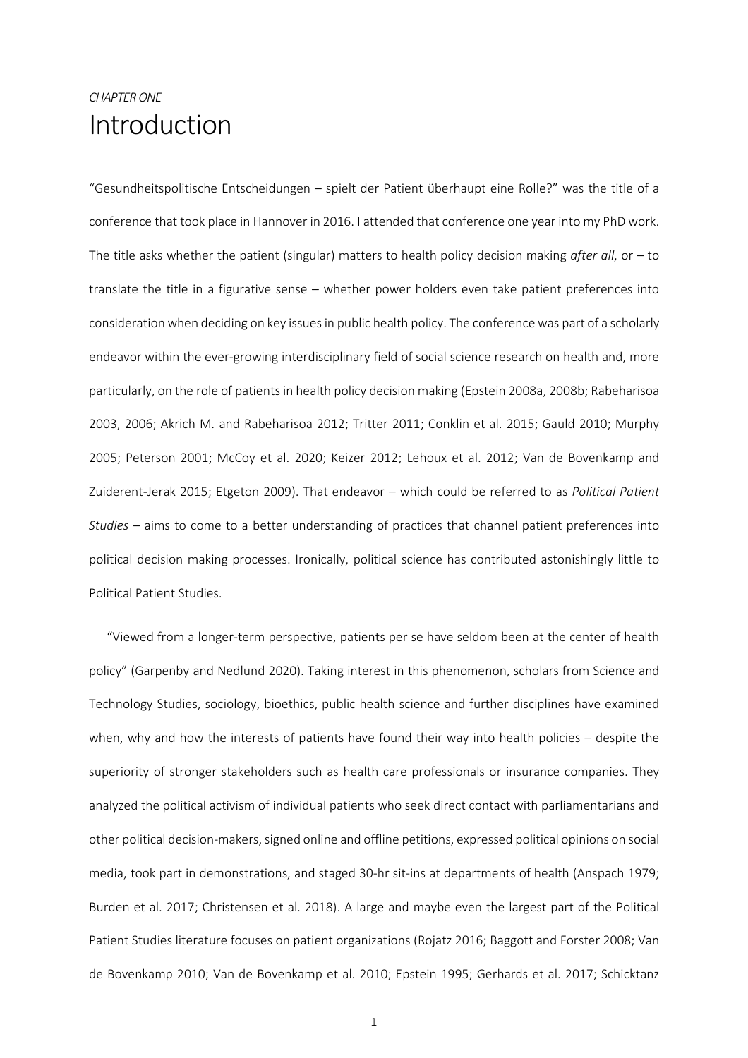*CHAPTER ONE*

# Introduction

"Gesundheitspolitische Entscheidungen – spielt der Patient überhaupt eine Rolle?" was the title of a conference that took place in Hannover in 2016. I attended that conference one year into my PhD work. The title asks whether the patient (singular) matters to health policy decision making *after all*, or – to translate the title in a figurative sense – whether power holders even take patient preferences into consideration when deciding on key issues in public health policy. The conference was part of a scholarly endeavor within the ever-growing interdisciplinary field of social science research on health and, more particularly, on the role of patients in health policy decision making (Epstein 2008a, 2008b; Rabeharisoa 2003, 2006; Akrich M. and Rabeharisoa 2012; Tritter 2011; Conklin et al. 2015; Gauld 2010; Murphy 2005; Peterson 2001; McCoy et al. 2020; Keizer 2012; Lehoux et al. 2012; Van de Bovenkamp and Zuiderent-Jerak 2015; Etgeton 2009). That endeavor – which could be referred to as *Political Patient Studies* – aims to come to a better understanding of practices that channel patient preferences into political decision making processes. Ironically, political science has contributed astonishingly little to Political Patient Studies.

"Viewed from a longer-term perspective, patients per se have seldom been at the center of health policy" (Garpenby and Nedlund 2020). Taking interest in this phenomenon, scholars from Science and Technology Studies, sociology, bioethics, public health science and further disciplines have examined when, why and how the interests of patients have found their way into health policies – despite the superiority of stronger stakeholders such as health care professionals or insurance companies. They analyzed the political activism of individual patients who seek direct contact with parliamentarians and other political decision-makers, signed online and offline petitions, expressed political opinions on social media, took part in demonstrations, and staged 30-hr sit-ins at departments of health (Anspach 1979; Burden et al. 2017; Christensen et al. 2018). A large and maybe even the largest part of the Political Patient Studies literature focuses on patient organizations (Rojatz 2016; Baggott and Forster 2008; Van de Bovenkamp 2010; Van de Bovenkamp et al. 2010; Epstein 1995; Gerhards et al. 2017; Schicktanz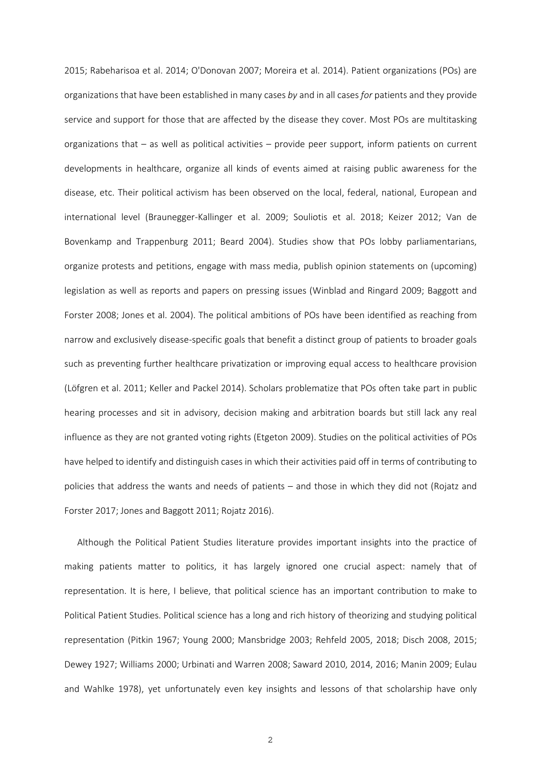2015; Rabeharisoa et al. 2014; O'Donovan 2007; Moreira et al. 2014). Patient organizations (POs) are organizations that have been established in many cases *by* and in all cases *for* patients and they provide service and support for those that are affected by the disease they cover. Most POs are multitasking organizations that – as well as political activities – provide peer support, inform patients on current developments in healthcare, organize all kinds of events aimed at raising public awareness for the disease, etc. Their political activism has been observed on the local, federal, national, European and international level (Braunegger-Kallinger et al. 2009; Souliotis et al. 2018; Keizer 2012; Van de Bovenkamp and Trappenburg 2011; Beard 2004). Studies show that POs lobby parliamentarians, organize protests and petitions, engage with mass media, publish opinion statements on (upcoming) legislation as well as reports and papers on pressing issues (Winblad and Ringard 2009; Baggott and Forster 2008; Jones et al. 2004). The political ambitions of POs have been identified as reaching from narrow and exclusively disease-specific goals that benefit a distinct group of patients to broader goals such as preventing further healthcare privatization or improving equal access to healthcare provision (Löfgren et al. 2011; Keller and Packel 2014). Scholars problematize that POs often take part in public hearing processes and sit in advisory, decision making and arbitration boards but still lack any real influence as they are not granted voting rights (Etgeton 2009). Studies on the political activities of POs have helped to identify and distinguish cases in which their activities paid off in terms of contributing to policies that address the wants and needs of patients – and those in which they did not (Rojatz and Forster 2017; Jones and Baggott 2011; Rojatz 2016).

Although the Political Patient Studies literature provides important insights into the practice of making patients matter to politics, it has largely ignored one crucial aspect: namely that of representation. It is here, I believe, that political science has an important contribution to make to Political Patient Studies. Political science has a long and rich history of theorizing and studying political representation (Pitkin 1967; Young 2000; Mansbridge 2003; Rehfeld 2005, 2018; Disch 2008, 2015; Dewey 1927; Williams 2000; Urbinati and Warren 2008; Saward 2010, 2014, 2016; Manin 2009; Eulau and Wahlke 1978), yet unfortunately even key insights and lessons of that scholarship have only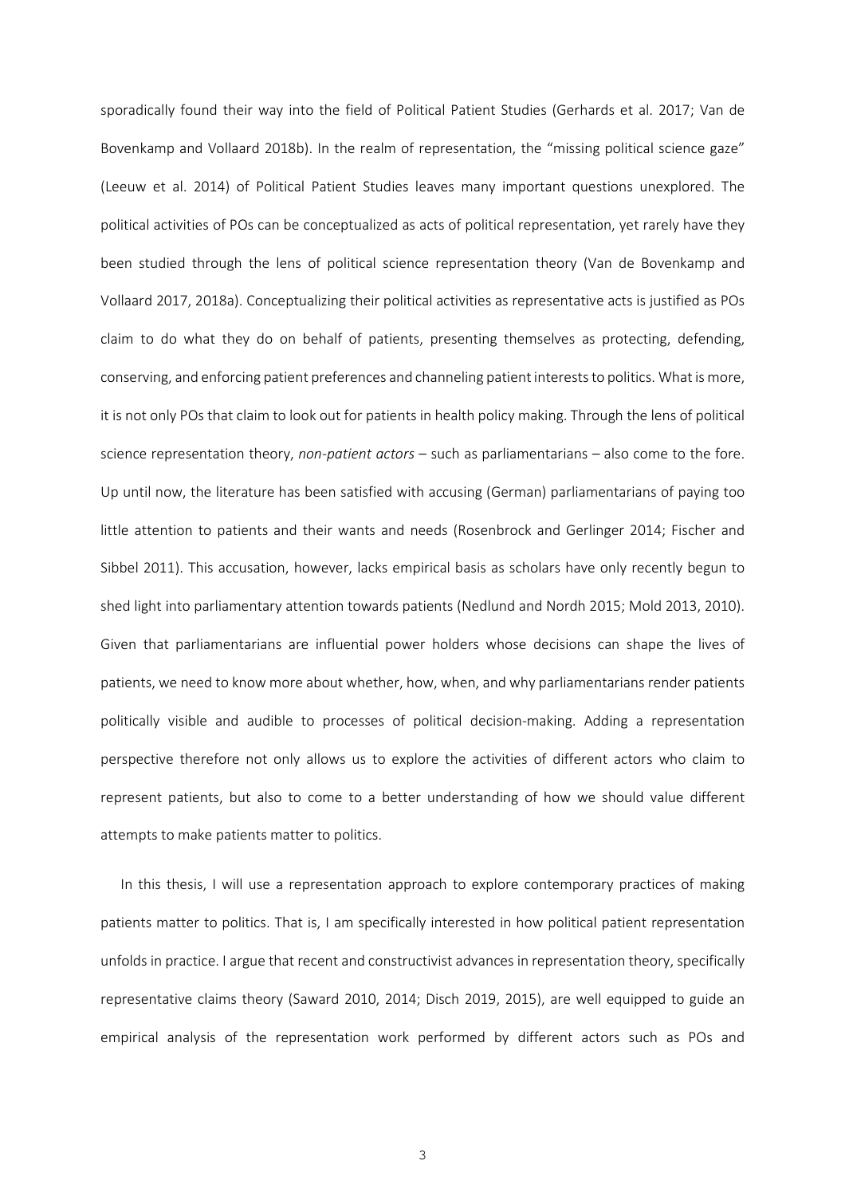sporadically found their way into the field of Political Patient Studies (Gerhards et al. 2017; Van de Bovenkamp and Vollaard 2018b). In the realm of representation, the "missing political science gaze" (Leeuw et al. 2014) of Political Patient Studies leaves many important questions unexplored. The political activities of POs can be conceptualized as acts of political representation, yet rarely have they been studied through the lens of political science representation theory (Van de Bovenkamp and Vollaard 2017, 2018a). Conceptualizing their political activities as representative acts is justified as POs claim to do what they do on behalf of patients, presenting themselves as protecting, defending, conserving, and enforcing patient preferences and channeling patient interests to politics. What is more, it is not only POs that claim to look out for patients in health policy making. Through the lens of political science representation theory, *non-patient actors* – such as parliamentarians – also come to the fore. Up until now, the literature has been satisfied with accusing (German) parliamentarians of paying too little attention to patients and their wants and needs (Rosenbrock and Gerlinger 2014; Fischer and Sibbel 2011). This accusation, however, lacks empirical basis as scholars have only recently begun to shed light into parliamentary attention towards patients (Nedlund and Nordh 2015; Mold 2013, 2010). Given that parliamentarians are influential power holders whose decisions can shape the lives of patients, we need to know more about whether, how, when, and why parliamentarians render patients politically visible and audible to processes of political decision-making. Adding a representation perspective therefore not only allows us to explore the activities of different actors who claim to represent patients, but also to come to a better understanding of how we should value different attempts to make patients matter to politics.

In this thesis, I will use a representation approach to explore contemporary practices of making patients matter to politics. That is, I am specifically interested in how political patient representation unfolds in practice. I argue that recent and constructivist advances in representation theory, specifically representative claims theory (Saward 2010, 2014; Disch 2019, 2015), are well equipped to guide an empirical analysis of the representation work performed by different actors such as POs and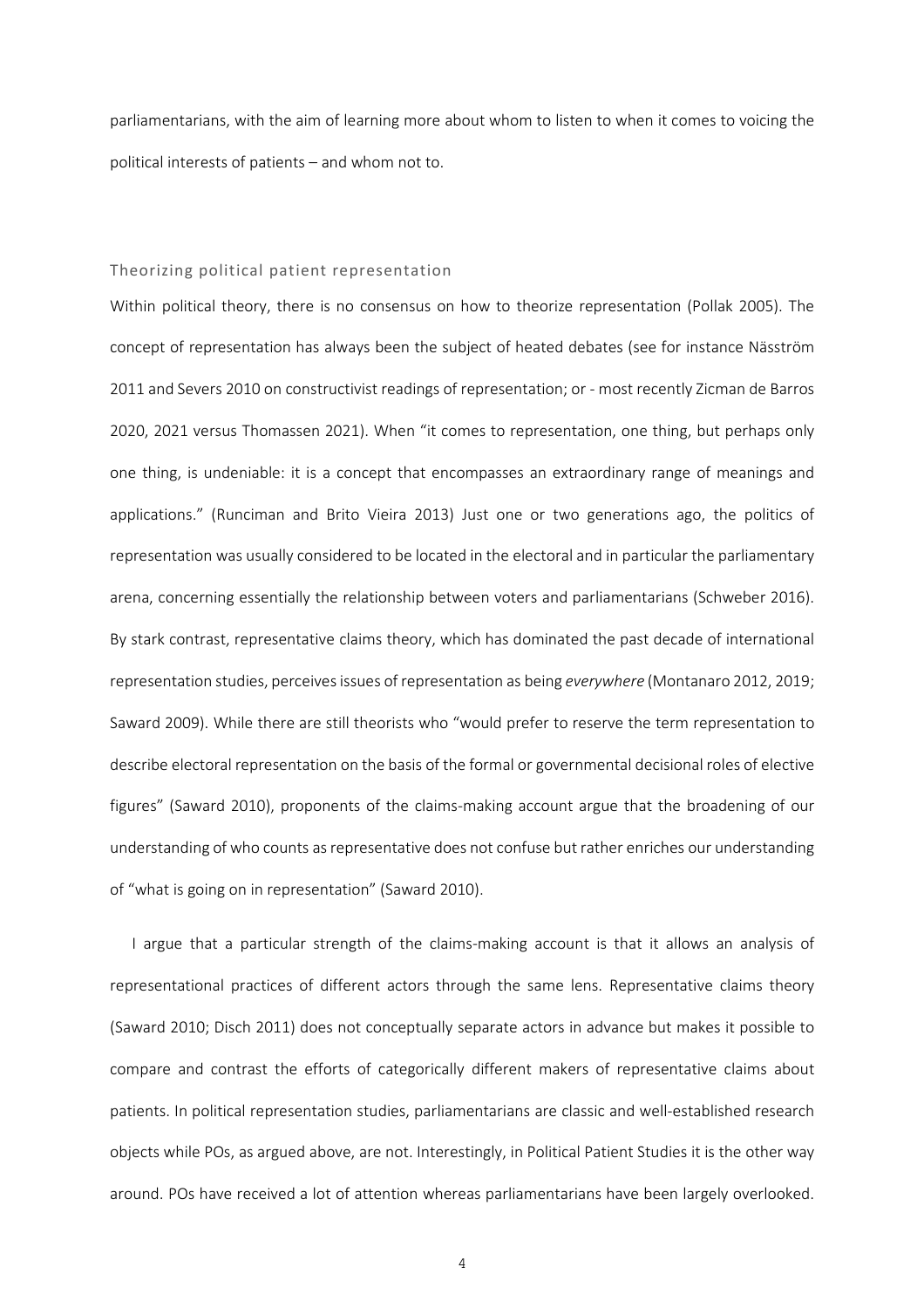parliamentarians, with the aim of learning more about whom to listen to when it comes to voicing the political interests of patients – and whom not to.

## Theorizing political patient representation

Within political theory, there is no consensus on how to theorize representation (Pollak 2005). The concept of representation has always been the subject of heated debates (see for instance Näsström 2011 and Severs 2010 on constructivist readings of representation; or - most recently Zicman de Barros 2020, 2021 versus Thomassen 2021). When "it comes to representation, one thing, but perhaps only one thing, is undeniable: it is a concept that encompasses an extraordinary range of meanings and applications." (Runciman and Brito Vieira 2013) Just one or two generations ago, the politics of representation was usually considered to be located in the electoral and in particular the parliamentary arena, concerning essentially the relationship between voters and parliamentarians (Schweber 2016). By stark contrast, representative claims theory, which has dominated the past decade of international representation studies, perceives issues of representation as being *everywhere* (Montanaro 2012, 2019; Saward 2009). While there are still theorists who "would prefer to reserve the term representation to describe electoral representation on the basis of the formal or governmental decisional roles of elective figures" (Saward 2010), proponents of the claims-making account argue that the broadening of our understanding of who counts as representative does not confuse but rather enriches our understanding of "what is going on in representation" (Saward 2010).

I argue that a particular strength of the claims-making account is that it allows an analysis of representational practices of different actors through the same lens. Representative claims theory (Saward 2010; Disch 2011) does not conceptually separate actors in advance but makes it possible to compare and contrast the efforts of categorically different makers of representative claims about patients. In political representation studies, parliamentarians are classic and well-established research objects while POs, as argued above, are not. Interestingly, in Political Patient Studies it is the other way around. POs have received a lot of attention whereas parliamentarians have been largely overlooked.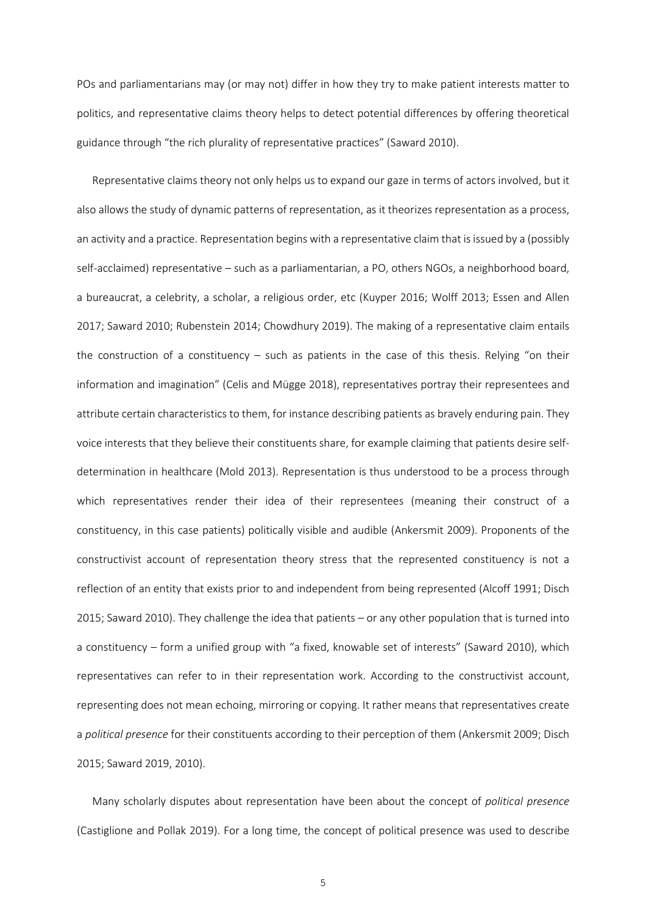POs and parliamentarians may (or may not) differ in how they try to make patient interests matter to politics, and representative claims theory helps to detect potential differences by offering theoretical guidance through "the rich plurality of representative practices" (Saward 2010).

Representative claims theory not only helps us to expand our gaze in terms of actors involved, but it also allows the study of dynamic patterns of representation, as it theorizes representation as a process, an activity and a practice. Representation begins with a representative claim that is issued by a (possibly self-acclaimed) representative – such as a parliamentarian, a PO, others NGOs, a neighborhood board, a bureaucrat, a celebrity, a scholar, a religious order, etc (Kuyper 2016; Wolff 2013; Essen and Allen 2017; Saward 2010; Rubenstein 2014; Chowdhury 2019). The making of a representative claim entails the construction of a constituency – such as patients in the case of this thesis. Relying "on their information and imagination" (Celis and Mügge 2018), representatives portray their representees and attribute certain characteristics to them, for instance describing patients as bravely enduring pain. They voice interests that they believe their constituents share, for example claiming that patients desire self-determination in healthcare (Mold 2013). Representation is thus understood to be a process through which representatives render their idea of their representees (meaning their construct of a constituency, in this case patients) politically visible and audible (Ankersmit 2009). Proponents of the constructivist account of representation theory stress that the represented constituency is not a reflection of an entity that exists prior to and independent from being represented (Alcoff 1991; Disch 2015; Saward 2010). They challenge the idea that patients – or any other population that is turned into a constituency – form a unified group with "a fixed, knowable set of interests" (Saward 2010), which representatives can refer to in their representation work. According to the constructivist account, representing does not mean echoing, mirroring or copying. It rather means that representatives create a *political presence* for their constituents according to their perception of them (Ankersmit 2009; Disch 2015; Saward 2019, 2010).

Many scholarly disputes about representation have been about the concept of *political presence* (Castiglione and Pollak 2019). For a long time, the concept of political presence was used to describe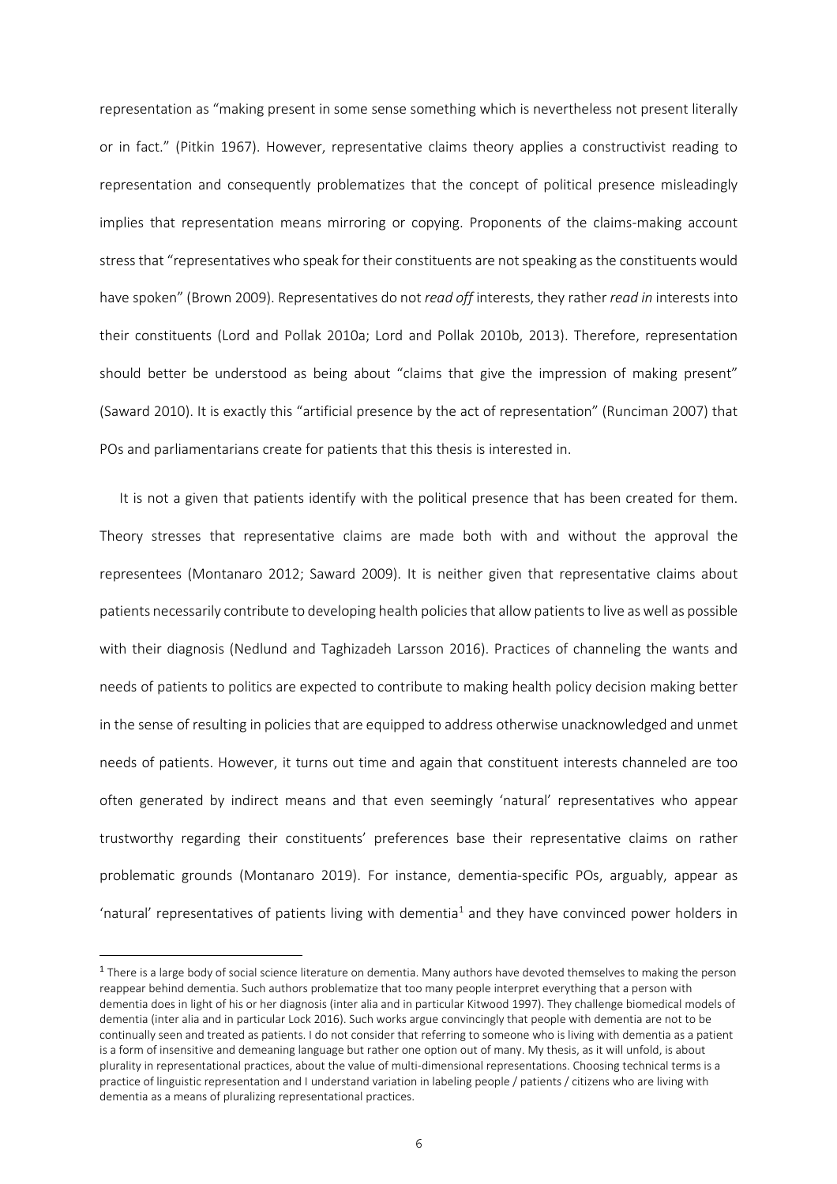representation as "making present in some sense something which is nevertheless not present literally or in fact." (Pitkin 1967). However, representative claims theory applies a constructivist reading to representation and consequently problematizes that the concept of political presence misleadingly implies that representation means mirroring or copying. Proponents of the claims-making account stress that "representatives who speak for their constituents are not speaking as the constituents would have spoken" (Brown 2009). Representatives do not *read off* interests, they rather *read in* interests into their constituents (Lord and Pollak 2010a; Lord and Pollak 2010b, 2013). Therefore, representation should better be understood as being about "claims that give the impression of making present" (Saward 2010). It is exactly this "artificial presence by the act of representation" (Runciman 2007) that POs and parliamentarians create for patients that this thesis is interested in.

It is not a given that patients identify with the political presence that has been created for them. Theory stresses that representative claims are made both with and without the approval the representees (Montanaro 2012; Saward 2009). It is neither given that representative claims about patients necessarily contribute to developing health policies that allow patients to live as well as possible with their diagnosis (Nedlund and Taghizadeh Larsson 2016). Practices of channeling the wants and needs of patients to politics are expected to contribute to making health policy decision making better in the sense of resulting in policies that are equipped to address otherwise unacknowledged and unmet needs of patients. However, it turns out time and again that constituent interests channeled are too often generated by indirect means and that even seemingly 'natural' representatives who appear trustworthy regarding their constituents' preferences base their representative claims on rather problematic grounds (Montanaro 2019). For instance, dementia-specific POs, arguably, appear as 'natural' representatives of patients living with dementia[1] and they have convinced power holders in

[1] There is a large body of social science literature on dementia. Many authors have devoted themselves to making the person reappear behind dementia. Such authors problematize that too many people interpret everything that a person with dementia does in light of his or her diagnosis (inter alia and in particular Kitwood 1997). They challenge biomedical models of dementia (inter alia and in particular Lock 2016). Such works argue convincingly that people with dementia are not to be continually seen and treated as patients. I do not consider that referring to someone who is living with dementia as a patient is a form of insensitive and demeaning language but rather one option out of many. My thesis, as it will unfold, is about plurality in representational practices, about the value of multi-dimensional representations. Choosing technical terms is a practice of linguistic representation and I understand variation in labeling people / patients / citizens who are living with dementia as a means of pluralizing representational practices.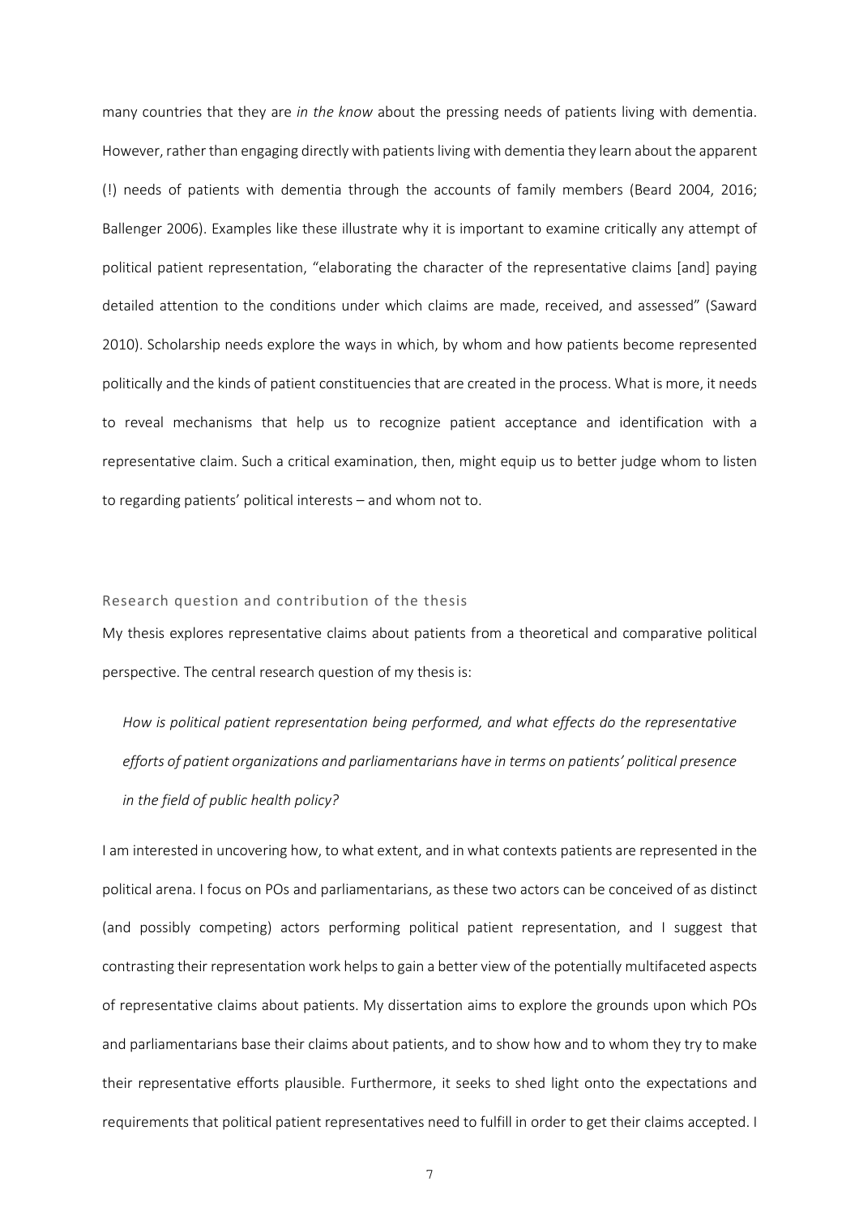many countries that they are *in the know* about the pressing needs of patients living with dementia. However, rather than engaging directly with patients living with dementia they learn about the apparent (!) needs of patients with dementia through the accounts of family members (Beard 2004, 2016; Ballenger 2006). Examples like these illustrate why it is important to examine critically any attempt of political patient representation, "elaborating the character of the representative claims [and] paying detailed attention to the conditions under which claims are made, received, and assessed" (Saward 2010). Scholarship needs explore the ways in which, by whom and how patients become represented politically and the kinds of patient constituencies that are created in the process. What is more, it needs to reveal mechanisms that help us to recognize patient acceptance and identification with a representative claim. Such a critical examination, then, might equip us to better judge whom to listen to regarding patients' political interests – and whom not to.

## Research question and contribution of the thesis

My thesis explores representative claims about patients from a theoretical and comparative political perspective. The central research question of my thesis is:

> *How is political patient representation being performed, and what effects do the representative efforts of patient organizations and parliamentarians have in terms on patients' political presence in the field of public health policy?*

I am interested in uncovering how, to what extent, and in what contexts patients are represented in the political arena. I focus on POs and parliamentarians, as these two actors can be conceived of as distinct (and possibly competing) actors performing political patient representation, and I suggest that contrasting their representation work helps to gain a better view of the potentially multifaceted aspects of representative claims about patients. My dissertation aims to explore the grounds upon which POs and parliamentarians base their claims about patients, and to show how and to whom they try to make their representative efforts plausible. Furthermore, it seeks to shed light onto the expectations and requirements that political patient representatives need to fulfill in order to get their claims accepted. I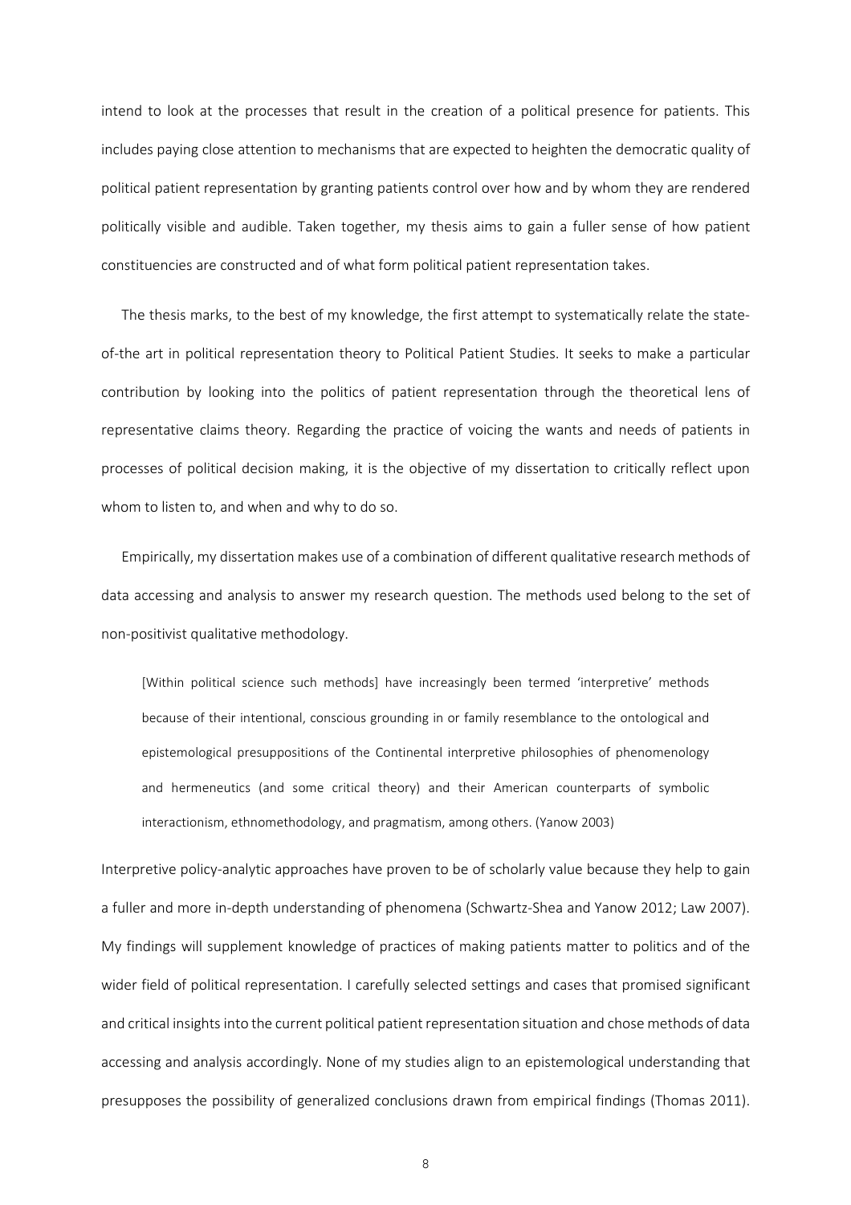intend to look at the processes that result in the creation of a political presence for patients. This includes paying close attention to mechanisms that are expected to heighten the democratic quality of political patient representation by granting patients control over how and by whom they are rendered politically visible and audible. Taken together, my thesis aims to gain a fuller sense of how patient constituencies are constructed and of what form political patient representation takes.

The thesis marks, to the best of my knowledge, the first attempt to systematically relate the state-of-the art in political representation theory to Political Patient Studies. It seeks to make a particular contribution by looking into the politics of patient representation through the theoretical lens of representative claims theory. Regarding the practice of voicing the wants and needs of patients in processes of political decision making, it is the objective of my dissertation to critically reflect upon whom to listen to, and when and why to do so.

Empirically, my dissertation makes use of a combination of different qualitative research methods of data accessing and analysis to answer my research question. The methods used belong to the set of non-positivist qualitative methodology.

> [Within political science such methods] have increasingly been termed 'interpretive' methods because of their intentional, conscious grounding in or family resemblance to the ontological and epistemological presuppositions of the Continental interpretive philosophies of phenomenology and hermeneutics (and some critical theory) and their American counterparts of symbolic interactionism, ethnomethodology, and pragmatism, among others. (Yanow 2003)

Interpretive policy-analytic approaches have proven to be of scholarly value because they help to gain a fuller and more in-depth understanding of phenomena (Schwartz-Shea and Yanow 2012; Law 2007). My findings will supplement knowledge of practices of making patients matter to politics and of the wider field of political representation. I carefully selected settings and cases that promised significant and critical insights into the current political patient representation situation and chose methods of data accessing and analysis accordingly. None of my studies align to an epistemological understanding that presupposes the possibility of generalized conclusions drawn from empirical findings (Thomas 2011).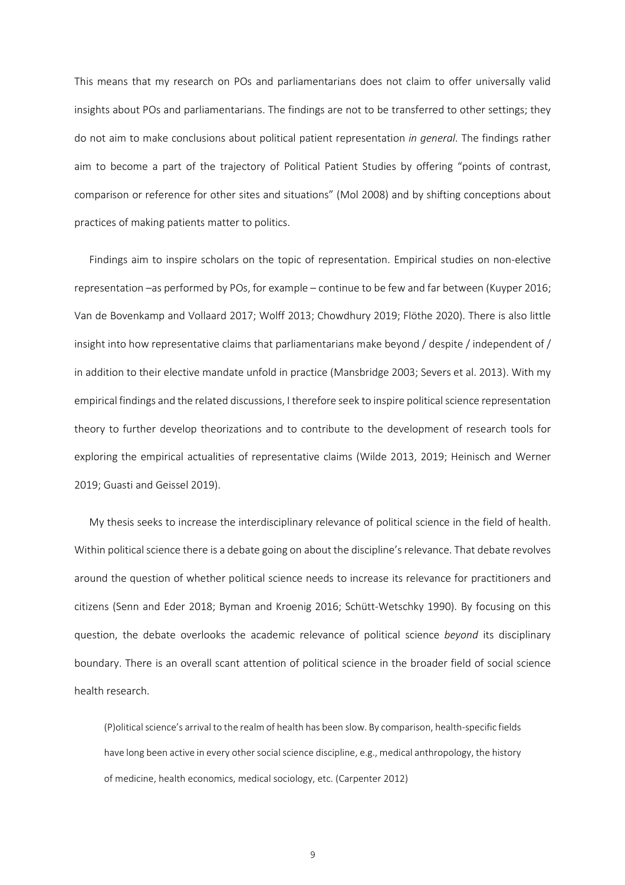This means that my research on POs and parliamentarians does not claim to offer universally valid insights about POs and parliamentarians. The findings are not to be transferred to other settings; they do not aim to make conclusions about political patient representation *in general*. The findings rather aim to become a part of the trajectory of Political Patient Studies by offering "points of contrast, comparison or reference for other sites and situations" (Mol 2008) and by shifting conceptions about practices of making patients matter to politics.

Findings aim to inspire scholars on the topic of representation. Empirical studies on non-elective representation –as performed by POs, for example – continue to be few and far between (Kuyper 2016; Van de Bovenkamp and Vollaard 2017; Wolff 2013; Chowdhury 2019; Flöthe 2020). There is also little insight into how representative claims that parliamentarians make beyond / despite / independent of / in addition to their elective mandate unfold in practice (Mansbridge 2003; Severs et al. 2013). With my empirical findings and the related discussions, I therefore seek to inspire political science representation theory to further develop theorizations and to contribute to the development of research tools for exploring the empirical actualities of representative claims (Wilde 2013, 2019; Heinisch and Werner 2019; Guasti and Geissel 2019).

My thesis seeks to increase the interdisciplinary relevance of political science in the field of health. Within political science there is a debate going on about the discipline's relevance. That debate revolves around the question of whether political science needs to increase its relevance for practitioners and citizens (Senn and Eder 2018; Byman and Kroenig 2016; Schütt-Wetschky 1990). By focusing on this question, the debate overlooks the academic relevance of political science *beyond* its disciplinary boundary. There is an overall scant attention of political science in the broader field of social science health research.

> (P)olitical science's arrival to the realm of health has been slow. By comparison, health-specific fields have long been active in every other social science discipline, e.g., medical anthropology, the history of medicine, health economics, medical sociology, etc. (Carpenter 2012)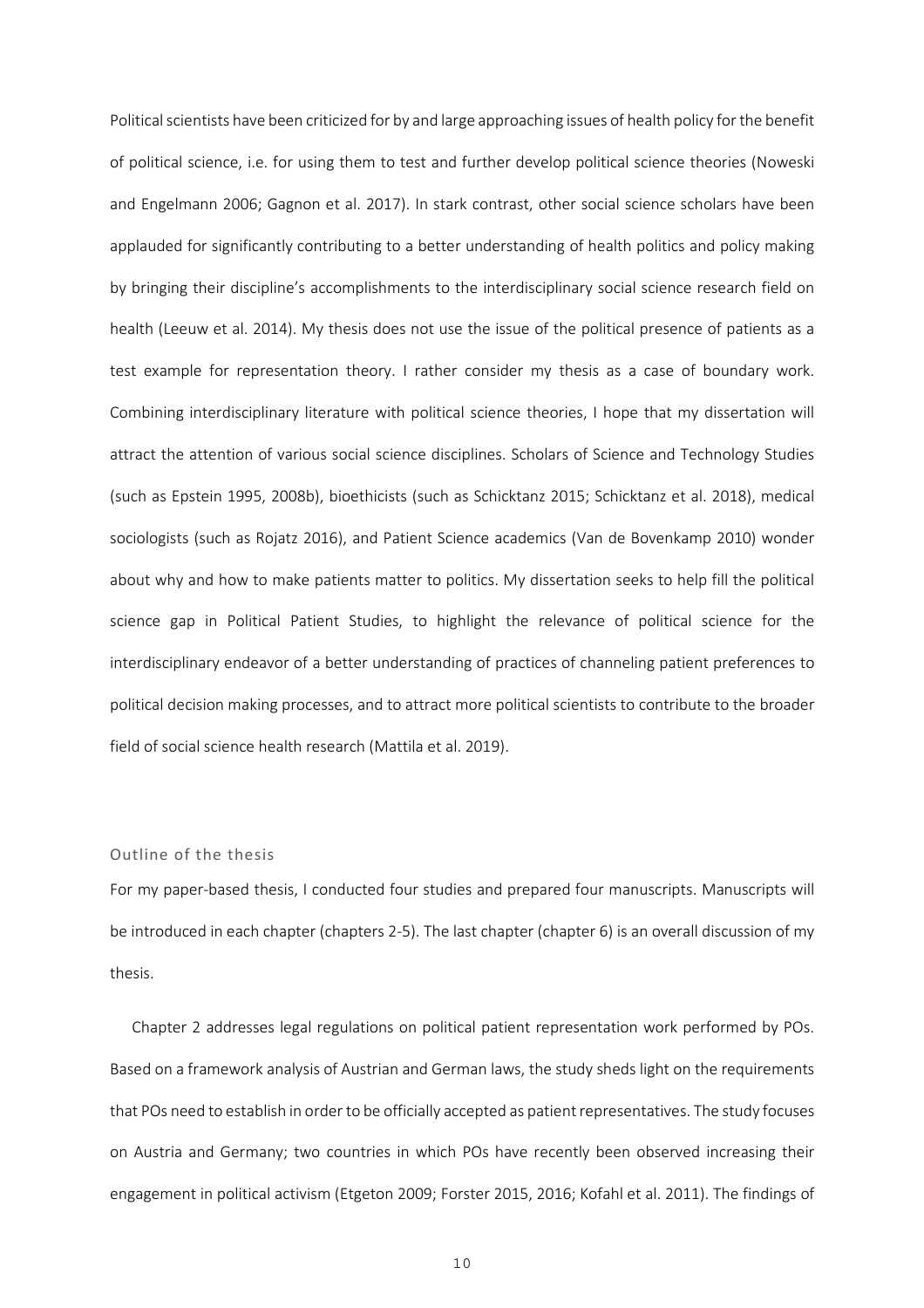Political scientists have been criticized for by and large approaching issues of health policy for the benefit of political science, i.e. for using them to test and further develop political science theories (Noweski and Engelmann 2006; Gagnon et al. 2017). In stark contrast, other social science scholars have been applauded for significantly contributing to a better understanding of health politics and policy making by bringing their discipline's accomplishments to the interdisciplinary social science research field on health (Leeuw et al. 2014). My thesis does not use the issue of the political presence of patients as a test example for representation theory. I rather consider my thesis as a case of boundary work. Combining interdisciplinary literature with political science theories, I hope that my dissertation will attract the attention of various social science disciplines. Scholars of Science and Technology Studies (such as Epstein 1995, 2008b), bioethicists (such as Schicktanz 2015; Schicktanz et al. 2018), medical sociologists (such as Rojatz 2016), and Patient Science academics (Van de Bovenkamp 2010) wonder about why and how to make patients matter to politics. My dissertation seeks to help fill the political science gap in Political Patient Studies, to highlight the relevance of political science for the interdisciplinary endeavor of a better understanding of practices of channeling patient preferences to political decision making processes, and to attract more political scientists to contribute to the broader field of social science health research (Mattila et al. 2019).

### Outline of the thesis

For my paper-based thesis, I conducted four studies and prepared four manuscripts. Manuscripts will be introduced in each chapter (chapters 2-5). The last chapter (chapter 6) is an overall discussion of my thesis.

Chapter 2 addresses legal regulations on political patient representation work performed by POs. Based on a framework analysis of Austrian and German laws, the study sheds light on the requirements that POs need to establish in order to be officially accepted as patient representatives. The study focuses on Austria and Germany; two countries in which POs have recently been observed increasing their engagement in political activism (Etgeton 2009; Forster 2015, 2016; Kofahl et al. 2011). The findings of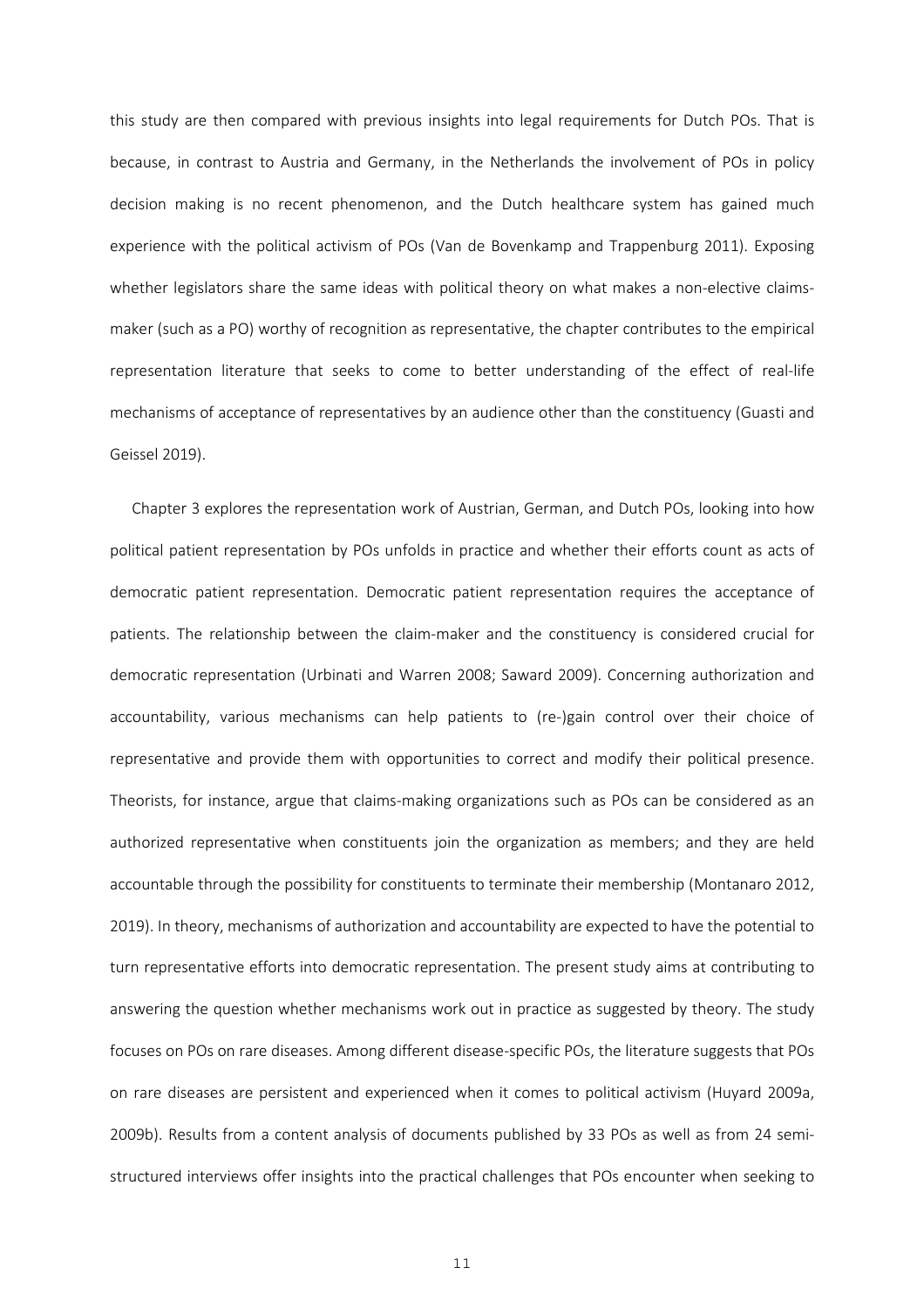this study are then compared with previous insights into legal requirements for Dutch POs. That is because, in contrast to Austria and Germany, in the Netherlands the involvement of POs in policy decision making is no recent phenomenon, and the Dutch healthcare system has gained much experience with the political activism of POs (Van de Bovenkamp and Trappenburg 2011). Exposing whether legislators share the same ideas with political theory on what makes a non-elective claims-maker (such as a PO) worthy of recognition as representative, the chapter contributes to the empirical representation literature that seeks to come to better understanding of the effect of real-life mechanisms of acceptance of representatives by an audience other than the constituency (Guasti and Geissel 2019).

Chapter 3 explores the representation work of Austrian, German, and Dutch POs, looking into how political patient representation by POs unfolds in practice and whether their efforts count as acts of democratic patient representation. Democratic patient representation requires the acceptance of patients. The relationship between the claim-maker and the constituency is considered crucial for democratic representation (Urbinati and Warren 2008; Saward 2009). Concerning authorization and accountability, various mechanisms can help patients to (re-)gain control over their choice of representative and provide them with opportunities to correct and modify their political presence. Theorists, for instance, argue that claims-making organizations such as POs can be considered as an authorized representative when constituents join the organization as members; and they are held accountable through the possibility for constituents to terminate their membership (Montanaro 2012, 2019). In theory, mechanisms of authorization and accountability are expected to have the potential to turn representative efforts into democratic representation. The present study aims at contributing to answering the question whether mechanisms work out in practice as suggested by theory. The study focuses on POs on rare diseases. Among different disease-specific POs, the literature suggests that POs on rare diseases are persistent and experienced when it comes to political activism (Huyard 2009a, 2009b). Results from a content analysis of documents published by 33 POs as well as from 24 semi-structured interviews offer insights into the practical challenges that POs encounter when seeking to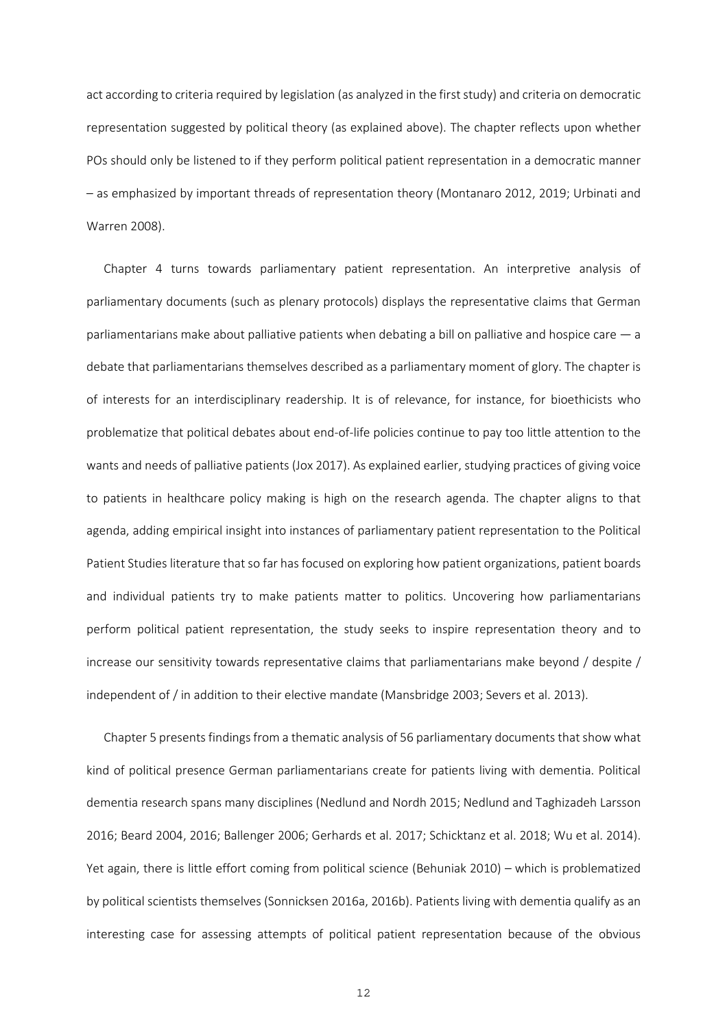act according to criteria required by legislation (as analyzed in the first study) and criteria on democratic representation suggested by political theory (as explained above). The chapter reflects upon whether POs should only be listened to if they perform political patient representation in a democratic manner – as emphasized by important threads of representation theory (Montanaro 2012, 2019; Urbinati and Warren 2008).

Chapter 4 turns towards parliamentary patient representation. An interpretive analysis of parliamentary documents (such as plenary protocols) displays the representative claims that German parliamentarians make about palliative patients when debating a bill on palliative and hospice care — a debate that parliamentarians themselves described as a parliamentary moment of glory. The chapter is of interests for an interdisciplinary readership. It is of relevance, for instance, for bioethicists who problematize that political debates about end-of-life policies continue to pay too little attention to the wants and needs of palliative patients (Jox 2017). As explained earlier, studying practices of giving voice to patients in healthcare policy making is high on the research agenda. The chapter aligns to that agenda, adding empirical insight into instances of parliamentary patient representation to the Political Patient Studies literature that so far has focused on exploring how patient organizations, patient boards and individual patients try to make patients matter to politics. Uncovering how parliamentarians perform political patient representation, the study seeks to inspire representation theory and to increase our sensitivity towards representative claims that parliamentarians make beyond / despite / independent of / in addition to their elective mandate (Mansbridge 2003; Severs et al. 2013).

Chapter 5 presents findings from a thematic analysis of 56 parliamentary documents that show what kind of political presence German parliamentarians create for patients living with dementia. Political dementia research spans many disciplines (Nedlund and Nordh 2015; Nedlund and Taghizadeh Larsson 2016; Beard 2004, 2016; Ballenger 2006; Gerhards et al. 2017; Schicktanz et al. 2018; Wu et al. 2014). Yet again, there is little effort coming from political science (Behuniak 2010) – which is problematized by political scientists themselves (Sonnicksen 2016a, 2016b). Patients living with dementia qualify as an interesting case for assessing attempts of political patient representation because of the obvious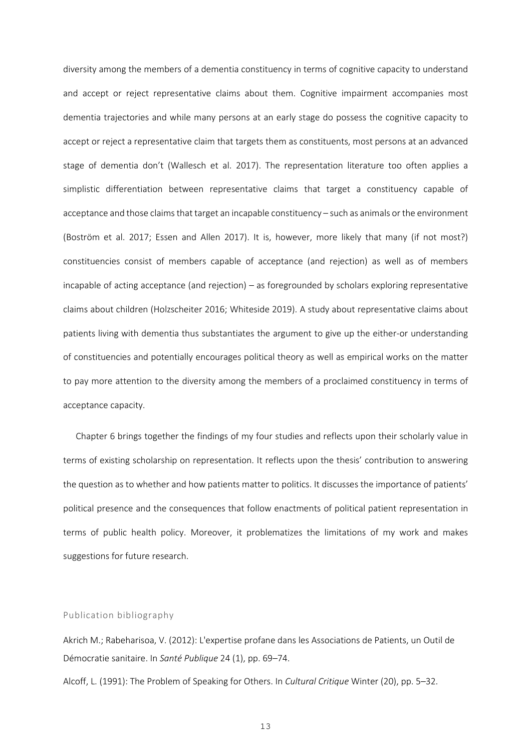diversity among the members of a dementia constituency in terms of cognitive capacity to understand and accept or reject representative claims about them. Cognitive impairment accompanies most dementia trajectories and while many persons at an early stage do possess the cognitive capacity to accept or reject a representative claim that targets them as constituents, most persons at an advanced stage of dementia don't (Wallesch et al. 2017). The representation literature too often applies a simplistic differentiation between representative claims that target a constituency capable of acceptance and those claims that target an incapable constituency – such as animals or the environment (Boström et al. 2017; Essen and Allen 2017). It is, however, more likely that many (if not most?) constituencies consist of members capable of acceptance (and rejection) as well as of members incapable of acting acceptance (and rejection) – as foregrounded by scholars exploring representative claims about children (Holzscheiter 2016; Whiteside 2019). A study about representative claims about patients living with dementia thus substantiates the argument to give up the either-or understanding of constituencies and potentially encourages political theory as well as empirical works on the matter to pay more attention to the diversity among the members of a proclaimed constituency in terms of acceptance capacity.

Chapter 6 brings together the findings of my four studies and reflects upon their scholarly value in terms of existing scholarship on representation. It reflects upon the thesis' contribution to answering the question as to whether and how patients matter to politics. It discusses the importance of patients' political presence and the consequences that follow enactments of political patient representation in terms of public health policy. Moreover, it problematizes the limitations of my work and makes suggestions for future research.

## Publication bibliography

Akrich M.; Rabeharisoa, V. (2012): L'expertise profane dans les Associations de Patients, un Outil de Démocratie sanitaire. In *Santé Publique* 24 (1), pp. 69–74.

Alcoff, L. (1991): The Problem of Speaking for Others. In *Cultural Critique* Winter (20), pp. 5–32.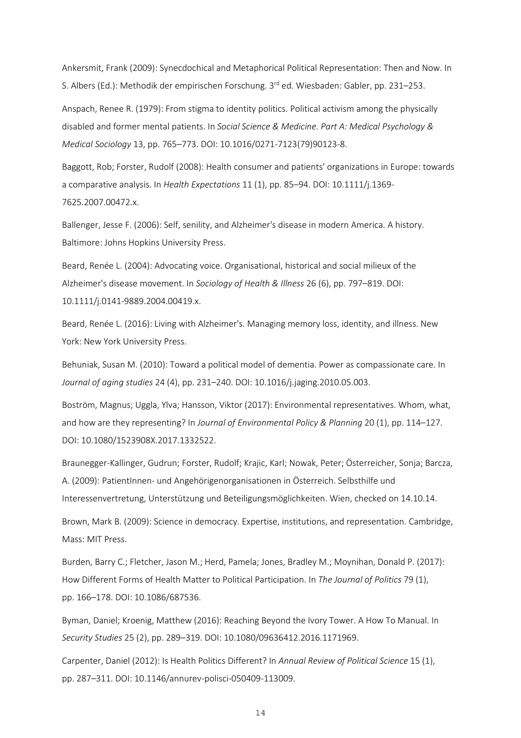Ankersmit, Frank (2009): Synecdochical and Metaphorical Political Representation: Then and Now. In S. Albers (Ed.): Methodik der empirischen Forschung. 3rd ed. Wiesbaden: Gabler, pp. 231–253.

Anspach, Renee R. (1979): From stigma to identity politics. Political activism among the physically disabled and former mental patients. In *Social Science & Medicine. Part A: Medical Psychology & Medical Sociology* 13, pp. 765–773. DOI: 10.1016/0271-7123(79)90123-8.

Baggott, Rob; Forster, Rudolf (2008): Health consumer and patients' organizations in Europe: towards a comparative analysis. In *Health Expectations* 11 (1), pp. 85–94. DOI: 10.1111/j.1369-7625.2007.00472.x.

Ballenger, Jesse F. (2006): Self, senility, and Alzheimer's disease in modern America. A history. Baltimore: Johns Hopkins University Press.

Beard, Renée L. (2004): Advocating voice. Organisational, historical and social milieux of the Alzheimer's disease movement. In *Sociology of Health & Illness* 26 (6), pp. 797–819. DOI: 10.1111/j.0141-9889.2004.00419.x.

Beard, Renée L. (2016): Living with Alzheimer's. Managing memory loss, identity, and illness. New York: New York University Press.

Behuniak, Susan M. (2010): Toward a political model of dementia. Power as compassionate care. In *Journal of aging studies* 24 (4), pp. 231–240. DOI: 10.1016/j.jaging.2010.05.003.

Boström, Magnus; Uggla, Ylva; Hansson, Viktor (2017): Environmental representatives. Whom, what, and how are they representing? In *Journal of Environmental Policy & Planning* 20 (1), pp. 114–127. DOI: 10.1080/1523908X.2017.1332522.

Braunegger-Kallinger, Gudrun; Forster, Rudolf; Krajic, Karl; Nowak, Peter; Österreicher, Sonja; Barcza, A. (2009): PatientInnen- und Angehörigenorganisationen in Österreich. Selbsthilfe und Interessenvertretung, Unterstützung und Beteiligungsmöglichkeiten. Wien, checked on 14.10.14.

Brown, Mark B. (2009): Science in democracy. Expertise, institutions, and representation. Cambridge, Mass: MIT Press.

Burden, Barry C.; Fletcher, Jason M.; Herd, Pamela; Jones, Bradley M.; Moynihan, Donald P. (2017): How Different Forms of Health Matter to Political Participation. In *The Journal of Politics* 79 (1), pp. 166–178. DOI: 10.1086/687536.

Byman, Daniel; Kroenig, Matthew (2016): Reaching Beyond the Ivory Tower. A How To Manual. In *Security Studies* 25 (2), pp. 289–319. DOI: 10.1080/09636412.2016.1171969.

Carpenter, Daniel (2012): Is Health Politics Different? In *Annual Review of Political Science* 15 (1), pp. 287–311. DOI: 10.1146/annurev-polisci-050409-113009.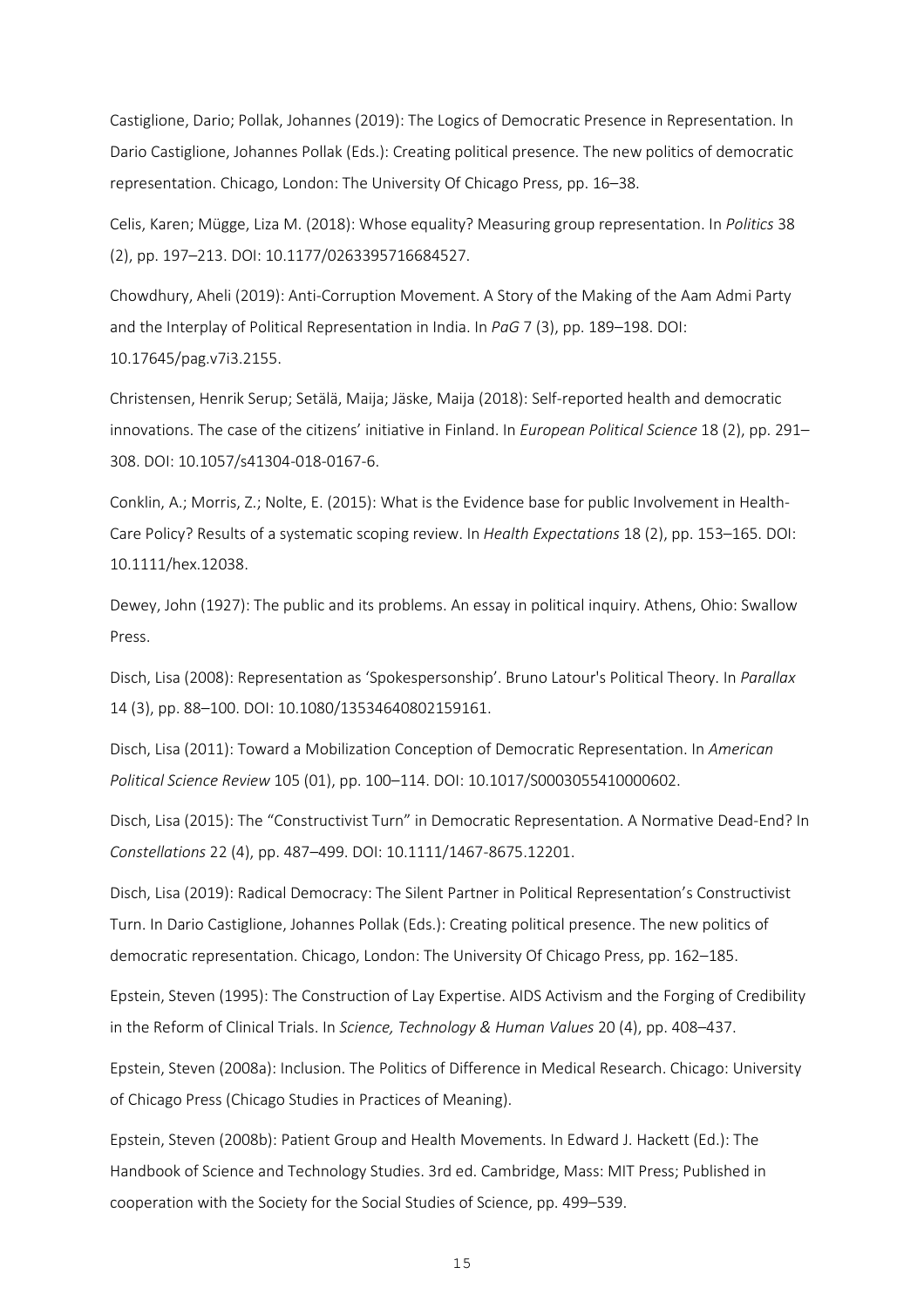Castiglione, Dario; Pollak, Johannes (2019): The Logics of Democratic Presence in Representation. In Dario Castiglione, Johannes Pollak (Eds.): Creating political presence. The new politics of democratic representation. Chicago, London: The University Of Chicago Press, pp. 16–38.

Celis, Karen; Mügge, Liza M. (2018): Whose equality? Measuring group representation. In *Politics* 38 (2), pp. 197–213. DOI: 10.1177/0263395716684527.

Chowdhury, Aheli (2019): Anti-Corruption Movement. A Story of the Making of the Aam Admi Party and the Interplay of Political Representation in India. In *PaG* 7 (3), pp. 189–198. DOI: 10.17645/pag.v7i3.2155.

Christensen, Henrik Serup; Setälä, Maija; Jäske, Maija (2018): Self-reported health and democratic innovations. The case of the citizens' initiative in Finland. In *European Political Science* 18 (2), pp. 291–308. DOI: 10.1057/s41304-018-0167-6.

Conklin, A.; Morris, Z.; Nolte, E. (2015): What is the Evidence base for public Involvement in Health-Care Policy? Results of a systematic scoping review. In *Health Expectations* 18 (2), pp. 153–165. DOI: 10.1111/hex.12038.

Dewey, John (1927): The public and its problems. An essay in political inquiry. Athens, Ohio: Swallow Press.

Disch, Lisa (2008): Representation as 'Spokespersonship'. Bruno Latour's Political Theory. In *Parallax* 14 (3), pp. 88–100. DOI: 10.1080/13534640802159161.

Disch, Lisa (2011): Toward a Mobilization Conception of Democratic Representation. In *American Political Science Review* 105 (01), pp. 100–114. DOI: 10.1017/S0003055410000602.

Disch, Lisa (2015): The "Constructivist Turn" in Democratic Representation. A Normative Dead-End? In *Constellations* 22 (4), pp. 487–499. DOI: 10.1111/1467-8675.12201.

Disch, Lisa (2019): Radical Democracy: The Silent Partner in Political Representation's Constructivist Turn. In Dario Castiglione, Johannes Pollak (Eds.): Creating political presence. The new politics of democratic representation. Chicago, London: The University Of Chicago Press, pp. 162–185.

Epstein, Steven (1995): The Construction of Lay Expertise. AIDS Activism and the Forging of Credibility in the Reform of Clinical Trials. In *Science, Technology & Human Values* 20 (4), pp. 408–437.

Epstein, Steven (2008a): Inclusion. The Politics of Difference in Medical Research. Chicago: University of Chicago Press (Chicago Studies in Practices of Meaning).

Epstein, Steven (2008b): Patient Group and Health Movements. In Edward J. Hackett (Ed.): The Handbook of Science and Technology Studies. 3rd ed. Cambridge, Mass: MIT Press; Published in cooperation with the Society for the Social Studies of Science, pp. 499–539.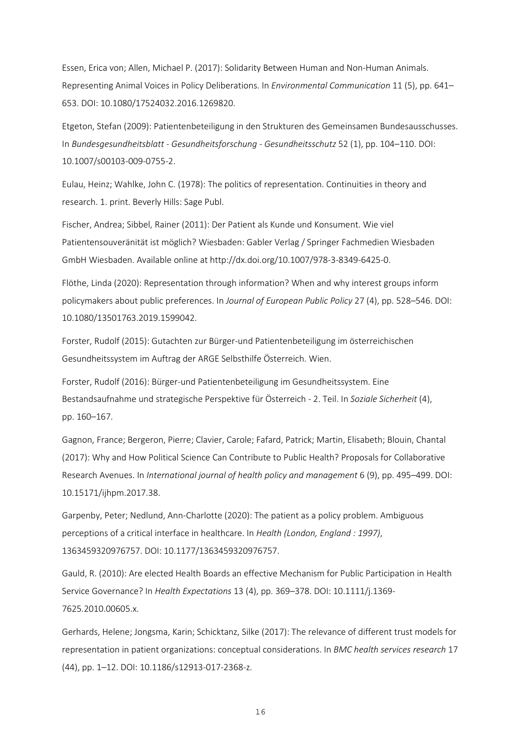Essen, Erica von; Allen, Michael P. (2017): Solidarity Between Human and Non-Human Animals. Representing Animal Voices in Policy Deliberations. In *Environmental Communication* 11 (5), pp. 641–653. DOI: 10.1080/17524032.2016.1269820.

Etgeton, Stefan (2009): Patientenbeteiligung in den Strukturen des Gemeinsamen Bundesausschusses. In *Bundesgesundheitsblatt - Gesundheitsforschung - Gesundheitsschutz* 52 (1), pp. 104–110. DOI: 10.1007/s00103-009-0755-2.

Eulau, Heinz; Wahlke, John C. (1978): The politics of representation. Continuities in theory and research. 1. print. Beverly Hills: Sage Publ.

Fischer, Andrea; Sibbel, Rainer (2011): Der Patient als Kunde und Konsument. Wie viel Patientensouveränität ist möglich? Wiesbaden: Gabler Verlag / Springer Fachmedien Wiesbaden GmbH Wiesbaden. Available online at http://dx.doi.org/10.1007/978-3-8349-6425-0.

Flöthe, Linda (2020): Representation through information? When and why interest groups inform policymakers about public preferences. In *Journal of European Public Policy* 27 (4), pp. 528–546. DOI: 10.1080/13501763.2019.1599042.

Forster, Rudolf (2015): Gutachten zur Bürger-und Patientenbeteiligung im österreichischen Gesundheitssystem im Auftrag der ARGE Selbsthilfe Österreich. Wien.

Forster, Rudolf (2016): Bürger-und Patientenbeteiligung im Gesundheitssystem. Eine Bestandsaufnahme und strategische Perspektive für Österreich - 2. Teil. In *Soziale Sicherheit* (4), pp. 160–167.

Gagnon, France; Bergeron, Pierre; Clavier, Carole; Fafard, Patrick; Martin, Elisabeth; Blouin, Chantal (2017): Why and How Political Science Can Contribute to Public Health? Proposals for Collaborative Research Avenues. In *International journal of health policy and management* 6 (9), pp. 495–499. DOI: 10.15171/ijhpm.2017.38.

Garpenby, Peter; Nedlund, Ann-Charlotte (2020): The patient as a policy problem. Ambiguous perceptions of a critical interface in healthcare. In *Health (London, England : 1997)*, 1363459320976757. DOI: 10.1177/1363459320976757.

Gauld, R. (2010): Are elected Health Boards an effective Mechanism for Public Participation in Health Service Governance? In *Health Expectations* 13 (4), pp. 369–378. DOI: 10.1111/j.1369-7625.2010.00605.x.

Gerhards, Helene; Jongsma, Karin; Schicktanz, Silke (2017): The relevance of different trust models for representation in patient organizations: conceptual considerations. In *BMC health services research* 17 (44), pp. 1–12. DOI: 10.1186/s12913-017-2368-z.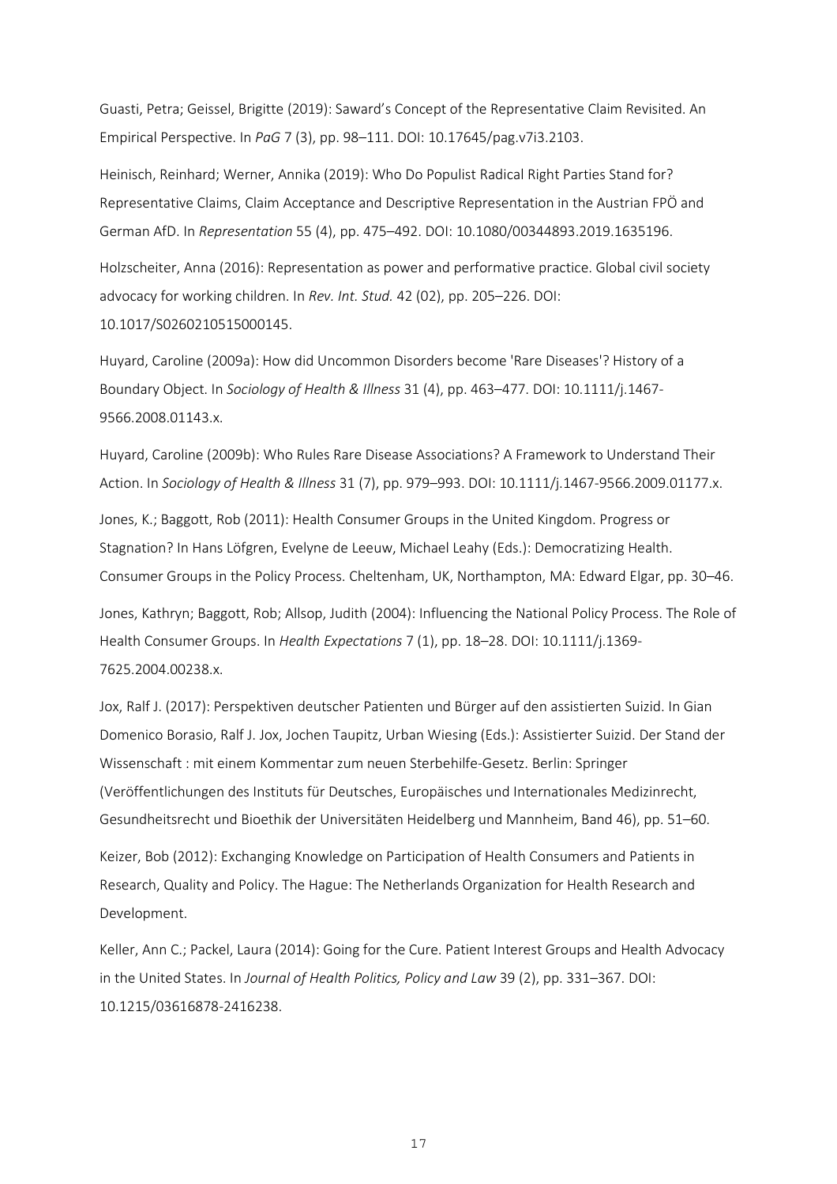Guasti, Petra; Geissel, Brigitte (2019): Saward's Concept of the Representative Claim Revisited. An Empirical Perspective. In *PaG* 7 (3), pp. 98–111. DOI: 10.17645/pag.v7i3.2103.

Heinisch, Reinhard; Werner, Annika (2019): Who Do Populist Radical Right Parties Stand for? Representative Claims, Claim Acceptance and Descriptive Representation in the Austrian FPÖ and German AfD. In *Representation* 55 (4), pp. 475–492. DOI: 10.1080/00344893.2019.1635196.

Holzscheiter, Anna (2016): Representation as power and performative practice. Global civil society advocacy for working children. In *Rev. Int. Stud.* 42 (02), pp. 205–226. DOI: 10.1017/S0260210515000145.

Huyard, Caroline (2009a): How did Uncommon Disorders become 'Rare Diseases'? History of a Boundary Object. In *Sociology of Health & Illness* 31 (4), pp. 463–477. DOI: 10.1111/j.1467-9566.2008.01143.x.

Huyard, Caroline (2009b): Who Rules Rare Disease Associations? A Framework to Understand Their Action. In *Sociology of Health & Illness* 31 (7), pp. 979–993. DOI: 10.1111/j.1467-9566.2009.01177.x.

Jones, K.; Baggott, Rob (2011): Health Consumer Groups in the United Kingdom. Progress or Stagnation? In Hans Löfgren, Evelyne de Leeuw, Michael Leahy (Eds.): Democratizing Health. Consumer Groups in the Policy Process. Cheltenham, UK, Northampton, MA: Edward Elgar, pp. 30–46.

Jones, Kathryn; Baggott, Rob; Allsop, Judith (2004): Influencing the National Policy Process. The Role of Health Consumer Groups. In *Health Expectations* 7 (1), pp. 18–28. DOI: 10.1111/j.1369-7625.2004.00238.x.

Jox, Ralf J. (2017): Perspektiven deutscher Patienten und Bürger auf den assistierten Suizid. In Gian Domenico Borasio, Ralf J. Jox, Jochen Taupitz, Urban Wiesing (Eds.): Assistierter Suizid. Der Stand der Wissenschaft : mit einem Kommentar zum neuen Sterbehilfe-Gesetz. Berlin: Springer (Veröffentlichungen des Instituts für Deutsches, Europäisches und Internationales Medizinrecht, Gesundheitsrecht und Bioethik der Universitäten Heidelberg und Mannheim, Band 46), pp. 51–60.

Keizer, Bob (2012): Exchanging Knowledge on Participation of Health Consumers and Patients in Research, Quality and Policy. The Hague: The Netherlands Organization for Health Research and Development.

Keller, Ann C.; Packel, Laura (2014): Going for the Cure. Patient Interest Groups and Health Advocacy in the United States. In *Journal of Health Politics, Policy and Law* 39 (2), pp. 331–367. DOI: 10.1215/03616878-2416238.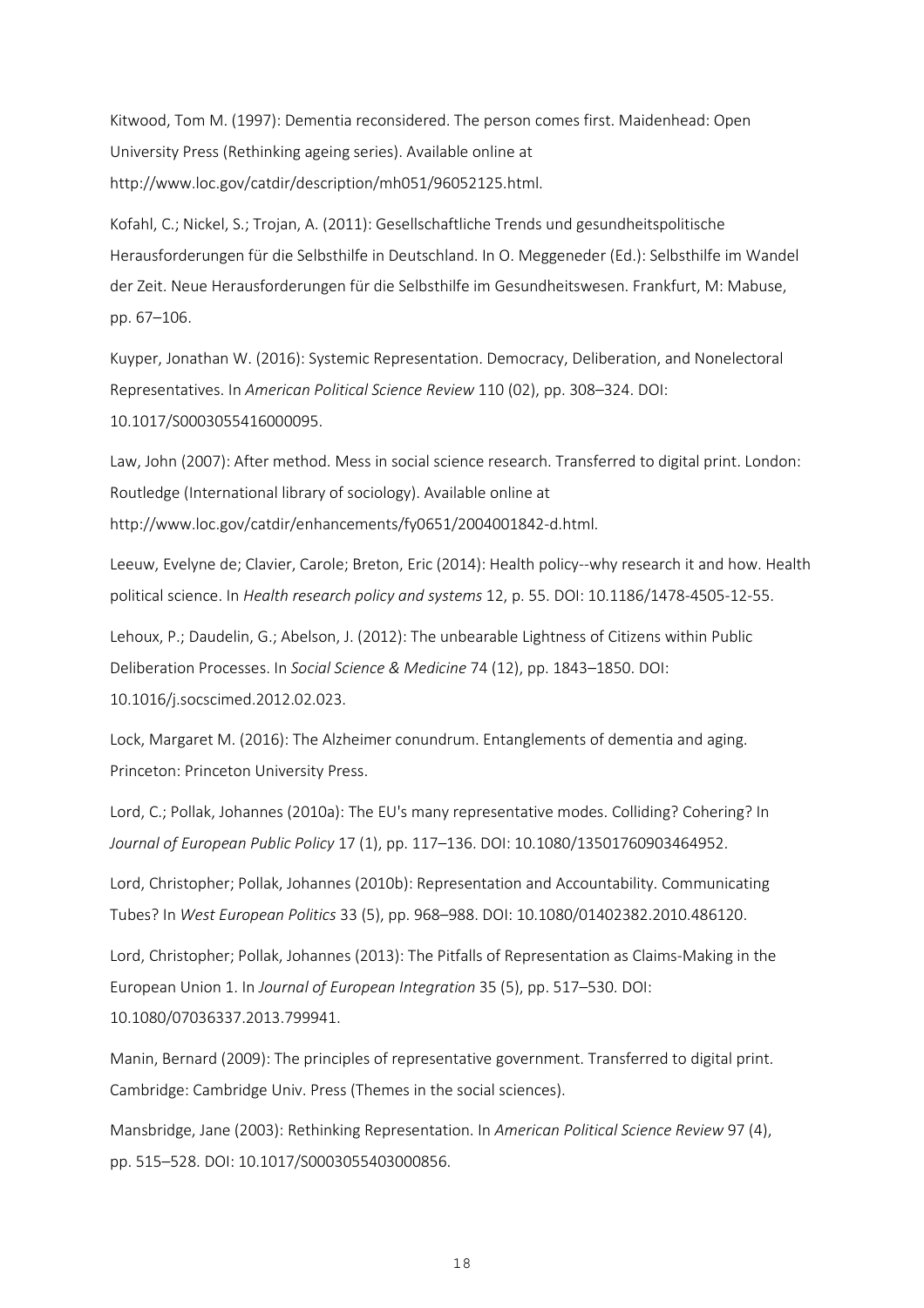Kitwood, Tom M. (1997): Dementia reconsidered. The person comes first. Maidenhead: Open University Press (Rethinking ageing series). Available online at http://www.loc.gov/catdir/description/mh051/96052125.html.

Kofahl, C.; Nickel, S.; Trojan, A. (2011): Gesellschaftliche Trends und gesundheitspolitische Herausforderungen für die Selbsthilfe in Deutschland. In O. Meggeneder (Ed.): Selbsthilfe im Wandel der Zeit. Neue Herausforderungen für die Selbsthilfe im Gesundheitswesen. Frankfurt, M: Mabuse, pp. 67–106.

Kuyper, Jonathan W. (2016): Systemic Representation. Democracy, Deliberation, and Nonelectoral Representatives. In *American Political Science Review* 110 (02), pp. 308–324. DOI: 10.1017/S0003055416000095.

Law, John (2007): After method. Mess in social science research. Transferred to digital print. London: Routledge (International library of sociology). Available online at http://www.loc.gov/catdir/enhancements/fy0651/2004001842-d.html.

Leeuw, Evelyne de; Clavier, Carole; Breton, Eric (2014): Health policy--why research it and how. Health political science. In *Health research policy and systems* 12, p. 55. DOI: 10.1186/1478-4505-12-55.

Lehoux, P.; Daudelin, G.; Abelson, J. (2012): The unbearable Lightness of Citizens within Public Deliberation Processes. In *Social Science & Medicine* 74 (12), pp. 1843–1850. DOI: 10.1016/j.socscimed.2012.02.023.

Lock, Margaret M. (2016): The Alzheimer conundrum. Entanglements of dementia and aging. Princeton: Princeton University Press.

Lord, C.; Pollak, Johannes (2010a): The EU's many representative modes. Colliding? Cohering? In *Journal of European Public Policy* 17 (1), pp. 117–136. DOI: 10.1080/13501760903464952.

Lord, Christopher; Pollak, Johannes (2010b): Representation and Accountability. Communicating Tubes? In *West European Politics* 33 (5), pp. 968–988. DOI: 10.1080/01402382.2010.486120.

Lord, Christopher; Pollak, Johannes (2013): The Pitfalls of Representation as Claims-Making in the European Union 1. In *Journal of European Integration* 35 (5), pp. 517–530. DOI: 10.1080/07036337.2013.799941.

Manin, Bernard (2009): The principles of representative government. Transferred to digital print. Cambridge: Cambridge Univ. Press (Themes in the social sciences).

Mansbridge, Jane (2003): Rethinking Representation. In *American Political Science Review* 97 (4), pp. 515–528. DOI: 10.1017/S0003055403000856.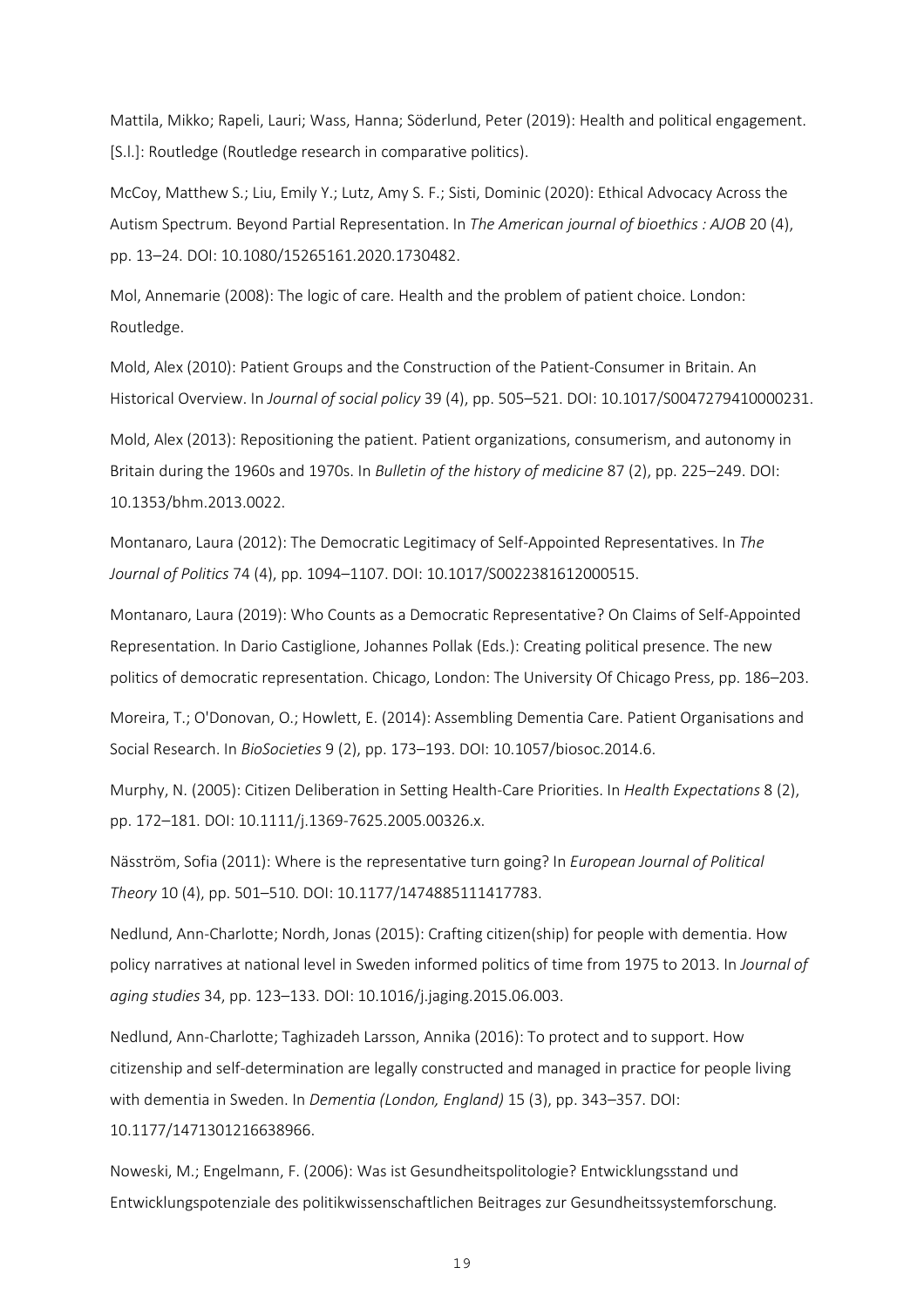Mattila, Mikko; Rapeli, Lauri; Wass, Hanna; Söderlund, Peter (2019): Health and political engagement. [S.l.]: Routledge (Routledge research in comparative politics).

McCoy, Matthew S.; Liu, Emily Y.; Lutz, Amy S. F.; Sisti, Dominic (2020): Ethical Advocacy Across the Autism Spectrum. Beyond Partial Representation. In *The American journal of bioethics : AJOB* 20 (4), pp. 13–24. DOI: 10.1080/15265161.2020.1730482.

Mol, Annemarie (2008): The logic of care. Health and the problem of patient choice. London: Routledge.

Mold, Alex (2010): Patient Groups and the Construction of the Patient-Consumer in Britain. An Historical Overview. In *Journal of social policy* 39 (4), pp. 505–521. DOI: 10.1017/S0047279410000231.

Mold, Alex (2013): Repositioning the patient. Patient organizations, consumerism, and autonomy in Britain during the 1960s and 1970s. In *Bulletin of the history of medicine* 87 (2), pp. 225–249. DOI: 10.1353/bhm.2013.0022.

Montanaro, Laura (2012): The Democratic Legitimacy of Self-Appointed Representatives. In *The Journal of Politics* 74 (4), pp. 1094–1107. DOI: 10.1017/S0022381612000515.

Montanaro, Laura (2019): Who Counts as a Democratic Representative? On Claims of Self-Appointed Representation. In Dario Castiglione, Johannes Pollak (Eds.): Creating political presence. The new politics of democratic representation. Chicago, London: The University Of Chicago Press, pp. 186–203.

Moreira, T.; O'Donovan, O.; Howlett, E. (2014): Assembling Dementia Care. Patient Organisations and Social Research. In *BioSocieties* 9 (2), pp. 173–193. DOI: 10.1057/biosoc.2014.6.

Murphy, N. (2005): Citizen Deliberation in Setting Health-Care Priorities. In *Health Expectations* 8 (2), pp. 172–181. DOI: 10.1111/j.1369-7625.2005.00326.x.

Näsström, Sofia (2011): Where is the representative turn going? In *European Journal of Political Theory* 10 (4), pp. 501–510. DOI: 10.1177/1474885111417783.

Nedlund, Ann-Charlotte; Nordh, Jonas (2015): Crafting citizen(ship) for people with dementia. How policy narratives at national level in Sweden informed politics of time from 1975 to 2013. In *Journal of aging studies* 34, pp. 123–133. DOI: 10.1016/j.jaging.2015.06.003.

Nedlund, Ann-Charlotte; Taghizadeh Larsson, Annika (2016): To protect and to support. How citizenship and self-determination are legally constructed and managed in practice for people living with dementia in Sweden. In *Dementia (London, England)* 15 (3), pp. 343–357. DOI: 10.1177/1471301216638966.

Noweski, M.; Engelmann, F. (2006): Was ist Gesundheitspolitologie? Entwicklungsstand und Entwicklungspotenziale des politikwissenschaftlichen Beitrages zur Gesundheitssystemforschung.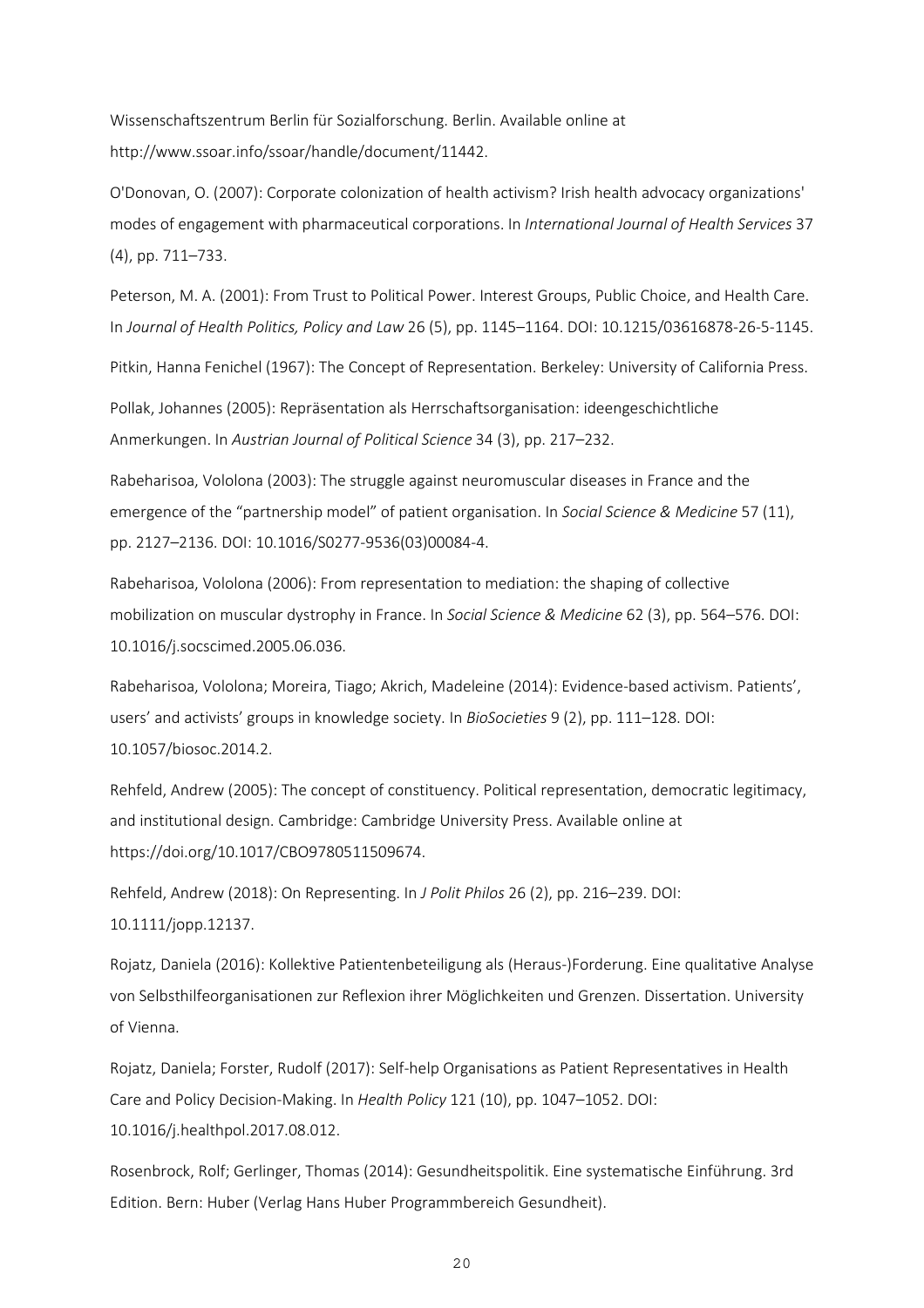Wissenschaftszentrum Berlin für Sozialforschung. Berlin. Available online at http://www.ssoar.info/ssoar/handle/document/11442.

O'Donovan, O. (2007): Corporate colonization of health activism? Irish health advocacy organizations' modes of engagement with pharmaceutical corporations. In *International Journal of Health Services* 37 (4), pp. 711–733.

Peterson, M. A. (2001): From Trust to Political Power. Interest Groups, Public Choice, and Health Care. In *Journal of Health Politics, Policy and Law* 26 (5), pp. 1145–1164. DOI: 10.1215/03616878-26-5-1145.

Pitkin, Hanna Fenichel (1967): The Concept of Representation. Berkeley: University of California Press.

Pollak, Johannes (2005): Repräsentation als Herrschaftsorganisation: ideengeschichtliche Anmerkungen. In *Austrian Journal of Political Science* 34 (3), pp. 217–232.

Rabeharisoa, Vololona (2003): The struggle against neuromuscular diseases in France and the emergence of the "partnership model" of patient organisation. In *Social Science & Medicine* 57 (11), pp. 2127–2136. DOI: 10.1016/S0277-9536(03)00084-4.

Rabeharisoa, Vololona (2006): From representation to mediation: the shaping of collective mobilization on muscular dystrophy in France. In *Social Science & Medicine* 62 (3), pp. 564–576. DOI: 10.1016/j.socscimed.2005.06.036.

Rabeharisoa, Vololona; Moreira, Tiago; Akrich, Madeleine (2014): Evidence-based activism. Patients', users' and activists' groups in knowledge society. In *BioSocieties* 9 (2), pp. 111–128. DOI: 10.1057/biosoc.2014.2.

Rehfeld, Andrew (2005): The concept of constituency. Political representation, democratic legitimacy, and institutional design. Cambridge: Cambridge University Press. Available online at https://doi.org/10.1017/CBO9780511509674.

Rehfeld, Andrew (2018): On Representing. In *J Polit Philos* 26 (2), pp. 216–239. DOI: 10.1111/jopp.12137.

Rojatz, Daniela (2016): Kollektive Patientenbeteiligung als (Heraus-)Forderung. Eine qualitative Analyse von Selbsthilfeorganisationen zur Reflexion ihrer Möglichkeiten und Grenzen. Dissertation. University of Vienna.

Rojatz, Daniela; Forster, Rudolf (2017): Self-help Organisations as Patient Representatives in Health Care and Policy Decision-Making. In *Health Policy* 121 (10), pp. 1047–1052. DOI: 10.1016/j.healthpol.2017.08.012.

Rosenbrock, Rolf; Gerlinger, Thomas (2014): Gesundheitspolitik. Eine systematische Einführung. 3rd Edition. Bern: Huber (Verlag Hans Huber Programmbereich Gesundheit).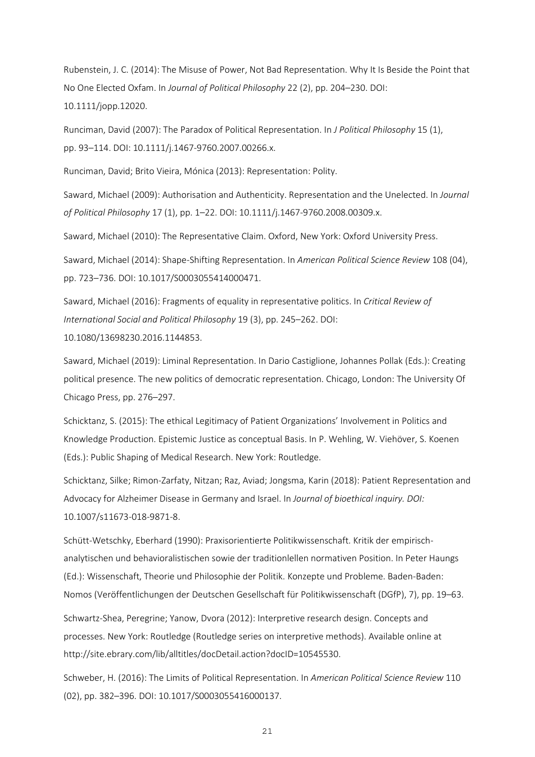Rubenstein, J. C. (2014): The Misuse of Power, Not Bad Representation. Why It Is Beside the Point that No One Elected Oxfam. In *Journal of Political Philosophy* 22 (2), pp. 204–230. DOI: 10.1111/jopp.12020.

Runciman, David (2007): The Paradox of Political Representation. In *J Political Philosophy* 15 (1), pp. 93–114. DOI: 10.1111/j.1467-9760.2007.00266.x.

Runciman, David; Brito Vieira, Mónica (2013): Representation: Polity.

Saward, Michael (2009): Authorisation and Authenticity. Representation and the Unelected. In *Journal of Political Philosophy* 17 (1), pp. 1–22. DOI: 10.1111/j.1467-9760.2008.00309.x.

Saward, Michael (2010): The Representative Claim. Oxford, New York: Oxford University Press.

Saward, Michael (2014): Shape-Shifting Representation. In *American Political Science Review* 108 (04), pp. 723–736. DOI: 10.1017/S0003055414000471.

Saward, Michael (2016): Fragments of equality in representative politics. In *Critical Review of International Social and Political Philosophy* 19 (3), pp. 245–262. DOI: 10.1080/13698230.2016.1144853.

Saward, Michael (2019): Liminal Representation. In Dario Castiglione, Johannes Pollak (Eds.): Creating political presence. The new politics of democratic representation. Chicago, London: The University Of Chicago Press, pp. 276–297.

Schicktanz, S. (2015): The ethical Legitimacy of Patient Organizations' Involvement in Politics and Knowledge Production. Epistemic Justice as conceptual Basis. In P. Wehling, W. Viehöver, S. Koenen (Eds.): Public Shaping of Medical Research. New York: Routledge.

Schicktanz, Silke; Rimon-Zarfaty, Nitzan; Raz, Aviad; Jongsma, Karin (2018): Patient Representation and Advocacy for Alzheimer Disease in Germany and Israel. In *Journal of bioethical inquiry. DOI:* 10.1007/s11673-018-9871-8.

Schütt-Wetschky, Eberhard (1990): Praxisorientierte Politikwissenschaft. Kritik der empirisch-analytischen und behavioralistischen sowie der traditionlellen normativen Position. In Peter Haungs (Ed.): Wissenschaft, Theorie und Philosophie der Politik. Konzepte und Probleme. Baden-Baden: Nomos (Veröffentlichungen der Deutschen Gesellschaft für Politikwissenschaft (DGfP), 7), pp. 19–63.

Schwartz-Shea, Peregrine; Yanow, Dvora (2012): Interpretive research design. Concepts and processes. New York: Routledge (Routledge series on interpretive methods). Available online at http://site.ebrary.com/lib/alltitles/docDetail.action?docID=10545530.

Schweber, H. (2016): The Limits of Political Representation. In *American Political Science Review* 110 (02), pp. 382–396. DOI: 10.1017/S0003055416000137.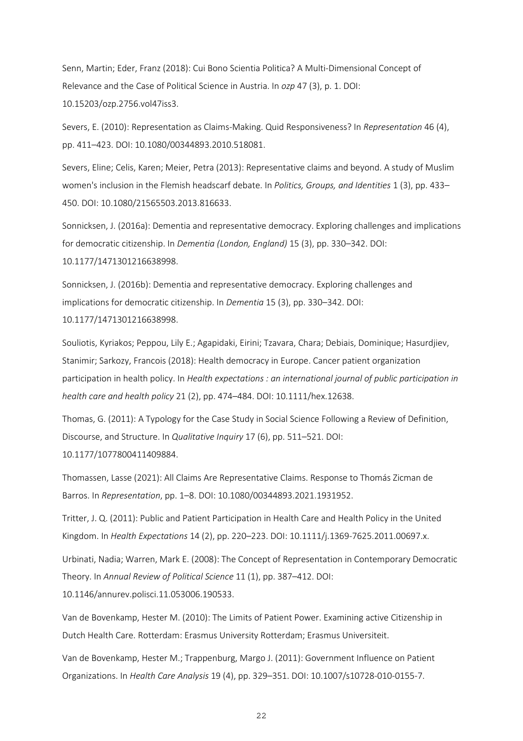Senn, Martin; Eder, Franz (2018): Cui Bono Scientia Politica? A Multi-Dimensional Concept of Relevance and the Case of Political Science in Austria. In *ozp* 47 (3), p. 1. DOI: 10.15203/ozp.2756.vol47iss3.

Severs, E. (2010): Representation as Claims-Making. Quid Responsiveness? In *Representation* 46 (4), pp. 411–423. DOI: 10.1080/00344893.2010.518081.

Severs, Eline; Celis, Karen; Meier, Petra (2013): Representative claims and beyond. A study of Muslim women's inclusion in the Flemish headscarf debate. In *Politics, Groups, and Identities* 1 (3), pp. 433–450. DOI: 10.1080/21565503.2013.816633.

Sonnicksen, J. (2016a): Dementia and representative democracy. Exploring challenges and implications for democratic citizenship. In *Dementia (London, England)* 15 (3), pp. 330–342. DOI: 10.1177/1471301216638998.

Sonnicksen, J. (2016b): Dementia and representative democracy. Exploring challenges and implications for democratic citizenship. In *Dementia* 15 (3), pp. 330–342. DOI: 10.1177/1471301216638998.

Souliotis, Kyriakos; Peppou, Lily E.; Agapidaki, Eirini; Tzavara, Chara; Debiais, Dominique; Hasurdjiev, Stanimir; Sarkozy, Francois (2018): Health democracy in Europe. Cancer patient organization participation in health policy. In *Health expectations : an international journal of public participation in health care and health policy* 21 (2), pp. 474–484. DOI: 10.1111/hex.12638.

Thomas, G. (2011): A Typology for the Case Study in Social Science Following a Review of Definition, Discourse, and Structure. In *Qualitative Inquiry* 17 (6), pp. 511–521. DOI: 10.1177/1077800411409884.

Thomassen, Lasse (2021): All Claims Are Representative Claims. Response to Thomás Zicman de Barros. In *Representation*, pp. 1–8. DOI: 10.1080/00344893.2021.1931952.

Tritter, J. Q. (2011): Public and Patient Participation in Health Care and Health Policy in the United Kingdom. In *Health Expectations* 14 (2), pp. 220–223. DOI: 10.1111/j.1369-7625.2011.00697.x.

Urbinati, Nadia; Warren, Mark E. (2008): The Concept of Representation in Contemporary Democratic Theory. In *Annual Review of Political Science* 11 (1), pp. 387–412. DOI: 10.1146/annurev.polisci.11.053006.190533.

Van de Bovenkamp, Hester M. (2010): The Limits of Patient Power. Examining active Citizenship in Dutch Health Care. Rotterdam: Erasmus University Rotterdam; Erasmus Universiteit.

Van de Bovenkamp, Hester M.; Trappenburg, Margo J. (2011): Government Influence on Patient Organizations. In *Health Care Analysis* 19 (4), pp. 329–351. DOI: 10.1007/s10728-010-0155-7.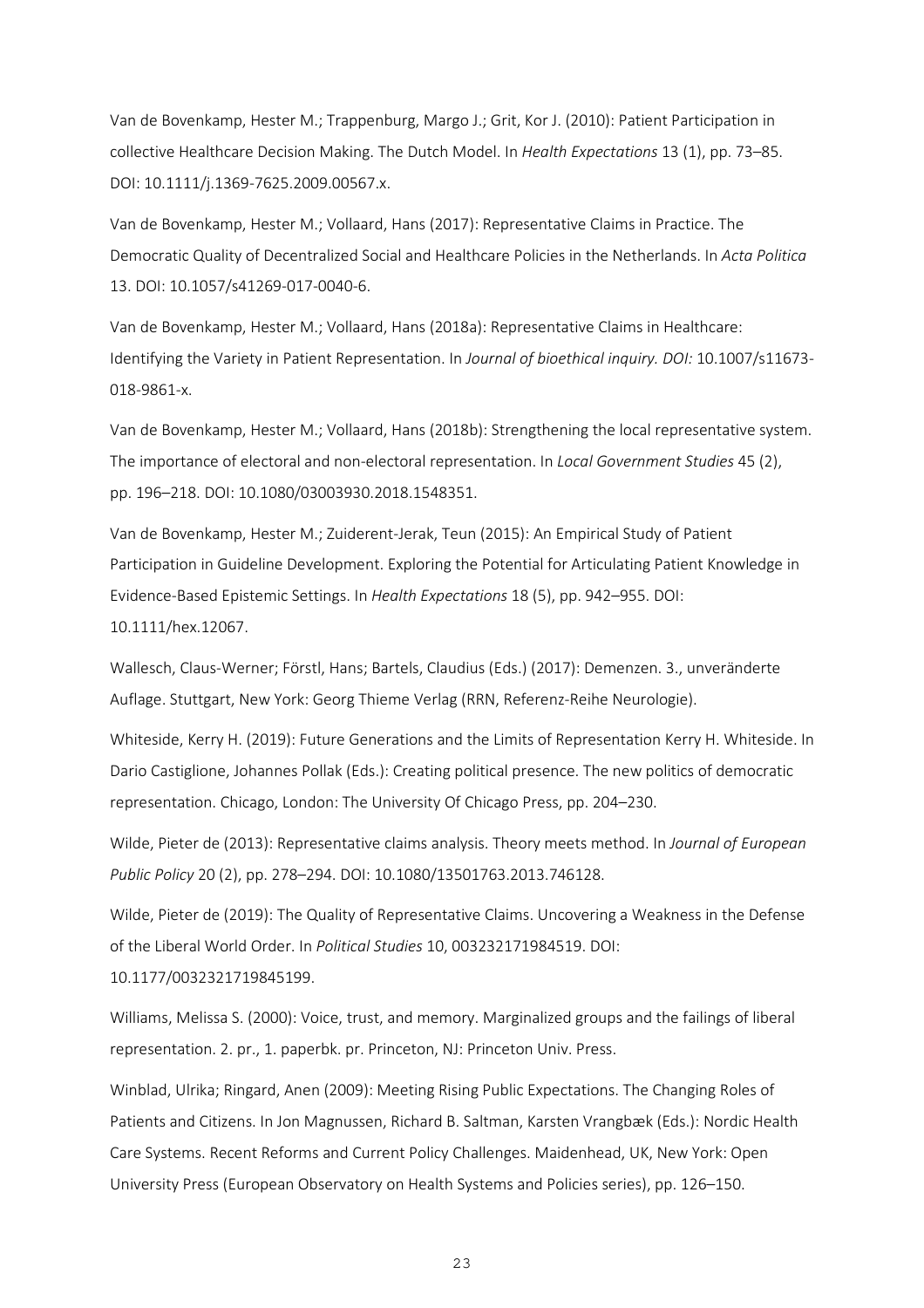Van de Bovenkamp, Hester M.; Trappenburg, Margo J.; Grit, Kor J. (2010): Patient Participation in collective Healthcare Decision Making. The Dutch Model. In *Health Expectations* 13 (1), pp. 73–85. DOI: 10.1111/j.1369-7625.2009.00567.x.

Van de Bovenkamp, Hester M.; Vollaard, Hans (2017): Representative Claims in Practice. The Democratic Quality of Decentralized Social and Healthcare Policies in the Netherlands. In *Acta Politica* 13. DOI: 10.1057/s41269-017-0040-6.

Van de Bovenkamp, Hester M.; Vollaard, Hans (2018a): Representative Claims in Healthcare: Identifying the Variety in Patient Representation. In *Journal of bioethical inquiry. DOI:* 10.1007/s11673-018-9861-x.

Van de Bovenkamp, Hester M.; Vollaard, Hans (2018b): Strengthening the local representative system. The importance of electoral and non-electoral representation. In *Local Government Studies* 45 (2), pp. 196–218. DOI: 10.1080/03003930.2018.1548351.

Van de Bovenkamp, Hester M.; Zuiderent-Jerak, Teun (2015): An Empirical Study of Patient Participation in Guideline Development. Exploring the Potential for Articulating Patient Knowledge in Evidence-Based Epistemic Settings. In *Health Expectations* 18 (5), pp. 942–955. DOI: 10.1111/hex.12067.

Wallesch, Claus-Werner; Förstl, Hans; Bartels, Claudius (Eds.) (2017): Demenzen. 3., unveränderte Auflage. Stuttgart, New York: Georg Thieme Verlag (RRN, Referenz-Reihe Neurologie).

Whiteside, Kerry H. (2019): Future Generations and the Limits of Representation Kerry H. Whiteside. In Dario Castiglione, Johannes Pollak (Eds.): Creating political presence. The new politics of democratic representation. Chicago, London: The University Of Chicago Press, pp. 204–230.

Wilde, Pieter de (2013): Representative claims analysis. Theory meets method. In *Journal of European Public Policy* 20 (2), pp. 278–294. DOI: 10.1080/13501763.2013.746128.

Wilde, Pieter de (2019): The Quality of Representative Claims. Uncovering a Weakness in the Defense of the Liberal World Order. In *Political Studies* 10, 003232171984519. DOI: 10.1177/0032321719845199.

Williams, Melissa S. (2000): Voice, trust, and memory. Marginalized groups and the failings of liberal representation. 2. pr., 1. paperbk. pr. Princeton, NJ: Princeton Univ. Press.

Winblad, Ulrika; Ringard, Anen (2009): Meeting Rising Public Expectations. The Changing Roles of Patients and Citizens. In Jon Magnussen, Richard B. Saltman, Karsten Vrangbæk (Eds.): Nordic Health Care Systems. Recent Reforms and Current Policy Challenges. Maidenhead, UK, New York: Open University Press (European Observatory on Health Systems and Policies series), pp. 126–150.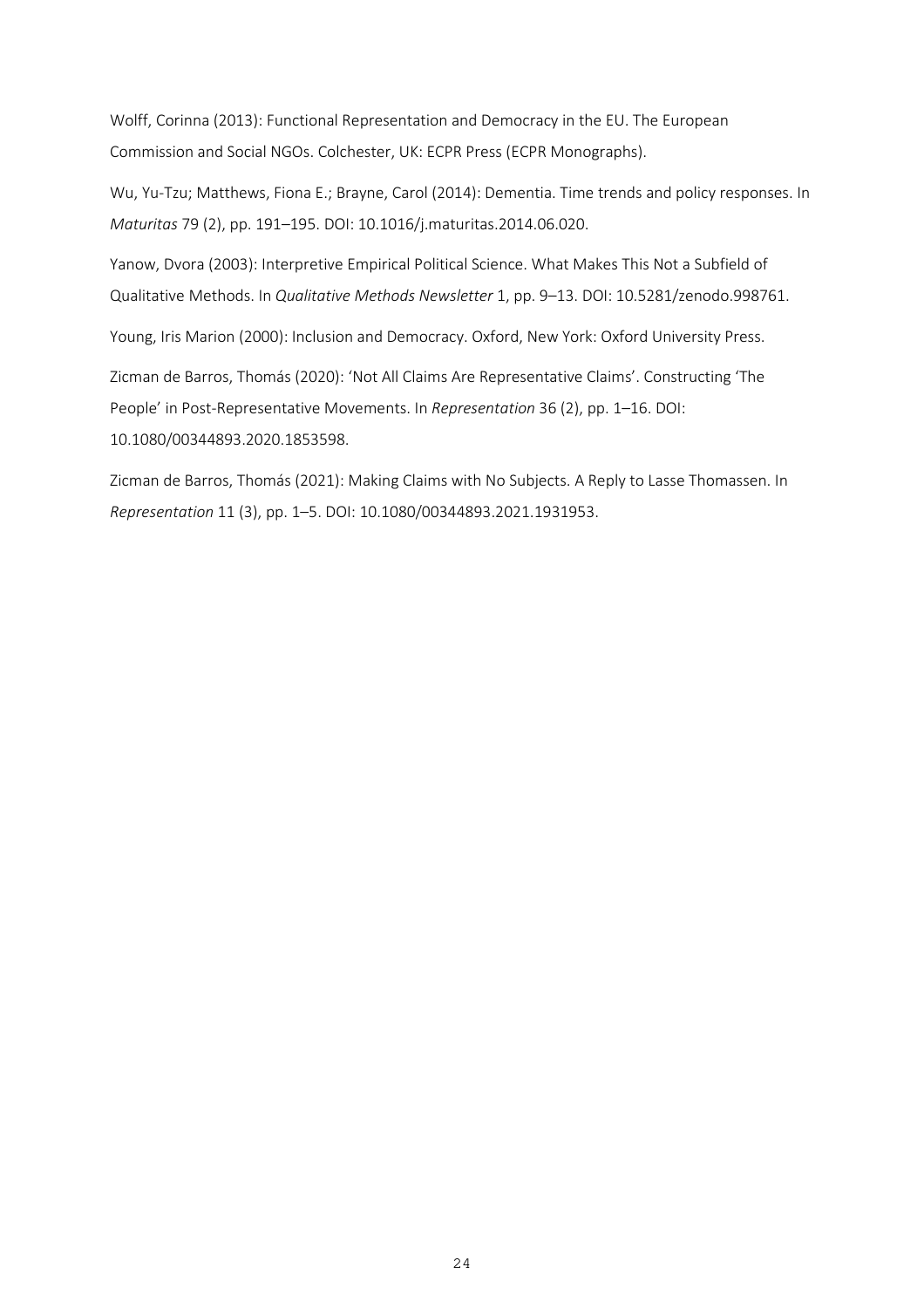Wolff, Corinna (2013): Functional Representation and Democracy in the EU. The European Commission and Social NGOs. Colchester, UK: ECPR Press (ECPR Monographs).

Wu, Yu-Tzu; Matthews, Fiona E.; Brayne, Carol (2014): Dementia. Time trends and policy responses. In *Maturitas* 79 (2), pp. 191–195. DOI: 10.1016/j.maturitas.2014.06.020.

Yanow, Dvora (2003): Interpretive Empirical Political Science. What Makes This Not a Subfield of Qualitative Methods. In *Qualitative Methods Newsletter* 1, pp. 9–13. DOI: 10.5281/zenodo.998761.

Young, Iris Marion (2000): Inclusion and Democracy. Oxford, New York: Oxford University Press.

Zicman de Barros, Thomás (2020): 'Not All Claims Are Representative Claims'. Constructing 'The People' in Post-Representative Movements. In *Representation* 36 (2), pp. 1–16. DOI: 10.1080/00344893.2020.1853598.

Zicman de Barros, Thomás (2021): Making Claims with No Subjects. A Reply to Lasse Thomassen. In *Representation* 11 (3), pp. 1–5. DOI: 10.1080/00344893.2021.1931953.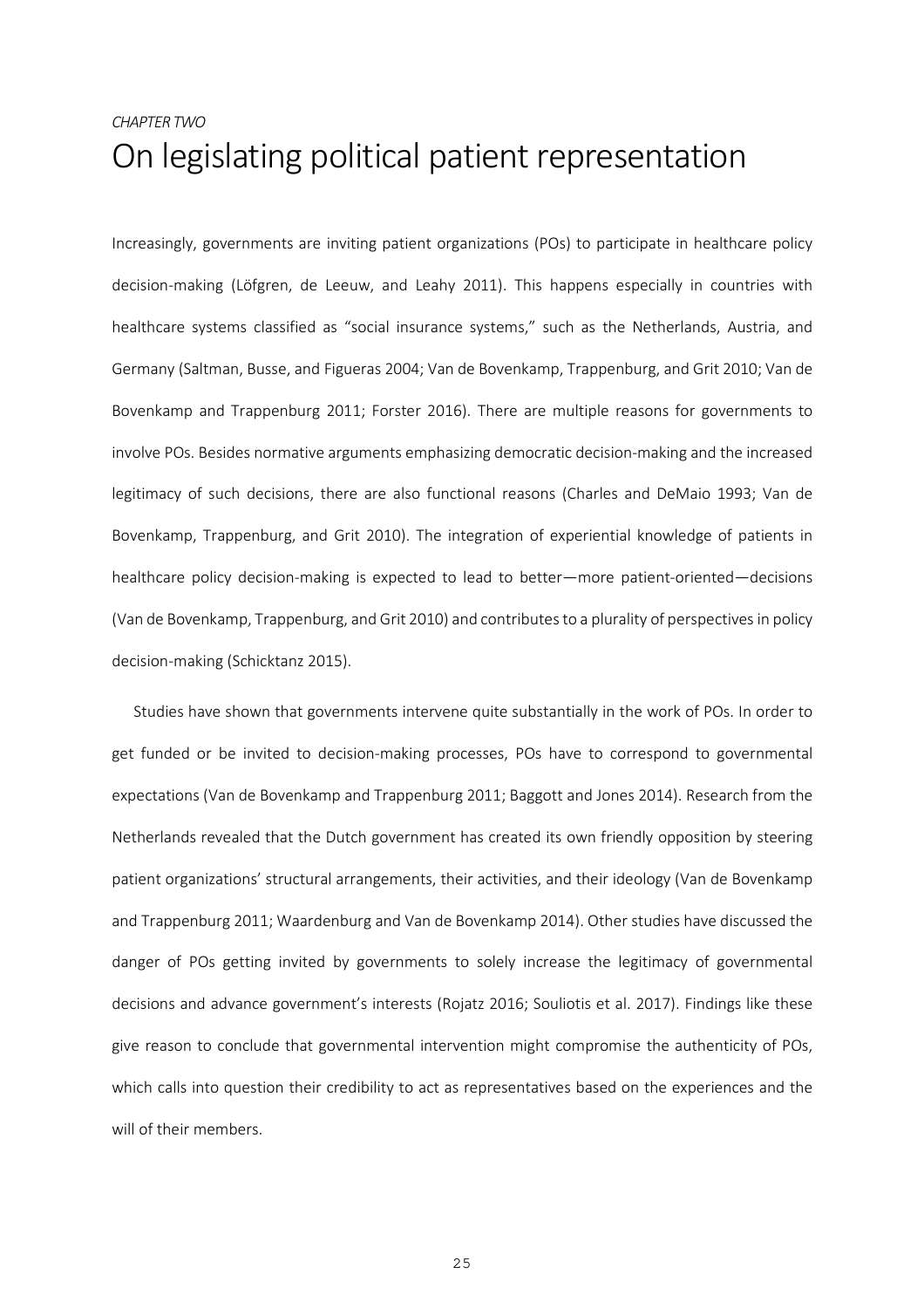*CHAPTER TWO*

# On legislating political patient representation

Increasingly, governments are inviting patient organizations (POs) to participate in healthcare policy decision-making (Löfgren, de Leeuw, and Leahy 2011). This happens especially in countries with healthcare systems classified as "social insurance systems," such as the Netherlands, Austria, and Germany (Saltman, Busse, and Figueras 2004; Van de Bovenkamp, Trappenburg, and Grit 2010; Van de Bovenkamp and Trappenburg 2011; Forster 2016). There are multiple reasons for governments to involve POs. Besides normative arguments emphasizing democratic decision-making and the increased legitimacy of such decisions, there are also functional reasons (Charles and DeMaio 1993; Van de Bovenkamp, Trappenburg, and Grit 2010). The integration of experiential knowledge of patients in healthcare policy decision-making is expected to lead to better—more patient-oriented—decisions (Van de Bovenkamp, Trappenburg, and Grit 2010) and contributes to a plurality of perspectives in policy decision-making (Schicktanz 2015).

Studies have shown that governments intervene quite substantially in the work of POs. In order to get funded or be invited to decision-making processes, POs have to correspond to governmental expectations (Van de Bovenkamp and Trappenburg 2011; Baggott and Jones 2014). Research from the Netherlands revealed that the Dutch government has created its own friendly opposition by steering patient organizations' structural arrangements, their activities, and their ideology (Van de Bovenkamp and Trappenburg 2011; Waardenburg and Van de Bovenkamp 2014). Other studies have discussed the danger of POs getting invited by governments to solely increase the legitimacy of governmental decisions and advance government's interests (Rojatz 2016; Souliotis et al. 2017). Findings like these give reason to conclude that governmental intervention might compromise the authenticity of POs, which calls into question their credibility to act as representatives based on the experiences and the will of their members.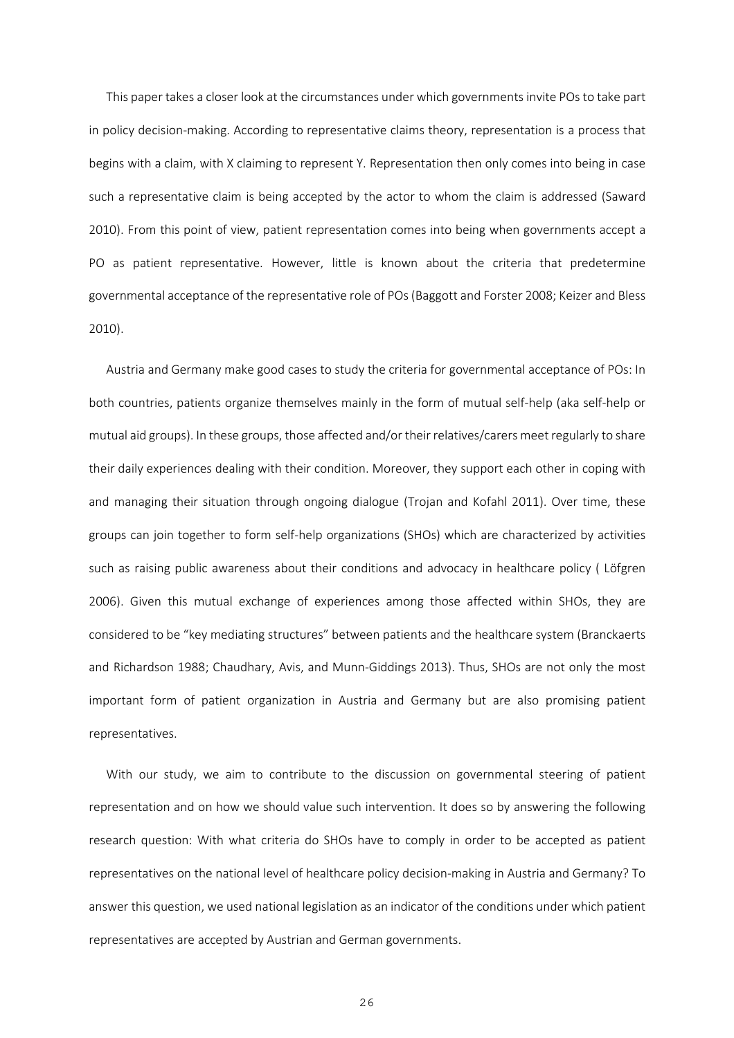This paper takes a closer look at the circumstances under which governments invite POs to take part in policy decision-making. According to representative claims theory, representation is a process that begins with a claim, with X claiming to represent Y. Representation then only comes into being in case such a representative claim is being accepted by the actor to whom the claim is addressed (Saward 2010). From this point of view, patient representation comes into being when governments accept a PO as patient representative. However, little is known about the criteria that predetermine governmental acceptance of the representative role of POs (Baggott and Forster 2008; Keizer and Bless 2010).

Austria and Germany make good cases to study the criteria for governmental acceptance of POs: In both countries, patients organize themselves mainly in the form of mutual self-help (aka self-help or mutual aid groups). In these groups, those affected and/or their relatives/carers meet regularly to share their daily experiences dealing with their condition. Moreover, they support each other in coping with and managing their situation through ongoing dialogue (Trojan and Kofahl 2011). Over time, these groups can join together to form self-help organizations (SHOs) which are characterized by activities such as raising public awareness about their conditions and advocacy in healthcare policy ( Löfgren 2006). Given this mutual exchange of experiences among those affected within SHOs, they are considered to be "key mediating structures" between patients and the healthcare system (Branckaerts and Richardson 1988; Chaudhary, Avis, and Munn-Giddings 2013). Thus, SHOs are not only the most important form of patient organization in Austria and Germany but are also promising patient representatives.

With our study, we aim to contribute to the discussion on governmental steering of patient representation and on how we should value such intervention. It does so by answering the following research question: With what criteria do SHOs have to comply in order to be accepted as patient representatives on the national level of healthcare policy decision-making in Austria and Germany? To answer this question, we used national legislation as an indicator of the conditions under which patient representatives are accepted by Austrian and German governments.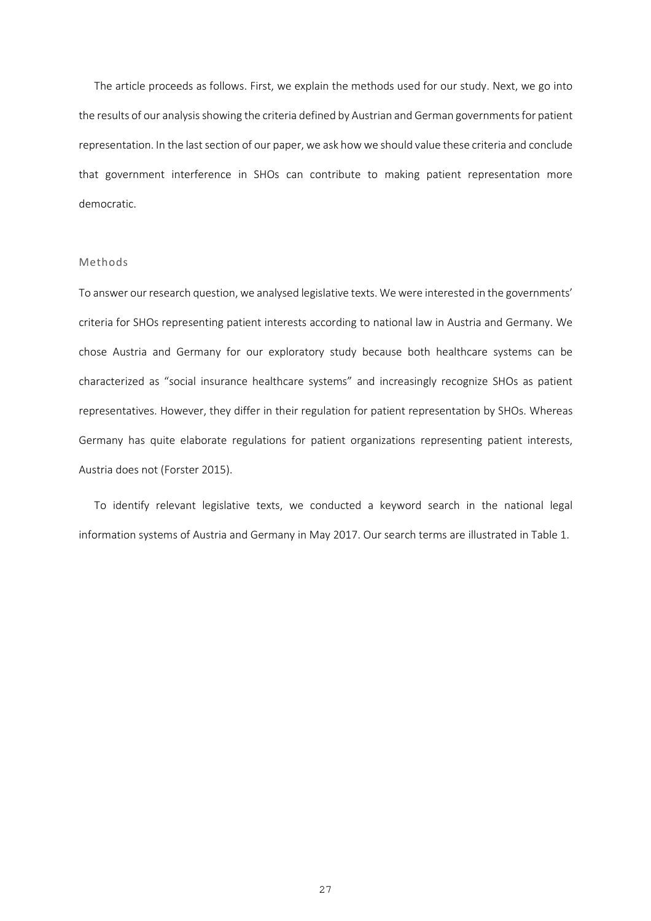The article proceeds as follows. First, we explain the methods used for our study. Next, we go into the results of our analysis showing the criteria defined by Austrian and German governments for patient representation. In the last section of our paper, we ask how we should value these criteria and conclude that government interference in SHOs can contribute to making patient representation more democratic.

## Methods

To answer our research question, we analysed legislative texts. We were interested in the governments' criteria for SHOs representing patient interests according to national law in Austria and Germany. We chose Austria and Germany for our exploratory study because both healthcare systems can be characterized as "social insurance healthcare systems" and increasingly recognize SHOs as patient representatives. However, they differ in their regulation for patient representation by SHOs. Whereas Germany has quite elaborate regulations for patient organizations representing patient interests, Austria does not (Forster 2015).

To identify relevant legislative texts, we conducted a keyword search in the national legal information systems of Austria and Germany in May 2017. Our search terms are illustrated in Table 1.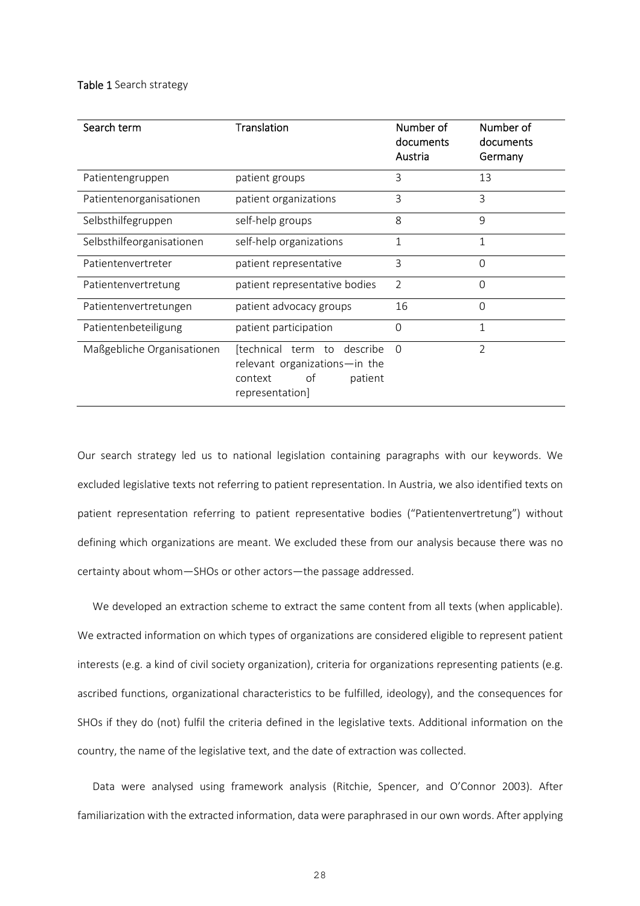**Table 1** Search strategy

| Search term | Translation | Number of documents Austria | Number of documents Germany |
|---|---|---|---|
| Patientengruppen | patient groups | 3 | 13 |
| Patientenorganisationen | patient organizations | 3 | 3 |
| Selbsthilfegruppen | self-help groups | 8 | 9 |
| Selbsthilfeorganisationen | self-help organizations | 1 | 1 |
| Patientenvertreter | patient representative | 3 | 0 |
| Patientenvertretung | patient representative bodies | 2 | 0 |
| Patientenvertretungen | patient advocacy groups | 16 | 0 |
| Patientenbeteiligung | patient participation | 0 | 1 |
| Maßgebliche Organisationen | [technical term to describe relevant organizations—in the context of patient representation] | 0 | 2 |

Our search strategy led us to national legislation containing paragraphs with our keywords. We excluded legislative texts not referring to patient representation. In Austria, we also identified texts on patient representation referring to patient representative bodies ("Patientenvertretung") without defining which organizations are meant. We excluded these from our analysis because there was no certainty about whom—SHOs or other actors—the passage addressed.

We developed an extraction scheme to extract the same content from all texts (when applicable). We extracted information on which types of organizations are considered eligible to represent patient interests (e.g. a kind of civil society organization), criteria for organizations representing patients (e.g. ascribed functions, organizational characteristics to be fulfilled, ideology), and the consequences for SHOs if they do (not) fulfil the criteria defined in the legislative texts. Additional information on the country, the name of the legislative text, and the date of extraction was collected.

Data were analysed using framework analysis (Ritchie, Spencer, and O'Connor 2003). After familiarization with the extracted information, data were paraphrased in our own words. After applying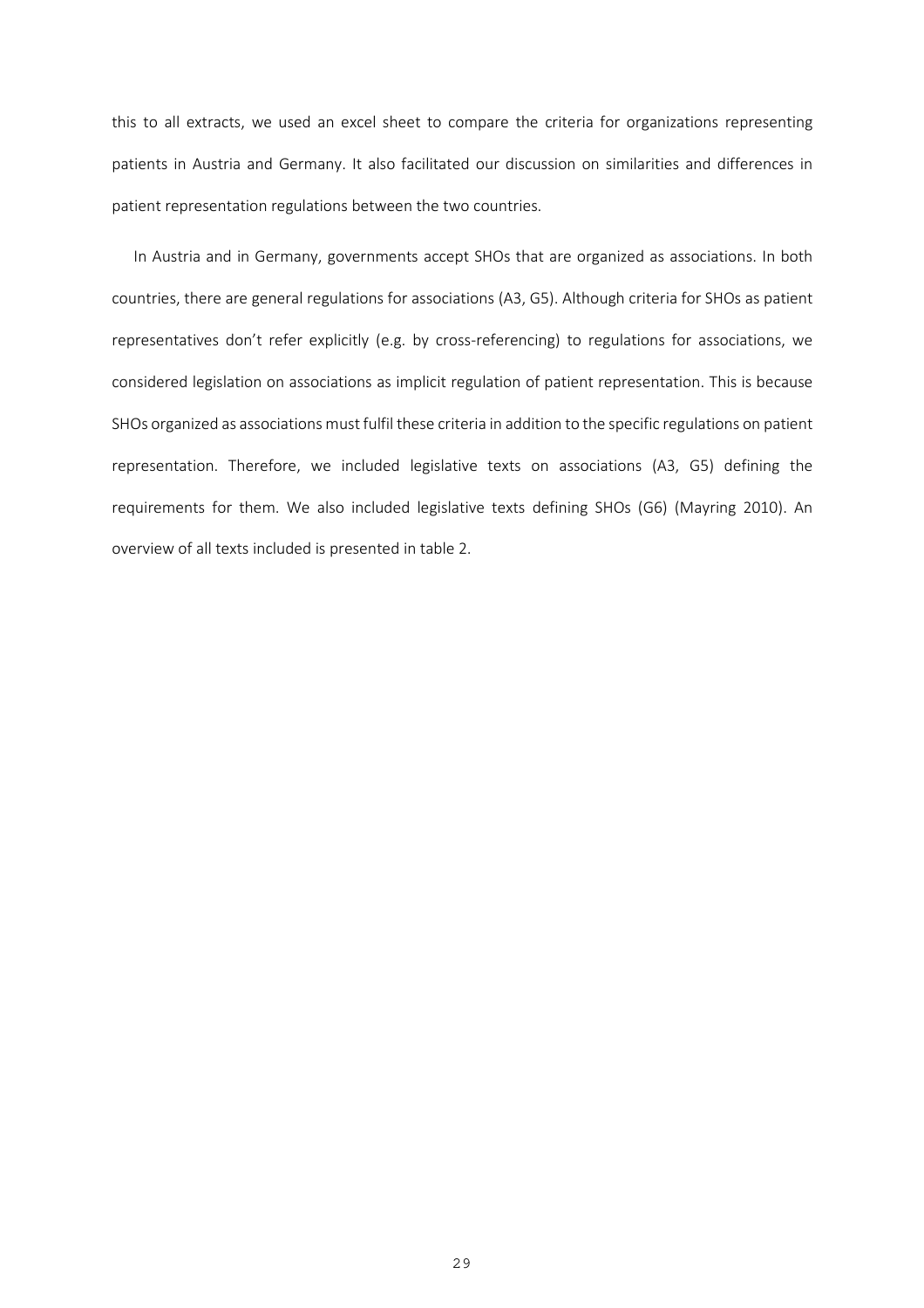this to all extracts, we used an excel sheet to compare the criteria for organizations representing patients in Austria and Germany. It also facilitated our discussion on similarities and differences in patient representation regulations between the two countries.

In Austria and in Germany, governments accept SHOs that are organized as associations. In both countries, there are general regulations for associations (A3, G5). Although criteria for SHOs as patient representatives don't refer explicitly (e.g. by cross-referencing) to regulations for associations, we considered legislation on associations as implicit regulation of patient representation. This is because SHOs organized as associations must fulfil these criteria in addition to the specific regulations on patient representation. Therefore, we included legislative texts on associations (A3, G5) defining the requirements for them. We also included legislative texts defining SHOs (G6) (Mayring 2010). An overview of all texts included is presented in table 2.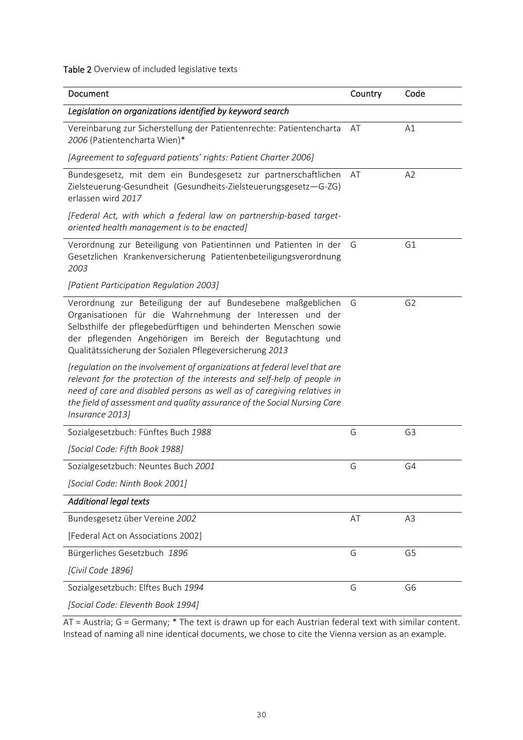**Table 2** Overview of included legislative texts

| Document | Country | Code |
|---|---|---|
| *Legislation on organizations identified by keyword search* | | |
| Vereinbarung zur Sicherstellung der Patientenrechte: Patientencharta *2006* (Patientencharta Wien)* <br> *[Agreement to safeguard patients' rights: Patient Charter 2006]* | AT | A1 |
| Bundesgesetz, mit dem ein Bundesgesetz zur partnerschaftlichen Zielsteuerung-Gesundheit (Gesundheits-Zielsteuerungsgesetz—G-ZG) erlassen wird *2017* <br> *[Federal Act, with which a federal law on partnership-based target-oriented health management is to be enacted]* | AT | A2 |
| Verordnung zur Beteiligung von Patientinnen und Patienten in der Gesetzlichen Krankenversicherung Patientenbeteiligungsverordnung *2003* <br> *[Patient Participation Regulation 2003]* | G | G1 |
| Verordnung zur Beteiligung der auf Bundesebene maßgeblichen Organisationen für die Wahrnehmung der Interessen und der Selbsthilfe der pflegebedürftigen und behinderten Menschen sowie der pflegenden Angehörigen im Bereich der Begutachtung und Qualitätssicherung der Sozialen Pflegeversicherung *2013* <br> *[regulation on the involvement of organizations at federal level that are relevant for the protection of the interests and self-help of people in need of care and disabled persons as well as of caregiving relatives in the field of assessment and quality assurance of the Social Nursing Care Insurance 2013]* | G | G2 |
| Sozialgesetzbuch: Fünftes Buch *1988* <br> *[Social Code: Fifth Book 1988]* | G | G3 |
| Sozialgesetzbuch: Neuntes Buch *2001* <br> *[Social Code: Ninth Book 2001]* | G | G4 |
| *Additional legal texts* | | |
| Bundesgesetz über Vereine *2002* <br> [Federal Act on Associations 2002] | AT | A3 |
| Bürgerliches Gesetzbuch *1896* <br> *[Civil Code 1896]* | G | G5 |
| Sozialgesetzbuch: Elftes Buch *1994* <br> *[Social Code: Eleventh Book 1994]* | G | G6 |

AT = Austria; G = Germany; * The text is drawn up for each Austrian federal text with similar content. Instead of naming all nine identical documents, we chose to cite the Vienna version as an example.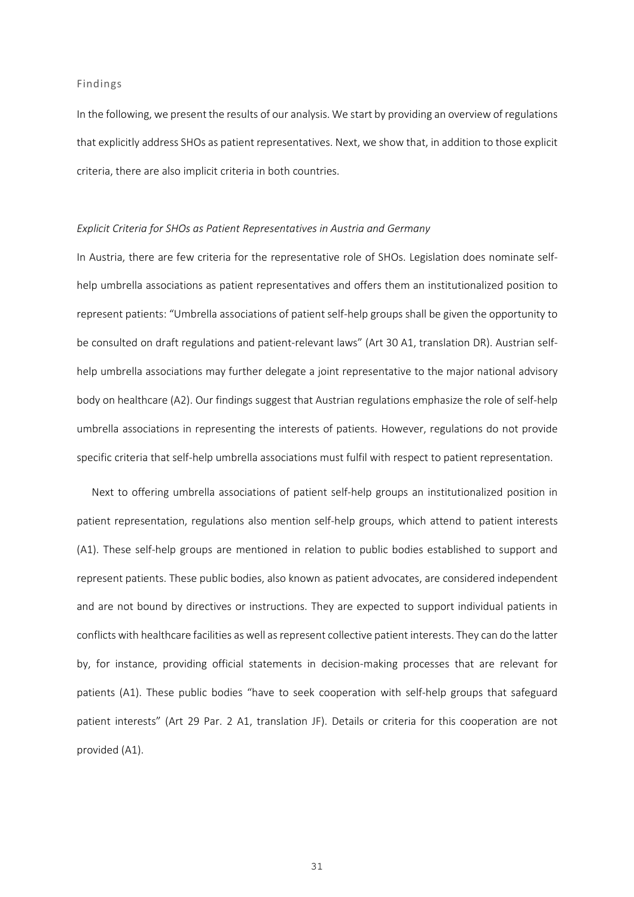## Findings

In the following, we present the results of our analysis. We start by providing an overview of regulations that explicitly address SHOs as patient representatives. Next, we show that, in addition to those explicit criteria, there are also implicit criteria in both countries.

### *Explicit Criteria for SHOs as Patient Representatives in Austria and Germany*

In Austria, there are few criteria for the representative role of SHOs. Legislation does nominate self-help umbrella associations as patient representatives and offers them an institutionalized position to represent patients: "Umbrella associations of patient self-help groups shall be given the opportunity to be consulted on draft regulations and patient-relevant laws" (Art 30 A1, translation DR). Austrian self-help umbrella associations may further delegate a joint representative to the major national advisory body on healthcare (A2). Our findings suggest that Austrian regulations emphasize the role of self-help umbrella associations in representing the interests of patients. However, regulations do not provide specific criteria that self-help umbrella associations must fulfil with respect to patient representation.

Next to offering umbrella associations of patient self-help groups an institutionalized position in patient representation, regulations also mention self-help groups, which attend to patient interests (A1). These self-help groups are mentioned in relation to public bodies established to support and represent patients. These public bodies, also known as patient advocates, are considered independent and are not bound by directives or instructions. They are expected to support individual patients in conflicts with healthcare facilities as well as represent collective patient interests. They can do the latter by, for instance, providing official statements in decision-making processes that are relevant for patients (A1). These public bodies "have to seek cooperation with self-help groups that safeguard patient interests" (Art 29 Par. 2 A1, translation JF). Details or criteria for this cooperation are not provided (A1).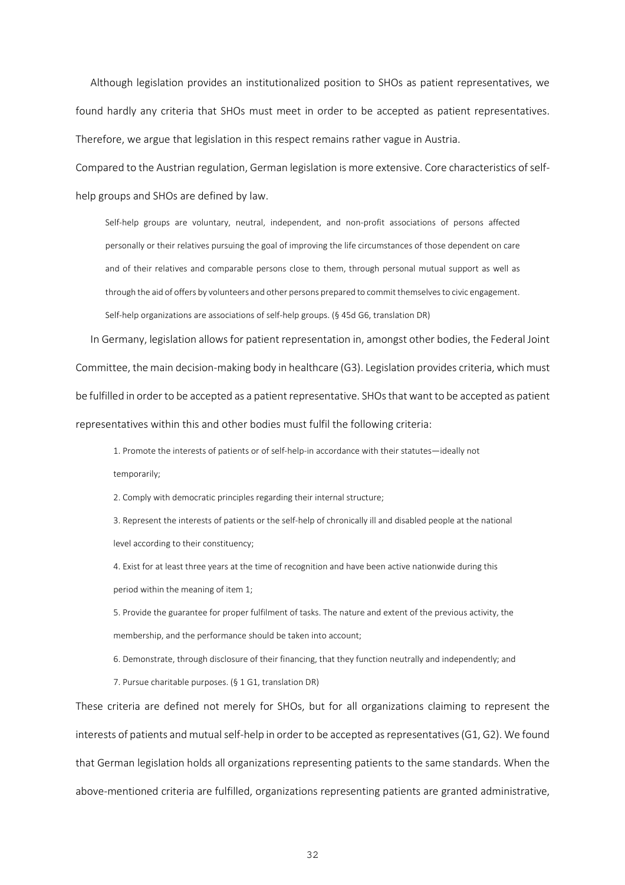Although legislation provides an institutionalized position to SHOs as patient representatives, we found hardly any criteria that SHOs must meet in order to be accepted as patient representatives. Therefore, we argue that legislation in this respect remains rather vague in Austria.

Compared to the Austrian regulation, German legislation is more extensive. Core characteristics of self-help groups and SHOs are defined by law.

> Self-help groups are voluntary, neutral, independent, and non-profit associations of persons affected personally or their relatives pursuing the goal of improving the life circumstances of those dependent on care and of their relatives and comparable persons close to them, through personal mutual support as well as through the aid of offers by volunteers and other persons prepared to commit themselves to civic engagement. Self-help organizations are associations of self-help groups. (§ 45d G6, translation DR)

In Germany, legislation allows for patient representation in, amongst other bodies, the Federal Joint Committee, the main decision-making body in healthcare (G3). Legislation provides criteria, which must be fulfilled in order to be accepted as a patient representative. SHOs that want to be accepted as patient representatives within this and other bodies must fulfil the following criteria:

> 1. Promote the interests of patients or of self-help-in accordance with their statutes—ideally not temporarily;
> 2. Comply with democratic principles regarding their internal structure;
> 3. Represent the interests of patients or the self-help of chronically ill and disabled people at the national level according to their constituency;
> 4. Exist for at least three years at the time of recognition and have been active nationwide during this period within the meaning of item 1;
> 5. Provide the guarantee for proper fulfilment of tasks. The nature and extent of the previous activity, the membership, and the performance should be taken into account;
> 6. Demonstrate, through disclosure of their financing, that they function neutrally and independently; and
> 7. Pursue charitable purposes. (§ 1 G1, translation DR)

These criteria are defined not merely for SHOs, but for all organizations claiming to represent the interests of patients and mutual self-help in order to be accepted as representatives (G1, G2). We found that German legislation holds all organizations representing patients to the same standards. When the above-mentioned criteria are fulfilled, organizations representing patients are granted administrative,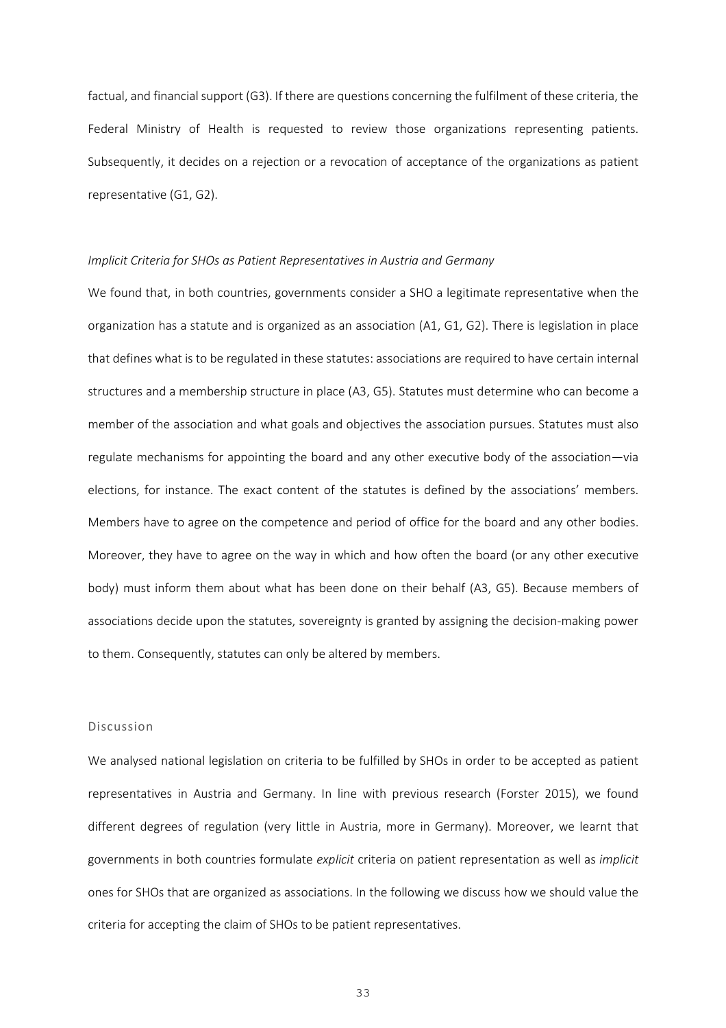factual, and financial support (G3). If there are questions concerning the fulfilment of these criteria, the Federal Ministry of Health is requested to review those organizations representing patients. Subsequently, it decides on a rejection or a revocation of acceptance of the organizations as patient representative (G1, G2).

### *Implicit Criteria for SHOs as Patient Representatives in Austria and Germany*

We found that, in both countries, governments consider a SHO a legitimate representative when the organization has a statute and is organized as an association (A1, G1, G2). There is legislation in place that defines what is to be regulated in these statutes: associations are required to have certain internal structures and a membership structure in place (A3, G5). Statutes must determine who can become a member of the association and what goals and objectives the association pursues. Statutes must also regulate mechanisms for appointing the board and any other executive body of the association—via elections, for instance. The exact content of the statutes is defined by the associations' members. Members have to agree on the competence and period of office for the board and any other bodies. Moreover, they have to agree on the way in which and how often the board (or any other executive body) must inform them about what has been done on their behalf (A3, G5). Because members of associations decide upon the statutes, sovereignty is granted by assigning the decision-making power to them. Consequently, statutes can only be altered by members.

## Discussion

We analysed national legislation on criteria to be fulfilled by SHOs in order to be accepted as patient representatives in Austria and Germany. In line with previous research (Forster 2015), we found different degrees of regulation (very little in Austria, more in Germany). Moreover, we learnt that governments in both countries formulate *explicit* criteria on patient representation as well as *implicit* ones for SHOs that are organized as associations. In the following we discuss how we should value the criteria for accepting the claim of SHOs to be patient representatives.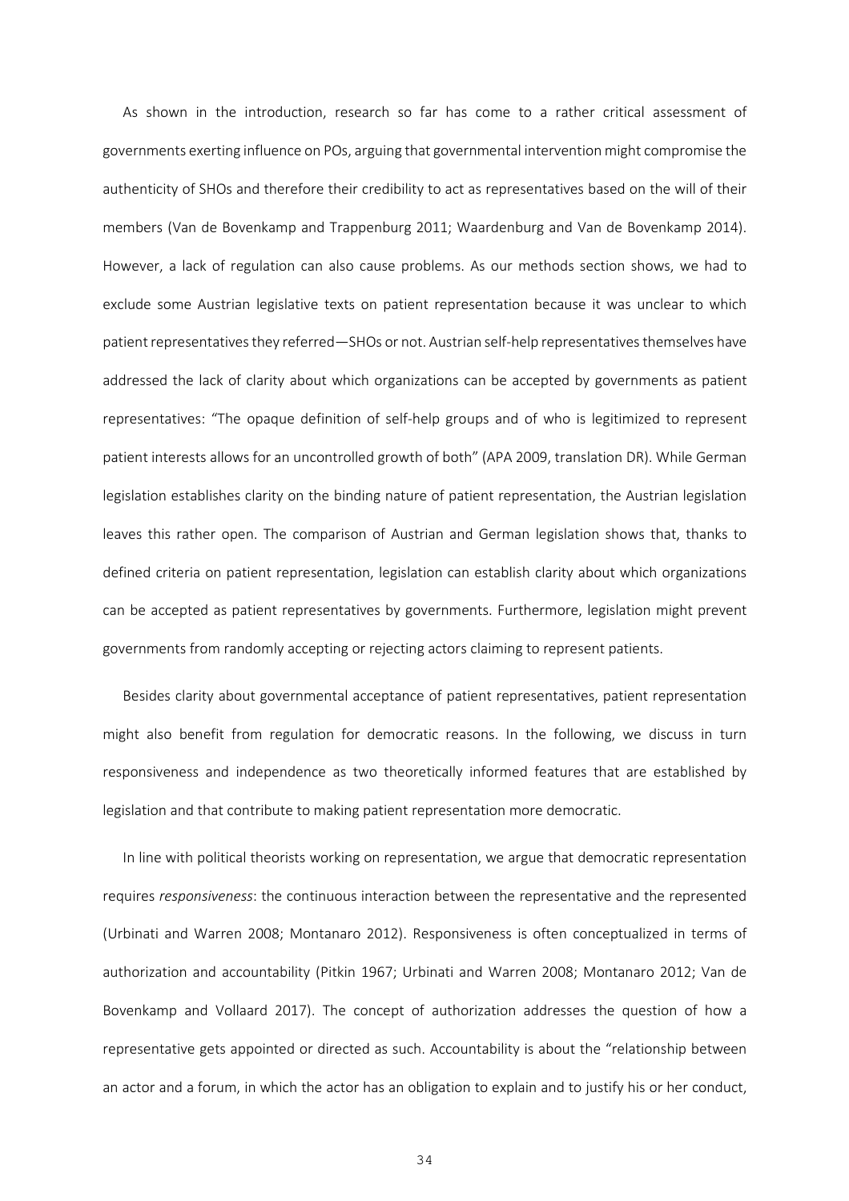As shown in the introduction, research so far has come to a rather critical assessment of governments exerting influence on POs, arguing that governmental intervention might compromise the authenticity of SHOs and therefore their credibility to act as representatives based on the will of their members (Van de Bovenkamp and Trappenburg 2011; Waardenburg and Van de Bovenkamp 2014). However, a lack of regulation can also cause problems. As our methods section shows, we had to exclude some Austrian legislative texts on patient representation because it was unclear to which patient representatives they referred—SHOs or not. Austrian self-help representatives themselves have addressed the lack of clarity about which organizations can be accepted by governments as patient representatives: "The opaque definition of self-help groups and of who is legitimized to represent patient interests allows for an uncontrolled growth of both" (APA 2009, translation DR). While German legislation establishes clarity on the binding nature of patient representation, the Austrian legislation leaves this rather open. The comparison of Austrian and German legislation shows that, thanks to defined criteria on patient representation, legislation can establish clarity about which organizations can be accepted as patient representatives by governments. Furthermore, legislation might prevent governments from randomly accepting or rejecting actors claiming to represent patients.

Besides clarity about governmental acceptance of patient representatives, patient representation might also benefit from regulation for democratic reasons. In the following, we discuss in turn responsiveness and independence as two theoretically informed features that are established by legislation and that contribute to making patient representation more democratic.

In line with political theorists working on representation, we argue that democratic representation requires *responsiveness*: the continuous interaction between the representative and the represented (Urbinati and Warren 2008; Montanaro 2012). Responsiveness is often conceptualized in terms of authorization and accountability (Pitkin 1967; Urbinati and Warren 2008; Montanaro 2012; Van de Bovenkamp and Vollaard 2017). The concept of authorization addresses the question of how a representative gets appointed or directed as such. Accountability is about the "relationship between an actor and a forum, in which the actor has an obligation to explain and to justify his or her conduct,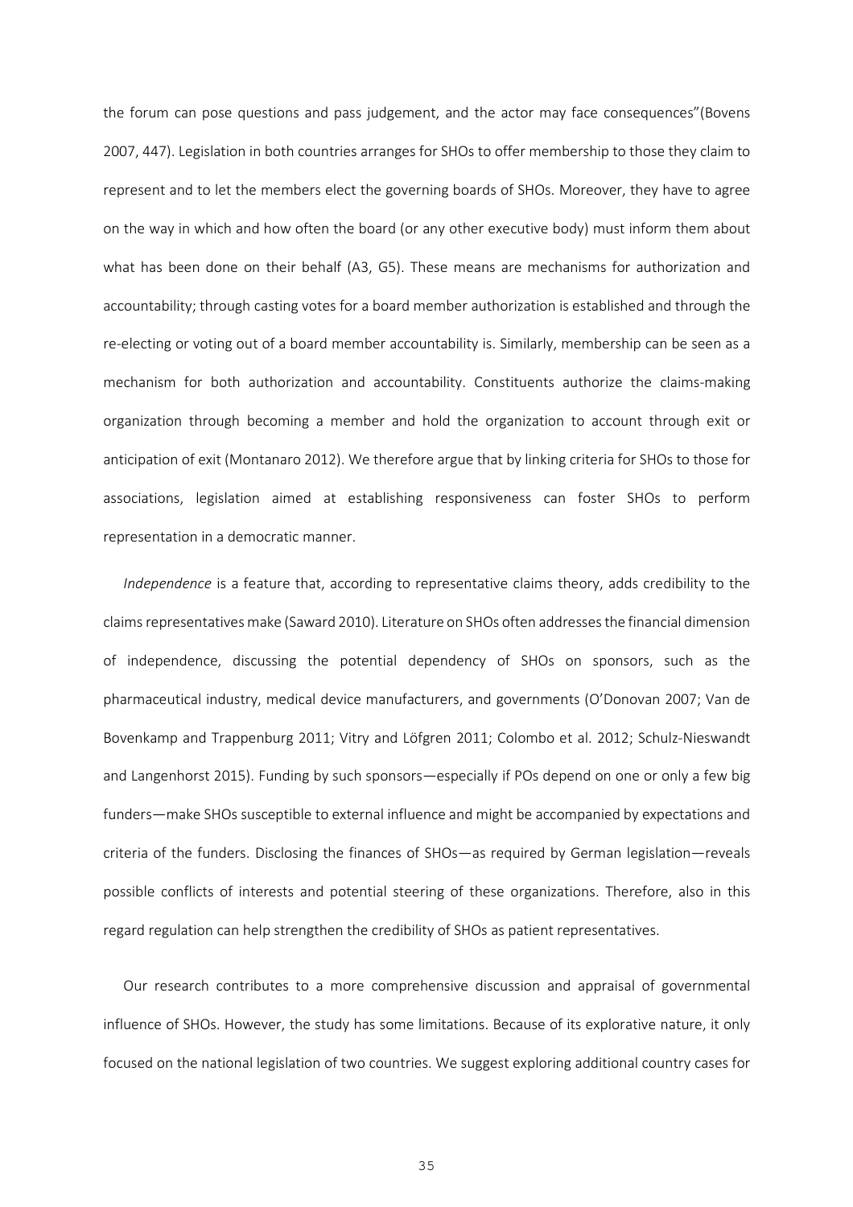the forum can pose questions and pass judgement, and the actor may face consequences"(Bovens 2007, 447). Legislation in both countries arranges for SHOs to offer membership to those they claim to represent and to let the members elect the governing boards of SHOs. Moreover, they have to agree on the way in which and how often the board (or any other executive body) must inform them about what has been done on their behalf (A3, G5). These means are mechanisms for authorization and accountability; through casting votes for a board member authorization is established and through the re-electing or voting out of a board member accountability is. Similarly, membership can be seen as a mechanism for both authorization and accountability. Constituents authorize the claims-making organization through becoming a member and hold the organization to account through exit or anticipation of exit (Montanaro 2012). We therefore argue that by linking criteria for SHOs to those for associations, legislation aimed at establishing responsiveness can foster SHOs to perform representation in a democratic manner.

*Independence* is a feature that, according to representative claims theory, adds credibility to the claims representatives make (Saward 2010). Literature on SHOs often addresses the financial dimension of independence, discussing the potential dependency of SHOs on sponsors, such as the pharmaceutical industry, medical device manufacturers, and governments (O'Donovan 2007; Van de Bovenkamp and Trappenburg 2011; Vitry and Löfgren 2011; Colombo et al. 2012; Schulz-Nieswandt and Langenhorst 2015). Funding by such sponsors—especially if POs depend on one or only a few big funders—make SHOs susceptible to external influence and might be accompanied by expectations and criteria of the funders. Disclosing the finances of SHOs—as required by German legislation—reveals possible conflicts of interests and potential steering of these organizations. Therefore, also in this regard regulation can help strengthen the credibility of SHOs as patient representatives.

Our research contributes to a more comprehensive discussion and appraisal of governmental influence of SHOs. However, the study has some limitations. Because of its explorative nature, it only focused on the national legislation of two countries. We suggest exploring additional country cases for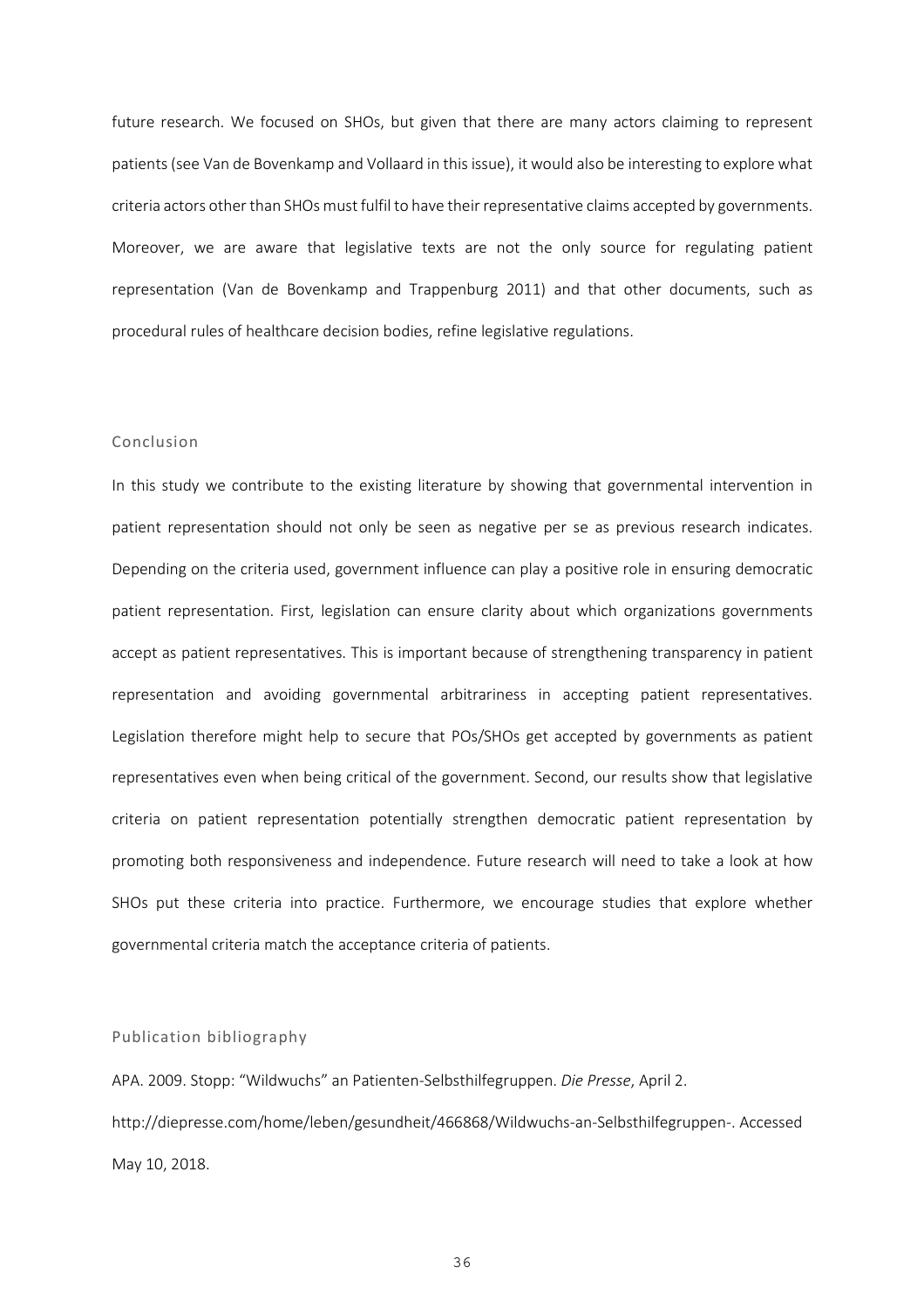future research. We focused on SHOs, but given that there are many actors claiming to represent patients (see Van de Bovenkamp and Vollaard in this issue), it would also be interesting to explore what criteria actors other than SHOs must fulfil to have their representative claims accepted by governments. Moreover, we are aware that legislative texts are not the only source for regulating patient representation (Van de Bovenkamp and Trappenburg 2011) and that other documents, such as procedural rules of healthcare decision bodies, refine legislative regulations.

## Conclusion

In this study we contribute to the existing literature by showing that governmental intervention in patient representation should not only be seen as negative per se as previous research indicates. Depending on the criteria used, government influence can play a positive role in ensuring democratic patient representation. First, legislation can ensure clarity about which organizations governments accept as patient representatives. This is important because of strengthening transparency in patient representation and avoiding governmental arbitrariness in accepting patient representatives. Legislation therefore might help to secure that POs/SHOs get accepted by governments as patient representatives even when being critical of the government. Second, our results show that legislative criteria on patient representation potentially strengthen democratic patient representation by promoting both responsiveness and independence. Future research will need to take a look at how SHOs put these criteria into practice. Furthermore, we encourage studies that explore whether governmental criteria match the acceptance criteria of patients.

## Publication bibliography

APA. 2009. Stopp: "Wildwuchs" an Patienten-Selbsthilfegruppen. *Die Presse*, April 2. http://diepresse.com/home/leben/gesundheit/466868/Wildwuchs-an-Selbsthilfegruppen-. Accessed May 10, 2018.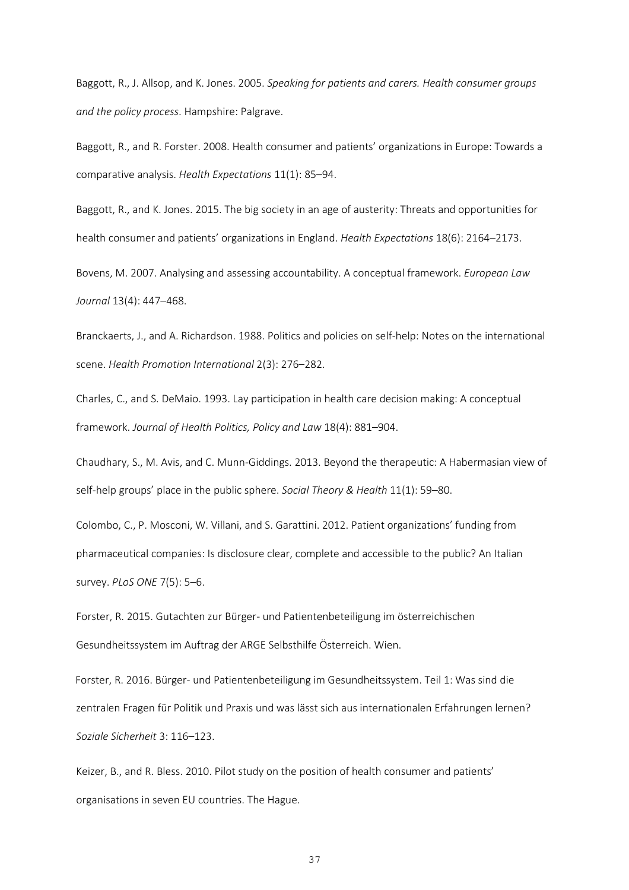Baggott, R., J. Allsop, and K. Jones. 2005. *Speaking for patients and carers. Health consumer groups and the policy process*. Hampshire: Palgrave.

Baggott, R., and R. Forster. 2008. Health consumer and patients' organizations in Europe: Towards a comparative analysis. *Health Expectations* 11(1): 85–94.

Baggott, R., and K. Jones. 2015. The big society in an age of austerity: Threats and opportunities for health consumer and patients' organizations in England. *Health Expectations* 18(6): 2164–2173.

Bovens, M. 2007. Analysing and assessing accountability. A conceptual framework. *European Law Journal* 13(4): 447–468.

Branckaerts, J., and A. Richardson. 1988. Politics and policies on self-help: Notes on the international scene. *Health Promotion International* 2(3): 276–282.

Charles, C., and S. DeMaio. 1993. Lay participation in health care decision making: A conceptual framework. *Journal of Health Politics, Policy and Law* 18(4): 881–904.

Chaudhary, S., M. Avis, and C. Munn-Giddings. 2013. Beyond the therapeutic: A Habermasian view of self-help groups' place in the public sphere. *Social Theory & Health* 11(1): 59–80.

Colombo, C., P. Mosconi, W. Villani, and S. Garattini. 2012. Patient organizations' funding from pharmaceutical companies: Is disclosure clear, complete and accessible to the public? An Italian survey. *PLoS ONE* 7(5): 5–6.

Forster, R. 2015. Gutachten zur Bürger- und Patientenbeteiligung im österreichischen Gesundheitssystem im Auftrag der ARGE Selbsthilfe Österreich. Wien.

Forster, R. 2016. Bürger- und Patientenbeteiligung im Gesundheitssystem. Teil 1: Was sind die zentralen Fragen für Politik und Praxis und was lässt sich aus internationalen Erfahrungen lernen? *Soziale Sicherheit* 3: 116–123.

Keizer, B., and R. Bless. 2010. Pilot study on the position of health consumer and patients' organisations in seven EU countries. The Hague.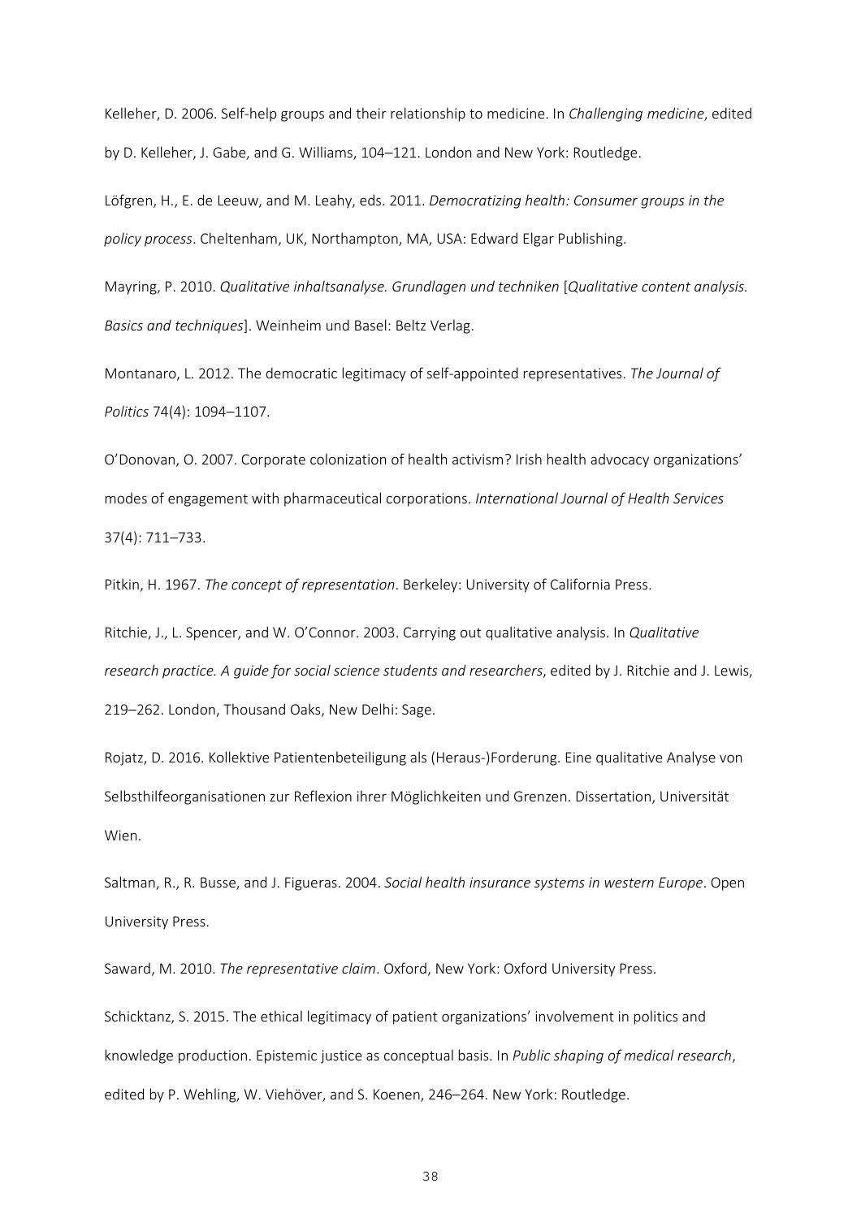Kelleher, D. 2006. Self-help groups and their relationship to medicine. In *Challenging medicine*, edited by D. Kelleher, J. Gabe, and G. Williams, 104–121. London and New York: Routledge.

Löfgren, H., E. de Leeuw, and M. Leahy, eds. 2011. *Democratizing health: Consumer groups in the policy process*. Cheltenham, UK, Northampton, MA, USA: Edward Elgar Publishing.

Mayring, P. 2010. *Qualitative inhaltsanalyse. Grundlagen und techniken* [*Qualitative content analysis. Basics and techniques*]. Weinheim und Basel: Beltz Verlag.

Montanaro, L. 2012. The democratic legitimacy of self-appointed representatives. *The Journal of Politics* 74(4): 1094–1107.

O'Donovan, O. 2007. Corporate colonization of health activism? Irish health advocacy organizations' modes of engagement with pharmaceutical corporations. *International Journal of Health Services* 37(4): 711–733.

Pitkin, H. 1967. *The concept of representation*. Berkeley: University of California Press.

Ritchie, J., L. Spencer, and W. O'Connor. 2003. Carrying out qualitative analysis. In *Qualitative research practice. A guide for social science students and researchers*, edited by J. Ritchie and J. Lewis, 219–262. London, Thousand Oaks, New Delhi: Sage.

Rojatz, D. 2016. Kollektive Patientenbeteiligung als (Heraus-)Forderung. Eine qualitative Analyse von Selbsthilfeorganisationen zur Reflexion ihrer Möglichkeiten und Grenzen. Dissertation, Universität Wien.

Saltman, R., R. Busse, and J. Figueras. 2004. *Social health insurance systems in western Europe*. Open University Press.

Saward, M. 2010. *The representative claim*. Oxford, New York: Oxford University Press.

Schicktanz, S. 2015. The ethical legitimacy of patient organizations' involvement in politics and knowledge production. Epistemic justice as conceptual basis. In *Public shaping of medical research*, edited by P. Wehling, W. Viehöver, and S. Koenen, 246–264. New York: Routledge.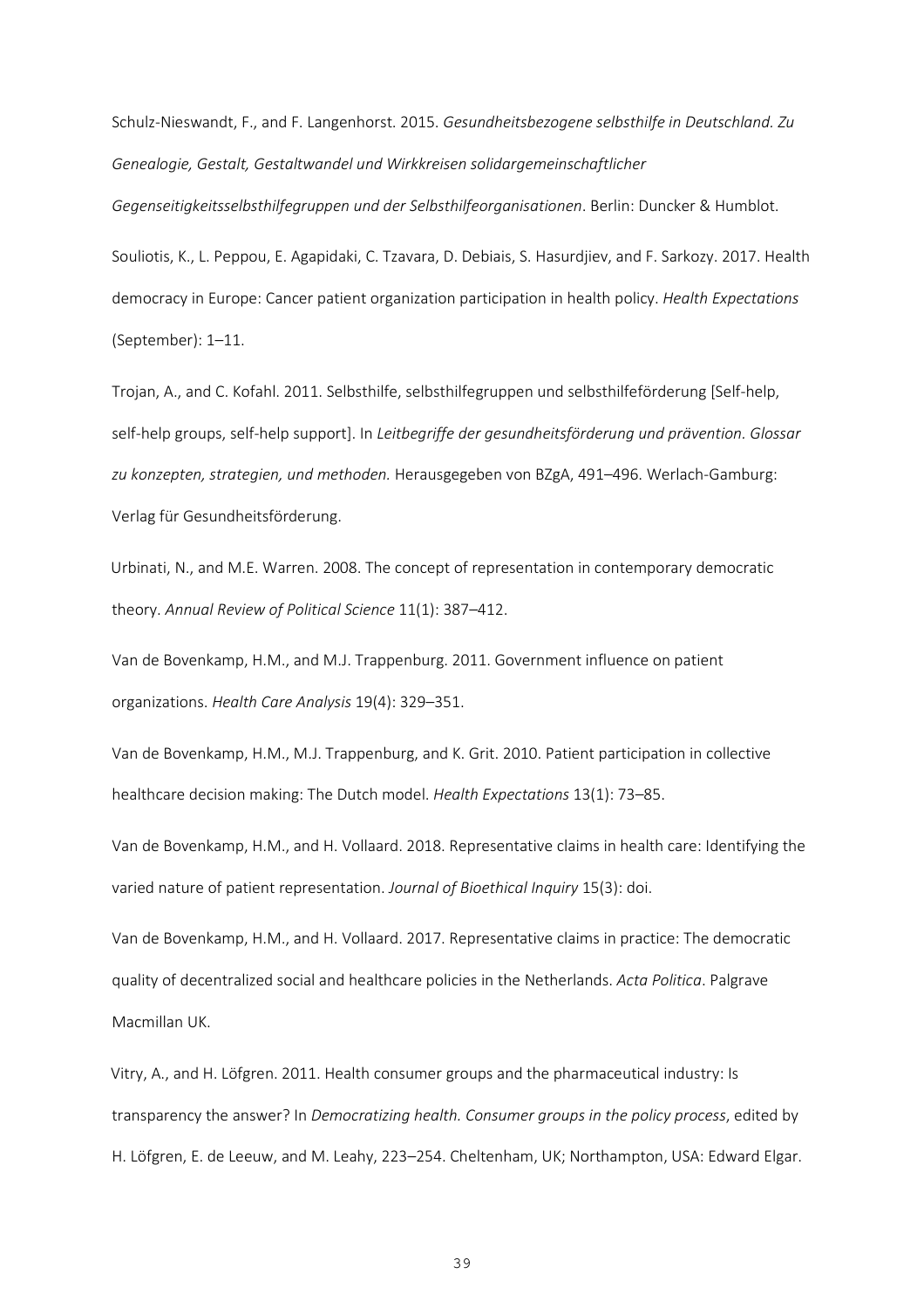Schulz-Nieswandt, F., and F. Langenhorst. 2015. *Gesundheitsbezogene selbsthilfe in Deutschland. Zu Genealogie, Gestalt, Gestaltwandel und Wirkkreisen solidargemeinschaftlicher Gegenseitigkeitsselbsthilfegruppen und der Selbsthilfeorganisationen*. Berlin: Duncker & Humblot.

Souliotis, K., L. Peppou, E. Agapidaki, C. Tzavara, D. Debiais, S. Hasurdjiev, and F. Sarkozy. 2017. Health democracy in Europe: Cancer patient organization participation in health policy. *Health Expectations* (September): 1–11.

Trojan, A., and C. Kofahl. 2011. Selbsthilfe, selbsthilfegruppen und selbsthilfeförderung [Self-help, self-help groups, self-help support]. In *Leitbegriffe der gesundheitsförderung und prävention. Glossar zu konzepten, strategien, und methoden.* Herausgegeben von BZgA, 491–496. Werlach-Gamburg: Verlag für Gesundheitsförderung.

Urbinati, N., and M.E. Warren. 2008. The concept of representation in contemporary democratic theory. *Annual Review of Political Science* 11(1): 387–412.

Van de Bovenkamp, H.M., and M.J. Trappenburg. 2011. Government influence on patient organizations. *Health Care Analysis* 19(4): 329–351.

Van de Bovenkamp, H.M., M.J. Trappenburg, and K. Grit. 2010. Patient participation in collective healthcare decision making: The Dutch model. *Health Expectations* 13(1): 73–85.

Van de Bovenkamp, H.M., and H. Vollaard. 2018. Representative claims in health care: Identifying the varied nature of patient representation. *Journal of Bioethical Inquiry* 15(3): doi.

Van de Bovenkamp, H.M., and H. Vollaard. 2017. Representative claims in practice: The democratic quality of decentralized social and healthcare policies in the Netherlands. *Acta Politica*. Palgrave Macmillan UK.

Vitry, A., and H. Löfgren. 2011. Health consumer groups and the pharmaceutical industry: Is transparency the answer? In *Democratizing health. Consumer groups in the policy process*, edited by H. Löfgren, E. de Leeuw, and M. Leahy, 223–254. Cheltenham, UK; Northampton, USA: Edward Elgar.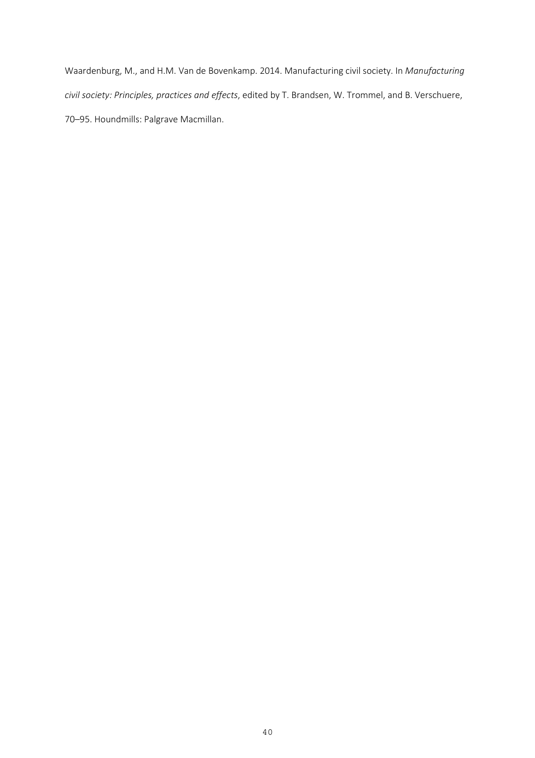Waardenburg, M., and H.M. Van de Bovenkamp. 2014. Manufacturing civil society. In *Manufacturing civil society: Principles, practices and effects*, edited by T. Brandsen, W. Trommel, and B. Verschuere, 70–95. Houndmills: Palgrave Macmillan.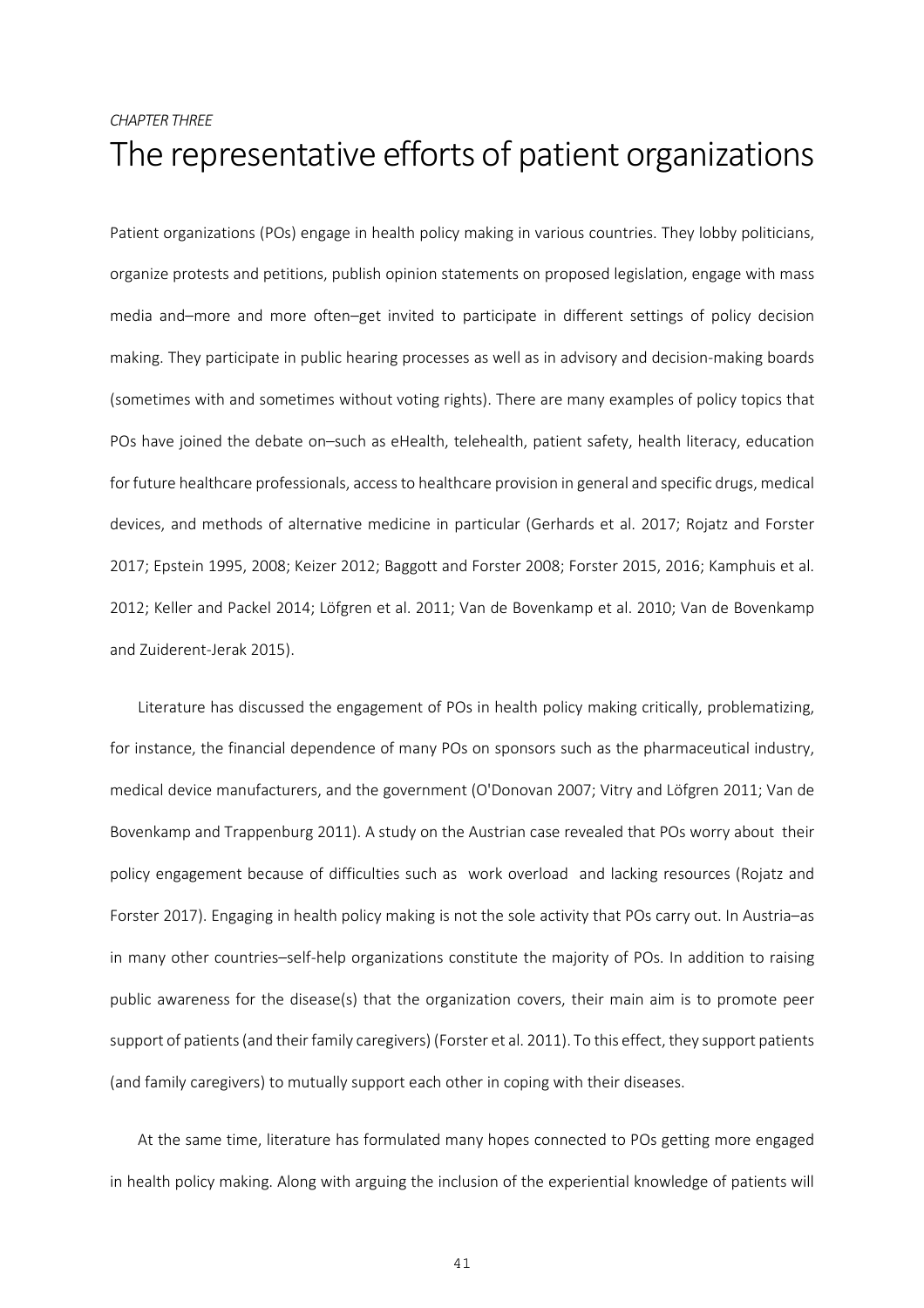*CHAPTER THREE*

# The representative efforts of patient organizations

Patient organizations (POs) engage in health policy making in various countries. They lobby politicians, organize protests and petitions, publish opinion statements on proposed legislation, engage with mass media and–more and more often–get invited to participate in different settings of policy decision making. They participate in public hearing processes as well as in advisory and decision-making boards (sometimes with and sometimes without voting rights). There are many examples of policy topics that POs have joined the debate on–such as eHealth, telehealth, patient safety, health literacy, education for future healthcare professionals, access to healthcare provision in general and specific drugs, medical devices, and methods of alternative medicine in particular (Gerhards et al. 2017; Rojatz and Forster 2017; Epstein 1995, 2008; Keizer 2012; Baggott and Forster 2008; Forster 2015, 2016; Kamphuis et al. 2012; Keller and Packel 2014; Löfgren et al. 2011; Van de Bovenkamp et al. 2010; Van de Bovenkamp and Zuiderent-Jerak 2015).

Literature has discussed the engagement of POs in health policy making critically, problematizing, for instance, the financial dependence of many POs on sponsors such as the pharmaceutical industry, medical device manufacturers, and the government (O'Donovan 2007; Vitry and Löfgren 2011; Van de Bovenkamp and Trappenburg 2011). A study on the Austrian case revealed that POs worry about their policy engagement because of difficulties such as work overload and lacking resources (Rojatz and Forster 2017). Engaging in health policy making is not the sole activity that POs carry out. In Austria–as in many other countries–self-help organizations constitute the majority of POs. In addition to raising public awareness for the disease(s) that the organization covers, their main aim is to promote peer support of patients (and their family caregivers) (Forster et al. 2011). To this effect, they support patients (and family caregivers) to mutually support each other in coping with their diseases.

At the same time, literature has formulated many hopes connected to POs getting more engaged in health policy making. Along with arguing the inclusion of the experiential knowledge of patients will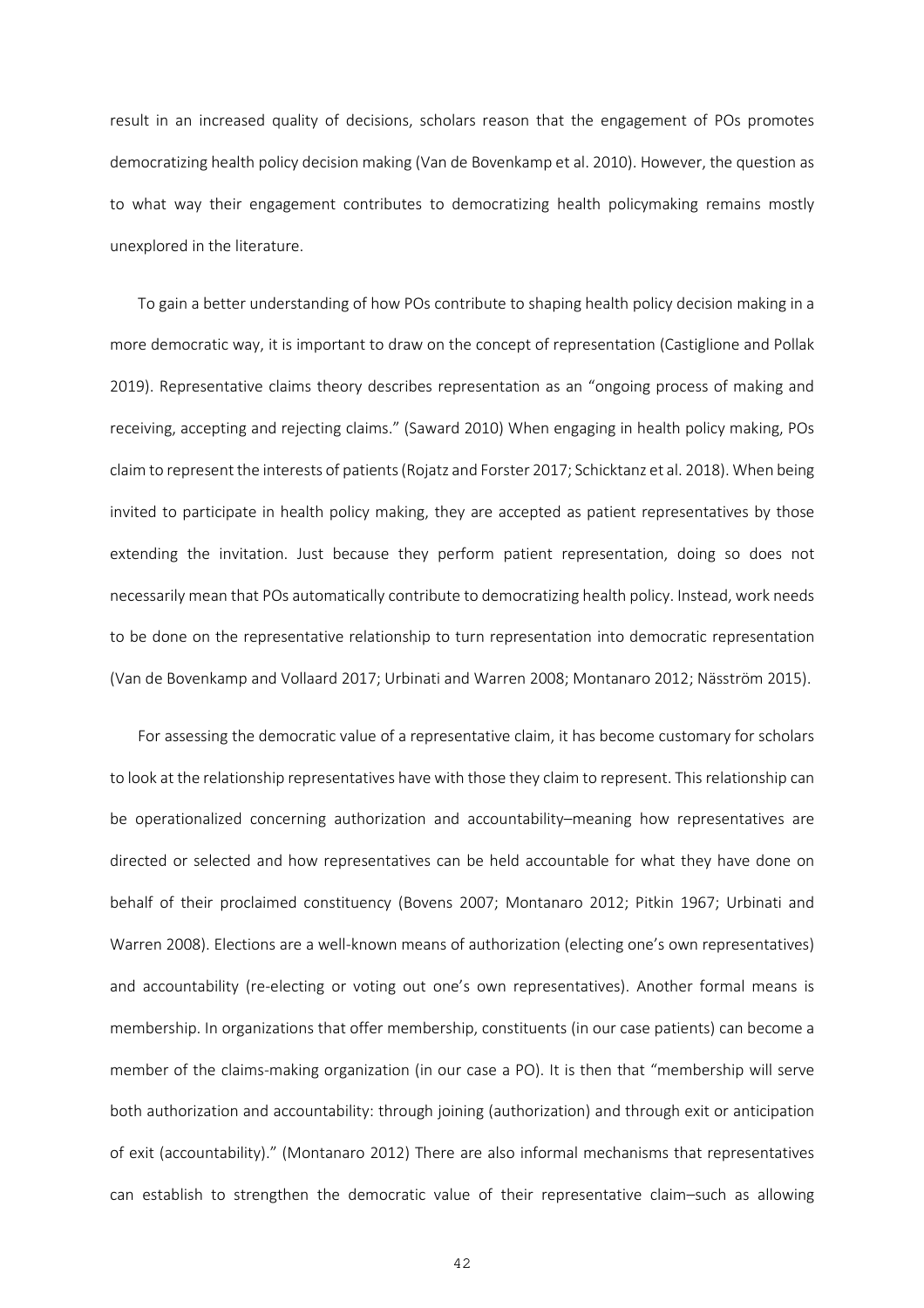result in an increased quality of decisions, scholars reason that the engagement of POs promotes democratizing health policy decision making (Van de Bovenkamp et al. 2010). However, the question as to what way their engagement contributes to democratizing health policymaking remains mostly unexplored in the literature.

To gain a better understanding of how POs contribute to shaping health policy decision making in a more democratic way, it is important to draw on the concept of representation (Castiglione and Pollak 2019). Representative claims theory describes representation as an "ongoing process of making and receiving, accepting and rejecting claims." (Saward 2010) When engaging in health policy making, POs claim to represent the interests of patients (Rojatz and Forster 2017; Schicktanz et al. 2018). When being invited to participate in health policy making, they are accepted as patient representatives by those extending the invitation. Just because they perform patient representation, doing so does not necessarily mean that POs automatically contribute to democratizing health policy. Instead, work needs to be done on the representative relationship to turn representation into democratic representation (Van de Bovenkamp and Vollaard 2017; Urbinati and Warren 2008; Montanaro 2012; Näsström 2015).

For assessing the democratic value of a representative claim, it has become customary for scholars to look at the relationship representatives have with those they claim to represent. This relationship can be operationalized concerning authorization and accountability–meaning how representatives are directed or selected and how representatives can be held accountable for what they have done on behalf of their proclaimed constituency (Bovens 2007; Montanaro 2012; Pitkin 1967; Urbinati and Warren 2008). Elections are a well-known means of authorization (electing one's own representatives) and accountability (re-electing or voting out one's own representatives). Another formal means is membership. In organizations that offer membership, constituents (in our case patients) can become a member of the claims-making organization (in our case a PO). It is then that "membership will serve both authorization and accountability: through joining (authorization) and through exit or anticipation of exit (accountability)." (Montanaro 2012) There are also informal mechanisms that representatives can establish to strengthen the democratic value of their representative claim–such as allowing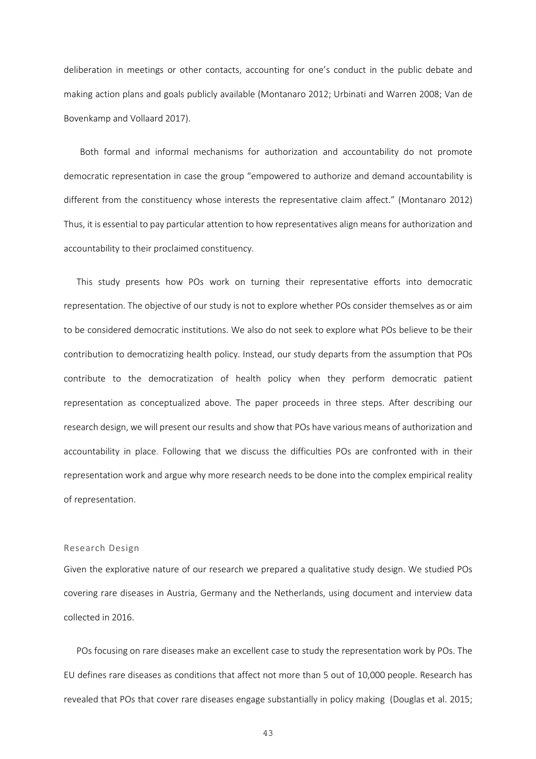deliberation in meetings or other contacts, accounting for one's conduct in the public debate and making action plans and goals publicly available (Montanaro 2012; Urbinati and Warren 2008; Van de Bovenkamp and Vollaard 2017).

Both formal and informal mechanisms for authorization and accountability do not promote democratic representation in case the group "empowered to authorize and demand accountability is different from the constituency whose interests the representative claim affect." (Montanaro 2012) Thus, it is essential to pay particular attention to how representatives align means for authorization and accountability to their proclaimed constituency.

This study presents how POs work on turning their representative efforts into democratic representation. The objective of our study is not to explore whether POs consider themselves as or aim to be considered democratic institutions. We also do not seek to explore what POs believe to be their contribution to democratizing health policy. Instead, our study departs from the assumption that POs contribute to the democratization of health policy when they perform democratic patient representation as conceptualized above. The paper proceeds in three steps. After describing our research design, we will present our results and show that POs have various means of authorization and accountability in place. Following that we discuss the difficulties POs are confronted with in their representation work and argue why more research needs to be done into the complex empirical reality of representation.

## Research Design

Given the explorative nature of our research we prepared a qualitative study design. We studied POs covering rare diseases in Austria, Germany and the Netherlands, using document and interview data collected in 2016.

POs focusing on rare diseases make an excellent case to study the representation work by POs. The EU defines rare diseases as conditions that affect not more than 5 out of 10,000 people. Research has revealed that POs that cover rare diseases engage substantially in policy making (Douglas et al. 2015;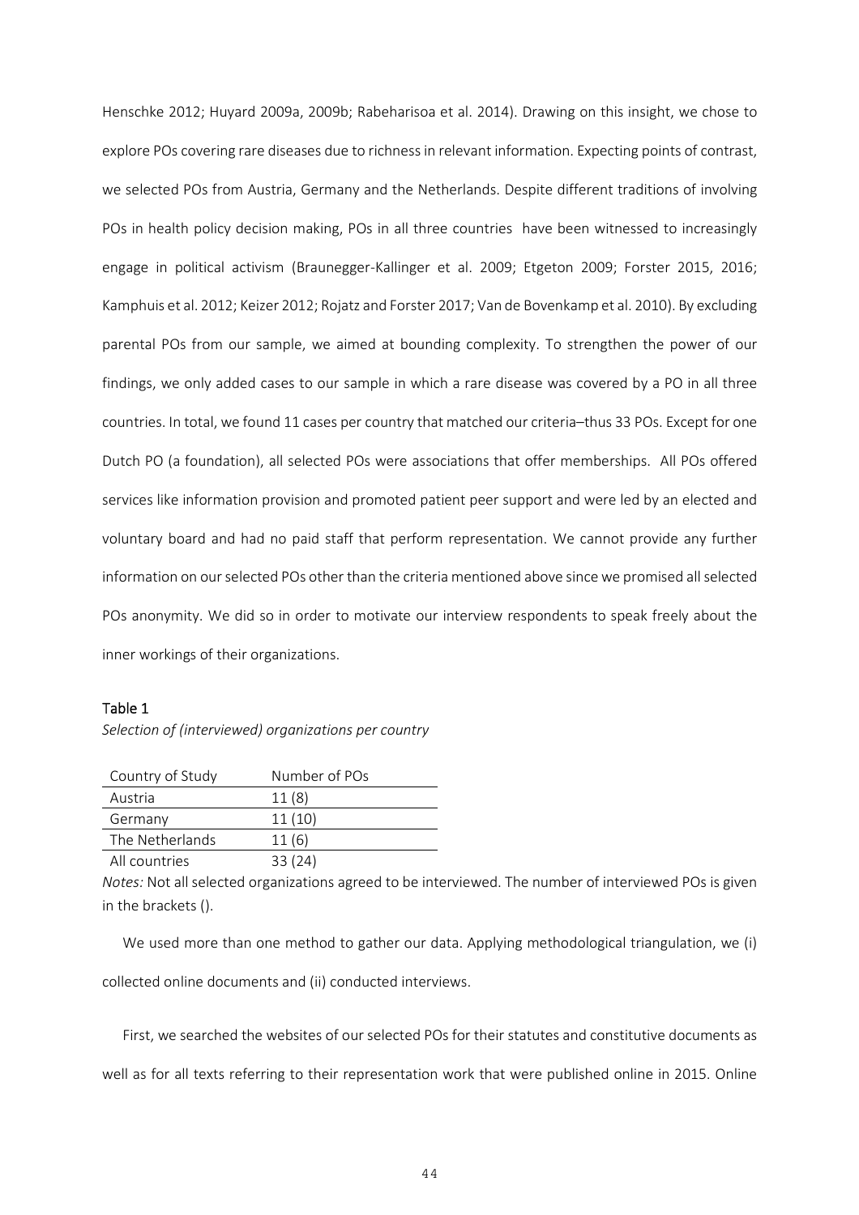Henschke 2012; Huyard 2009a, 2009b; Rabeharisoa et al. 2014). Drawing on this insight, we chose to explore POs covering rare diseases due to richness in relevant information. Expecting points of contrast, we selected POs from Austria, Germany and the Netherlands. Despite different traditions of involving POs in health policy decision making, POs in all three countries have been witnessed to increasingly engage in political activism (Braunegger-Kallinger et al. 2009; Etgeton 2009; Forster 2015, 2016; Kamphuis et al. 2012; Keizer 2012; Rojatz and Forster 2017; Van de Bovenkamp et al. 2010). By excluding parental POs from our sample, we aimed at bounding complexity. To strengthen the power of our findings, we only added cases to our sample in which a rare disease was covered by a PO in all three countries. In total, we found 11 cases per country that matched our criteria–thus 33 POs. Except for one Dutch PO (a foundation), all selected POs were associations that offer memberships. All POs offered services like information provision and promoted patient peer support and were led by an elected and voluntary board and had no paid staff that perform representation. We cannot provide any further information on our selected POs other than the criteria mentioned above since we promised all selected POs anonymity. We did so in order to motivate our interview respondents to speak freely about the inner workings of their organizations.

Table 1

*Selection of (interviewed) organizations per country*

| Country of Study | Number of POs |
|---|---|
| Austria | 11 (8) |
| Germany | 11 (10) |
| The Netherlands | 11 (6) |
| All countries | 33 (24) |

*Notes:* Not all selected organizations agreed to be interviewed. The number of interviewed POs is given in the brackets ().

We used more than one method to gather our data. Applying methodological triangulation, we (i) collected online documents and (ii) conducted interviews.

First, we searched the websites of our selected POs for their statutes and constitutive documents as well as for all texts referring to their representation work that were published online in 2015. Online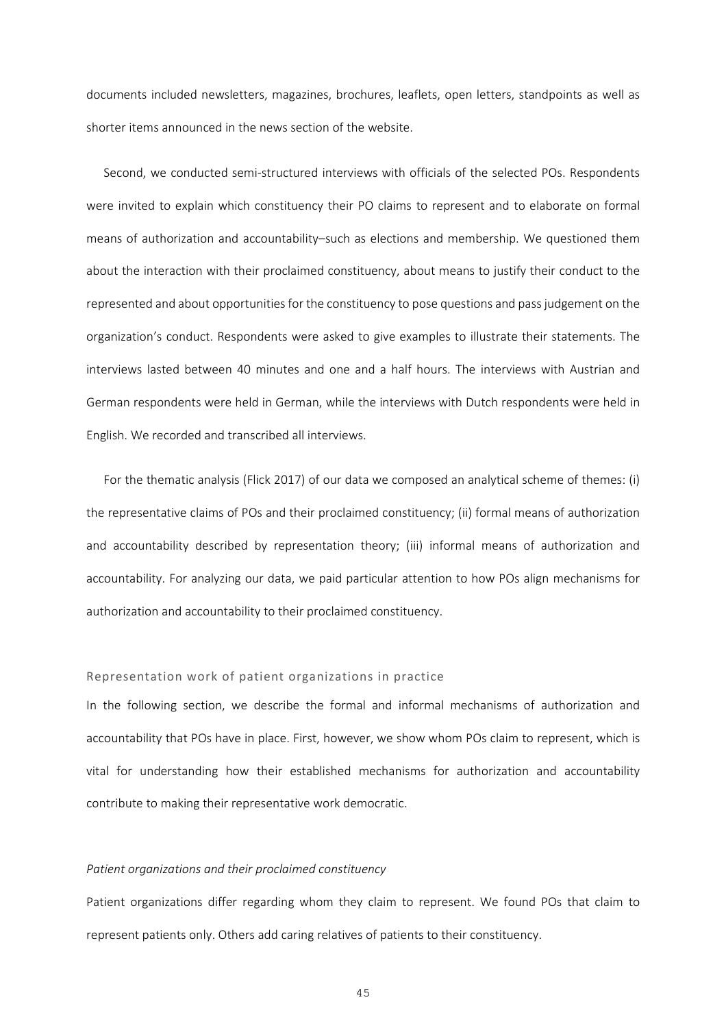documents included newsletters, magazines, brochures, leaflets, open letters, standpoints as well as shorter items announced in the news section of the website.

Second, we conducted semi-structured interviews with officials of the selected POs. Respondents were invited to explain which constituency their PO claims to represent and to elaborate on formal means of authorization and accountability–such as elections and membership. We questioned them about the interaction with their proclaimed constituency, about means to justify their conduct to the represented and about opportunities for the constituency to pose questions and pass judgement on the organization's conduct. Respondents were asked to give examples to illustrate their statements. The interviews lasted between 40 minutes and one and a half hours. The interviews with Austrian and German respondents were held in German, while the interviews with Dutch respondents were held in English. We recorded and transcribed all interviews.

For the thematic analysis (Flick 2017) of our data we composed an analytical scheme of themes: (i) the representative claims of POs and their proclaimed constituency; (ii) formal means of authorization and accountability described by representation theory; (iii) informal means of authorization and accountability. For analyzing our data, we paid particular attention to how POs align mechanisms for authorization and accountability to their proclaimed constituency.

## Representation work of patient organizations in practice

In the following section, we describe the formal and informal mechanisms of authorization and accountability that POs have in place. First, however, we show whom POs claim to represent, which is vital for understanding how their established mechanisms for authorization and accountability contribute to making their representative work democratic.

### *Patient organizations and their proclaimed constituency*

Patient organizations differ regarding whom they claim to represent. We found POs that claim to represent patients only. Others add caring relatives of patients to their constituency.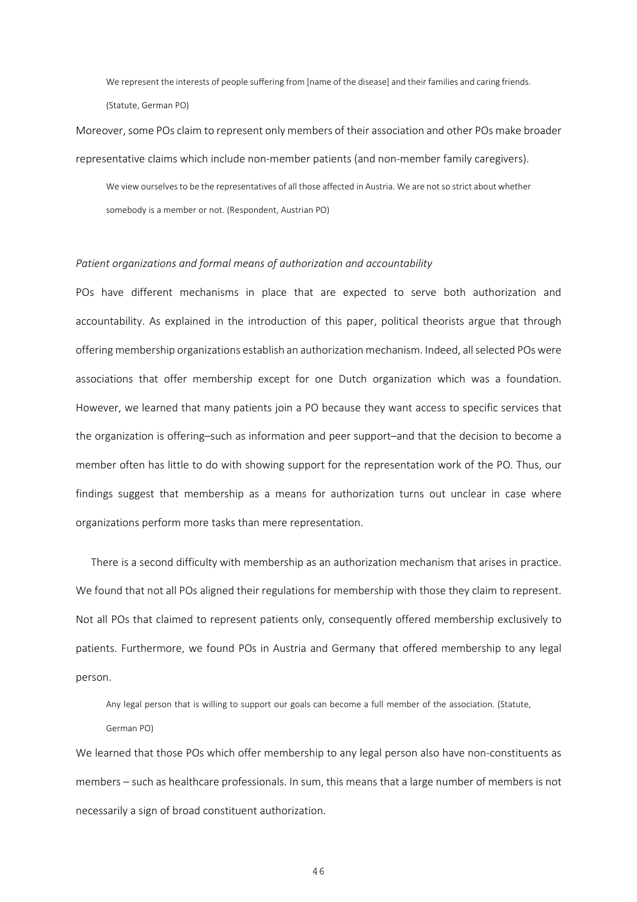> We represent the interests of people suffering from [name of the disease] and their families and caring friends. (Statute, German PO)

Moreover, some POs claim to represent only members of their association and other POs make broader representative claims which include non-member patients (and non-member family caregivers).

> We view ourselves to be the representatives of all those affected in Austria. We are not so strict about whether somebody is a member or not. (Respondent, Austrian PO)

### *Patient organizations and formal means of authorization and accountability*

POs have different mechanisms in place that are expected to serve both authorization and accountability. As explained in the introduction of this paper, political theorists argue that through offering membership organizations establish an authorization mechanism. Indeed, all selected POs were associations that offer membership except for one Dutch organization which was a foundation. However, we learned that many patients join a PO because they want access to specific services that the organization is offering–such as information and peer support–and that the decision to become a member often has little to do with showing support for the representation work of the PO. Thus, our findings suggest that membership as a means for authorization turns out unclear in case where organizations perform more tasks than mere representation.

There is a second difficulty with membership as an authorization mechanism that arises in practice. We found that not all POs aligned their regulations for membership with those they claim to represent. Not all POs that claimed to represent patients only, consequently offered membership exclusively to patients. Furthermore, we found POs in Austria and Germany that offered membership to any legal person.

> Any legal person that is willing to support our goals can become a full member of the association. (Statute, German PO)

We learned that those POs which offer membership to any legal person also have non-constituents as members – such as healthcare professionals. In sum, this means that a large number of members is not necessarily a sign of broad constituent authorization.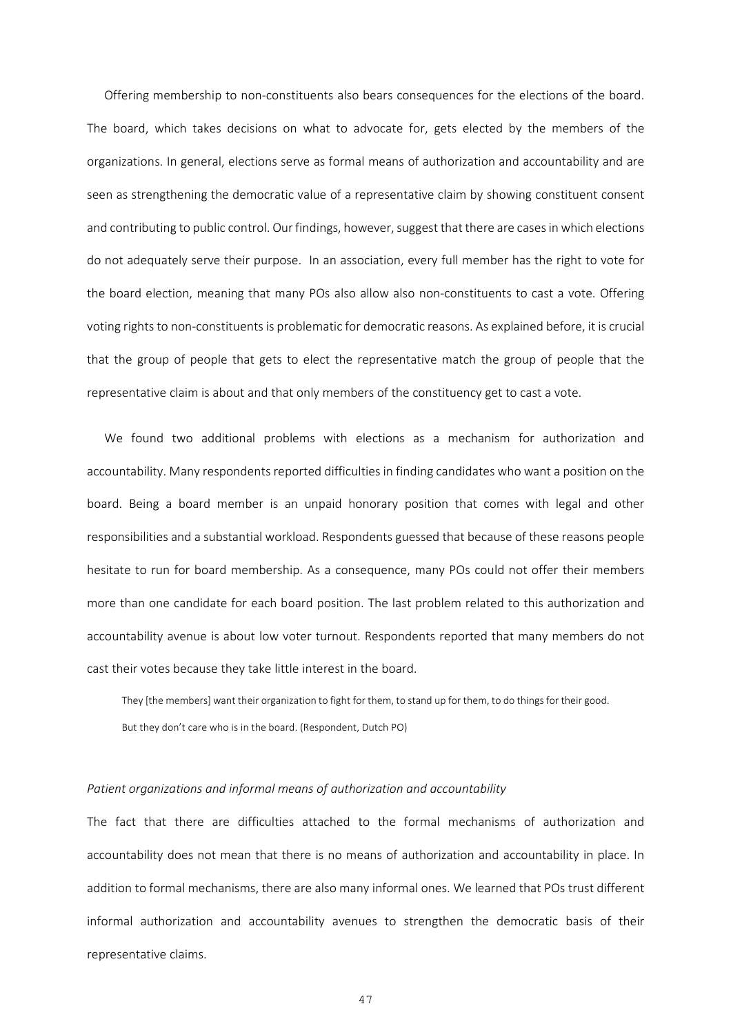Offering membership to non-constituents also bears consequences for the elections of the board. The board, which takes decisions on what to advocate for, gets elected by the members of the organizations. In general, elections serve as formal means of authorization and accountability and are seen as strengthening the democratic value of a representative claim by showing constituent consent and contributing to public control. Our findings, however, suggest that there are cases in which elections do not adequately serve their purpose. In an association, every full member has the right to vote for the board election, meaning that many POs also allow also non-constituents to cast a vote. Offering voting rights to non-constituents is problematic for democratic reasons. As explained before, it is crucial that the group of people that gets to elect the representative match the group of people that the representative claim is about and that only members of the constituency get to cast a vote.

We found two additional problems with elections as a mechanism for authorization and accountability. Many respondents reported difficulties in finding candidates who want a position on the board. Being a board member is an unpaid honorary position that comes with legal and other responsibilities and a substantial workload. Respondents guessed that because of these reasons people hesitate to run for board membership. As a consequence, many POs could not offer their members more than one candidate for each board position. The last problem related to this authorization and accountability avenue is about low voter turnout. Respondents reported that many members do not cast their votes because they take little interest in the board.

> They [the members] want their organization to fight for them, to stand up for them, to do things for their good. But they don't care who is in the board. (Respondent, Dutch PO)

*Patient organizations and informal means of authorization and accountability*

The fact that there are difficulties attached to the formal mechanisms of authorization and accountability does not mean that there is no means of authorization and accountability in place. In addition to formal mechanisms, there are also many informal ones. We learned that POs trust different informal authorization and accountability avenues to strengthen the democratic basis of their representative claims.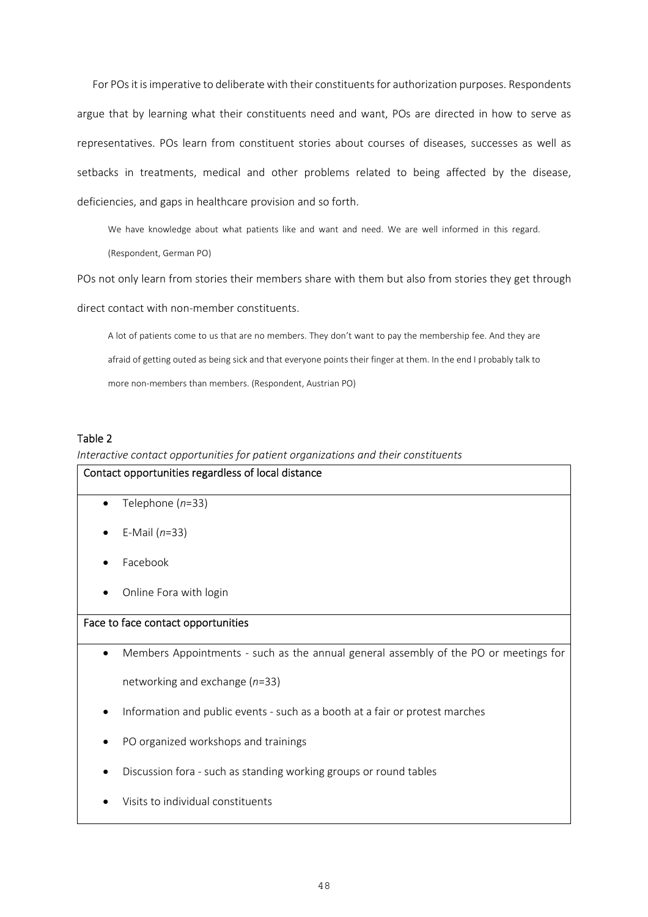For POs it is imperative to deliberate with their constituents for authorization purposes. Respondents argue that by learning what their constituents need and want, POs are directed in how to serve as representatives. POs learn from constituent stories about courses of diseases, successes as well as setbacks in treatments, medical and other problems related to being affected by the disease, deficiencies, and gaps in healthcare provision and so forth.

> We have knowledge about what patients like and want and need. We are well informed in this regard. (Respondent, German PO)

POs not only learn from stories their members share with them but also from stories they get through direct contact with non-member constituents.

> A lot of patients come to us that are no members. They don't want to pay the membership fee. And they are afraid of getting outed as being sick and that everyone points their finger at them. In the end I probably talk to more non-members than members. (Respondent, Austrian PO)

Table 2

*Interactive contact opportunities for patient organizations and their constituents*

| Contact opportunities regardless of local distance |
|---|
| • Telephone (*n*=33)<br>• E-Mail (*n*=33)<br>• Facebook<br>• Online Fora with login |
| **Face to face contact opportunities** |
| • Members Appointments - such as the annual general assembly of the PO or meetings for networking and exchange (*n*=33)<br>• Information and public events - such as a booth at a fair or protest marches<br>• PO organized workshops and trainings<br>• Discussion fora - such as standing working groups or round tables<br>• Visits to individual constituents |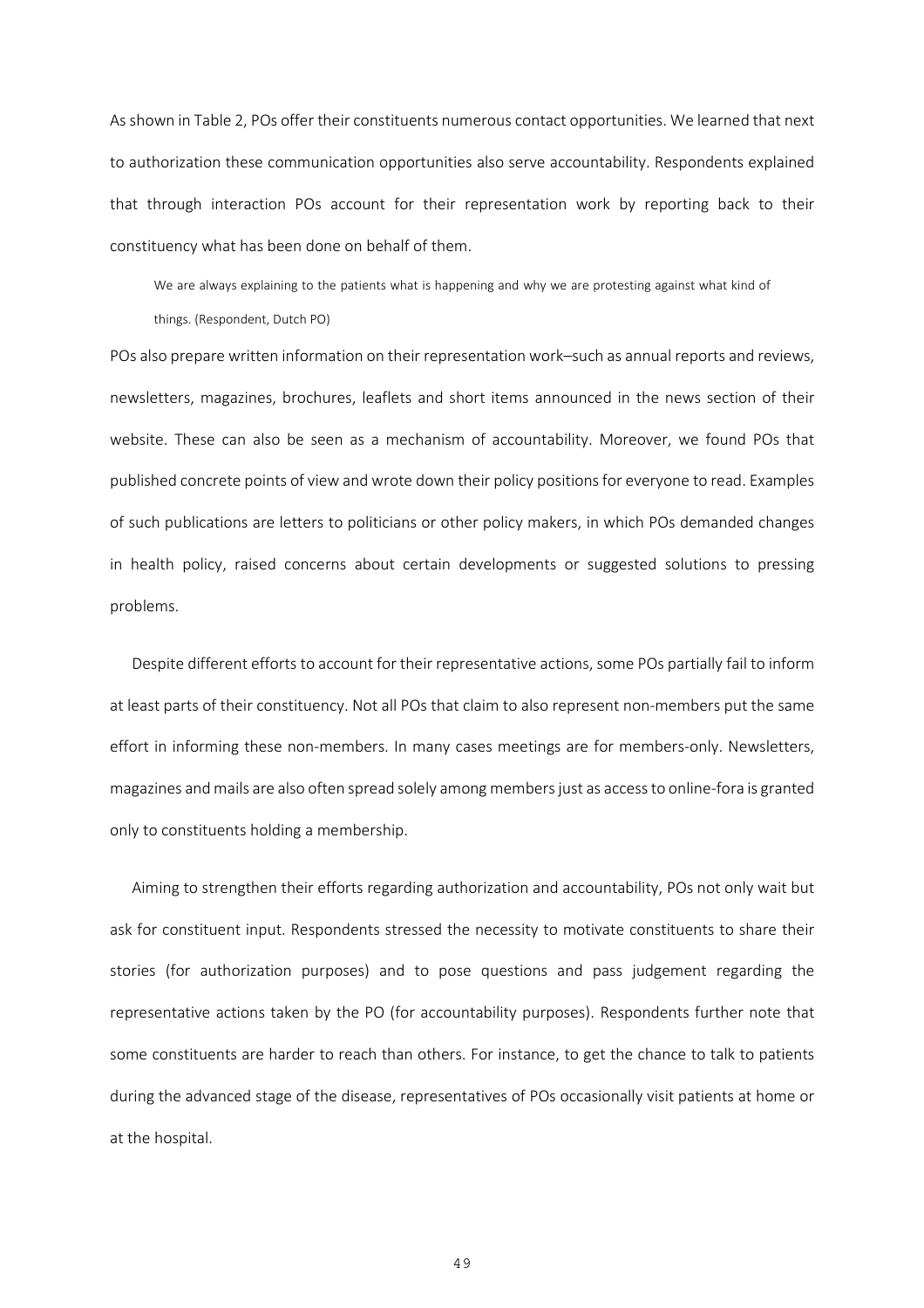As shown in Table 2, POs offer their constituents numerous contact opportunities. We learned that next to authorization these communication opportunities also serve accountability. Respondents explained that through interaction POs account for their representation work by reporting back to their constituency what has been done on behalf of them.

> We are always explaining to the patients what is happening and why we are protesting against what kind of things. (Respondent, Dutch PO)

POs also prepare written information on their representation work–such as annual reports and reviews, newsletters, magazines, brochures, leaflets and short items announced in the news section of their website. These can also be seen as a mechanism of accountability. Moreover, we found POs that published concrete points of view and wrote down their policy positions for everyone to read. Examples of such publications are letters to politicians or other policy makers, in which POs demanded changes in health policy, raised concerns about certain developments or suggested solutions to pressing problems.

Despite different efforts to account for their representative actions, some POs partially fail to inform at least parts of their constituency. Not all POs that claim to also represent non-members put the same effort in informing these non-members. In many cases meetings are for members-only. Newsletters, magazines and mails are also often spread solely among members just as access to online-fora is granted only to constituents holding a membership.

Aiming to strengthen their efforts regarding authorization and accountability, POs not only wait but ask for constituent input. Respondents stressed the necessity to motivate constituents to share their stories (for authorization purposes) and to pose questions and pass judgement regarding the representative actions taken by the PO (for accountability purposes). Respondents further note that some constituents are harder to reach than others. For instance, to get the chance to talk to patients during the advanced stage of the disease, representatives of POs occasionally visit patients at home or at the hospital.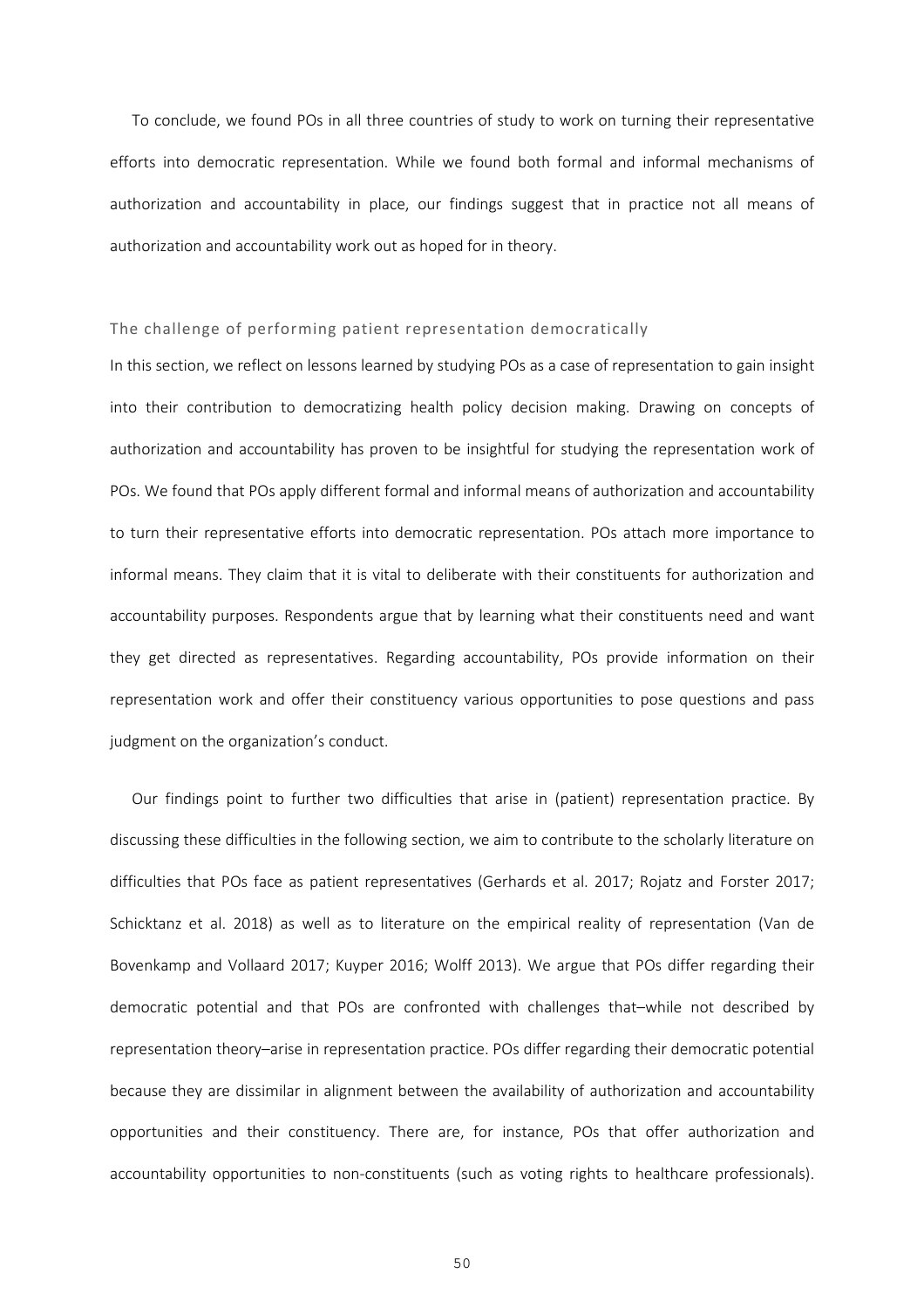To conclude, we found POs in all three countries of study to work on turning their representative efforts into democratic representation. While we found both formal and informal mechanisms of authorization and accountability in place, our findings suggest that in practice not all means of authorization and accountability work out as hoped for in theory.

### The challenge of performing patient representation democratically

In this section, we reflect on lessons learned by studying POs as a case of representation to gain insight into their contribution to democratizing health policy decision making. Drawing on concepts of authorization and accountability has proven to be insightful for studying the representation work of POs. We found that POs apply different formal and informal means of authorization and accountability to turn their representative efforts into democratic representation. POs attach more importance to informal means. They claim that it is vital to deliberate with their constituents for authorization and accountability purposes. Respondents argue that by learning what their constituents need and want they get directed as representatives. Regarding accountability, POs provide information on their representation work and offer their constituency various opportunities to pose questions and pass judgment on the organization's conduct.

Our findings point to further two difficulties that arise in (patient) representation practice. By discussing these difficulties in the following section, we aim to contribute to the scholarly literature on difficulties that POs face as patient representatives (Gerhards et al. 2017; Rojatz and Forster 2017; Schicktanz et al. 2018) as well as to literature on the empirical reality of representation (Van de Bovenkamp and Vollaard 2017; Kuyper 2016; Wolff 2013). We argue that POs differ regarding their democratic potential and that POs are confronted with challenges that–while not described by representation theory–arise in representation practice. POs differ regarding their democratic potential because they are dissimilar in alignment between the availability of authorization and accountability opportunities and their constituency. There are, for instance, POs that offer authorization and accountability opportunities to non-constituents (such as voting rights to healthcare professionals).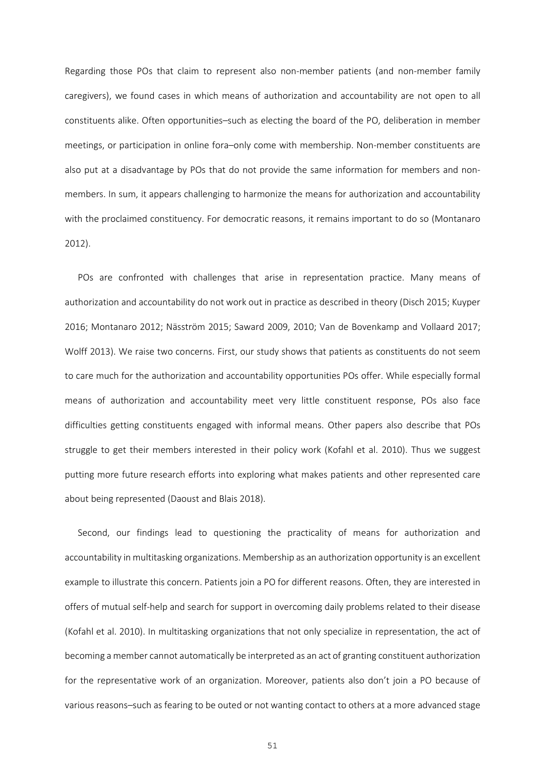Regarding those POs that claim to represent also non-member patients (and non-member family caregivers), we found cases in which means of authorization and accountability are not open to all constituents alike. Often opportunities–such as electing the board of the PO, deliberation in member meetings, or participation in online fora–only come with membership. Non-member constituents are also put at a disadvantage by POs that do not provide the same information for members and non-members. In sum, it appears challenging to harmonize the means for authorization and accountability with the proclaimed constituency. For democratic reasons, it remains important to do so (Montanaro 2012).

POs are confronted with challenges that arise in representation practice. Many means of authorization and accountability do not work out in practice as described in theory (Disch 2015; Kuyper 2016; Montanaro 2012; Näsström 2015; Saward 2009, 2010; Van de Bovenkamp and Vollaard 2017; Wolff 2013). We raise two concerns. First, our study shows that patients as constituents do not seem to care much for the authorization and accountability opportunities POs offer. While especially formal means of authorization and accountability meet very little constituent response, POs also face difficulties getting constituents engaged with informal means. Other papers also describe that POs struggle to get their members interested in their policy work (Kofahl et al. 2010). Thus we suggest putting more future research efforts into exploring what makes patients and other represented care about being represented (Daoust and Blais 2018).

Second, our findings lead to questioning the practicality of means for authorization and accountability in multitasking organizations. Membership as an authorization opportunity is an excellent example to illustrate this concern. Patients join a PO for different reasons. Often, they are interested in offers of mutual self-help and search for support in overcoming daily problems related to their disease (Kofahl et al. 2010). In multitasking organizations that not only specialize in representation, the act of becoming a member cannot automatically be interpreted as an act of granting constituent authorization for the representative work of an organization. Moreover, patients also don't join a PO because of various reasons–such as fearing to be outed or not wanting contact to others at a more advanced stage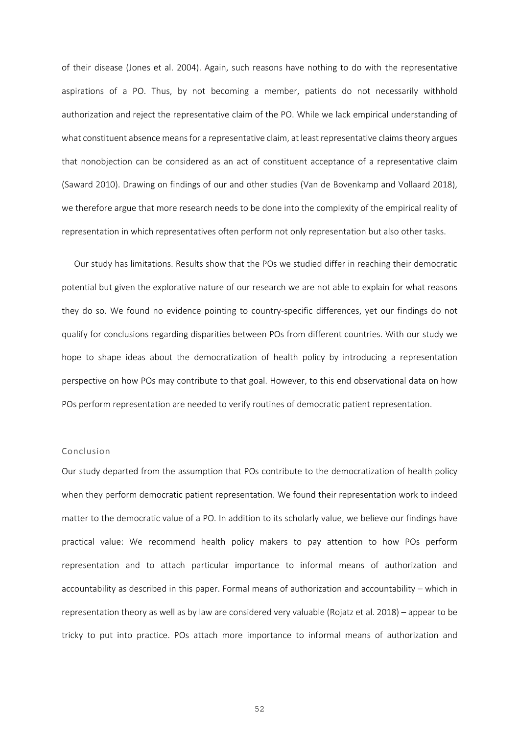of their disease (Jones et al. 2004). Again, such reasons have nothing to do with the representative aspirations of a PO. Thus, by not becoming a member, patients do not necessarily withhold authorization and reject the representative claim of the PO. While we lack empirical understanding of what constituent absence means for a representative claim, at least representative claims theory argues that nonobjection can be considered as an act of constituent acceptance of a representative claim (Saward 2010). Drawing on findings of our and other studies (Van de Bovenkamp and Vollaard 2018), we therefore argue that more research needs to be done into the complexity of the empirical reality of representation in which representatives often perform not only representation but also other tasks.

Our study has limitations. Results show that the POs we studied differ in reaching their democratic potential but given the explorative nature of our research we are not able to explain for what reasons they do so. We found no evidence pointing to country-specific differences, yet our findings do not qualify for conclusions regarding disparities between POs from different countries. With our study we hope to shape ideas about the democratization of health policy by introducing a representation perspective on how POs may contribute to that goal. However, to this end observational data on how POs perform representation are needed to verify routines of democratic patient representation.

## Conclusion

Our study departed from the assumption that POs contribute to the democratization of health policy when they perform democratic patient representation. We found their representation work to indeed matter to the democratic value of a PO. In addition to its scholarly value, we believe our findings have practical value: We recommend health policy makers to pay attention to how POs perform representation and to attach particular importance to informal means of authorization and accountability as described in this paper. Formal means of authorization and accountability – which in representation theory as well as by law are considered very valuable (Rojatz et al. 2018) – appear to be tricky to put into practice. POs attach more importance to informal means of authorization and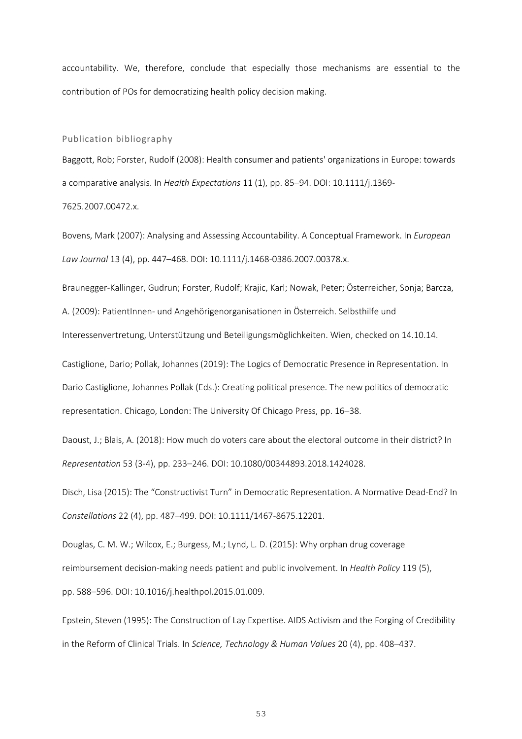accountability. We, therefore, conclude that especially those mechanisms are essential to the contribution of POs for democratizing health policy decision making.

## Publication bibliography

Baggott, Rob; Forster, Rudolf (2008): Health consumer and patients' organizations in Europe: towards a comparative analysis. In *Health Expectations* 11 (1), pp. 85–94. DOI: 10.1111/j.1369-7625.2007.00472.x.

Bovens, Mark (2007): Analysing and Assessing Accountability. A Conceptual Framework. In *European Law Journal* 13 (4), pp. 447–468. DOI: 10.1111/j.1468-0386.2007.00378.x.

Braunegger-Kallinger, Gudrun; Forster, Rudolf; Krajic, Karl; Nowak, Peter; Österreicher, Sonja; Barcza, A. (2009): PatientInnen- und Angehörigenorganisationen in Österreich. Selbsthilfe und Interessenvertretung, Unterstützung und Beteiligungsmöglichkeiten. Wien, checked on 14.10.14.

Castiglione, Dario; Pollak, Johannes (2019): The Logics of Democratic Presence in Representation. In Dario Castiglione, Johannes Pollak (Eds.): Creating political presence. The new politics of democratic representation. Chicago, London: The University Of Chicago Press, pp. 16–38.

Daoust, J.; Blais, A. (2018): How much do voters care about the electoral outcome in their district? In *Representation* 53 (3-4), pp. 233–246. DOI: 10.1080/00344893.2018.1424028.

Disch, Lisa (2015): The "Constructivist Turn" in Democratic Representation. A Normative Dead-End? In *Constellations* 22 (4), pp. 487–499. DOI: 10.1111/1467-8675.12201.

Douglas, C. M. W.; Wilcox, E.; Burgess, M.; Lynd, L. D. (2015): Why orphan drug coverage reimbursement decision-making needs patient and public involvement. In *Health Policy* 119 (5), pp. 588–596. DOI: 10.1016/j.healthpol.2015.01.009.

Epstein, Steven (1995): The Construction of Lay Expertise. AIDS Activism and the Forging of Credibility in the Reform of Clinical Trials. In *Science, Technology & Human Values* 20 (4), pp. 408–437.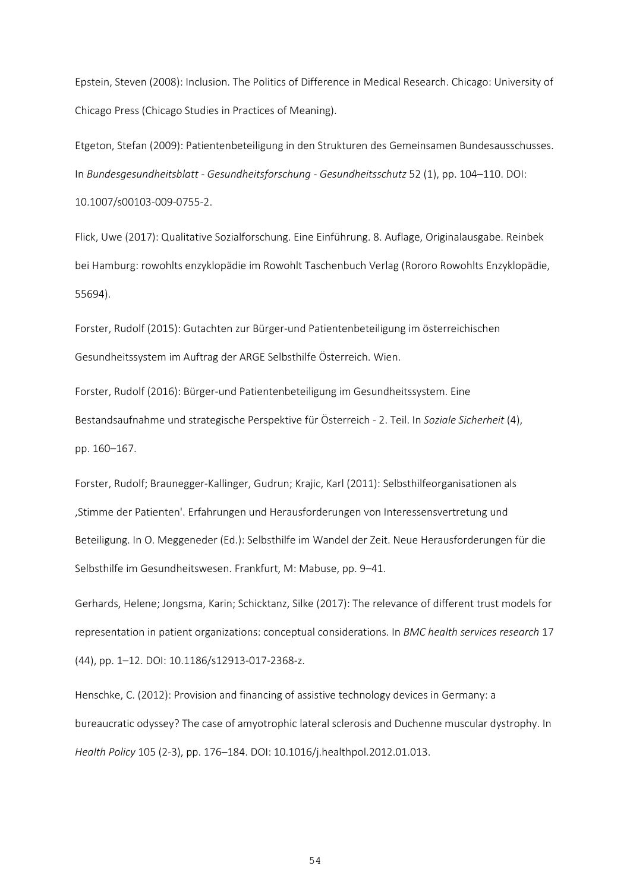Epstein, Steven (2008): Inclusion. The Politics of Difference in Medical Research. Chicago: University of Chicago Press (Chicago Studies in Practices of Meaning).

Etgeton, Stefan (2009): Patientenbeteiligung in den Strukturen des Gemeinsamen Bundesausschusses. In *Bundesgesundheitsblatt - Gesundheitsforschung - Gesundheitsschutz* 52 (1), pp. 104–110. DOI: 10.1007/s00103-009-0755-2.

Flick, Uwe (2017): Qualitative Sozialforschung. Eine Einführung. 8. Auflage, Originalausgabe. Reinbek bei Hamburg: rowohlts enzyklopädie im Rowohlt Taschenbuch Verlag (Rororo Rowohlts Enzyklopädie, 55694).

Forster, Rudolf (2015): Gutachten zur Bürger-und Patientenbeteiligung im österreichischen Gesundheitssystem im Auftrag der ARGE Selbsthilfe Österreich. Wien.

Forster, Rudolf (2016): Bürger-und Patientenbeteiligung im Gesundheitssystem. Eine Bestandsaufnahme und strategische Perspektive für Österreich - 2. Teil. In *Soziale Sicherheit* (4), pp. 160–167.

Forster, Rudolf; Braunegger-Kallinger, Gudrun; Krajic, Karl (2011): Selbsthilfeorganisationen als ‚Stimme der Patienten'. Erfahrungen und Herausforderungen von Interessensvertretung und Beteiligung. In O. Meggeneder (Ed.): Selbsthilfe im Wandel der Zeit. Neue Herausforderungen für die Selbsthilfe im Gesundheitswesen. Frankfurt, M: Mabuse, pp. 9–41.

Gerhards, Helene; Jongsma, Karin; Schicktanz, Silke (2017): The relevance of different trust models for representation in patient organizations: conceptual considerations. In *BMC health services research* 17 (44), pp. 1–12. DOI: 10.1186/s12913-017-2368-z.

Henschke, C. (2012): Provision and financing of assistive technology devices in Germany: a bureaucratic odyssey? The case of amyotrophic lateral sclerosis and Duchenne muscular dystrophy. In *Health Policy* 105 (2-3), pp. 176–184. DOI: 10.1016/j.healthpol.2012.01.013.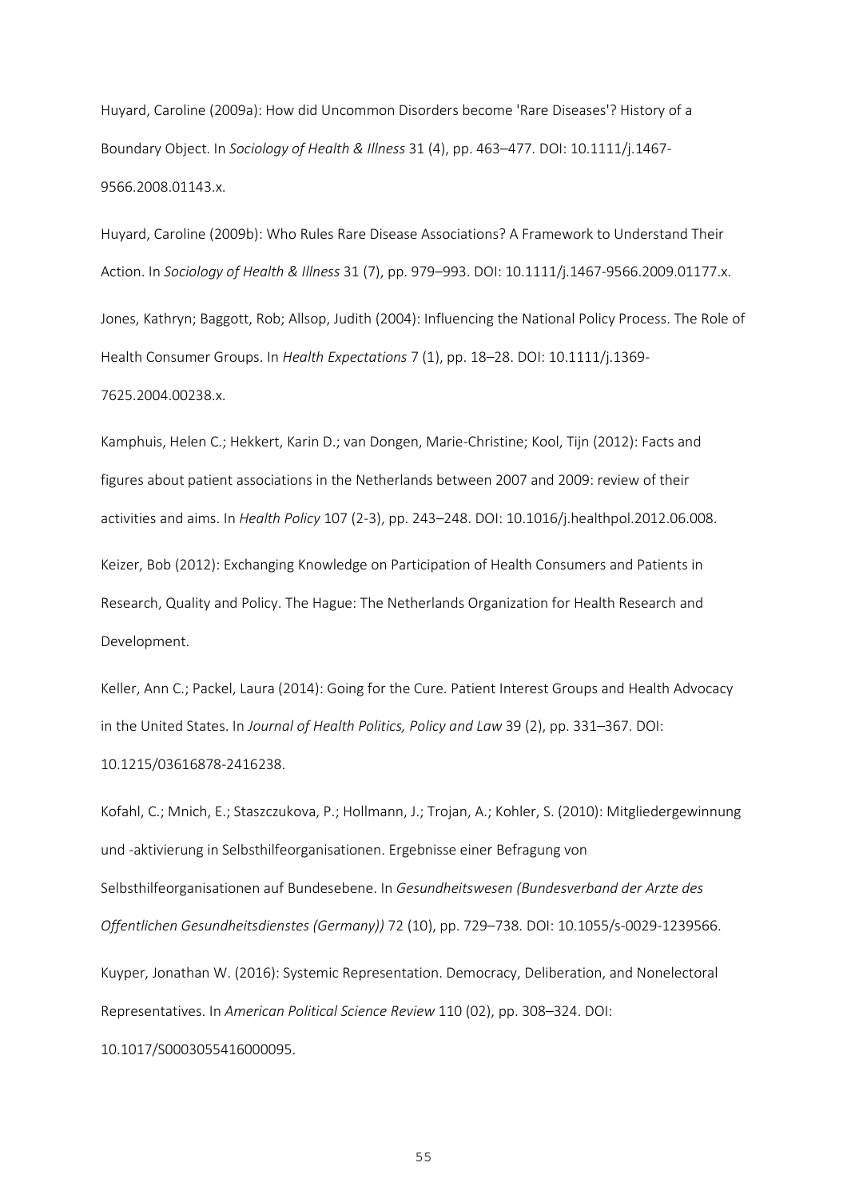Huyard, Caroline (2009a): How did Uncommon Disorders become 'Rare Diseases'? History of a Boundary Object. In *Sociology of Health & Illness* 31 (4), pp. 463–477. DOI: 10.1111/j.1467-9566.2008.01143.x.

Huyard, Caroline (2009b): Who Rules Rare Disease Associations? A Framework to Understand Their Action. In *Sociology of Health & Illness* 31 (7), pp. 979–993. DOI: 10.1111/j.1467-9566.2009.01177.x.

Jones, Kathryn; Baggott, Rob; Allsop, Judith (2004): Influencing the National Policy Process. The Role of Health Consumer Groups. In *Health Expectations* 7 (1), pp. 18–28. DOI: 10.1111/j.1369-7625.2004.00238.x.

Kamphuis, Helen C.; Hekkert, Karin D.; van Dongen, Marie-Christine; Kool, Tijn (2012): Facts and figures about patient associations in the Netherlands between 2007 and 2009: review of their activities and aims. In *Health Policy* 107 (2-3), pp. 243–248. DOI: 10.1016/j.healthpol.2012.06.008.

Keizer, Bob (2012): Exchanging Knowledge on Participation of Health Consumers and Patients in Research, Quality and Policy. The Hague: The Netherlands Organization for Health Research and Development.

Keller, Ann C.; Packel, Laura (2014): Going for the Cure. Patient Interest Groups and Health Advocacy in the United States. In *Journal of Health Politics, Policy and Law* 39 (2), pp. 331–367. DOI: 10.1215/03616878-2416238.

Kofahl, C.; Mnich, E.; Staszczukova, P.; Hollmann, J.; Trojan, A.; Kohler, S. (2010): Mitgliedergewinnung und -aktivierung in Selbsthilfeorganisationen. Ergebnisse einer Befragung von Selbsthilfeorganisationen auf Bundesebene. In *Gesundheitswesen (Bundesverband der Arzte des Offentlichen Gesundheitsdienstes (Germany))* 72 (10), pp. 729–738. DOI: 10.1055/s-0029-1239566.

Kuyper, Jonathan W. (2016): Systemic Representation. Democracy, Deliberation, and Nonelectoral Representatives. In *American Political Science Review* 110 (02), pp. 308–324. DOI: 10.1017/S0003055416000095.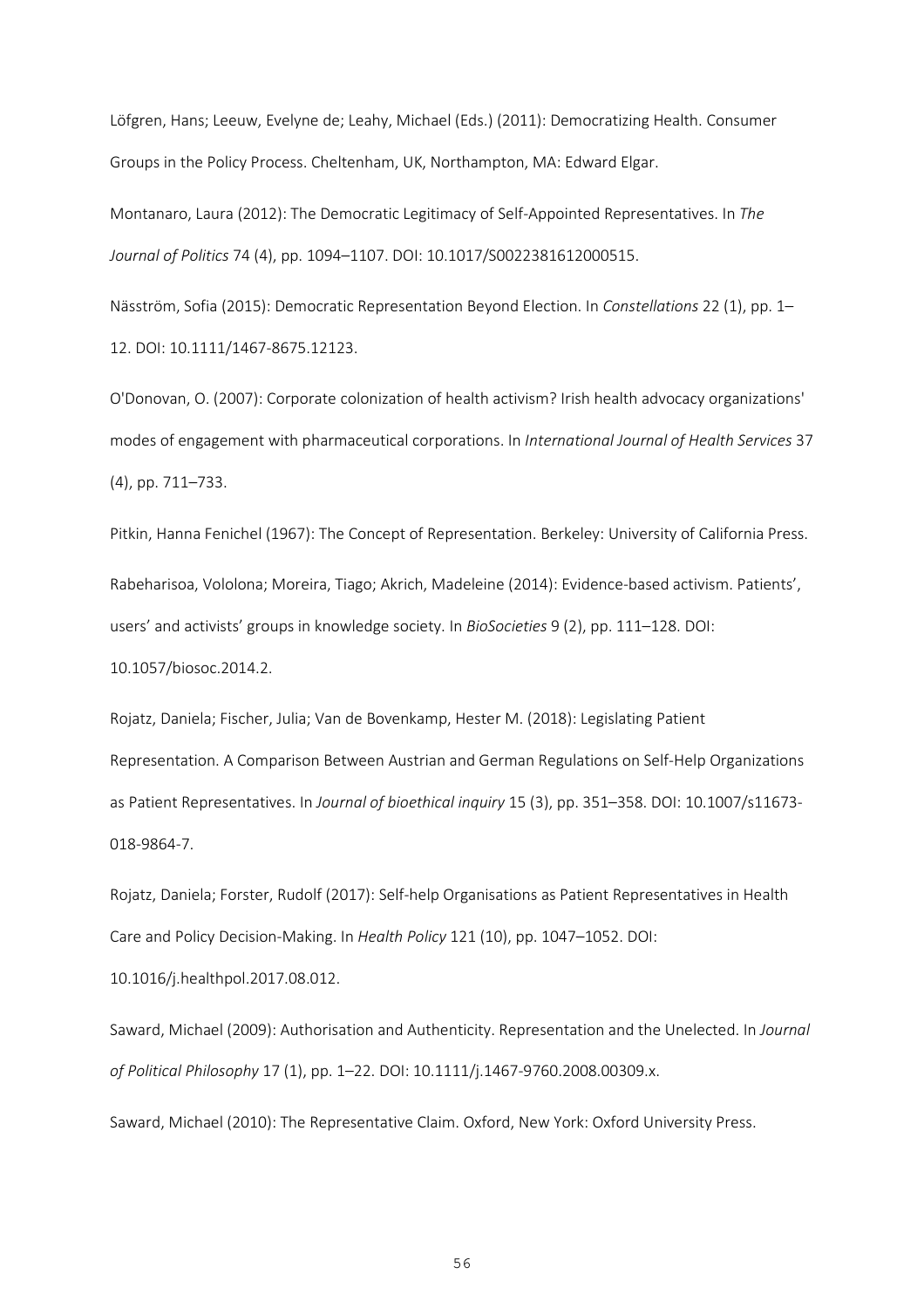Löfgren, Hans; Leeuw, Evelyne de; Leahy, Michael (Eds.) (2011): Democratizing Health. Consumer Groups in the Policy Process. Cheltenham, UK, Northampton, MA: Edward Elgar.

Montanaro, Laura (2012): The Democratic Legitimacy of Self-Appointed Representatives. In *The Journal of Politics* 74 (4), pp. 1094–1107. DOI: 10.1017/S0022381612000515.

Näsström, Sofia (2015): Democratic Representation Beyond Election. In *Constellations* 22 (1), pp. 1–12. DOI: 10.1111/1467-8675.12123.

O'Donovan, O. (2007): Corporate colonization of health activism? Irish health advocacy organizations' modes of engagement with pharmaceutical corporations. In *International Journal of Health Services* 37 (4), pp. 711–733.

Pitkin, Hanna Fenichel (1967): The Concept of Representation. Berkeley: University of California Press.

Rabeharisoa, Vololona; Moreira, Tiago; Akrich, Madeleine (2014): Evidence-based activism. Patients', users' and activists' groups in knowledge society. In *BioSocieties* 9 (2), pp. 111–128. DOI: 10.1057/biosoc.2014.2.

Rojatz, Daniela; Fischer, Julia; Van de Bovenkamp, Hester M. (2018): Legislating Patient Representation. A Comparison Between Austrian and German Regulations on Self-Help Organizations as Patient Representatives. In *Journal of bioethical inquiry* 15 (3), pp. 351–358. DOI: 10.1007/s11673-018-9864-7.

Rojatz, Daniela; Forster, Rudolf (2017): Self-help Organisations as Patient Representatives in Health Care and Policy Decision-Making. In *Health Policy* 121 (10), pp. 1047–1052. DOI: 10.1016/j.healthpol.2017.08.012.

Saward, Michael (2009): Authorisation and Authenticity. Representation and the Unelected. In *Journal of Political Philosophy* 17 (1), pp. 1–22. DOI: 10.1111/j.1467-9760.2008.00309.x.

Saward, Michael (2010): The Representative Claim. Oxford, New York: Oxford University Press.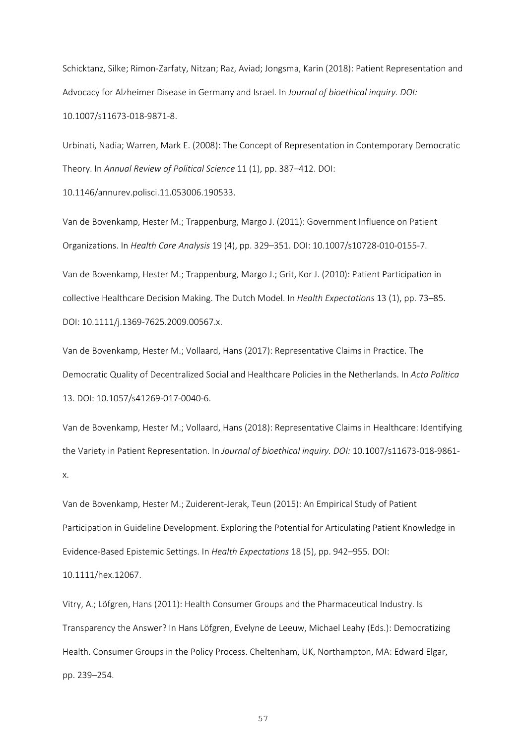Schicktanz, Silke; Rimon-Zarfaty, Nitzan; Raz, Aviad; Jongsma, Karin (2018): Patient Representation and Advocacy for Alzheimer Disease in Germany and Israel. In *Journal of bioethical inquiry. DOI:* 10.1007/s11673-018-9871-8.

Urbinati, Nadia; Warren, Mark E. (2008): The Concept of Representation in Contemporary Democratic Theory. In *Annual Review of Political Science* 11 (1), pp. 387–412. DOI: 10.1146/annurev.polisci.11.053006.190533.

Van de Bovenkamp, Hester M.; Trappenburg, Margo J. (2011): Government Influence on Patient Organizations. In *Health Care Analysis* 19 (4), pp. 329–351. DOI: 10.1007/s10728-010-0155-7.

Van de Bovenkamp, Hester M.; Trappenburg, Margo J.; Grit, Kor J. (2010): Patient Participation in collective Healthcare Decision Making. The Dutch Model. In *Health Expectations* 13 (1), pp. 73–85. DOI: 10.1111/j.1369-7625.2009.00567.x.

Van de Bovenkamp, Hester M.; Vollaard, Hans (2017): Representative Claims in Practice. The Democratic Quality of Decentralized Social and Healthcare Policies in the Netherlands. In *Acta Politica* 13. DOI: 10.1057/s41269-017-0040-6.

Van de Bovenkamp, Hester M.; Vollaard, Hans (2018): Representative Claims in Healthcare: Identifying the Variety in Patient Representation. In *Journal of bioethical inquiry. DOI:* 10.1007/s11673-018-9861-x.

Van de Bovenkamp, Hester M.; Zuiderent-Jerak, Teun (2015): An Empirical Study of Patient Participation in Guideline Development. Exploring the Potential for Articulating Patient Knowledge in Evidence-Based Epistemic Settings. In *Health Expectations* 18 (5), pp. 942–955. DOI: 10.1111/hex.12067.

Vitry, A.; Löfgren, Hans (2011): Health Consumer Groups and the Pharmaceutical Industry. Is Transparency the Answer? In Hans Löfgren, Evelyne de Leeuw, Michael Leahy (Eds.): Democratizing Health. Consumer Groups in the Policy Process. Cheltenham, UK, Northampton, MA: Edward Elgar, pp. 239–254.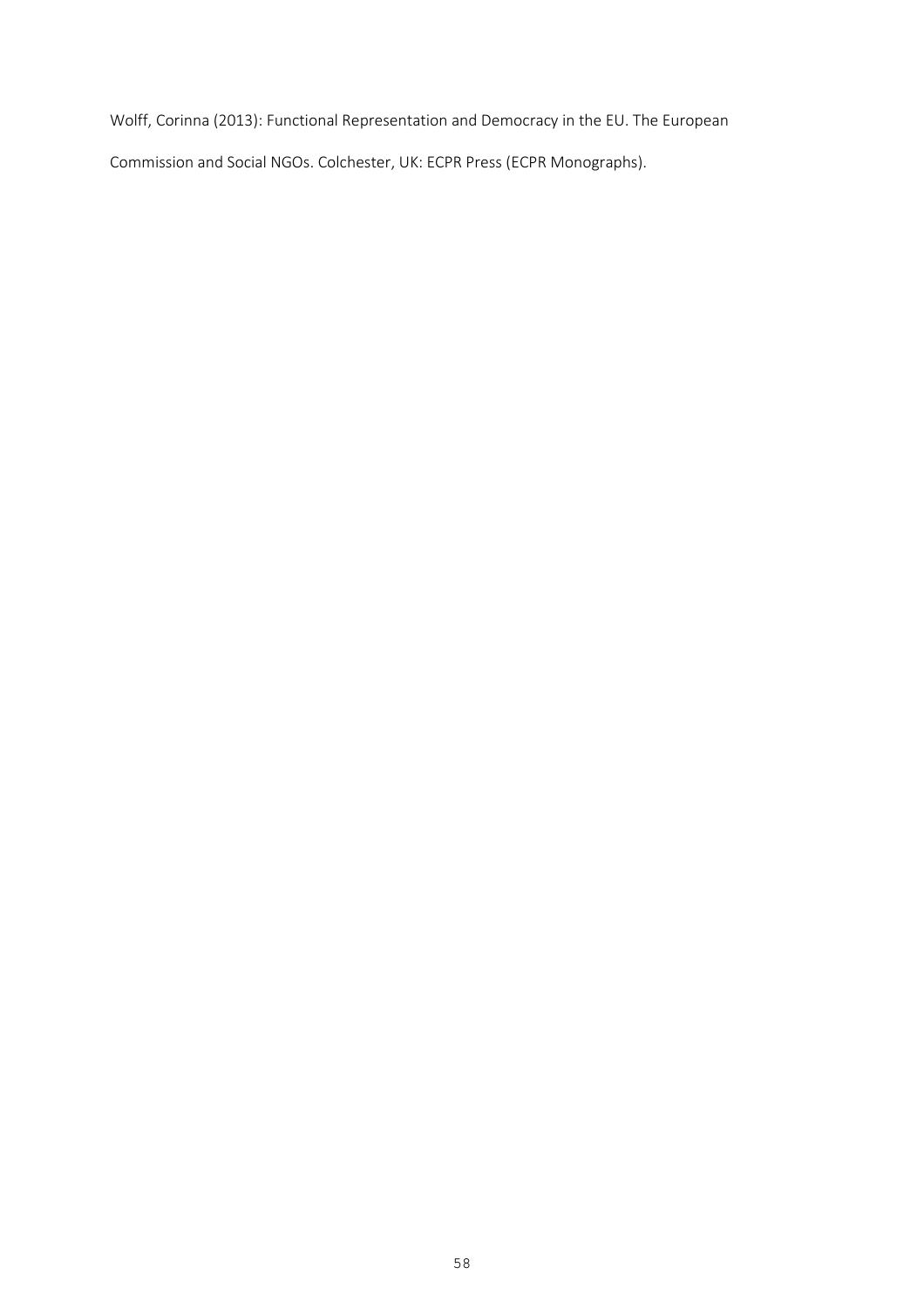Wolff, Corinna (2013): Functional Representation and Democracy in the EU. The European Commission and Social NGOs. Colchester, UK: ECPR Press (ECPR Monographs).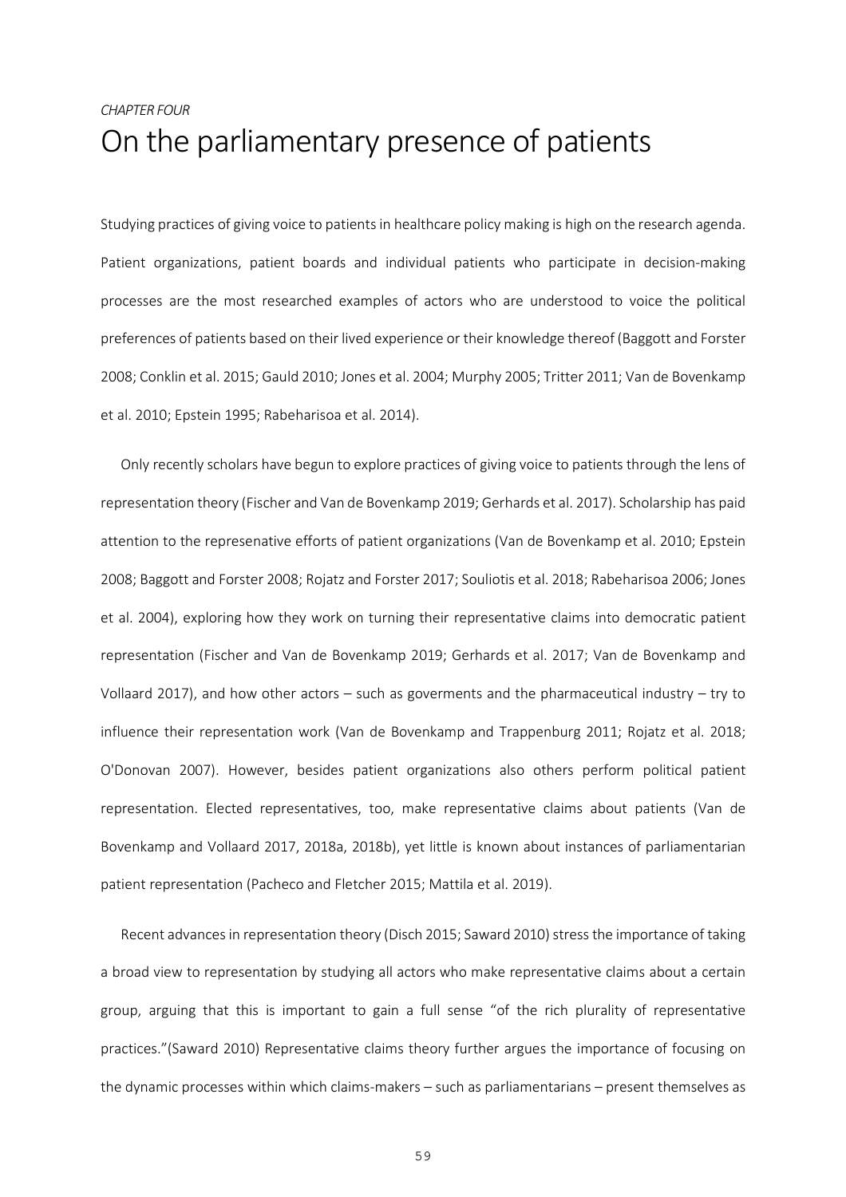*CHAPTER FOUR*

# On the parliamentary presence of patients

Studying practices of giving voice to patients in healthcare policy making is high on the research agenda. Patient organizations, patient boards and individual patients who participate in decision-making processes are the most researched examples of actors who are understood to voice the political preferences of patients based on their lived experience or their knowledge thereof (Baggott and Forster 2008; Conklin et al. 2015; Gauld 2010; Jones et al. 2004; Murphy 2005; Tritter 2011; Van de Bovenkamp et al. 2010; Epstein 1995; Rabeharisoa et al. 2014).

Only recently scholars have begun to explore practices of giving voice to patients through the lens of representation theory (Fischer and Van de Bovenkamp 2019; Gerhards et al. 2017). Scholarship has paid attention to the represenative efforts of patient organizations (Van de Bovenkamp et al. 2010; Epstein 2008; Baggott and Forster 2008; Rojatz and Forster 2017; Souliotis et al. 2018; Rabeharisoa 2006; Jones et al. 2004), exploring how they work on turning their representative claims into democratic patient representation (Fischer and Van de Bovenkamp 2019; Gerhards et al. 2017; Van de Bovenkamp and Vollaard 2017), and how other actors – such as goverments and the pharmaceutical industry – try to influence their representation work (Van de Bovenkamp and Trappenburg 2011; Rojatz et al. 2018; O'Donovan 2007). However, besides patient organizations also others perform political patient representation. Elected representatives, too, make representative claims about patients (Van de Bovenkamp and Vollaard 2017, 2018a, 2018b), yet little is known about instances of parliamentarian patient representation (Pacheco and Fletcher 2015; Mattila et al. 2019).

Recent advances in representation theory (Disch 2015; Saward 2010) stress the importance of taking a broad view to representation by studying all actors who make representative claims about a certain group, arguing that this is important to gain a full sense "of the rich plurality of representative practices."(Saward 2010) Representative claims theory further argues the importance of focusing on the dynamic processes within which claims-makers – such as parliamentarians – present themselves as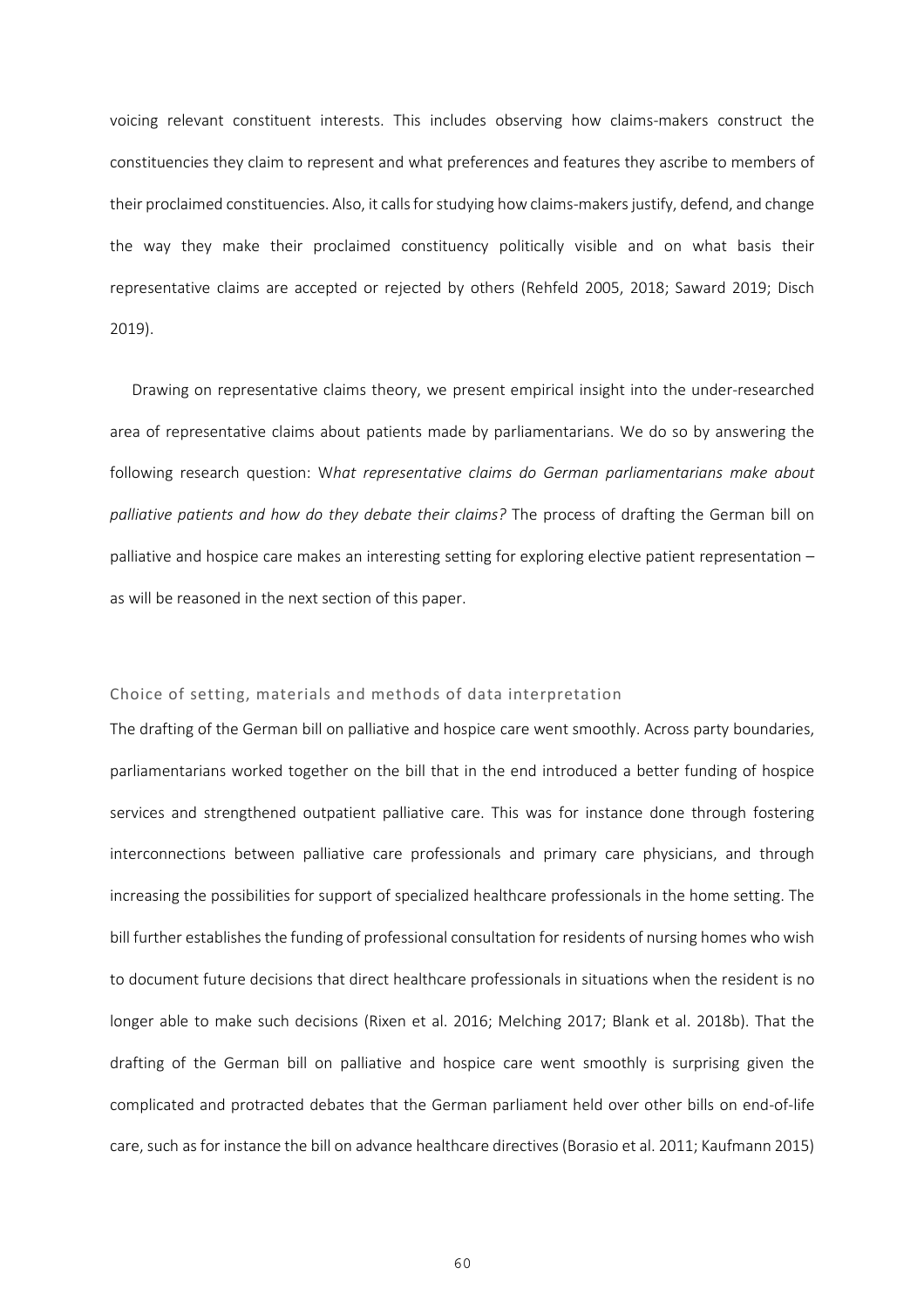voicing relevant constituent interests. This includes observing how claims-makers construct the constituencies they claim to represent and what preferences and features they ascribe to members of their proclaimed constituencies. Also, it calls for studying how claims-makers justify, defend, and change the way they make their proclaimed constituency politically visible and on what basis their representative claims are accepted or rejected by others (Rehfeld 2005, 2018; Saward 2019; Disch 2019).

Drawing on representative claims theory, we present empirical insight into the under-researched area of representative claims about patients made by parliamentarians. We do so by answering the following research question: W*hat representative claims do German parliamentarians make about palliative patients and how do they debate their claims?* The process of drafting the German bill on palliative and hospice care makes an interesting setting for exploring elective patient representation – as will be reasoned in the next section of this paper.

## Choice of setting, materials and methods of data interpretation

The drafting of the German bill on palliative and hospice care went smoothly. Across party boundaries, parliamentarians worked together on the bill that in the end introduced a better funding of hospice services and strengthened outpatient palliative care. This was for instance done through fostering interconnections between palliative care professionals and primary care physicians, and through increasing the possibilities for support of specialized healthcare professionals in the home setting. The bill further establishes the funding of professional consultation for residents of nursing homes who wish to document future decisions that direct healthcare professionals in situations when the resident is no longer able to make such decisions (Rixen et al. 2016; Melching 2017; Blank et al. 2018b). That the drafting of the German bill on palliative and hospice care went smoothly is surprising given the complicated and protracted debates that the German parliament held over other bills on end-of-life care, such as for instance the bill on advance healthcare directives (Borasio et al. 2011; Kaufmann 2015)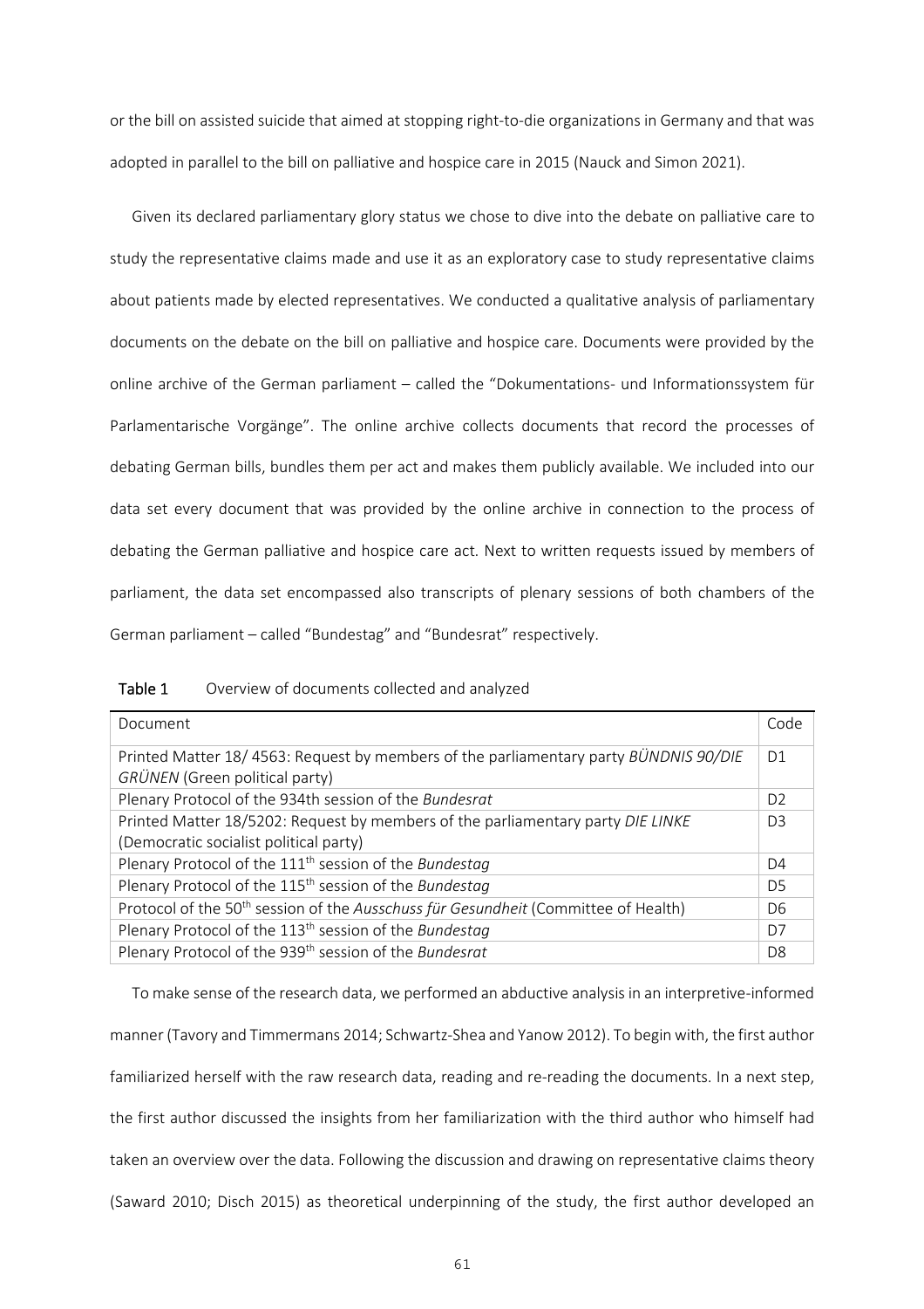or the bill on assisted suicide that aimed at stopping right-to-die organizations in Germany and that was adopted in parallel to the bill on palliative and hospice care in 2015 (Nauck and Simon 2021).

Given its declared parliamentary glory status we chose to dive into the debate on palliative care to study the representative claims made and use it as an exploratory case to study representative claims about patients made by elected representatives. We conducted a qualitative analysis of parliamentary documents on the debate on the bill on palliative and hospice care. Documents were provided by the online archive of the German parliament – called the "Dokumentations- und Informationssystem für Parlamentarische Vorgänge". The online archive collects documents that record the processes of debating German bills, bundles them per act and makes them publicly available. We included into our data set every document that was provided by the online archive in connection to the process of debating the German palliative and hospice care act. Next to written requests issued by members of parliament, the data set encompassed also transcripts of plenary sessions of both chambers of the German parliament – called "Bundestag" and "Bundesrat" respectively.

**Table 1** Overview of documents collected and analyzed

| Document | Code |
|---|---|
| Printed Matter 18/ 4563: Request by members of the parliamentary party *BÜNDNIS 90/DIE GRÜNEN* (Green political party) | D1 |
| Plenary Protocol of the 934th session of the *Bundesrat* | D2 |
| Printed Matter 18/5202: Request by members of the parliamentary party *DIE LINKE* (Democratic socialist political party) | D3 |
| Plenary Protocol of the 111th session of the *Bundestag* | D4 |
| Plenary Protocol of the 115th session of the *Bundestag* | D5 |
| Protocol of the 50th session of the *Ausschuss für Gesundheit* (Committee of Health) | D6 |
| Plenary Protocol of the 113th session of the *Bundestag* | D7 |
| Plenary Protocol of the 939th session of the *Bundesrat* | D8 |

To make sense of the research data, we performed an abductive analysis in an interpretive-informed manner (Tavory and Timmermans 2014; Schwartz-Shea and Yanow 2012). To begin with, the first author familiarized herself with the raw research data, reading and re-reading the documents. In a next step, the first author discussed the insights from her familiarization with the third author who himself had taken an overview over the data. Following the discussion and drawing on representative claims theory (Saward 2010; Disch 2015) as theoretical underpinning of the study, the first author developed an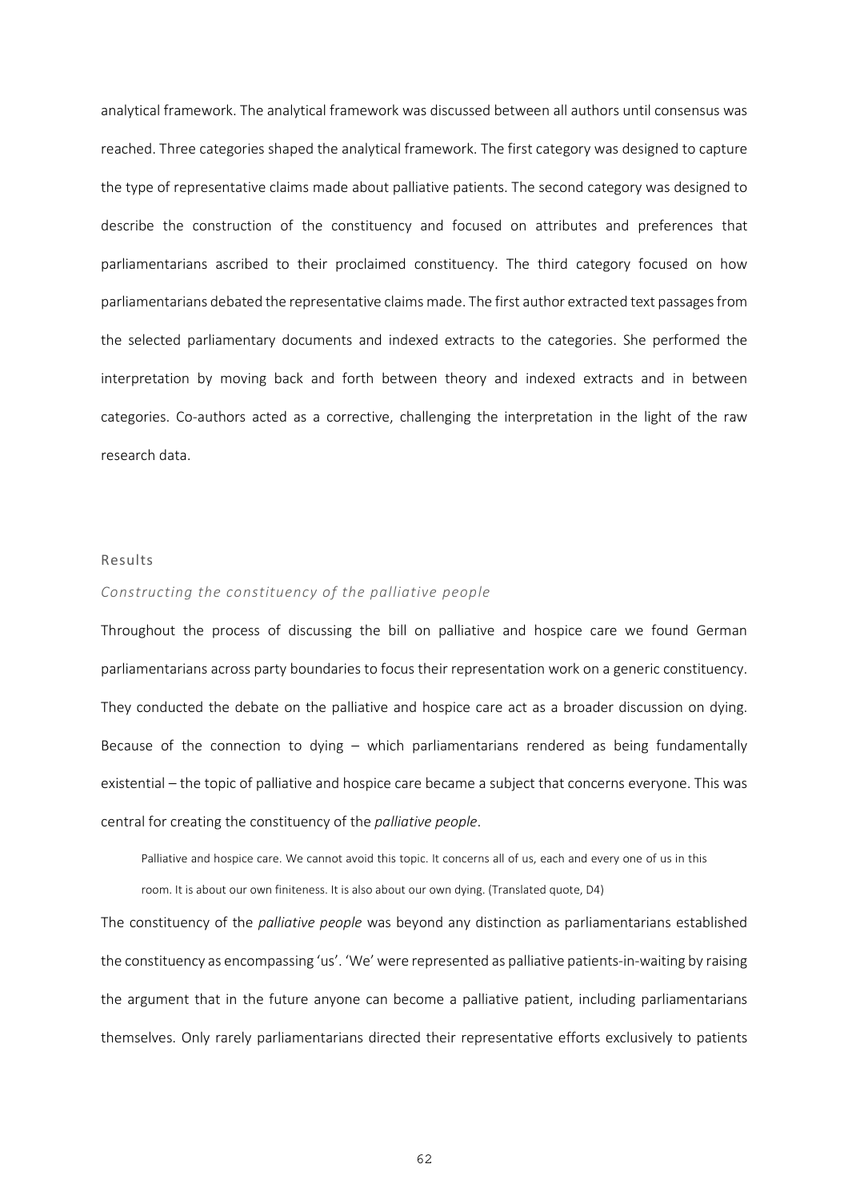analytical framework. The analytical framework was discussed between all authors until consensus was reached. Three categories shaped the analytical framework. The first category was designed to capture the type of representative claims made about palliative patients. The second category was designed to describe the construction of the constituency and focused on attributes and preferences that parliamentarians ascribed to their proclaimed constituency. The third category focused on how parliamentarians debated the representative claims made. The first author extracted text passages from the selected parliamentary documents and indexed extracts to the categories. She performed the interpretation by moving back and forth between theory and indexed extracts and in between categories. Co-authors acted as a corrective, challenging the interpretation in the light of the raw research data.

## Results

### *Constructing the constituency of the palliative people*

Throughout the process of discussing the bill on palliative and hospice care we found German parliamentarians across party boundaries to focus their representation work on a generic constituency. They conducted the debate on the palliative and hospice care act as a broader discussion on dying. Because of the connection to dying – which parliamentarians rendered as being fundamentally existential – the topic of palliative and hospice care became a subject that concerns everyone. This was central for creating the constituency of the *palliative people*.

> Palliative and hospice care. We cannot avoid this topic. It concerns all of us, each and every one of us in this room. It is about our own finiteness. It is also about our own dying. (Translated quote, D4)

The constituency of the *palliative people* was beyond any distinction as parliamentarians established the constituency as encompassing 'us'. 'We' were represented as palliative patients-in-waiting by raising the argument that in the future anyone can become a palliative patient, including parliamentarians themselves. Only rarely parliamentarians directed their representative efforts exclusively to patients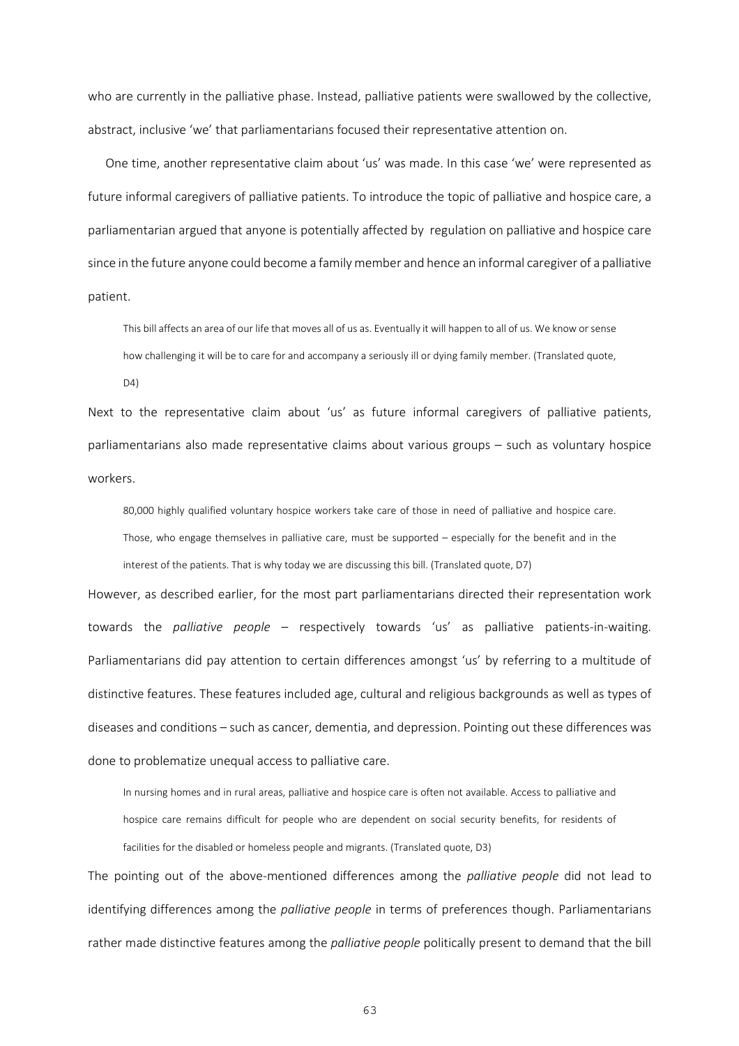who are currently in the palliative phase. Instead, palliative patients were swallowed by the collective, abstract, inclusive 'we' that parliamentarians focused their representative attention on.

One time, another representative claim about 'us' was made. In this case 'we' were represented as future informal caregivers of palliative patients. To introduce the topic of palliative and hospice care, a parliamentarian argued that anyone is potentially affected by regulation on palliative and hospice care since in the future anyone could become a family member and hence an informal caregiver of a palliative patient.

> This bill affects an area of our life that moves all of us as. Eventually it will happen to all of us. We know or sense how challenging it will be to care for and accompany a seriously ill or dying family member. (Translated quote, D4)

Next to the representative claim about 'us' as future informal caregivers of palliative patients, parliamentarians also made representative claims about various groups – such as voluntary hospice workers.

> 80,000 highly qualified voluntary hospice workers take care of those in need of palliative and hospice care. Those, who engage themselves in palliative care, must be supported – especially for the benefit and in the interest of the patients. That is why today we are discussing this bill. (Translated quote, D7)

However, as described earlier, for the most part parliamentarians directed their representation work towards the *palliative people* – respectively towards 'us' as palliative patients-in-waiting. Parliamentarians did pay attention to certain differences amongst 'us' by referring to a multitude of distinctive features. These features included age, cultural and religious backgrounds as well as types of diseases and conditions – such as cancer, dementia, and depression. Pointing out these differences was done to problematize unequal access to palliative care.

> In nursing homes and in rural areas, palliative and hospice care is often not available. Access to palliative and hospice care remains difficult for people who are dependent on social security benefits, for residents of facilities for the disabled or homeless people and migrants. (Translated quote, D3)

The pointing out of the above-mentioned differences among the *palliative people* did not lead to identifying differences among the *palliative people* in terms of preferences though. Parliamentarians rather made distinctive features among the *palliative people* politically present to demand that the bill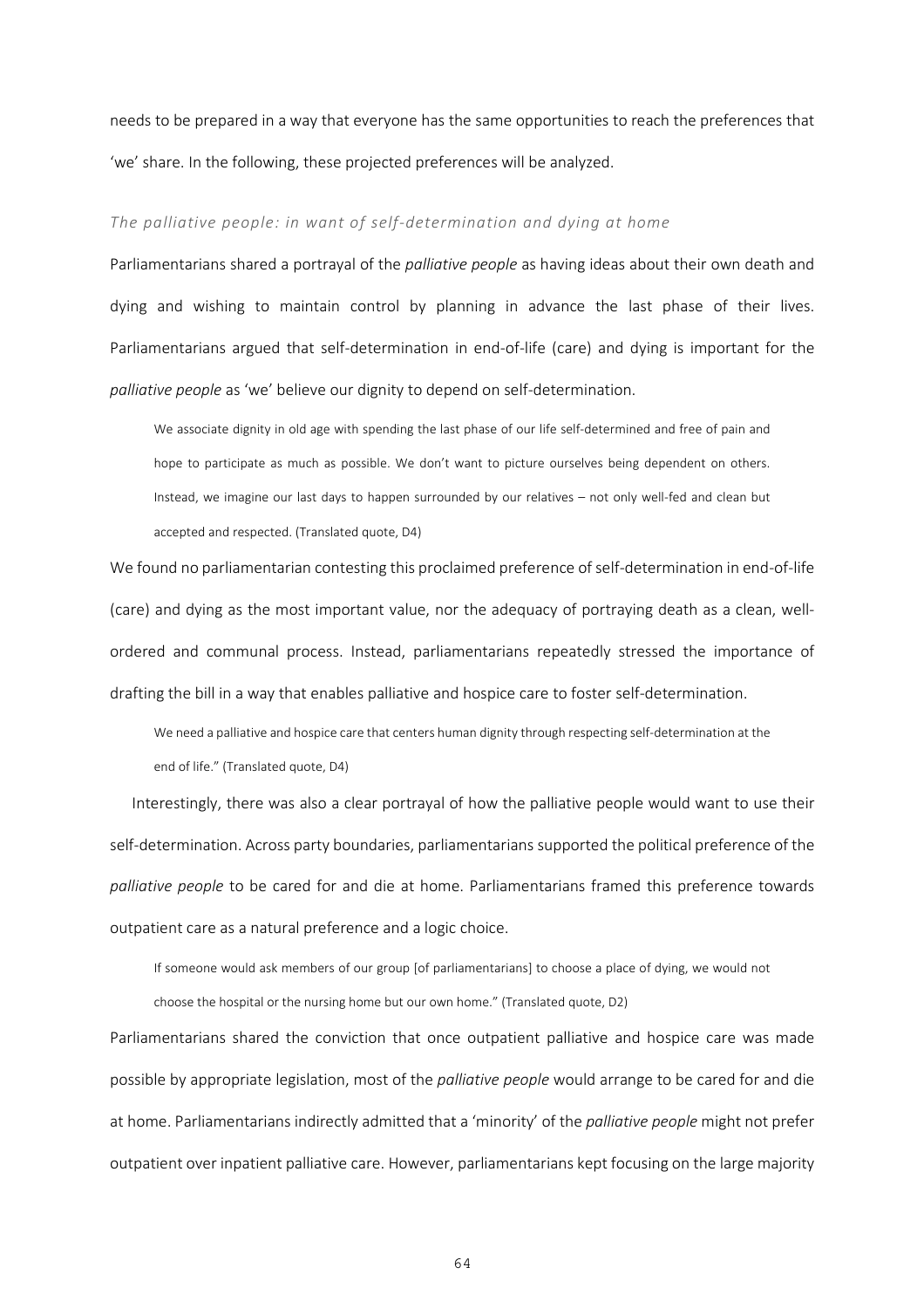needs to be prepared in a way that everyone has the same opportunities to reach the preferences that 'we' share. In the following, these projected preferences will be analyzed.

### *The palliative people: in want of self-determination and dying at home*

Parliamentarians shared a portrayal of the *palliative people* as having ideas about their own death and dying and wishing to maintain control by planning in advance the last phase of their lives. Parliamentarians argued that self-determination in end-of-life (care) and dying is important for the *palliative people* as 'we' believe our dignity to depend on self-determination.

> We associate dignity in old age with spending the last phase of our life self-determined and free of pain and hope to participate as much as possible. We don't want to picture ourselves being dependent on others. Instead, we imagine our last days to happen surrounded by our relatives – not only well-fed and clean but accepted and respected. (Translated quote, D4)

We found no parliamentarian contesting this proclaimed preference of self-determination in end-of-life (care) and dying as the most important value, nor the adequacy of portraying death as a clean, well-ordered and communal process. Instead, parliamentarians repeatedly stressed the importance of drafting the bill in a way that enables palliative and hospice care to foster self-determination.

> We need a palliative and hospice care that centers human dignity through respecting self-determination at the end of life." (Translated quote, D4)

Interestingly, there was also a clear portrayal of how the palliative people would want to use their self-determination. Across party boundaries, parliamentarians supported the political preference of the *palliative people* to be cared for and die at home. Parliamentarians framed this preference towards outpatient care as a natural preference and a logic choice.

> If someone would ask members of our group [of parliamentarians] to choose a place of dying, we would not choose the hospital or the nursing home but our own home." (Translated quote, D2)

Parliamentarians shared the conviction that once outpatient palliative and hospice care was made possible by appropriate legislation, most of the *palliative people* would arrange to be cared for and die at home. Parliamentarians indirectly admitted that a 'minority' of the *palliative people* might not prefer outpatient over inpatient palliative care. However, parliamentarians kept focusing on the large majority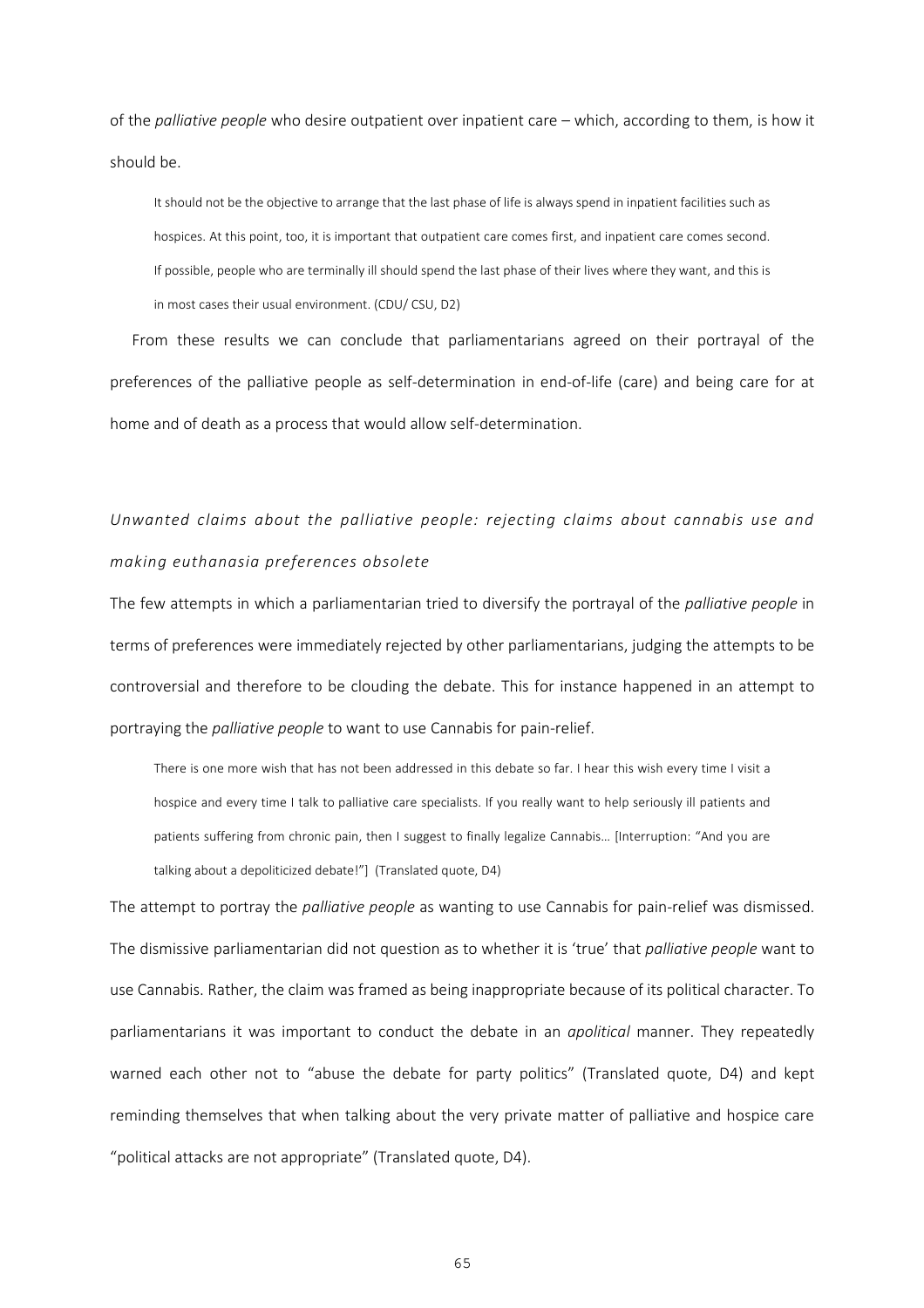of the *palliative people* who desire outpatient over inpatient care – which, according to them, is how it should be.

> It should not be the objective to arrange that the last phase of life is always spend in inpatient facilities such as hospices. At this point, too, it is important that outpatient care comes first, and inpatient care comes second. If possible, people who are terminally ill should spend the last phase of their lives where they want, and this is in most cases their usual environment. (CDU/ CSU, D2)

From these results we can conclude that parliamentarians agreed on their portrayal of the preferences of the palliative people as self-determination in end-of-life (care) and being care for at home and of death as a process that would allow self-determination.

### *Unwanted claims about the palliative people: rejecting claims about cannabis use and making euthanasia preferences obsolete*

The few attempts in which a parliamentarian tried to diversify the portrayal of the *palliative people* in terms of preferences were immediately rejected by other parliamentarians, judging the attempts to be controversial and therefore to be clouding the debate. This for instance happened in an attempt to portraying the *palliative people* to want to use Cannabis for pain-relief.

> There is one more wish that has not been addressed in this debate so far. I hear this wish every time I visit a hospice and every time I talk to palliative care specialists. If you really want to help seriously ill patients and patients suffering from chronic pain, then I suggest to finally legalize Cannabis… [Interruption: "And you are talking about a depoliticized debate!"] (Translated quote, D4)

The attempt to portray the *palliative people* as wanting to use Cannabis for pain-relief was dismissed. The dismissive parliamentarian did not question as to whether it is 'true' that *palliative people* want to use Cannabis. Rather, the claim was framed as being inappropriate because of its political character. To parliamentarians it was important to conduct the debate in an *apolitical* manner. They repeatedly warned each other not to "abuse the debate for party politics" (Translated quote, D4) and kept reminding themselves that when talking about the very private matter of palliative and hospice care "political attacks are not appropriate" (Translated quote, D4).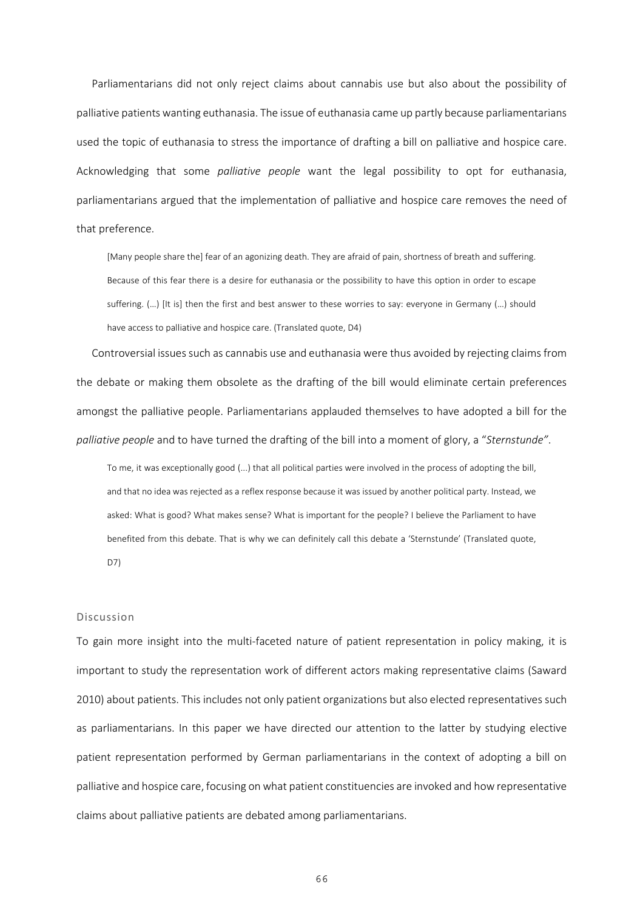Parliamentarians did not only reject claims about cannabis use but also about the possibility of palliative patients wanting euthanasia. The issue of euthanasia came up partly because parliamentarians used the topic of euthanasia to stress the importance of drafting a bill on palliative and hospice care. Acknowledging that some *palliative people* want the legal possibility to opt for euthanasia, parliamentarians argued that the implementation of palliative and hospice care removes the need of that preference.

> [Many people share the] fear of an agonizing death. They are afraid of pain, shortness of breath and suffering. Because of this fear there is a desire for euthanasia or the possibility to have this option in order to escape suffering. (…) [It is] then the first and best answer to these worries to say: everyone in Germany (…) should have access to palliative and hospice care. (Translated quote, D4)

Controversial issues such as cannabis use and euthanasia were thus avoided by rejecting claims from the debate or making them obsolete as the drafting of the bill would eliminate certain preferences amongst the palliative people. Parliamentarians applauded themselves to have adopted a bill for the *palliative people* and to have turned the drafting of the bill into a moment of glory, a "*Sternstunde"*.

> To me, it was exceptionally good (...) that all political parties were involved in the process of adopting the bill, and that no idea was rejected as a reflex response because it was issued by another political party. Instead, we asked: What is good? What makes sense? What is important for the people? I believe the Parliament to have benefited from this debate. That is why we can definitely call this debate a 'Sternstunde' (Translated quote, D7)

## Discussion

To gain more insight into the multi-faceted nature of patient representation in policy making, it is important to study the representation work of different actors making representative claims (Saward 2010) about patients. This includes not only patient organizations but also elected representatives such as parliamentarians. In this paper we have directed our attention to the latter by studying elective patient representation performed by German parliamentarians in the context of adopting a bill on palliative and hospice care, focusing on what patient constituencies are invoked and how representative claims about palliative patients are debated among parliamentarians.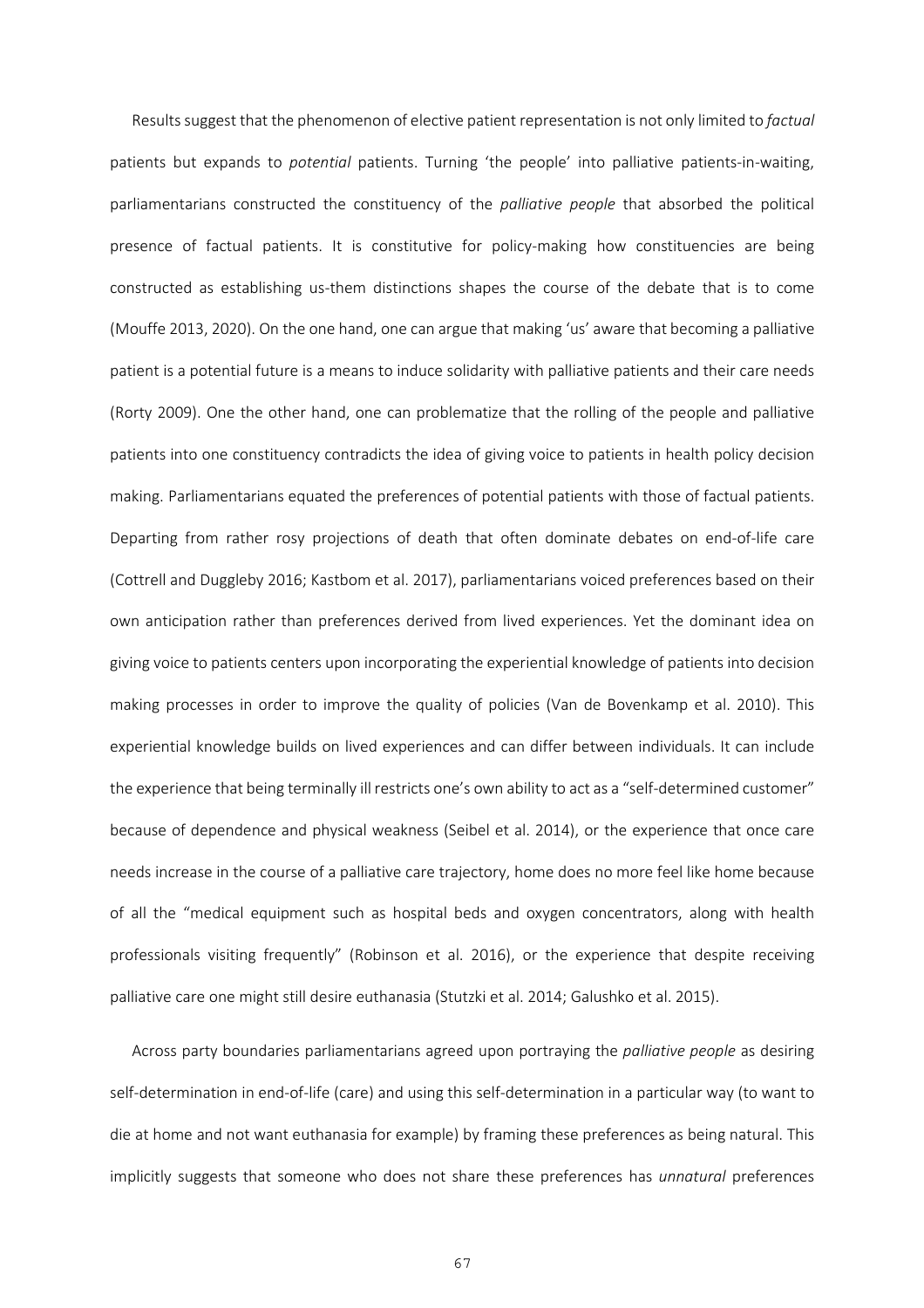Results suggest that the phenomenon of elective patient representation is not only limited to *factual* patients but expands to *potential* patients. Turning 'the people' into palliative patients-in-waiting, parliamentarians constructed the constituency of the *palliative people* that absorbed the political presence of factual patients. It is constitutive for policy-making how constituencies are being constructed as establishing us-them distinctions shapes the course of the debate that is to come (Mouffe 2013, 2020). On the one hand, one can argue that making 'us' aware that becoming a palliative patient is a potential future is a means to induce solidarity with palliative patients and their care needs (Rorty 2009). One the other hand, one can problematize that the rolling of the people and palliative patients into one constituency contradicts the idea of giving voice to patients in health policy decision making. Parliamentarians equated the preferences of potential patients with those of factual patients. Departing from rather rosy projections of death that often dominate debates on end-of-life care (Cottrell and Duggleby 2016; Kastbom et al. 2017), parliamentarians voiced preferences based on their own anticipation rather than preferences derived from lived experiences. Yet the dominant idea on giving voice to patients centers upon incorporating the experiential knowledge of patients into decision making processes in order to improve the quality of policies (Van de Bovenkamp et al. 2010). This experiential knowledge builds on lived experiences and can differ between individuals. It can include the experience that being terminally ill restricts one's own ability to act as a "self-determined customer" because of dependence and physical weakness (Seibel et al. 2014), or the experience that once care needs increase in the course of a palliative care trajectory, home does no more feel like home because of all the "medical equipment such as hospital beds and oxygen concentrators, along with health professionals visiting frequently" (Robinson et al. 2016), or the experience that despite receiving palliative care one might still desire euthanasia (Stutzki et al. 2014; Galushko et al. 2015).

Across party boundaries parliamentarians agreed upon portraying the *palliative people* as desiring self-determination in end-of-life (care) and using this self-determination in a particular way (to want to die at home and not want euthanasia for example) by framing these preferences as being natural. This implicitly suggests that someone who does not share these preferences has *unnatural* preferences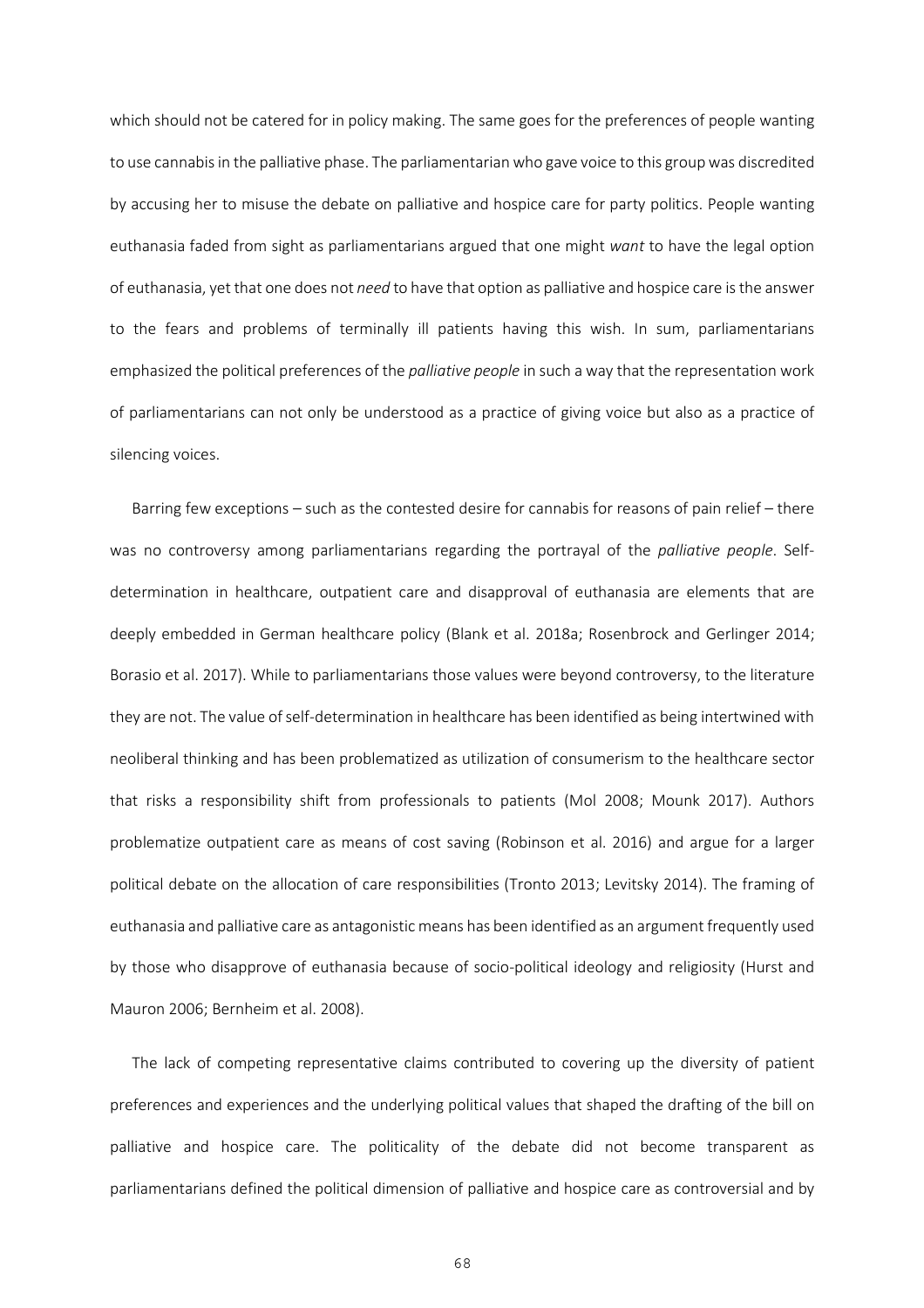which should not be catered for in policy making. The same goes for the preferences of people wanting to use cannabis in the palliative phase. The parliamentarian who gave voice to this group was discredited by accusing her to misuse the debate on palliative and hospice care for party politics. People wanting euthanasia faded from sight as parliamentarians argued that one might *want* to have the legal option of euthanasia, yet that one does not *need* to have that option as palliative and hospice care is the answer to the fears and problems of terminally ill patients having this wish. In sum, parliamentarians emphasized the political preferences of the *palliative people* in such a way that the representation work of parliamentarians can not only be understood as a practice of giving voice but also as a practice of silencing voices.

Barring few exceptions – such as the contested desire for cannabis for reasons of pain relief – there was no controversy among parliamentarians regarding the portrayal of the *palliative people*. Self-determination in healthcare, outpatient care and disapproval of euthanasia are elements that are deeply embedded in German healthcare policy (Blank et al. 2018a; Rosenbrock and Gerlinger 2014; Borasio et al. 2017). While to parliamentarians those values were beyond controversy, to the literature they are not. The value of self-determination in healthcare has been identified as being intertwined with neoliberal thinking and has been problematized as utilization of consumerism to the healthcare sector that risks a responsibility shift from professionals to patients (Mol 2008; Mounk 2017). Authors problematize outpatient care as means of cost saving (Robinson et al. 2016) and argue for a larger political debate on the allocation of care responsibilities (Tronto 2013; Levitsky 2014). The framing of euthanasia and palliative care as antagonistic means has been identified as an argument frequently used by those who disapprove of euthanasia because of socio-political ideology and religiosity (Hurst and Mauron 2006; Bernheim et al. 2008).

The lack of competing representative claims contributed to covering up the diversity of patient preferences and experiences and the underlying political values that shaped the drafting of the bill on palliative and hospice care. The politicality of the debate did not become transparent as parliamentarians defined the political dimension of palliative and hospice care as controversial and by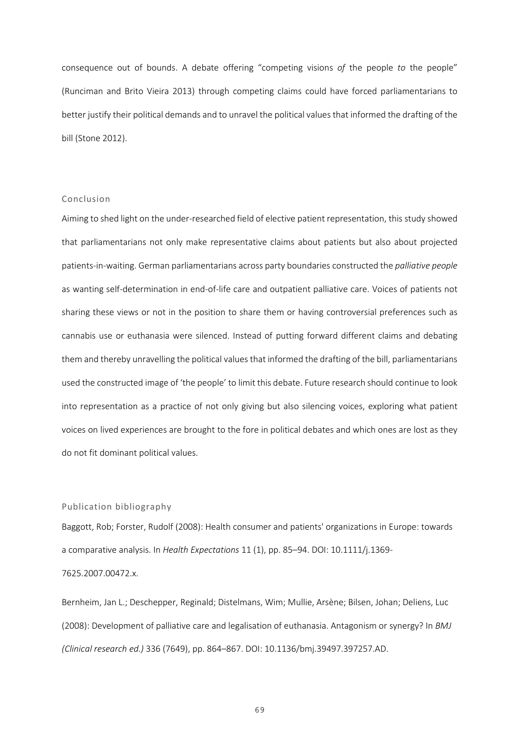consequence out of bounds. A debate offering "competing visions *of* the people *to* the people" (Runciman and Brito Vieira 2013) through competing claims could have forced parliamentarians to better justify their political demands and to unravel the political values that informed the drafting of the bill (Stone 2012).

## Conclusion

Aiming to shed light on the under-researched field of elective patient representation, this study showed that parliamentarians not only make representative claims about patients but also about projected patients-in-waiting. German parliamentarians across party boundaries constructed the *palliative people* as wanting self-determination in end-of-life care and outpatient palliative care. Voices of patients not sharing these views or not in the position to share them or having controversial preferences such as cannabis use or euthanasia were silenced. Instead of putting forward different claims and debating them and thereby unravelling the political values that informed the drafting of the bill, parliamentarians used the constructed image of 'the people' to limit this debate. Future research should continue to look into representation as a practice of not only giving but also silencing voices, exploring what patient voices on lived experiences are brought to the fore in political debates and which ones are lost as they do not fit dominant political values.

## Publication bibliography

Baggott, Rob; Forster, Rudolf (2008): Health consumer and patients' organizations in Europe: towards a comparative analysis. In *Health Expectations* 11 (1), pp. 85–94. DOI: 10.1111/j.1369-7625.2007.00472.x.

Bernheim, Jan L.; Deschepper, Reginald; Distelmans, Wim; Mullie, Arsène; Bilsen, Johan; Deliens, Luc (2008): Development of palliative care and legalisation of euthanasia. Antagonism or synergy? In *BMJ (Clinical research ed.)* 336 (7649), pp. 864–867. DOI: 10.1136/bmj.39497.397257.AD.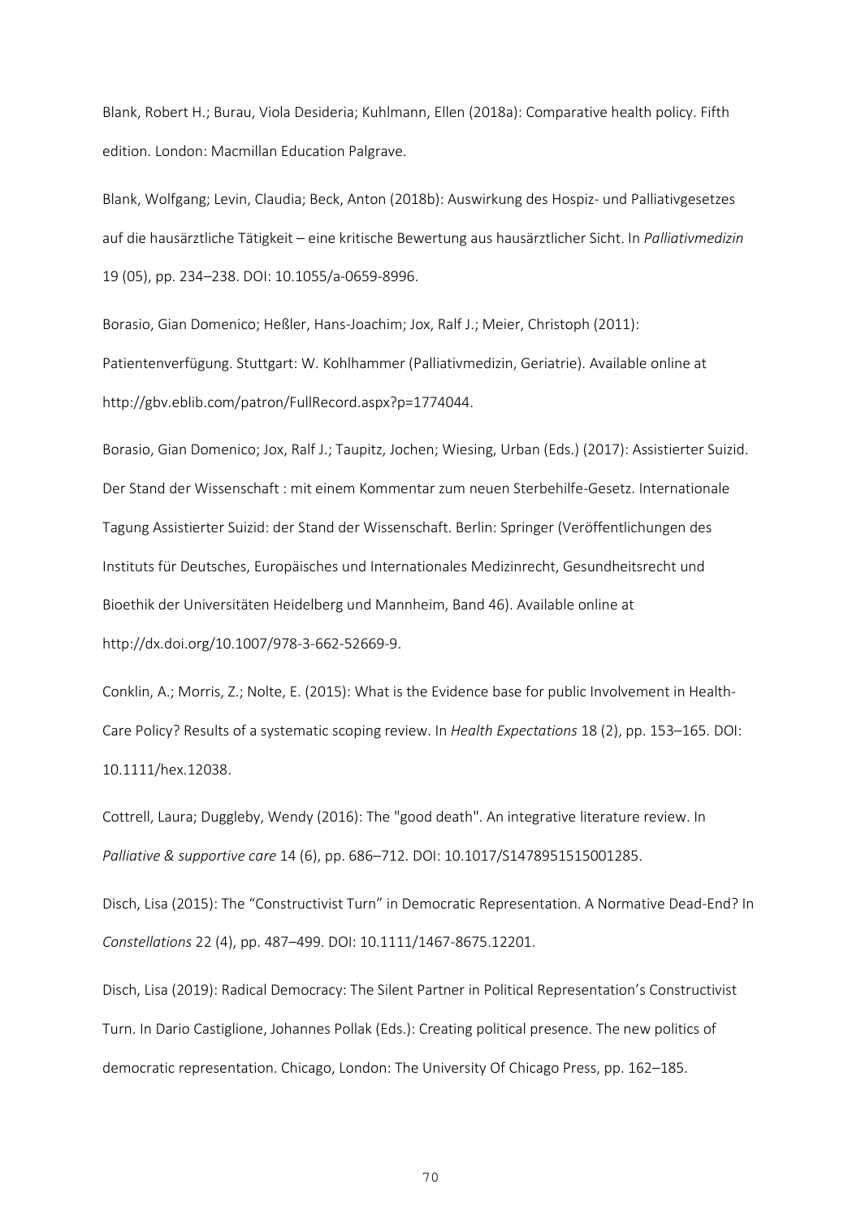Blank, Robert H.; Burau, Viola Desideria; Kuhlmann, Ellen (2018a): Comparative health policy. Fifth edition. London: Macmillan Education Palgrave.

Blank, Wolfgang; Levin, Claudia; Beck, Anton (2018b): Auswirkung des Hospiz- und Palliativgesetzes auf die hausärztliche Tätigkeit – eine kritische Bewertung aus hausärztlicher Sicht. In *Palliativmedizin* 19 (05), pp. 234–238. DOI: 10.1055/a-0659-8996.

Borasio, Gian Domenico; Heßler, Hans-Joachim; Jox, Ralf J.; Meier, Christoph (2011): Patientenverfügung. Stuttgart: W. Kohlhammer (Palliativmedizin, Geriatrie). Available online at http://gbv.eblib.com/patron/FullRecord.aspx?p=1774044.

Borasio, Gian Domenico; Jox, Ralf J.; Taupitz, Jochen; Wiesing, Urban (Eds.) (2017): Assistierter Suizid. Der Stand der Wissenschaft : mit einem Kommentar zum neuen Sterbehilfe-Gesetz. Internationale Tagung Assistierter Suizid: der Stand der Wissenschaft. Berlin: Springer (Veröffentlichungen des Instituts für Deutsches, Europäisches und Internationales Medizinrecht, Gesundheitsrecht und Bioethik der Universitäten Heidelberg und Mannheim, Band 46). Available online at http://dx.doi.org/10.1007/978-3-662-52669-9.

Conklin, A.; Morris, Z.; Nolte, E. (2015): What is the Evidence base for public Involvement in Health-Care Policy? Results of a systematic scoping review. In *Health Expectations* 18 (2), pp. 153–165. DOI: 10.1111/hex.12038.

Cottrell, Laura; Duggleby, Wendy (2016): The "good death". An integrative literature review. In *Palliative & supportive care* 14 (6), pp. 686–712. DOI: 10.1017/S1478951515001285.

Disch, Lisa (2015): The "Constructivist Turn" in Democratic Representation. A Normative Dead-End? In *Constellations* 22 (4), pp. 487–499. DOI: 10.1111/1467-8675.12201.

Disch, Lisa (2019): Radical Democracy: The Silent Partner in Political Representation's Constructivist Turn. In Dario Castiglione, Johannes Pollak (Eds.): Creating political presence. The new politics of democratic representation. Chicago, London: The University Of Chicago Press, pp. 162–185.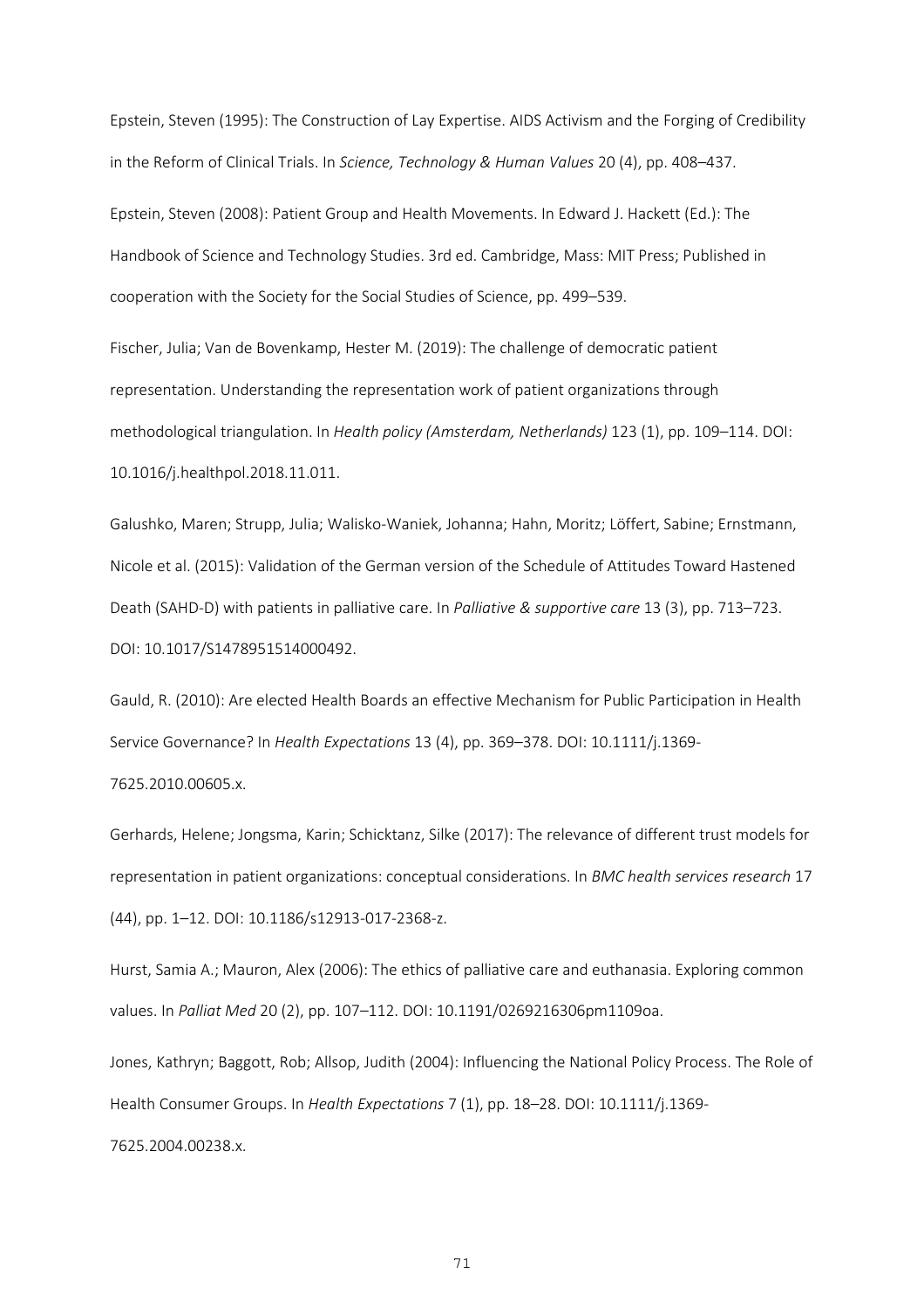Epstein, Steven (1995): The Construction of Lay Expertise. AIDS Activism and the Forging of Credibility in the Reform of Clinical Trials. In *Science, Technology & Human Values* 20 (4), pp. 408–437.

Epstein, Steven (2008): Patient Group and Health Movements. In Edward J. Hackett (Ed.): The Handbook of Science and Technology Studies. 3rd ed. Cambridge, Mass: MIT Press; Published in cooperation with the Society for the Social Studies of Science, pp. 499–539.

Fischer, Julia; Van de Bovenkamp, Hester M. (2019): The challenge of democratic patient representation. Understanding the representation work of patient organizations through methodological triangulation. In *Health policy (Amsterdam, Netherlands)* 123 (1), pp. 109–114. DOI: 10.1016/j.healthpol.2018.11.011.

Galushko, Maren; Strupp, Julia; Walisko-Waniek, Johanna; Hahn, Moritz; Löffert, Sabine; Ernstmann, Nicole et al. (2015): Validation of the German version of the Schedule of Attitudes Toward Hastened Death (SAHD-D) with patients in palliative care. In *Palliative & supportive care* 13 (3), pp. 713–723. DOI: 10.1017/S1478951514000492.

Gauld, R. (2010): Are elected Health Boards an effective Mechanism for Public Participation in Health Service Governance? In *Health Expectations* 13 (4), pp. 369–378. DOI: 10.1111/j.1369-7625.2010.00605.x.

Gerhards, Helene; Jongsma, Karin; Schicktanz, Silke (2017): The relevance of different trust models for representation in patient organizations: conceptual considerations. In *BMC health services research* 17 (44), pp. 1–12. DOI: 10.1186/s12913-017-2368-z.

Hurst, Samia A.; Mauron, Alex (2006): The ethics of palliative care and euthanasia. Exploring common values. In *Palliat Med* 20 (2), pp. 107–112. DOI: 10.1191/0269216306pm1109oa.

Jones, Kathryn; Baggott, Rob; Allsop, Judith (2004): Influencing the National Policy Process. The Role of Health Consumer Groups. In *Health Expectations* 7 (1), pp. 18–28. DOI: 10.1111/j.1369-7625.2004.00238.x.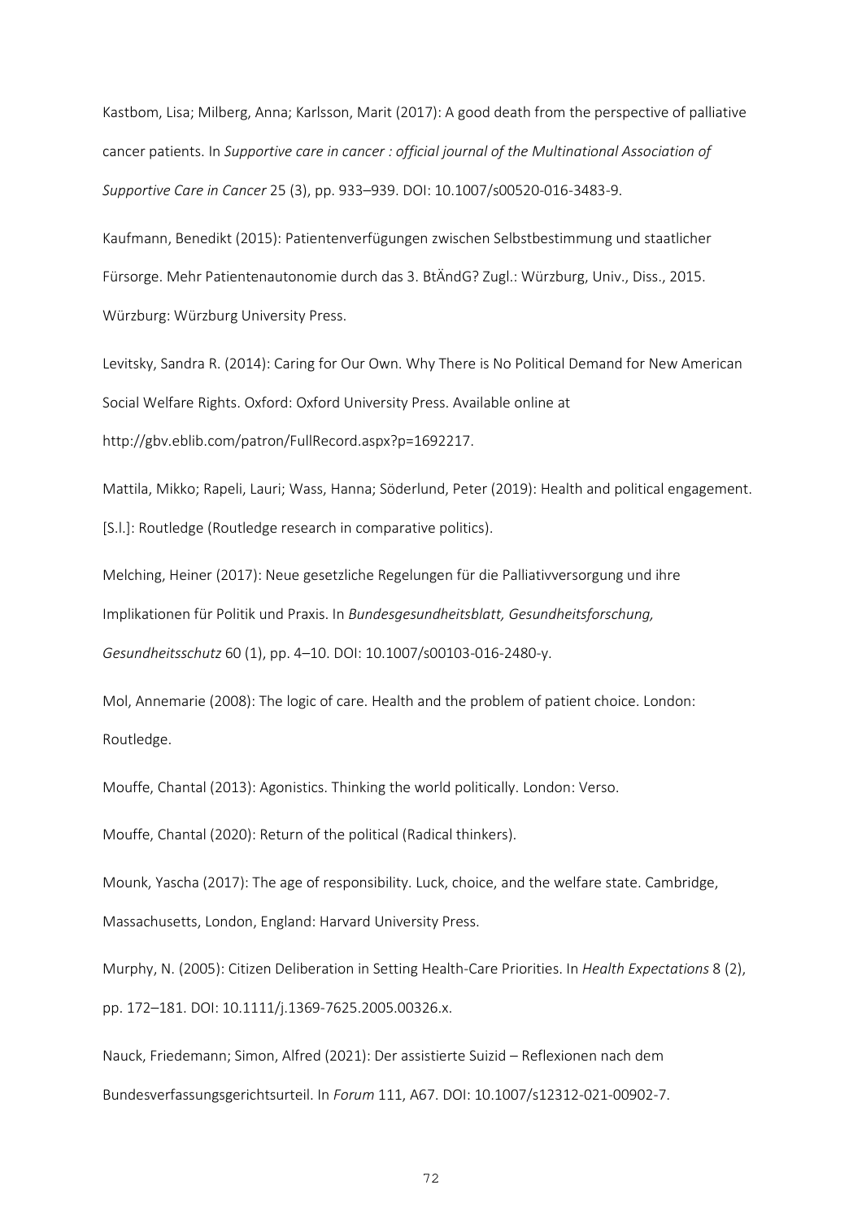Kastbom, Lisa; Milberg, Anna; Karlsson, Marit (2017): A good death from the perspective of palliative cancer patients. In *Supportive care in cancer : official journal of the Multinational Association of Supportive Care in Cancer* 25 (3), pp. 933–939. DOI: 10.1007/s00520-016-3483-9.

Kaufmann, Benedikt (2015): Patientenverfügungen zwischen Selbstbestimmung und staatlicher Fürsorge. Mehr Patientenautonomie durch das 3. BtÄndG? Zugl.: Würzburg, Univ., Diss., 2015. Würzburg: Würzburg University Press.

Levitsky, Sandra R. (2014): Caring for Our Own. Why There is No Political Demand for New American Social Welfare Rights. Oxford: Oxford University Press. Available online at http://gbv.eblib.com/patron/FullRecord.aspx?p=1692217.

Mattila, Mikko; Rapeli, Lauri; Wass, Hanna; Söderlund, Peter (2019): Health and political engagement. [S.l.]: Routledge (Routledge research in comparative politics).

Melching, Heiner (2017): Neue gesetzliche Regelungen für die Palliativversorgung und ihre Implikationen für Politik und Praxis. In *Bundesgesundheitsblatt, Gesundheitsforschung, Gesundheitsschutz* 60 (1), pp. 4–10. DOI: 10.1007/s00103-016-2480-y.

Mol, Annemarie (2008): The logic of care. Health and the problem of patient choice. London: Routledge.

Mouffe, Chantal (2013): Agonistics. Thinking the world politically. London: Verso.

Mouffe, Chantal (2020): Return of the political (Radical thinkers).

Mounk, Yascha (2017): The age of responsibility. Luck, choice, and the welfare state. Cambridge, Massachusetts, London, England: Harvard University Press.

Murphy, N. (2005): Citizen Deliberation in Setting Health-Care Priorities. In *Health Expectations* 8 (2), pp. 172–181. DOI: 10.1111/j.1369-7625.2005.00326.x.

Nauck, Friedemann; Simon, Alfred (2021): Der assistierte Suizid – Reflexionen nach dem Bundesverfassungsgerichtsurteil. In *Forum* 111, A67. DOI: 10.1007/s12312-021-00902-7.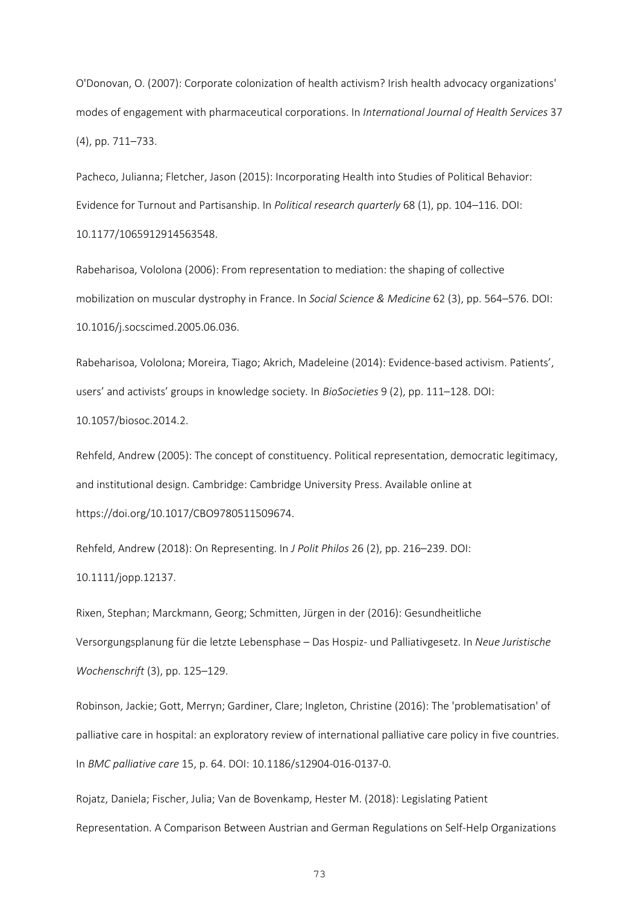O'Donovan, O. (2007): Corporate colonization of health activism? Irish health advocacy organizations' modes of engagement with pharmaceutical corporations. In *International Journal of Health Services* 37 (4), pp. 711–733.

Pacheco, Julianna; Fletcher, Jason (2015): Incorporating Health into Studies of Political Behavior: Evidence for Turnout and Partisanship. In *Political research quarterly* 68 (1), pp. 104–116. DOI: 10.1177/1065912914563548.

Rabeharisoa, Vololona (2006): From representation to mediation: the shaping of collective mobilization on muscular dystrophy in France. In *Social Science & Medicine* 62 (3), pp. 564–576. DOI: 10.1016/j.socscimed.2005.06.036.

Rabeharisoa, Vololona; Moreira, Tiago; Akrich, Madeleine (2014): Evidence-based activism. Patients', users' and activists' groups in knowledge society. In *BioSocieties* 9 (2), pp. 111–128. DOI: 10.1057/biosoc.2014.2.

Rehfeld, Andrew (2005): The concept of constituency. Political representation, democratic legitimacy, and institutional design. Cambridge: Cambridge University Press. Available online at https://doi.org/10.1017/CBO9780511509674.

Rehfeld, Andrew (2018): On Representing. In *J Polit Philos* 26 (2), pp. 216–239. DOI: 10.1111/jopp.12137.

Rixen, Stephan; Marckmann, Georg; Schmitten, Jürgen in der (2016): Gesundheitliche Versorgungsplanung für die letzte Lebensphase – Das Hospiz- und Palliativgesetz. In *Neue Juristische Wochenschrift* (3), pp. 125–129.

Robinson, Jackie; Gott, Merryn; Gardiner, Clare; Ingleton, Christine (2016): The 'problematisation' of palliative care in hospital: an exploratory review of international palliative care policy in five countries. In *BMC palliative care* 15, p. 64. DOI: 10.1186/s12904-016-0137-0.

Rojatz, Daniela; Fischer, Julia; Van de Bovenkamp, Hester M. (2018): Legislating Patient Representation. A Comparison Between Austrian and German Regulations on Self-Help Organizations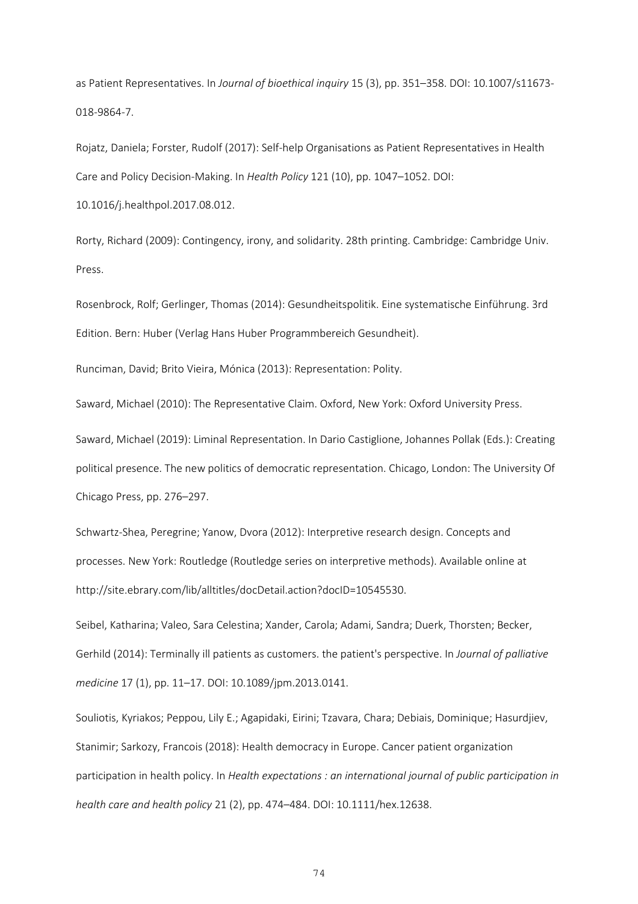as Patient Representatives. In *Journal of bioethical inquiry* 15 (3), pp. 351–358. DOI: 10.1007/s11673-018-9864-7.

Rojatz, Daniela; Forster, Rudolf (2017): Self-help Organisations as Patient Representatives in Health Care and Policy Decision-Making. In *Health Policy* 121 (10), pp. 1047–1052. DOI: 10.1016/j.healthpol.2017.08.012.

Rorty, Richard (2009): Contingency, irony, and solidarity. 28th printing. Cambridge: Cambridge Univ. Press.

Rosenbrock, Rolf; Gerlinger, Thomas (2014): Gesundheitspolitik. Eine systematische Einführung. 3rd Edition. Bern: Huber (Verlag Hans Huber Programmbereich Gesundheit).

Runciman, David; Brito Vieira, Mónica (2013): Representation: Polity.

Saward, Michael (2010): The Representative Claim. Oxford, New York: Oxford University Press.

Saward, Michael (2019): Liminal Representation. In Dario Castiglione, Johannes Pollak (Eds.): Creating political presence. The new politics of democratic representation. Chicago, London: The University Of Chicago Press, pp. 276–297.

Schwartz-Shea, Peregrine; Yanow, Dvora (2012): Interpretive research design. Concepts and processes. New York: Routledge (Routledge series on interpretive methods). Available online at http://site.ebrary.com/lib/alltitles/docDetail.action?docID=10545530.

Seibel, Katharina; Valeo, Sara Celestina; Xander, Carola; Adami, Sandra; Duerk, Thorsten; Becker, Gerhild (2014): Terminally ill patients as customers. the patient's perspective. In *Journal of palliative medicine* 17 (1), pp. 11–17. DOI: 10.1089/jpm.2013.0141.

Souliotis, Kyriakos; Peppou, Lily E.; Agapidaki, Eirini; Tzavara, Chara; Debiais, Dominique; Hasurdjiev, Stanimir; Sarkozy, Francois (2018): Health democracy in Europe. Cancer patient organization participation in health policy. In *Health expectations : an international journal of public participation in health care and health policy* 21 (2), pp. 474–484. DOI: 10.1111/hex.12638.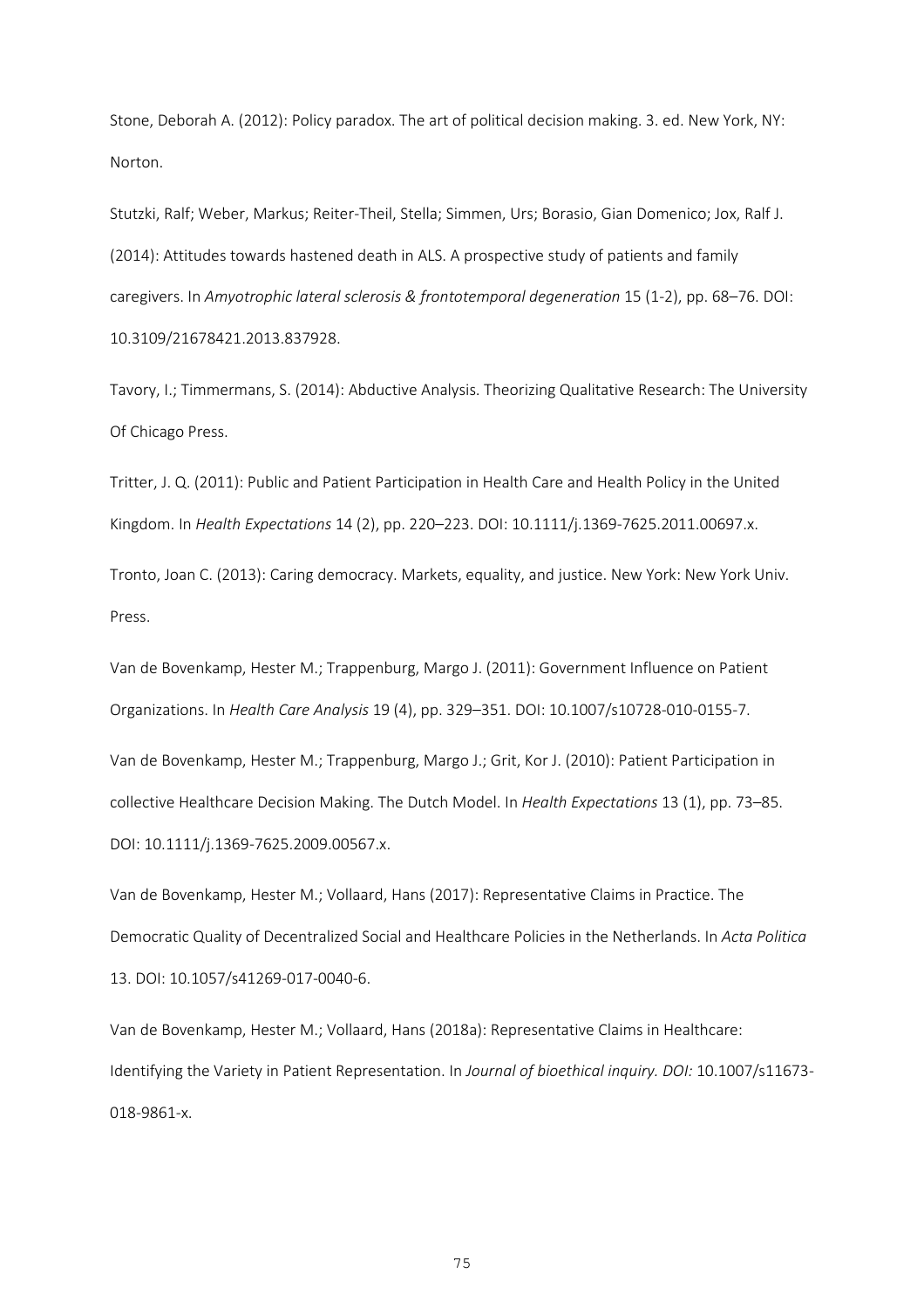Stone, Deborah A. (2012): Policy paradox. The art of political decision making. 3. ed. New York, NY: Norton.

Stutzki, Ralf; Weber, Markus; Reiter-Theil, Stella; Simmen, Urs; Borasio, Gian Domenico; Jox, Ralf J. (2014): Attitudes towards hastened death in ALS. A prospective study of patients and family caregivers. In *Amyotrophic lateral sclerosis & frontotemporal degeneration* 15 (1-2), pp. 68–76. DOI: 10.3109/21678421.2013.837928.

Tavory, I.; Timmermans, S. (2014): Abductive Analysis. Theorizing Qualitative Research: The University Of Chicago Press.

Tritter, J. Q. (2011): Public and Patient Participation in Health Care and Health Policy in the United Kingdom. In *Health Expectations* 14 (2), pp. 220–223. DOI: 10.1111/j.1369-7625.2011.00697.x.

Tronto, Joan C. (2013): Caring democracy. Markets, equality, and justice. New York: New York Univ. Press.

Van de Bovenkamp, Hester M.; Trappenburg, Margo J. (2011): Government Influence on Patient Organizations. In *Health Care Analysis* 19 (4), pp. 329–351. DOI: 10.1007/s10728-010-0155-7.

Van de Bovenkamp, Hester M.; Trappenburg, Margo J.; Grit, Kor J. (2010): Patient Participation in collective Healthcare Decision Making. The Dutch Model. In *Health Expectations* 13 (1), pp. 73–85. DOI: 10.1111/j.1369-7625.2009.00567.x.

Van de Bovenkamp, Hester M.; Vollaard, Hans (2017): Representative Claims in Practice. The Democratic Quality of Decentralized Social and Healthcare Policies in the Netherlands. In *Acta Politica* 13. DOI: 10.1057/s41269-017-0040-6.

Van de Bovenkamp, Hester M.; Vollaard, Hans (2018a): Representative Claims in Healthcare: Identifying the Variety in Patient Representation. In *Journal of bioethical inquiry. DOI:* 10.1007/s11673-018-9861-x.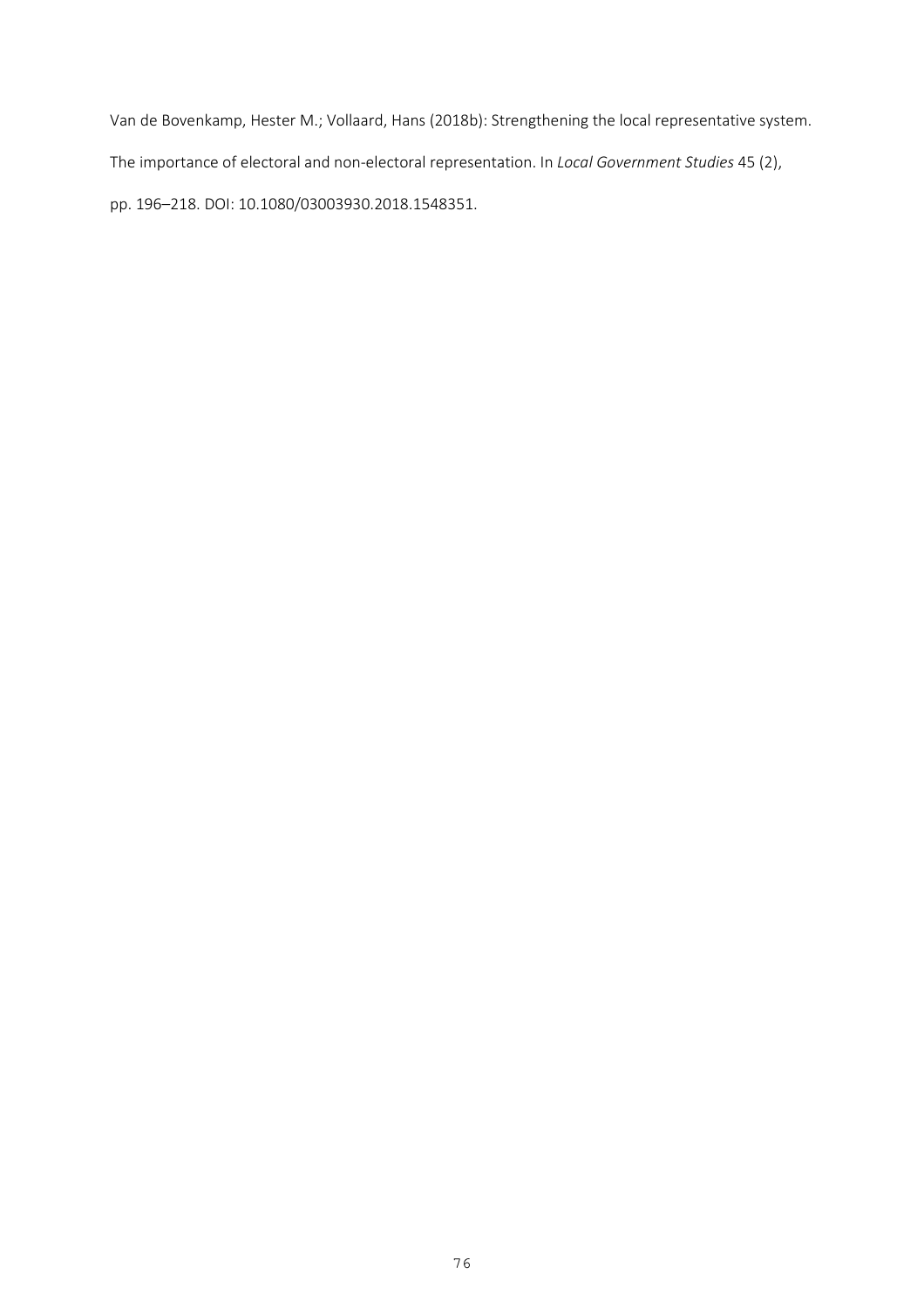Van de Bovenkamp, Hester M.; Vollaard, Hans (2018b): Strengthening the local representative system. The importance of electoral and non-electoral representation. In *Local Government Studies* 45 (2), pp. 196–218. DOI: 10.1080/03003930.2018.1548351.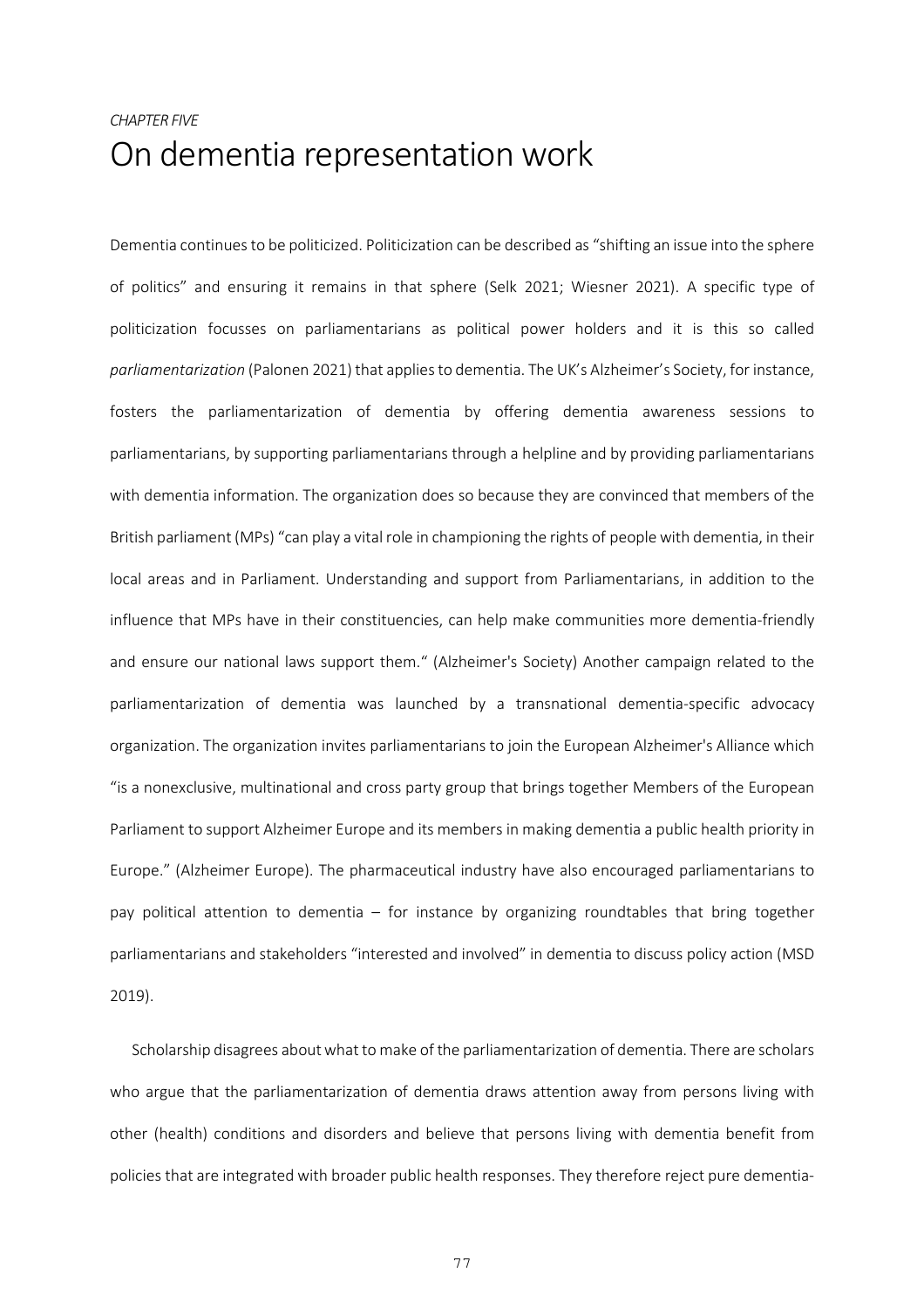*CHAPTER FIVE*

# On dementia representation work

Dementia continues to be politicized. Politicization can be described as "shifting an issue into the sphere of politics" and ensuring it remains in that sphere (Selk 2021; Wiesner 2021). A specific type of politicization focusses on parliamentarians as political power holders and it is this so called *parliamentarization* (Palonen 2021) that applies to dementia. The UK's Alzheimer's Society, for instance, fosters the parliamentarization of dementia by offering dementia awareness sessions to parliamentarians, by supporting parliamentarians through a helpline and by providing parliamentarians with dementia information. The organization does so because they are convinced that members of the British parliament (MPs) "can play a vital role in championing the rights of people with dementia, in their local areas and in Parliament. Understanding and support from Parliamentarians, in addition to the influence that MPs have in their constituencies, can help make communities more dementia-friendly and ensure our national laws support them." (Alzheimer's Society) Another campaign related to the parliamentarization of dementia was launched by a transnational dementia-specific advocacy organization. The organization invites parliamentarians to join the European Alzheimer's Alliance which "is a nonexclusive, multinational and cross party group that brings together Members of the European Parliament to support Alzheimer Europe and its members in making dementia a public health priority in Europe." (Alzheimer Europe). The pharmaceutical industry have also encouraged parliamentarians to pay political attention to dementia – for instance by organizing roundtables that bring together parliamentarians and stakeholders "interested and involved" in dementia to discuss policy action (MSD 2019).

Scholarship disagrees about what to make of the parliamentarization of dementia. There are scholars who argue that the parliamentarization of dementia draws attention away from persons living with other (health) conditions and disorders and believe that persons living with dementia benefit from policies that are integrated with broader public health responses. They therefore reject pure dementia-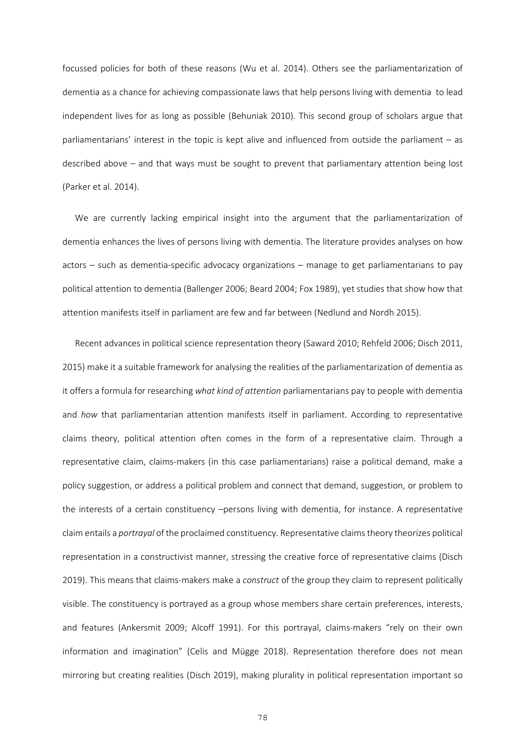focussed policies for both of these reasons (Wu et al. 2014). Others see the parliamentarization of dementia as a chance for achieving compassionate laws that help persons living with dementia to lead independent lives for as long as possible (Behuniak 2010). This second group of scholars argue that parliamentarians' interest in the topic is kept alive and influenced from outside the parliament – as described above – and that ways must be sought to prevent that parliamentary attention being lost (Parker et al. 2014).

We are currently lacking empirical insight into the argument that the parliamentarization of dementia enhances the lives of persons living with dementia. The literature provides analyses on how actors – such as dementia-specific advocacy organizations – manage to get parliamentarians to pay political attention to dementia (Ballenger 2006; Beard 2004; Fox 1989), yet studies that show how that attention manifests itself in parliament are few and far between (Nedlund and Nordh 2015).

Recent advances in political science representation theory (Saward 2010; Rehfeld 2006; Disch 2011, 2015) make it a suitable framework for analysing the realities of the parliamentarization of dementia as it offers a formula for researching *what kind of attention* parliamentarians pay to people with dementia and *how* that parliamentarian attention manifests itself in parliament. According to representative claims theory, political attention often comes in the form of a representative claim. Through a representative claim, claims-makers (in this case parliamentarians) raise a political demand, make a policy suggestion, or address a political problem and connect that demand, suggestion, or problem to the interests of a certain constituency –persons living with dementia, for instance. A representative claim entails a *portrayal* of the proclaimed constituency. Representative claims theory theorizes political representation in a constructivist manner, stressing the creative force of representative claims (Disch 2019). This means that claims-makers make a *construct* of the group they claim to represent politically visible. The constituency is portrayed as a group whose members share certain preferences, interests, and features (Ankersmit 2009; Alcoff 1991). For this portrayal, claims-makers "rely on their own information and imagination" (Celis and Mügge 2018). Representation therefore does not mean mirroring but creating realities (Disch 2019), making plurality in political representation important so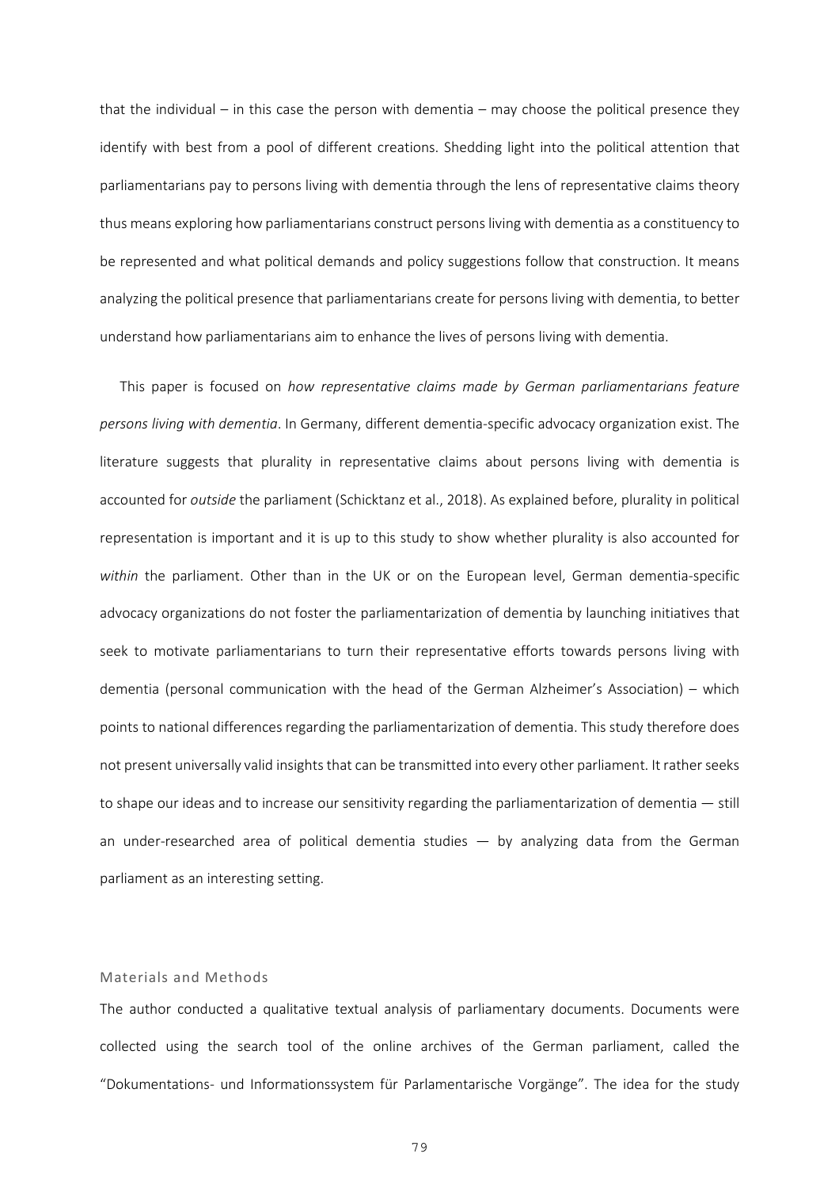that the individual – in this case the person with dementia – may choose the political presence they identify with best from a pool of different creations. Shedding light into the political attention that parliamentarians pay to persons living with dementia through the lens of representative claims theory thus means exploring how parliamentarians construct persons living with dementia as a constituency to be represented and what political demands and policy suggestions follow that construction. It means analyzing the political presence that parliamentarians create for persons living with dementia, to better understand how parliamentarians aim to enhance the lives of persons living with dementia.

This paper is focused on *how representative claims made by German parliamentarians feature persons living with dementia*. In Germany, different dementia-specific advocacy organization exist. The literature suggests that plurality in representative claims about persons living with dementia is accounted for *outside* the parliament (Schicktanz et al., 2018). As explained before, plurality in political representation is important and it is up to this study to show whether plurality is also accounted for *within* the parliament. Other than in the UK or on the European level, German dementia-specific advocacy organizations do not foster the parliamentarization of dementia by launching initiatives that seek to motivate parliamentarians to turn their representative efforts towards persons living with dementia (personal communication with the head of the German Alzheimer's Association) – which points to national differences regarding the parliamentarization of dementia. This study therefore does not present universally valid insights that can be transmitted into every other parliament. It rather seeks to shape our ideas and to increase our sensitivity regarding the parliamentarization of dementia — still an under-researched area of political dementia studies — by analyzing data from the German parliament as an interesting setting.

## Materials and Methods

The author conducted a qualitative textual analysis of parliamentary documents. Documents were collected using the search tool of the online archives of the German parliament, called the "Dokumentations- und Informationssystem für Parlamentarische Vorgänge". The idea for the study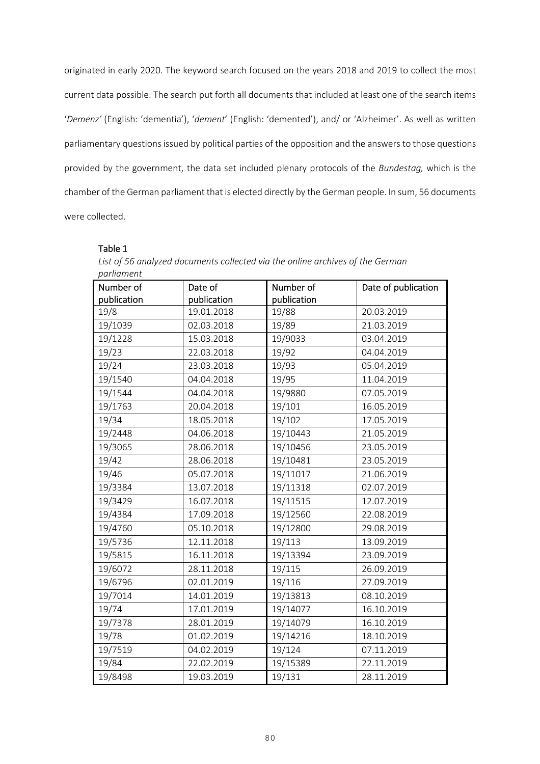originated in early 2020. The keyword search focused on the years 2018 and 2019 to collect the most current data possible. The search put forth all documents that included at least one of the search items '*Demenz*' (English: 'dementia'), '*dement*' (English: 'demented'), and/ or 'Alzheimer'. As well as written parliamentary questions issued by political parties of the opposition and the answers to those questions provided by the government, the data set included plenary protocols of the *Bundestag,* which is the chamber of the German parliament that is elected directly by the German people. In sum, 56 documents were collected.

Table 1

*List of 56 analyzed documents collected via the online archives of the German parliament*

| Number of publication | Date of publication | Number of publication | Date of publication |
|---|---|---|---|
| 19/8 | 19.01.2018 | 19/88 | 20.03.2019 |
| 19/1039 | 02.03.2018 | 19/89 | 21.03.2019 |
| 19/1228 | 15.03.2018 | 19/9033 | 03.04.2019 |
| 19/23 | 22.03.2018 | 19/92 | 04.04.2019 |
| 19/24 | 23.03.2018 | 19/93 | 05.04.2019 |
| 19/1540 | 04.04.2018 | 19/95 | 11.04.2019 |
| 19/1544 | 04.04.2018 | 19/9880 | 07.05.2019 |
| 19/1763 | 20.04.2018 | 19/101 | 16.05.2019 |
| 19/34 | 18.05.2018 | 19/102 | 17.05.2019 |
| 19/2448 | 04.06.2018 | 19/10443 | 21.05.2019 |
| 19/3065 | 28.06.2018 | 19/10456 | 23.05.2019 |
| 19/42 | 28.06.2018 | 19/10481 | 23.05.2019 |
| 19/46 | 05.07.2018 | 19/11017 | 21.06.2019 |
| 19/3384 | 13.07.2018 | 19/11318 | 02.07.2019 |
| 19/3429 | 16.07.2018 | 19/11515 | 12.07.2019 |
| 19/4384 | 17.09.2018 | 19/12560 | 22.08.2019 |
| 19/4760 | 05.10.2018 | 19/12800 | 29.08.2019 |
| 19/5736 | 12.11.2018 | 19/113 | 13.09.2019 |
| 19/5815 | 16.11.2018 | 19/13394 | 23.09.2019 |
| 19/6072 | 28.11.2018 | 19/115 | 26.09.2019 |
| 19/6796 | 02.01.2019 | 19/116 | 27.09.2019 |
| 19/7014 | 14.01.2019 | 19/13813 | 08.10.2019 |
| 19/74 | 17.01.2019 | 19/14077 | 16.10.2019 |
| 19/7378 | 28.01.2019 | 19/14079 | 16.10.2019 |
| 19/78 | 01.02.2019 | 19/14216 | 18.10.2019 |
| 19/7519 | 04.02.2019 | 19/124 | 07.11.2019 |
| 19/84 | 22.02.2019 | 19/15389 | 22.11.2019 |
| 19/8498 | 19.03.2019 | 19/131 | 28.11.2019 |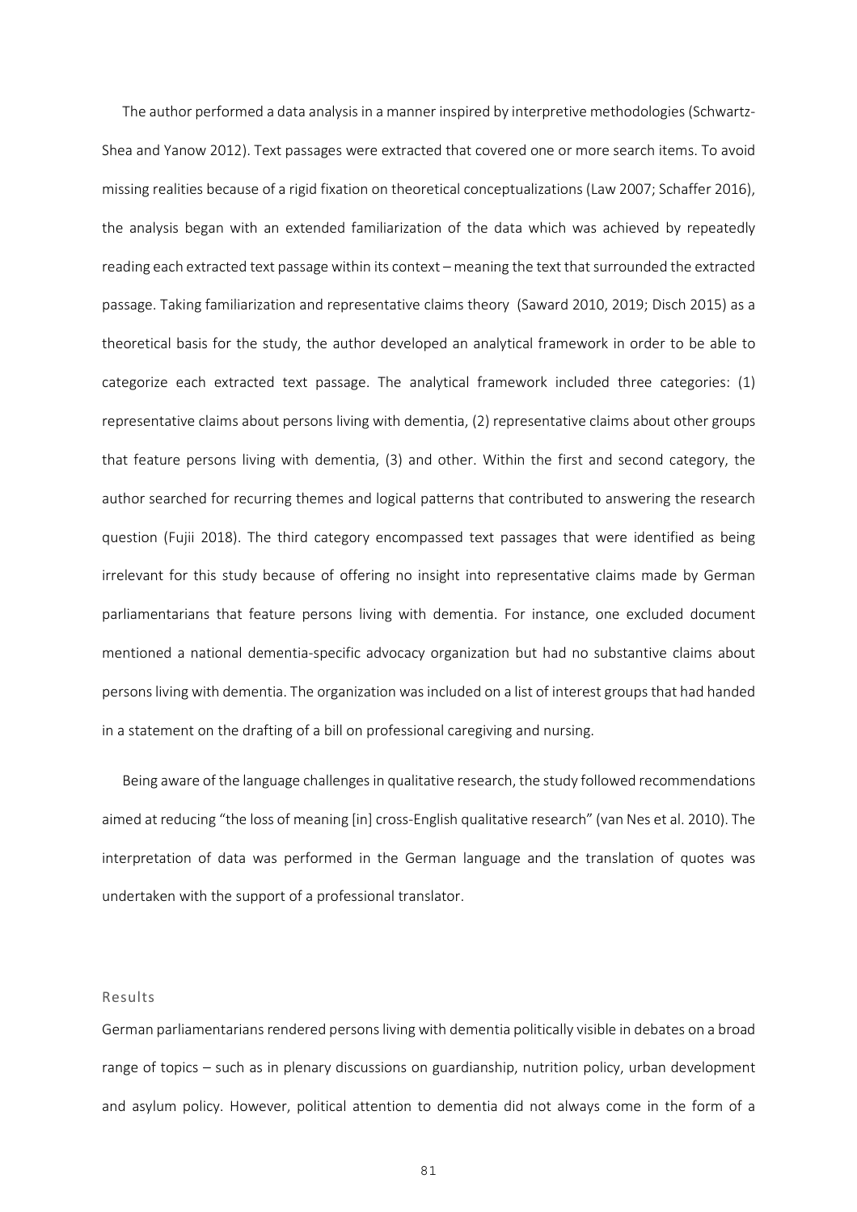The author performed a data analysis in a manner inspired by interpretive methodologies (Schwartz-Shea and Yanow 2012). Text passages were extracted that covered one or more search items. To avoid missing realities because of a rigid fixation on theoretical conceptualizations (Law 2007; Schaffer 2016), the analysis began with an extended familiarization of the data which was achieved by repeatedly reading each extracted text passage within its context – meaning the text that surrounded the extracted passage. Taking familiarization and representative claims theory (Saward 2010, 2019; Disch 2015) as a theoretical basis for the study, the author developed an analytical framework in order to be able to categorize each extracted text passage. The analytical framework included three categories: (1) representative claims about persons living with dementia, (2) representative claims about other groups that feature persons living with dementia, (3) and other. Within the first and second category, the author searched for recurring themes and logical patterns that contributed to answering the research question (Fujii 2018). The third category encompassed text passages that were identified as being irrelevant for this study because of offering no insight into representative claims made by German parliamentarians that feature persons living with dementia. For instance, one excluded document mentioned a national dementia-specific advocacy organization but had no substantive claims about persons living with dementia. The organization was included on a list of interest groups that had handed in a statement on the drafting of a bill on professional caregiving and nursing.

Being aware of the language challenges in qualitative research, the study followed recommendations aimed at reducing "the loss of meaning [in] cross-English qualitative research" (van Nes et al. 2010). The interpretation of data was performed in the German language and the translation of quotes was undertaken with the support of a professional translator.

## Results

German parliamentarians rendered persons living with dementia politically visible in debates on a broad range of topics – such as in plenary discussions on guardianship, nutrition policy, urban development and asylum policy. However, political attention to dementia did not always come in the form of a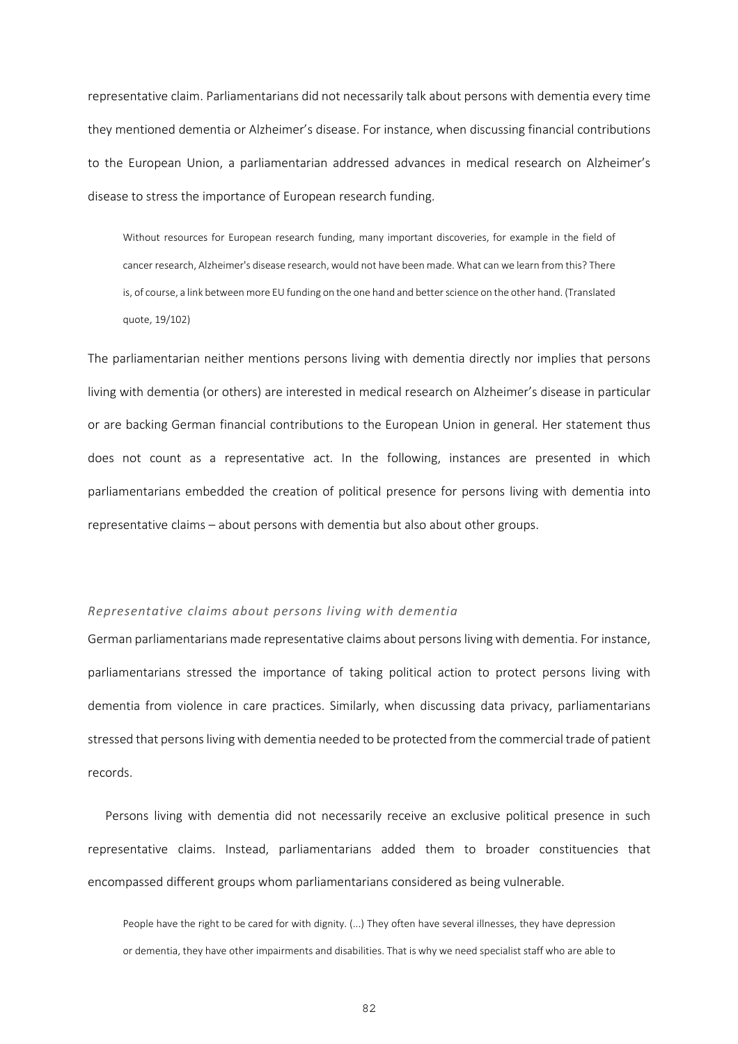representative claim. Parliamentarians did not necessarily talk about persons with dementia every time they mentioned dementia or Alzheimer's disease. For instance, when discussing financial contributions to the European Union, a parliamentarian addressed advances in medical research on Alzheimer's disease to stress the importance of European research funding.

> Without resources for European research funding, many important discoveries, for example in the field of cancer research, Alzheimer's disease research, would not have been made. What can we learn from this? There is, of course, a link between more EU funding on the one hand and better science on the other hand. (Translated quote, 19/102)

The parliamentarian neither mentions persons living with dementia directly nor implies that persons living with dementia (or others) are interested in medical research on Alzheimer's disease in particular or are backing German financial contributions to the European Union in general. Her statement thus does not count as a representative act. In the following, instances are presented in which parliamentarians embedded the creation of political presence for persons living with dementia into representative claims – about persons with dementia but also about other groups.

*Representative claims about persons living with dementia*

German parliamentarians made representative claims about persons living with dementia. For instance, parliamentarians stressed the importance of taking political action to protect persons living with dementia from violence in care practices. Similarly, when discussing data privacy, parliamentarians stressed that persons living with dementia needed to be protected from the commercial trade of patient records.

Persons living with dementia did not necessarily receive an exclusive political presence in such representative claims. Instead, parliamentarians added them to broader constituencies that encompassed different groups whom parliamentarians considered as being vulnerable.

> People have the right to be cared for with dignity. (...) They often have several illnesses, they have depression or dementia, they have other impairments and disabilities. That is why we need specialist staff who are able to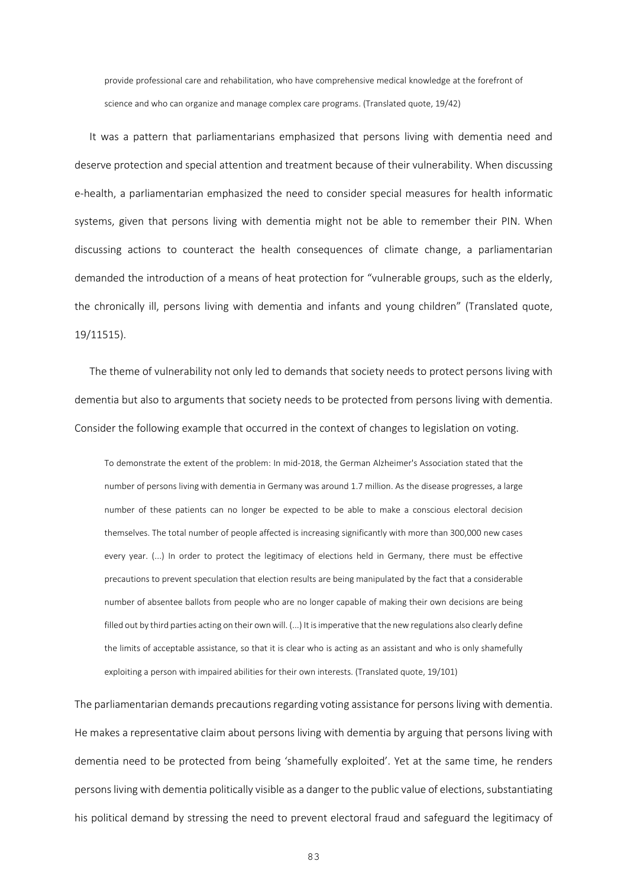> provide professional care and rehabilitation, who have comprehensive medical knowledge at the forefront of science and who can organize and manage complex care programs. (Translated quote, 19/42)

It was a pattern that parliamentarians emphasized that persons living with dementia need and deserve protection and special attention and treatment because of their vulnerability. When discussing e-health, a parliamentarian emphasized the need to consider special measures for health informatic systems, given that persons living with dementia might not be able to remember their PIN. When discussing actions to counteract the health consequences of climate change, a parliamentarian demanded the introduction of a means of heat protection for "vulnerable groups, such as the elderly, the chronically ill, persons living with dementia and infants and young children" (Translated quote, 19/11515).

The theme of vulnerability not only led to demands that society needs to protect persons living with dementia but also to arguments that society needs to be protected from persons living with dementia. Consider the following example that occurred in the context of changes to legislation on voting.

> To demonstrate the extent of the problem: In mid-2018, the German Alzheimer's Association stated that the number of persons living with dementia in Germany was around 1.7 million. As the disease progresses, a large number of these patients can no longer be expected to be able to make a conscious electoral decision themselves. The total number of people affected is increasing significantly with more than 300,000 new cases every year. (...) In order to protect the legitimacy of elections held in Germany, there must be effective precautions to prevent speculation that election results are being manipulated by the fact that a considerable number of absentee ballots from people who are no longer capable of making their own decisions are being filled out by third parties acting on their own will. (...) It is imperative that the new regulations also clearly define the limits of acceptable assistance, so that it is clear who is acting as an assistant and who is only shamefully exploiting a person with impaired abilities for their own interests. (Translated quote, 19/101)

The parliamentarian demands precautions regarding voting assistance for persons living with dementia. He makes a representative claim about persons living with dementia by arguing that persons living with dementia need to be protected from being 'shamefully exploited'. Yet at the same time, he renders persons living with dementia politically visible as a danger to the public value of elections, substantiating his political demand by stressing the need to prevent electoral fraud and safeguard the legitimacy of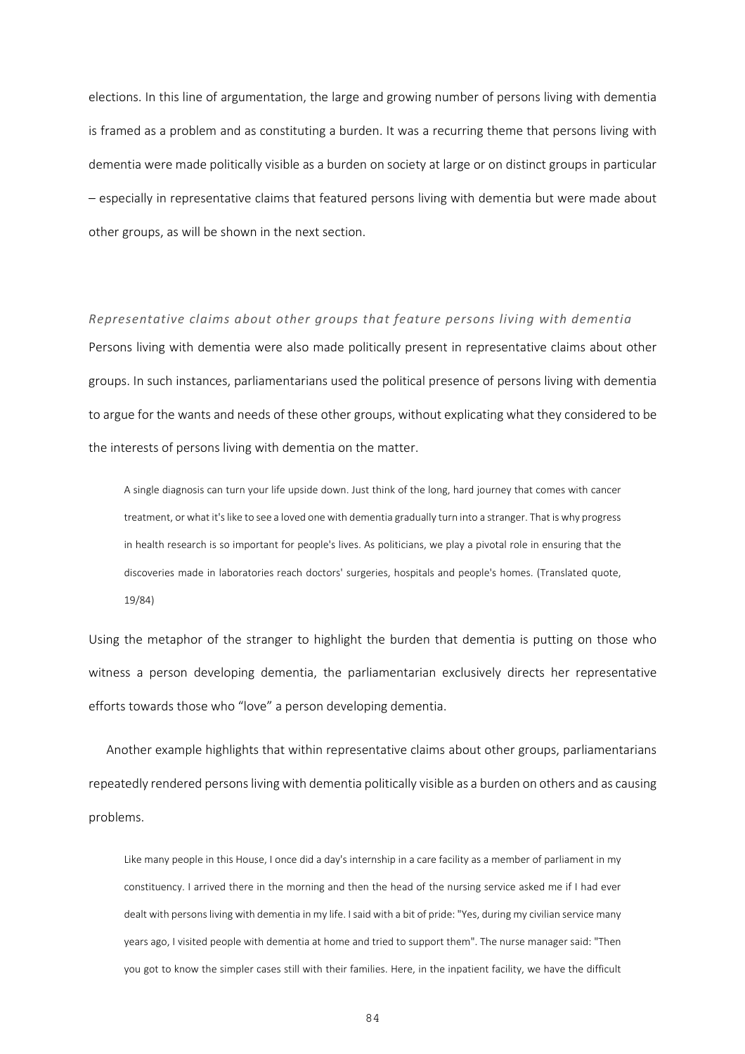elections. In this line of argumentation, the large and growing number of persons living with dementia is framed as a problem and as constituting a burden. It was a recurring theme that persons living with dementia were made politically visible as a burden on society at large or on distinct groups in particular – especially in representative claims that featured persons living with dementia but were made about other groups, as will be shown in the next section.

### *Representative claims about other groups that feature persons living with dementia*

Persons living with dementia were also made politically present in representative claims about other groups. In such instances, parliamentarians used the political presence of persons living with dementia to argue for the wants and needs of these other groups, without explicating what they considered to be the interests of persons living with dementia on the matter.

> A single diagnosis can turn your life upside down. Just think of the long, hard journey that comes with cancer treatment, or what it's like to see a loved one with dementia gradually turn into a stranger. That is why progress in health research is so important for people's lives. As politicians, we play a pivotal role in ensuring that the discoveries made in laboratories reach doctors' surgeries, hospitals and people's homes. (Translated quote, 19/84)

Using the metaphor of the stranger to highlight the burden that dementia is putting on those who witness a person developing dementia, the parliamentarian exclusively directs her representative efforts towards those who "love" a person developing dementia.

Another example highlights that within representative claims about other groups, parliamentarians repeatedly rendered persons living with dementia politically visible as a burden on others and as causing problems.

> Like many people in this House, I once did a day's internship in a care facility as a member of parliament in my constituency. I arrived there in the morning and then the head of the nursing service asked me if I had ever dealt with persons living with dementia in my life. I said with a bit of pride: "Yes, during my civilian service many years ago, I visited people with dementia at home and tried to support them". The nurse manager said: "Then you got to know the simpler cases still with their families. Here, in the inpatient facility, we have the difficult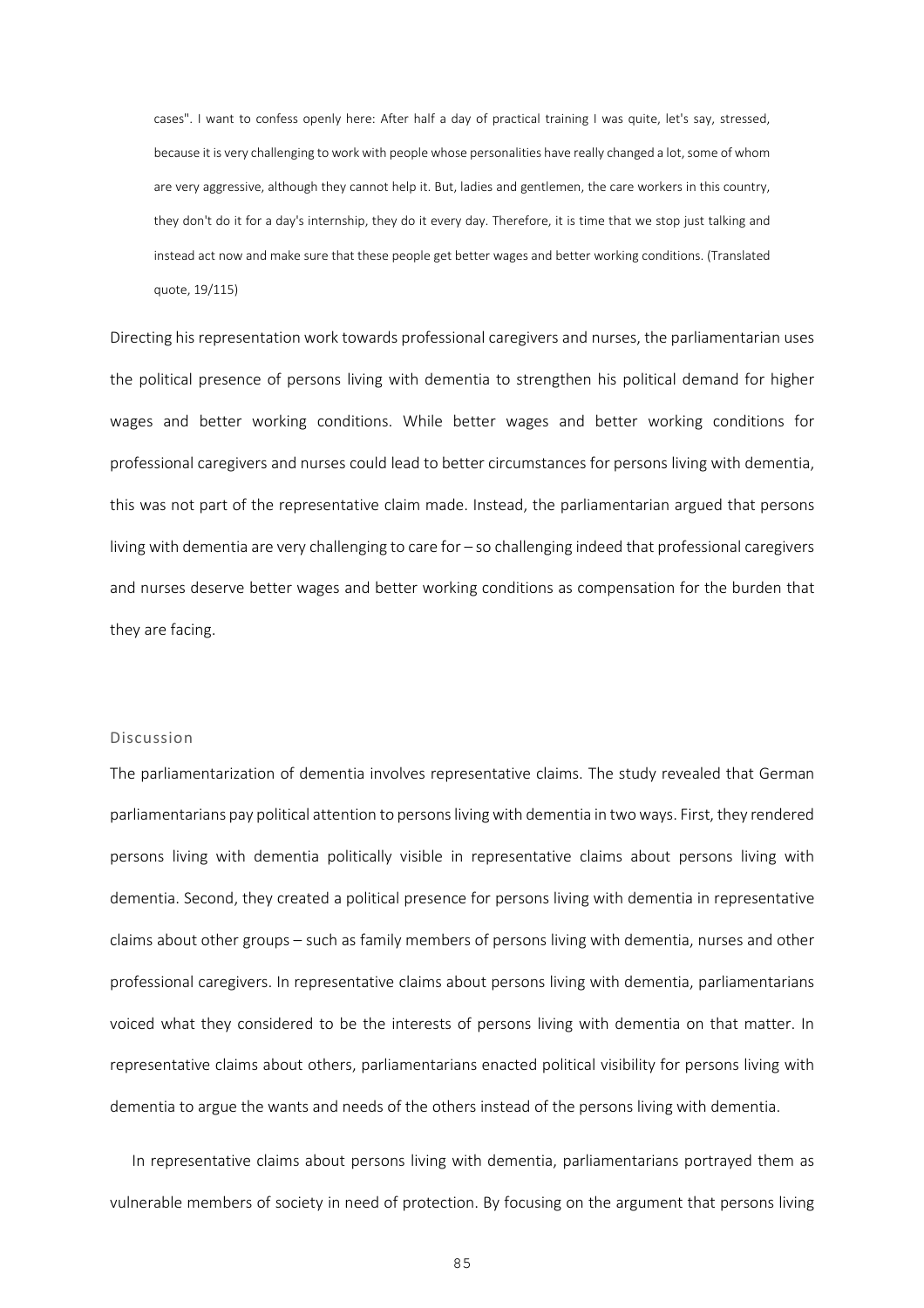> cases". I want to confess openly here: After half a day of practical training I was quite, let's say, stressed, because it is very challenging to work with people whose personalities have really changed a lot, some of whom are very aggressive, although they cannot help it. But, ladies and gentlemen, the care workers in this country, they don't do it for a day's internship, they do it every day. Therefore, it is time that we stop just talking and instead act now and make sure that these people get better wages and better working conditions. (Translated quote, 19/115)

Directing his representation work towards professional caregivers and nurses, the parliamentarian uses the political presence of persons living with dementia to strengthen his political demand for higher wages and better working conditions. While better wages and better working conditions for professional caregivers and nurses could lead to better circumstances for persons living with dementia, this was not part of the representative claim made. Instead, the parliamentarian argued that persons living with dementia are very challenging to care for – so challenging indeed that professional caregivers and nurses deserve better wages and better working conditions as compensation for the burden that they are facing.

### Discussion

The parliamentarization of dementia involves representative claims. The study revealed that German parliamentarians pay political attention to persons living with dementia in two ways. First, they rendered persons living with dementia politically visible in representative claims about persons living with dementia. Second, they created a political presence for persons living with dementia in representative claims about other groups – such as family members of persons living with dementia, nurses and other professional caregivers. In representative claims about persons living with dementia, parliamentarians voiced what they considered to be the interests of persons living with dementia on that matter. In representative claims about others, parliamentarians enacted political visibility for persons living with dementia to argue the wants and needs of the others instead of the persons living with dementia.

In representative claims about persons living with dementia, parliamentarians portrayed them as vulnerable members of society in need of protection. By focusing on the argument that persons living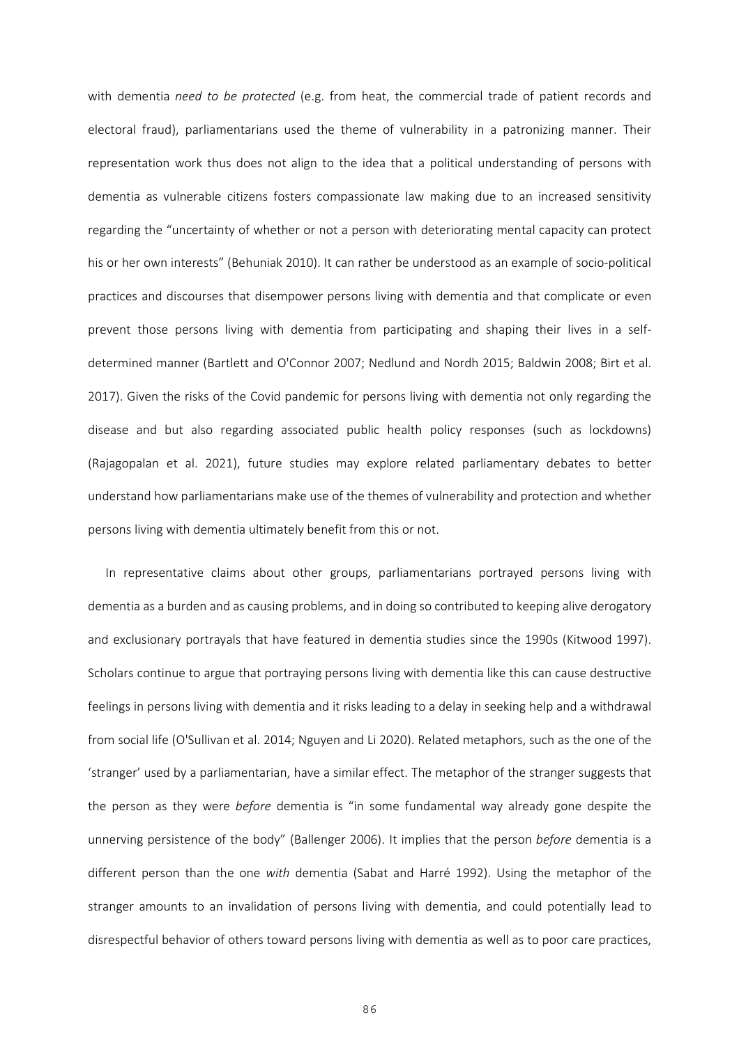with dementia *need to be protected* (e.g. from heat, the commercial trade of patient records and electoral fraud), parliamentarians used the theme of vulnerability in a patronizing manner. Their representation work thus does not align to the idea that a political understanding of persons with dementia as vulnerable citizens fosters compassionate law making due to an increased sensitivity regarding the "uncertainty of whether or not a person with deteriorating mental capacity can protect his or her own interests" (Behuniak 2010). It can rather be understood as an example of socio-political practices and discourses that disempower persons living with dementia and that complicate or even prevent those persons living with dementia from participating and shaping their lives in a self-determined manner (Bartlett and O'Connor 2007; Nedlund and Nordh 2015; Baldwin 2008; Birt et al. 2017). Given the risks of the Covid pandemic for persons living with dementia not only regarding the disease and but also regarding associated public health policy responses (such as lockdowns) (Rajagopalan et al. 2021), future studies may explore related parliamentary debates to better understand how parliamentarians make use of the themes of vulnerability and protection and whether persons living with dementia ultimately benefit from this or not.

In representative claims about other groups, parliamentarians portrayed persons living with dementia as a burden and as causing problems, and in doing so contributed to keeping alive derogatory and exclusionary portrayals that have featured in dementia studies since the 1990s (Kitwood 1997). Scholars continue to argue that portraying persons living with dementia like this can cause destructive feelings in persons living with dementia and it risks leading to a delay in seeking help and a withdrawal from social life (O'Sullivan et al. 2014; Nguyen and Li 2020). Related metaphors, such as the one of the 'stranger' used by a parliamentarian, have a similar effect. The metaphor of the stranger suggests that the person as they were *before* dementia is "in some fundamental way already gone despite the unnerving persistence of the body" (Ballenger 2006). It implies that the person *before* dementia is a different person than the one *with* dementia (Sabat and Harré 1992). Using the metaphor of the stranger amounts to an invalidation of persons living with dementia, and could potentially lead to disrespectful behavior of others toward persons living with dementia as well as to poor care practices,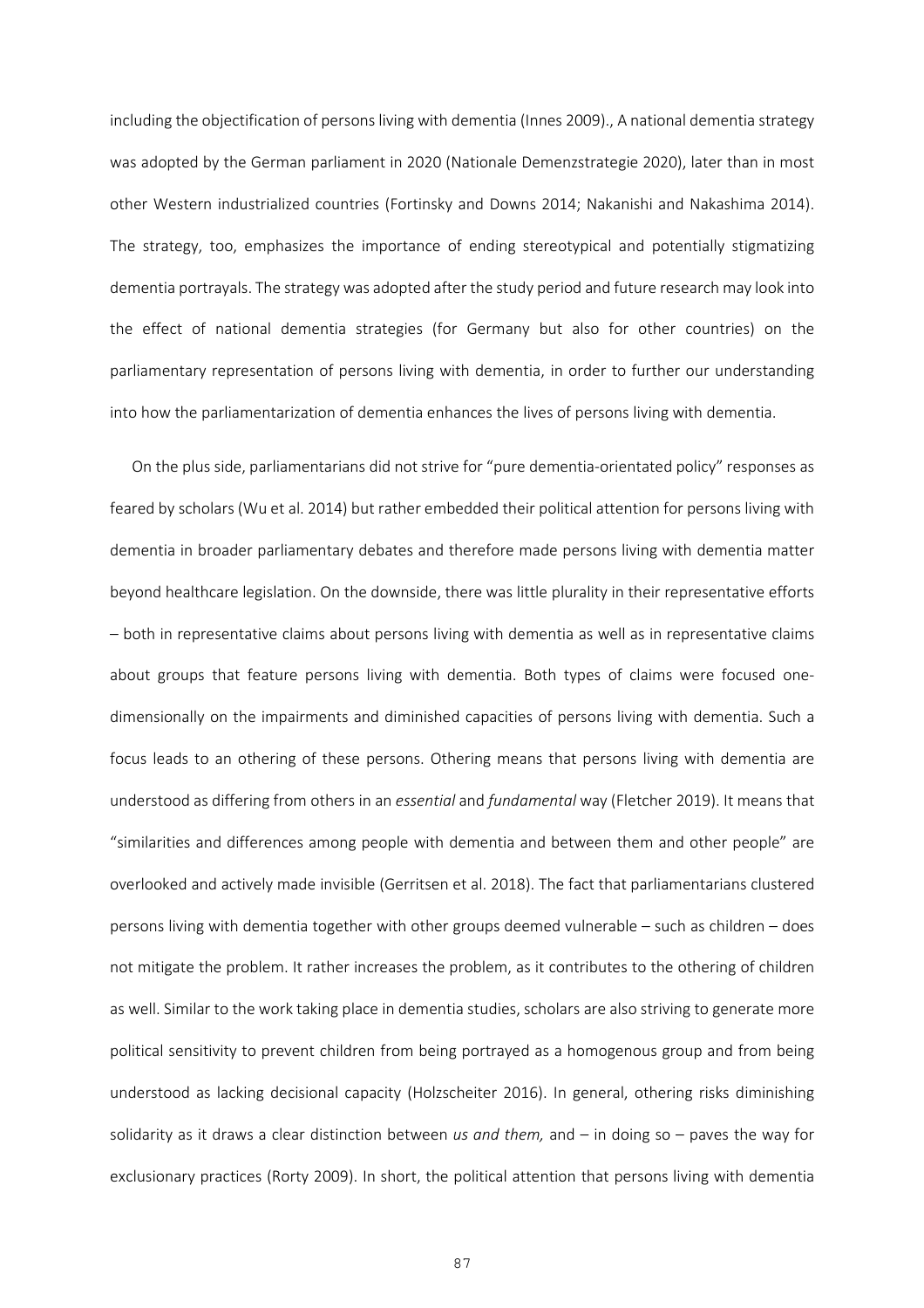including the objectification of persons living with dementia (Innes 2009)., A national dementia strategy was adopted by the German parliament in 2020 (Nationale Demenzstrategie 2020), later than in most other Western industrialized countries (Fortinsky and Downs 2014; Nakanishi and Nakashima 2014). The strategy, too, emphasizes the importance of ending stereotypical and potentially stigmatizing dementia portrayals. The strategy was adopted after the study period and future research may look into the effect of national dementia strategies (for Germany but also for other countries) on the parliamentary representation of persons living with dementia, in order to further our understanding into how the parliamentarization of dementia enhances the lives of persons living with dementia.

On the plus side, parliamentarians did not strive for "pure dementia-orientated policy" responses as feared by scholars (Wu et al. 2014) but rather embedded their political attention for persons living with dementia in broader parliamentary debates and therefore made persons living with dementia matter beyond healthcare legislation. On the downside, there was little plurality in their representative efforts – both in representative claims about persons living with dementia as well as in representative claims about groups that feature persons living with dementia. Both types of claims were focused one-dimensionally on the impairments and diminished capacities of persons living with dementia. Such a focus leads to an othering of these persons. Othering means that persons living with dementia are understood as differing from others in an *essential* and *fundamental* way (Fletcher 2019). It means that "similarities and differences among people with dementia and between them and other people" are overlooked and actively made invisible (Gerritsen et al. 2018). The fact that parliamentarians clustered persons living with dementia together with other groups deemed vulnerable – such as children – does not mitigate the problem. It rather increases the problem, as it contributes to the othering of children as well. Similar to the work taking place in dementia studies, scholars are also striving to generate more political sensitivity to prevent children from being portrayed as a homogenous group and from being understood as lacking decisional capacity (Holzscheiter 2016). In general, othering risks diminishing solidarity as it draws a clear distinction between *us and them,* and – in doing so – paves the way for exclusionary practices (Rorty 2009). In short, the political attention that persons living with dementia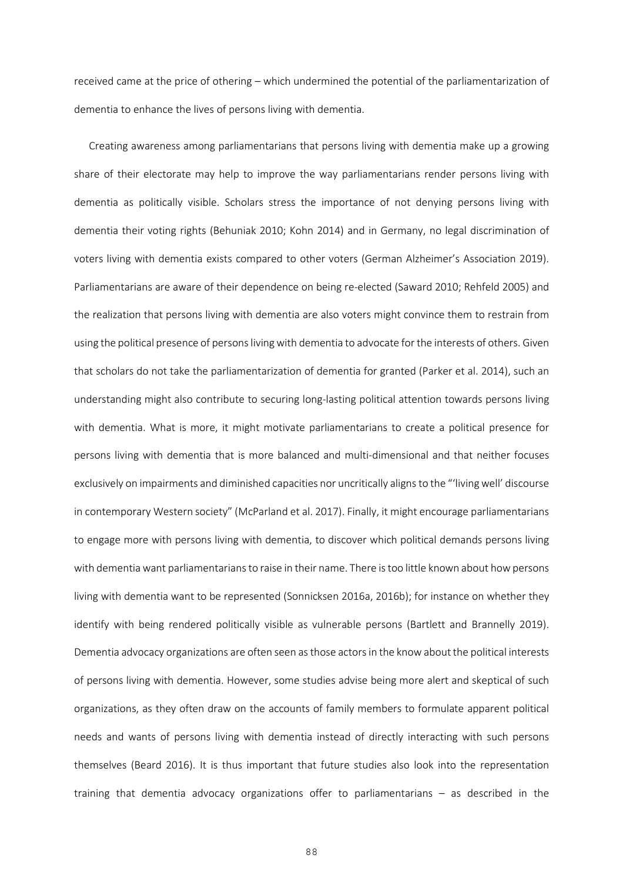received came at the price of othering – which undermined the potential of the parliamentarization of dementia to enhance the lives of persons living with dementia.

Creating awareness among parliamentarians that persons living with dementia make up a growing share of their electorate may help to improve the way parliamentarians render persons living with dementia as politically visible. Scholars stress the importance of not denying persons living with dementia their voting rights (Behuniak 2010; Kohn 2014) and in Germany, no legal discrimination of voters living with dementia exists compared to other voters (German Alzheimer's Association 2019). Parliamentarians are aware of their dependence on being re-elected (Saward 2010; Rehfeld 2005) and the realization that persons living with dementia are also voters might convince them to restrain from using the political presence of persons living with dementia to advocate for the interests of others. Given that scholars do not take the parliamentarization of dementia for granted (Parker et al. 2014), such an understanding might also contribute to securing long-lasting political attention towards persons living with dementia. What is more, it might motivate parliamentarians to create a political presence for persons living with dementia that is more balanced and multi-dimensional and that neither focuses exclusively on impairments and diminished capacities nor uncritically aligns to the "'living well' discourse in contemporary Western society" (McParland et al. 2017). Finally, it might encourage parliamentarians to engage more with persons living with dementia, to discover which political demands persons living with dementia want parliamentarians to raise in their name. There is too little known about how persons living with dementia want to be represented (Sonnicksen 2016a, 2016b); for instance on whether they identify with being rendered politically visible as vulnerable persons (Bartlett and Brannelly 2019). Dementia advocacy organizations are often seen as those actors in the know about the political interests of persons living with dementia. However, some studies advise being more alert and skeptical of such organizations, as they often draw on the accounts of family members to formulate apparent political needs and wants of persons living with dementia instead of directly interacting with such persons themselves (Beard 2016). It is thus important that future studies also look into the representation training that dementia advocacy organizations offer to parliamentarians – as described in the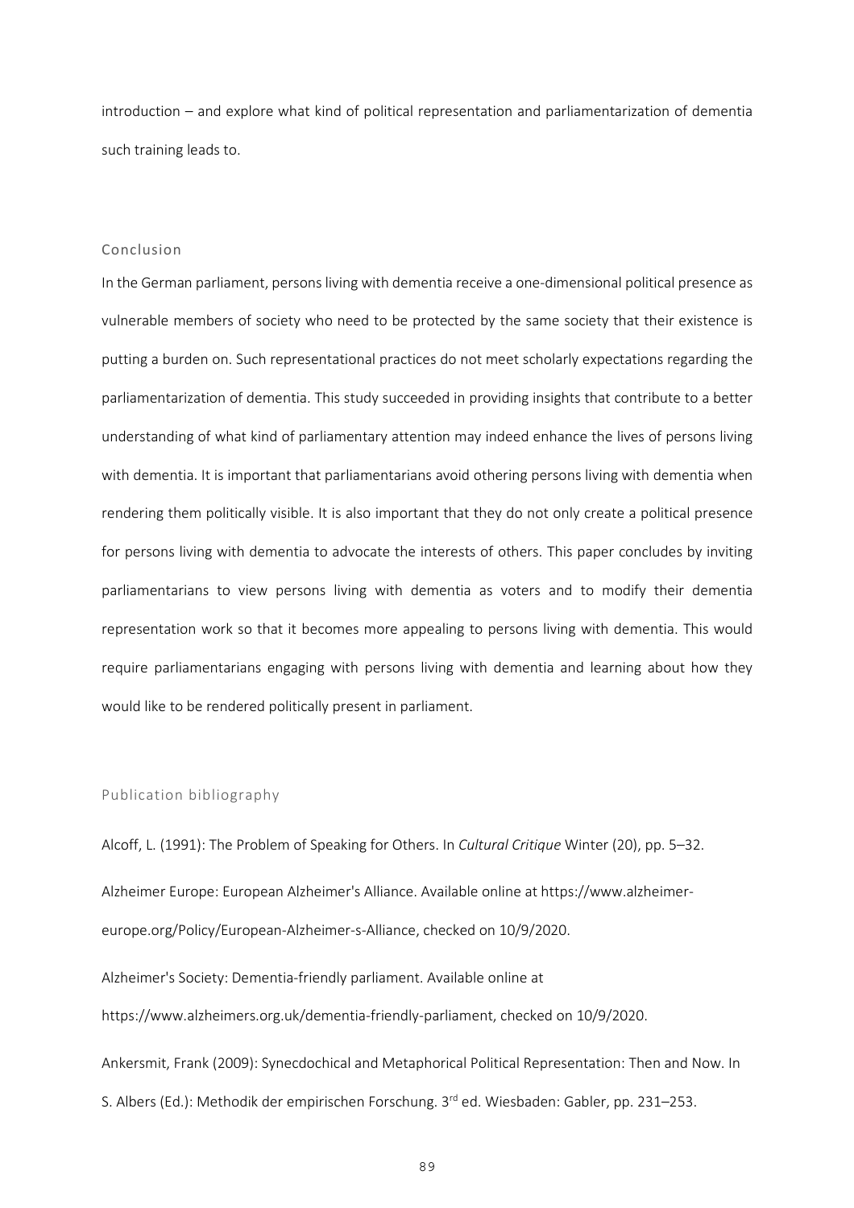introduction – and explore what kind of political representation and parliamentarization of dementia such training leads to.

## Conclusion

In the German parliament, persons living with dementia receive a one-dimensional political presence as vulnerable members of society who need to be protected by the same society that their existence is putting a burden on. Such representational practices do not meet scholarly expectations regarding the parliamentarization of dementia. This study succeeded in providing insights that contribute to a better understanding of what kind of parliamentary attention may indeed enhance the lives of persons living with dementia. It is important that parliamentarians avoid othering persons living with dementia when rendering them politically visible. It is also important that they do not only create a political presence for persons living with dementia to advocate the interests of others. This paper concludes by inviting parliamentarians to view persons living with dementia as voters and to modify their dementia representation work so that it becomes more appealing to persons living with dementia. This would require parliamentarians engaging with persons living with dementia and learning about how they would like to be rendered politically present in parliament.

## Publication bibliography

Alcoff, L. (1991): The Problem of Speaking for Others. In *Cultural Critique* Winter (20), pp. 5–32.

Alzheimer Europe: European Alzheimer's Alliance. Available online at https://www.alzheimer-europe.org/Policy/European-Alzheimer-s-Alliance, checked on 10/9/2020.

Alzheimer's Society: Dementia-friendly parliament. Available online at https://www.alzheimers.org.uk/dementia-friendly-parliament, checked on 10/9/2020.

Ankersmit, Frank (2009): Synecdochical and Metaphorical Political Representation: Then and Now. In S. Albers (Ed.): Methodik der empirischen Forschung. 3rd ed. Wiesbaden: Gabler, pp. 231–253.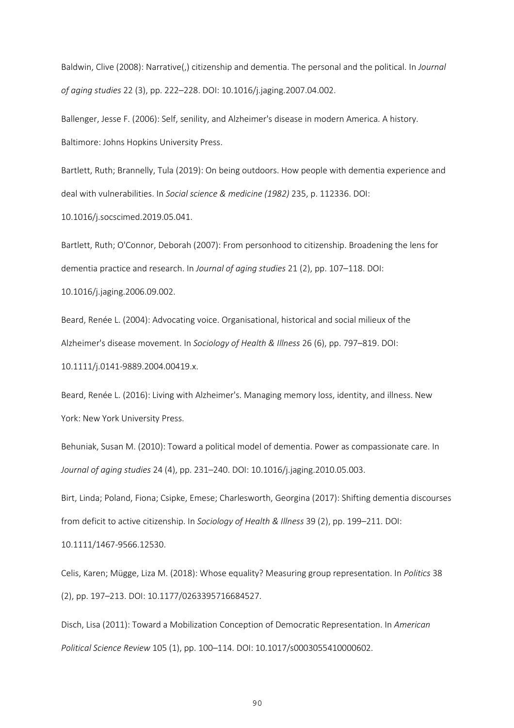Baldwin, Clive (2008): Narrative(,) citizenship and dementia. The personal and the political. In *Journal of aging studies* 22 (3), pp. 222–228. DOI: 10.1016/j.jaging.2007.04.002.

Ballenger, Jesse F. (2006): Self, senility, and Alzheimer's disease in modern America. A history. Baltimore: Johns Hopkins University Press.

Bartlett, Ruth; Brannelly, Tula (2019): On being outdoors. How people with dementia experience and deal with vulnerabilities. In *Social science & medicine (1982)* 235, p. 112336. DOI: 10.1016/j.socscimed.2019.05.041.

Bartlett, Ruth; O'Connor, Deborah (2007): From personhood to citizenship. Broadening the lens for dementia practice and research. In *Journal of aging studies* 21 (2), pp. 107–118. DOI: 10.1016/j.jaging.2006.09.002.

Beard, Renée L. (2004): Advocating voice. Organisational, historical and social milieux of the Alzheimer's disease movement. In *Sociology of Health & Illness* 26 (6), pp. 797–819. DOI: 10.1111/j.0141-9889.2004.00419.x.

Beard, Renée L. (2016): Living with Alzheimer's. Managing memory loss, identity, and illness. New York: New York University Press.

Behuniak, Susan M. (2010): Toward a political model of dementia. Power as compassionate care. In *Journal of aging studies* 24 (4), pp. 231–240. DOI: 10.1016/j.jaging.2010.05.003.

Birt, Linda; Poland, Fiona; Csipke, Emese; Charlesworth, Georgina (2017): Shifting dementia discourses from deficit to active citizenship. In *Sociology of Health & Illness* 39 (2), pp. 199–211. DOI: 10.1111/1467-9566.12530.

Celis, Karen; Mügge, Liza M. (2018): Whose equality? Measuring group representation. In *Politics* 38 (2), pp. 197–213. DOI: 10.1177/0263395716684527.

Disch, Lisa (2011): Toward a Mobilization Conception of Democratic Representation. In *American Political Science Review* 105 (1), pp. 100–114. DOI: 10.1017/s0003055410000602.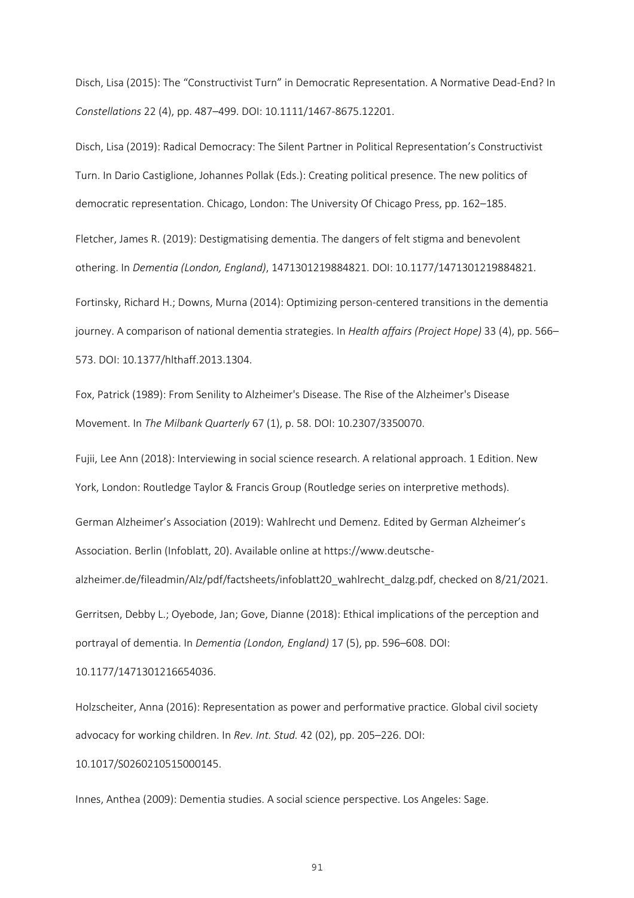Disch, Lisa (2015): The "Constructivist Turn" in Democratic Representation. A Normative Dead-End? In *Constellations* 22 (4), pp. 487–499. DOI: 10.1111/1467-8675.12201.

Disch, Lisa (2019): Radical Democracy: The Silent Partner in Political Representation's Constructivist Turn. In Dario Castiglione, Johannes Pollak (Eds.): Creating political presence. The new politics of democratic representation. Chicago, London: The University Of Chicago Press, pp. 162–185.

Fletcher, James R. (2019): Destigmatising dementia. The dangers of felt stigma and benevolent othering. In *Dementia (London, England)*, 1471301219884821. DOI: 10.1177/1471301219884821.

Fortinsky, Richard H.; Downs, Murna (2014): Optimizing person-centered transitions in the dementia journey. A comparison of national dementia strategies. In *Health affairs (Project Hope)* 33 (4), pp. 566–573. DOI: 10.1377/hlthaff.2013.1304.

Fox, Patrick (1989): From Senility to Alzheimer's Disease. The Rise of the Alzheimer's Disease Movement. In *The Milbank Quarterly* 67 (1), p. 58. DOI: 10.2307/3350070.

Fujii, Lee Ann (2018): Interviewing in social science research. A relational approach. 1 Edition. New York, London: Routledge Taylor & Francis Group (Routledge series on interpretive methods).

German Alzheimer's Association (2019): Wahlrecht und Demenz. Edited by German Alzheimer's Association. Berlin (Infoblatt, 20). Available online at https://www.deutsche-alzheimer.de/fileadmin/Alz/pdf/factsheets/infoblatt20_wahlrecht_dalzg.pdf, checked on 8/21/2021.

Gerritsen, Debby L.; Oyebode, Jan; Gove, Dianne (2018): Ethical implications of the perception and portrayal of dementia. In *Dementia (London, England)* 17 (5), pp. 596–608. DOI: 10.1177/1471301216654036.

Holzscheiter, Anna (2016): Representation as power and performative practice. Global civil society advocacy for working children. In *Rev. Int. Stud.* 42 (02), pp. 205–226. DOI: 10.1017/S0260210515000145.

Innes, Anthea (2009): Dementia studies. A social science perspective. Los Angeles: Sage.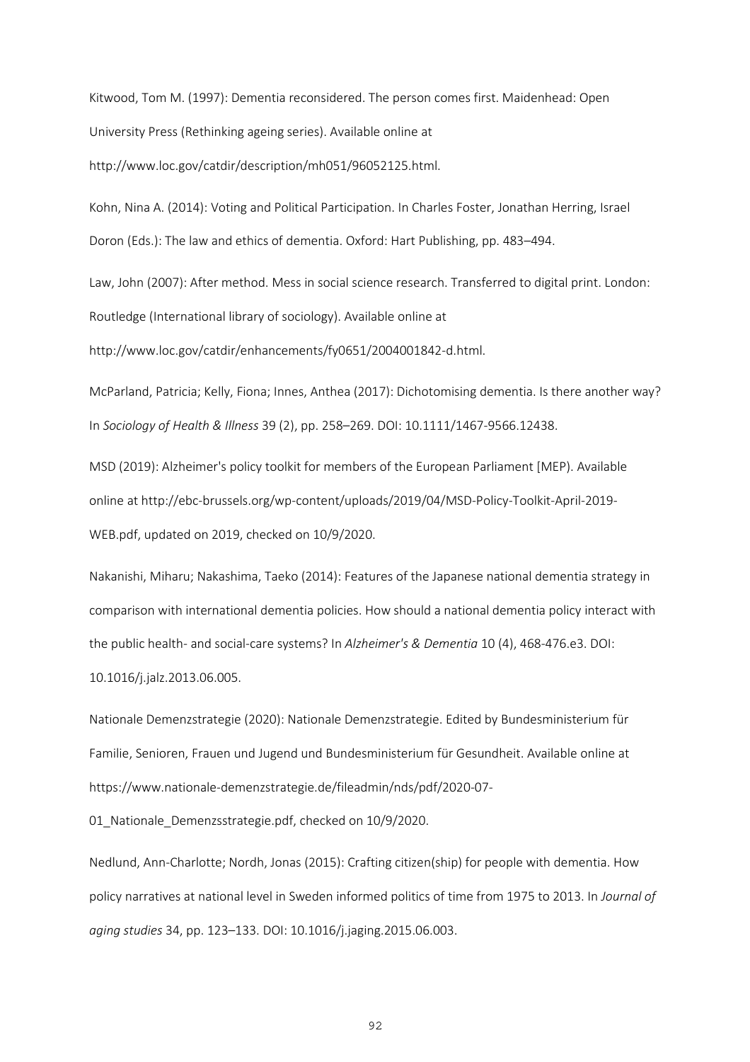Kitwood, Tom M. (1997): Dementia reconsidered. The person comes first. Maidenhead: Open University Press (Rethinking ageing series). Available online at http://www.loc.gov/catdir/description/mh051/96052125.html.

Kohn, Nina A. (2014): Voting and Political Participation. In Charles Foster, Jonathan Herring, Israel Doron (Eds.): The law and ethics of dementia. Oxford: Hart Publishing, pp. 483–494.

Law, John (2007): After method. Mess in social science research. Transferred to digital print. London: Routledge (International library of sociology). Available online at http://www.loc.gov/catdir/enhancements/fy0651/2004001842-d.html.

McParland, Patricia; Kelly, Fiona; Innes, Anthea (2017): Dichotomising dementia. Is there another way? In *Sociology of Health & Illness* 39 (2), pp. 258–269. DOI: 10.1111/1467-9566.12438.

MSD (2019): Alzheimer's policy toolkit for members of the European Parliament [MEP). Available online at http://ebc-brussels.org/wp-content/uploads/2019/04/MSD-Policy-Toolkit-April-2019-WEB.pdf, updated on 2019, checked on 10/9/2020.

Nakanishi, Miharu; Nakashima, Taeko (2014): Features of the Japanese national dementia strategy in comparison with international dementia policies. How should a national dementia policy interact with the public health- and social-care systems? In *Alzheimer's & Dementia* 10 (4), 468-476.e3. DOI: 10.1016/j.jalz.2013.06.005.

Nationale Demenzstrategie (2020): Nationale Demenzstrategie. Edited by Bundesministerium für Familie, Senioren, Frauen und Jugend und Bundesministerium für Gesundheit. Available online at https://www.nationale-demenzstrategie.de/fileadmin/nds/pdf/2020-07-01_Nationale_Demenzsstrategie.pdf, checked on 10/9/2020.

Nedlund, Ann-Charlotte; Nordh, Jonas (2015): Crafting citizen(ship) for people with dementia. How policy narratives at national level in Sweden informed politics of time from 1975 to 2013. In *Journal of aging studies* 34, pp. 123–133. DOI: 10.1016/j.jaging.2015.06.003.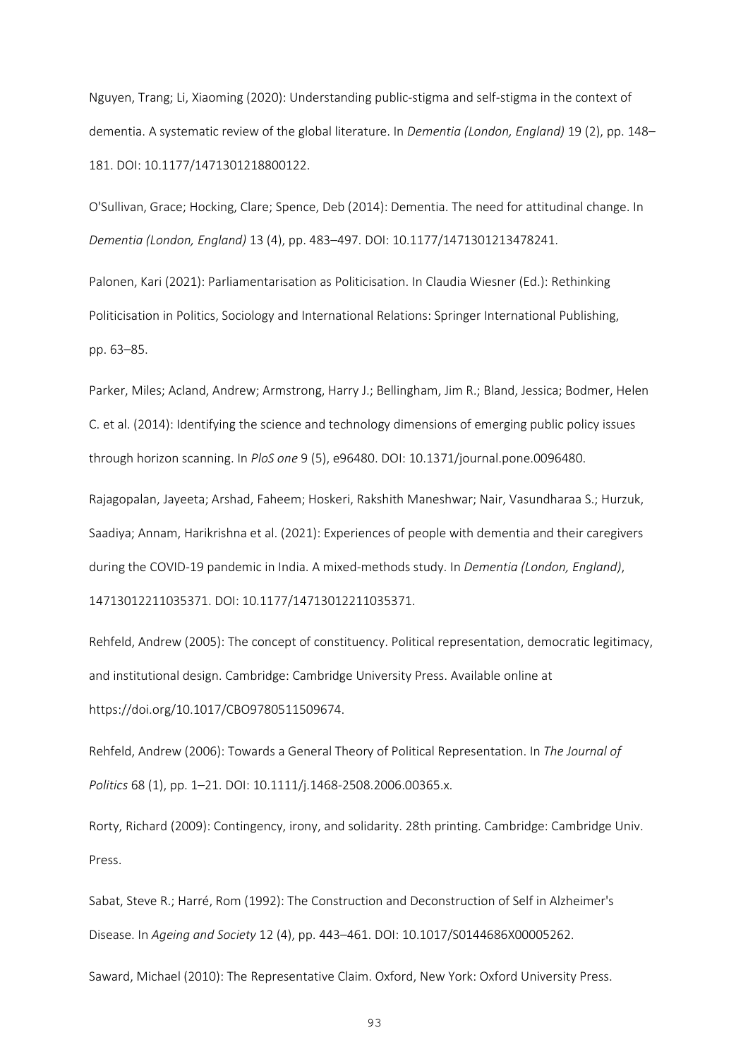Nguyen, Trang; Li, Xiaoming (2020): Understanding public-stigma and self-stigma in the context of dementia. A systematic review of the global literature. In *Dementia (London, England)* 19 (2), pp. 148–181. DOI: 10.1177/1471301218800122.

O'Sullivan, Grace; Hocking, Clare; Spence, Deb (2014): Dementia. The need for attitudinal change. In *Dementia (London, England)* 13 (4), pp. 483–497. DOI: 10.1177/1471301213478241.

Palonen, Kari (2021): Parliamentarisation as Politicisation. In Claudia Wiesner (Ed.): Rethinking Politicisation in Politics, Sociology and International Relations: Springer International Publishing, pp. 63–85.

Parker, Miles; Acland, Andrew; Armstrong, Harry J.; Bellingham, Jim R.; Bland, Jessica; Bodmer, Helen C. et al. (2014): Identifying the science and technology dimensions of emerging public policy issues through horizon scanning. In *PloS one* 9 (5), e96480. DOI: 10.1371/journal.pone.0096480.

Rajagopalan, Jayeeta; Arshad, Faheem; Hoskeri, Rakshith Maneshwar; Nair, Vasundharaa S.; Hurzuk, Saadiya; Annam, Harikrishna et al. (2021): Experiences of people with dementia and their caregivers during the COVID-19 pandemic in India. A mixed-methods study. In *Dementia (London, England)*, 14713012211035371. DOI: 10.1177/14713012211035371.

Rehfeld, Andrew (2005): The concept of constituency. Political representation, democratic legitimacy, and institutional design. Cambridge: Cambridge University Press. Available online at https://doi.org/10.1017/CBO9780511509674.

Rehfeld, Andrew (2006): Towards a General Theory of Political Representation. In *The Journal of Politics* 68 (1), pp. 1–21. DOI: 10.1111/j.1468-2508.2006.00365.x.

Rorty, Richard (2009): Contingency, irony, and solidarity. 28th printing. Cambridge: Cambridge Univ. Press.

Sabat, Steve R.; Harré, Rom (1992): The Construction and Deconstruction of Self in Alzheimer's Disease. In *Ageing and Society* 12 (4), pp. 443–461. DOI: 10.1017/S0144686X00005262.

Saward, Michael (2010): The Representative Claim. Oxford, New York: Oxford University Press.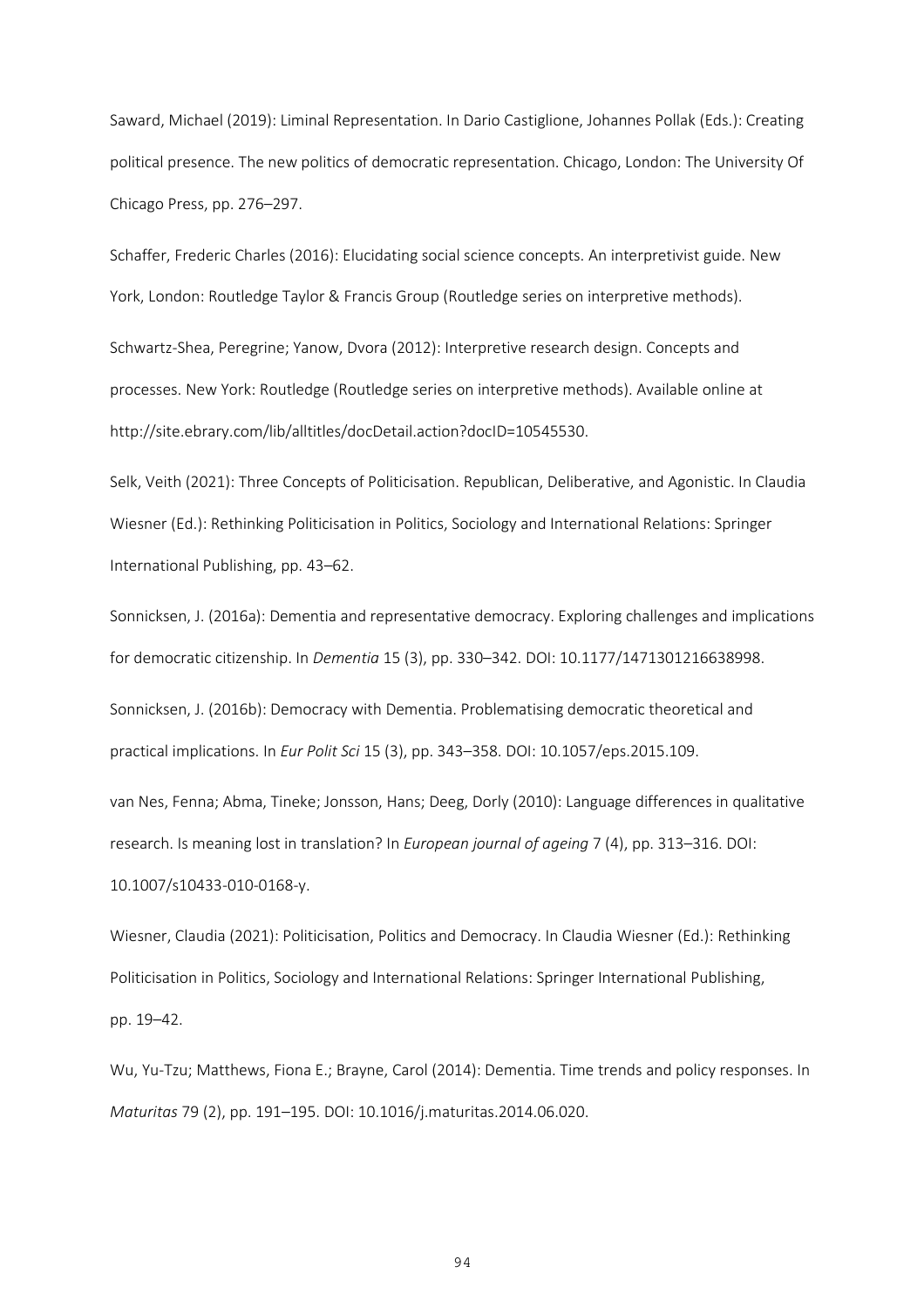Saward, Michael (2019): Liminal Representation. In Dario Castiglione, Johannes Pollak (Eds.): Creating political presence. The new politics of democratic representation. Chicago, London: The University Of Chicago Press, pp. 276–297.

Schaffer, Frederic Charles (2016): Elucidating social science concepts. An interpretivist guide. New York, London: Routledge Taylor & Francis Group (Routledge series on interpretive methods).

Schwartz-Shea, Peregrine; Yanow, Dvora (2012): Interpretive research design. Concepts and processes. New York: Routledge (Routledge series on interpretive methods). Available online at http://site.ebrary.com/lib/alltitles/docDetail.action?docID=10545530.

Selk, Veith (2021): Three Concepts of Politicisation. Republican, Deliberative, and Agonistic. In Claudia Wiesner (Ed.): Rethinking Politicisation in Politics, Sociology and International Relations: Springer International Publishing, pp. 43–62.

Sonnicksen, J. (2016a): Dementia and representative democracy. Exploring challenges and implications for democratic citizenship. In *Dementia* 15 (3), pp. 330–342. DOI: 10.1177/1471301216638998.

Sonnicksen, J. (2016b): Democracy with Dementia. Problematising democratic theoretical and practical implications. In *Eur Polit Sci* 15 (3), pp. 343–358. DOI: 10.1057/eps.2015.109.

van Nes, Fenna; Abma, Tineke; Jonsson, Hans; Deeg, Dorly (2010): Language differences in qualitative research. Is meaning lost in translation? In *European journal of ageing* 7 (4), pp. 313–316. DOI: 10.1007/s10433-010-0168-y.

Wiesner, Claudia (2021): Politicisation, Politics and Democracy. In Claudia Wiesner (Ed.): Rethinking Politicisation in Politics, Sociology and International Relations: Springer International Publishing, pp. 19–42.

Wu, Yu-Tzu; Matthews, Fiona E.; Brayne, Carol (2014): Dementia. Time trends and policy responses. In *Maturitas* 79 (2), pp. 191–195. DOI: 10.1016/j.maturitas.2014.06.020.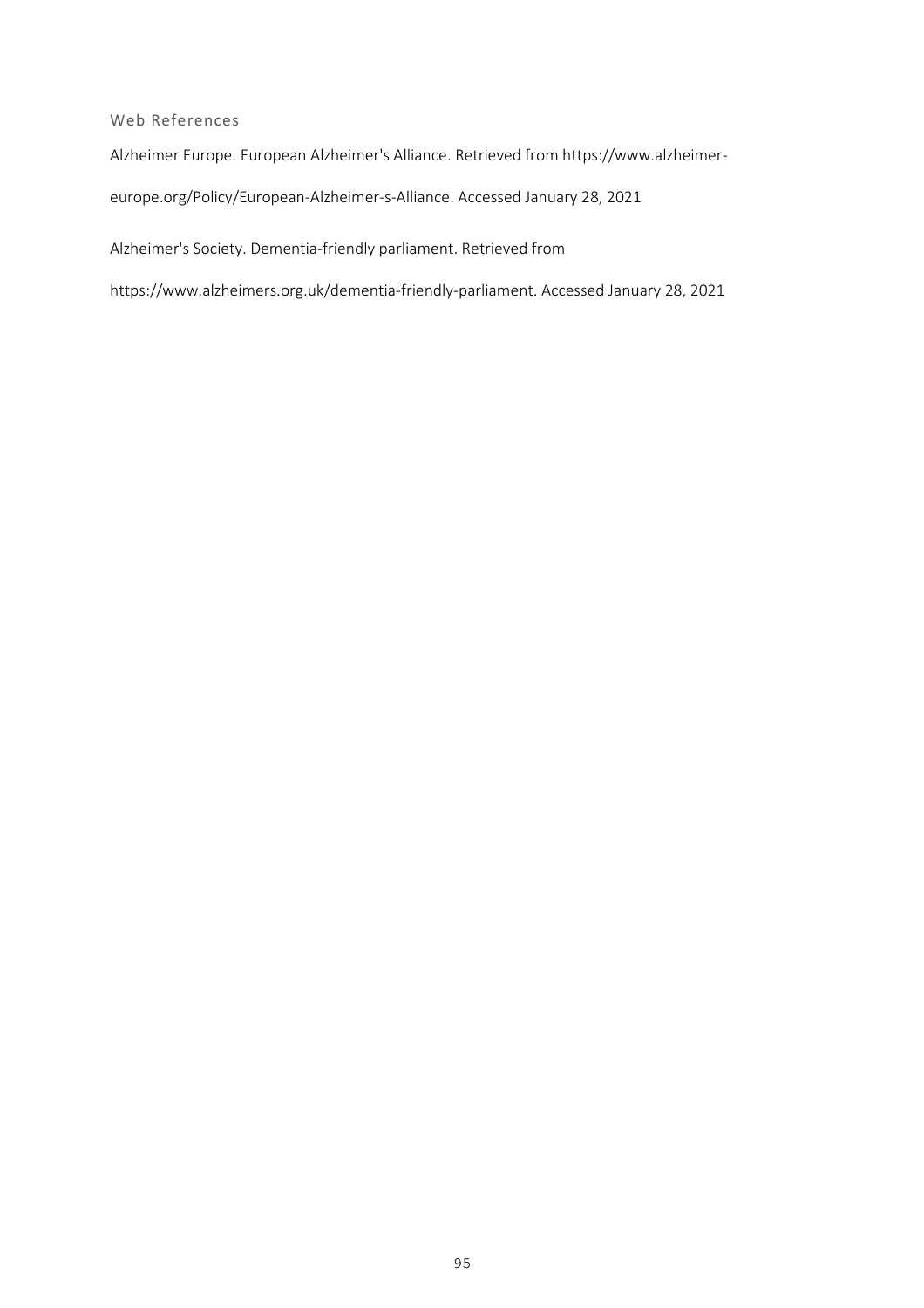## Web References

Alzheimer Europe. European Alzheimer's Alliance. Retrieved from https://www.alzheimer-europe.org/Policy/European-Alzheimer-s-Alliance. Accessed January 28, 2021

Alzheimer's Society. Dementia-friendly parliament. Retrieved from https://www.alzheimers.org.uk/dementia-friendly-parliament. Accessed January 28, 2021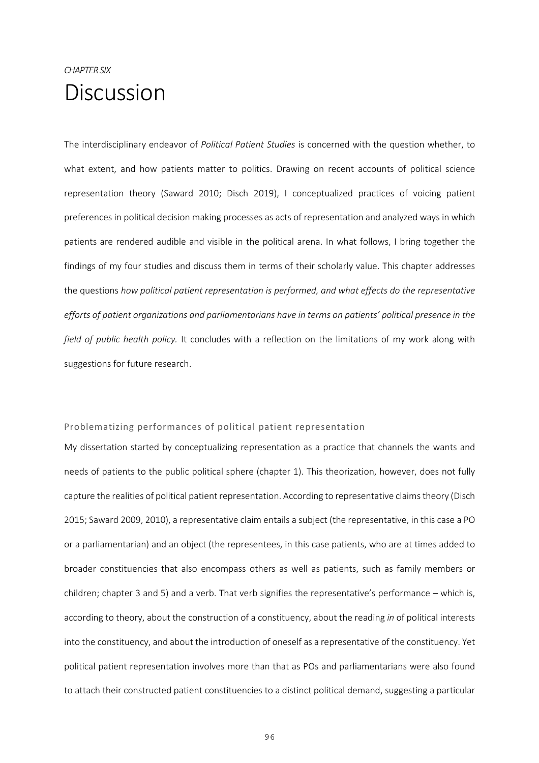*CHAPTER SIX*

# Discussion

The interdisciplinary endeavor of *Political Patient Studies* is concerned with the question whether, to what extent, and how patients matter to politics. Drawing on recent accounts of political science representation theory (Saward 2010; Disch 2019), I conceptualized practices of voicing patient preferences in political decision making processes as acts of representation and analyzed ways in which patients are rendered audible and visible in the political arena. In what follows, I bring together the findings of my four studies and discuss them in terms of their scholarly value. This chapter addresses the questions *how political patient representation is performed, and what effects do the representative efforts of patient organizations and parliamentarians have in terms on patients' political presence in the field of public health policy.* It concludes with a reflection on the limitations of my work along with suggestions for future research.

## Problematizing performances of political patient representation

My dissertation started by conceptualizing representation as a practice that channels the wants and needs of patients to the public political sphere (chapter 1). This theorization, however, does not fully capture the realities of political patient representation. According to representative claims theory (Disch 2015; Saward 2009, 2010), a representative claim entails a subject (the representative, in this case a PO or a parliamentarian) and an object (the representees, in this case patients, who are at times added to broader constituencies that also encompass others as well as patients, such as family members or children; chapter 3 and 5) and a verb. That verb signifies the representative's performance – which is, according to theory, about the construction of a constituency, about the reading *in* of political interests into the constituency, and about the introduction of oneself as a representative of the constituency. Yet political patient representation involves more than that as POs and parliamentarians were also found to attach their constructed patient constituencies to a distinct political demand, suggesting a particular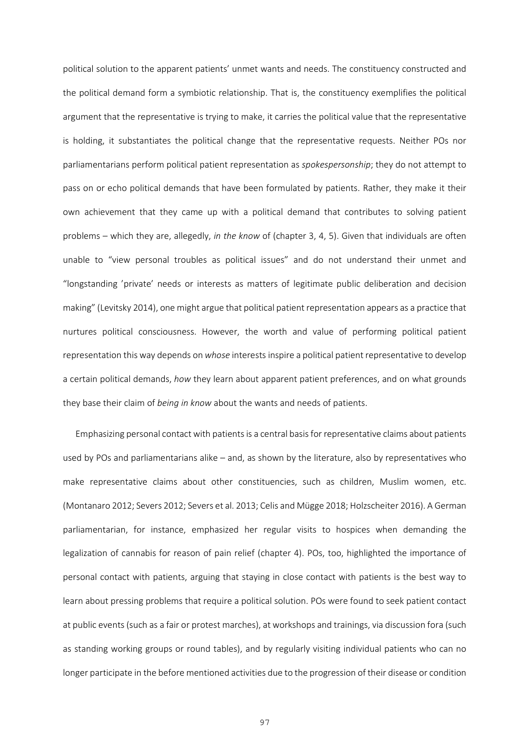political solution to the apparent patients' unmet wants and needs. The constituency constructed and the political demand form a symbiotic relationship. That is, the constituency exemplifies the political argument that the representative is trying to make, it carries the political value that the representative is holding, it substantiates the political change that the representative requests. Neither POs nor parliamentarians perform political patient representation as *spokespersonship*; they do not attempt to pass on or echo political demands that have been formulated by patients. Rather, they make it their own achievement that they came up with a political demand that contributes to solving patient problems – which they are, allegedly, *in the know* of (chapter 3, 4, 5). Given that individuals are often unable to "view personal troubles as political issues" and do not understand their unmet and "longstanding 'private' needs or interests as matters of legitimate public deliberation and decision making" (Levitsky 2014), one might argue that political patient representation appears as a practice that nurtures political consciousness. However, the worth and value of performing political patient representation this way depends on *whose* interests inspire a political patient representative to develop a certain political demands, *how* they learn about apparent patient preferences, and on what grounds they base their claim of *being in know* about the wants and needs of patients.

Emphasizing personal contact with patients is a central basis for representative claims about patients used by POs and parliamentarians alike – and, as shown by the literature, also by representatives who make representative claims about other constituencies, such as children, Muslim women, etc. (Montanaro 2012; Severs 2012; Severs et al. 2013; Celis and Mügge 2018; Holzscheiter 2016). A German parliamentarian, for instance, emphasized her regular visits to hospices when demanding the legalization of cannabis for reason of pain relief (chapter 4). POs, too, highlighted the importance of personal contact with patients, arguing that staying in close contact with patients is the best way to learn about pressing problems that require a political solution. POs were found to seek patient contact at public events (such as a fair or protest marches), at workshops and trainings, via discussion fora (such as standing working groups or round tables), and by regularly visiting individual patients who can no longer participate in the before mentioned activities due to the progression of their disease or condition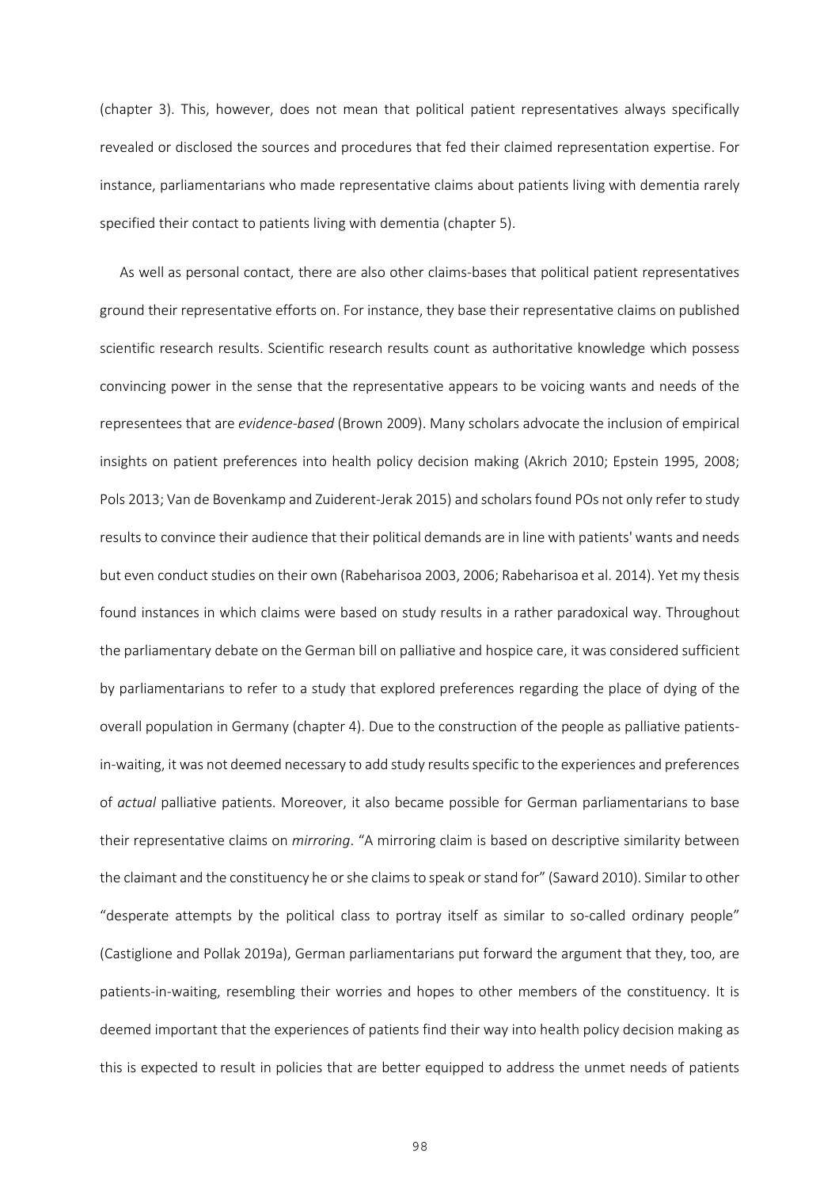(chapter 3). This, however, does not mean that political patient representatives always specifically revealed or disclosed the sources and procedures that fed their claimed representation expertise. For instance, parliamentarians who made representative claims about patients living with dementia rarely specified their contact to patients living with dementia (chapter 5).

As well as personal contact, there are also other claims-bases that political patient representatives ground their representative efforts on. For instance, they base their representative claims on published scientific research results. Scientific research results count as authoritative knowledge which possess convincing power in the sense that the representative appears to be voicing wants and needs of the representees that are *evidence-based* (Brown 2009). Many scholars advocate the inclusion of empirical insights on patient preferences into health policy decision making (Akrich 2010; Epstein 1995, 2008; Pols 2013; Van de Bovenkamp and Zuiderent-Jerak 2015) and scholars found POs not only refer to study results to convince their audience that their political demands are in line with patients' wants and needs but even conduct studies on their own (Rabeharisoa 2003, 2006; Rabeharisoa et al. 2014). Yet my thesis found instances in which claims were based on study results in a rather paradoxical way. Throughout the parliamentary debate on the German bill on palliative and hospice care, it was considered sufficient by parliamentarians to refer to a study that explored preferences regarding the place of dying of the overall population in Germany (chapter 4). Due to the construction of the people as palliative patients-in-waiting, it was not deemed necessary to add study results specific to the experiences and preferences of *actual* palliative patients. Moreover, it also became possible for German parliamentarians to base their representative claims on *mirroring*. "A mirroring claim is based on descriptive similarity between the claimant and the constituency he or she claims to speak or stand for" (Saward 2010). Similar to other "desperate attempts by the political class to portray itself as similar to so-called ordinary people" (Castiglione and Pollak 2019a), German parliamentarians put forward the argument that they, too, are patients-in-waiting, resembling their worries and hopes to other members of the constituency. It is deemed important that the experiences of patients find their way into health policy decision making as this is expected to result in policies that are better equipped to address the unmet needs of patients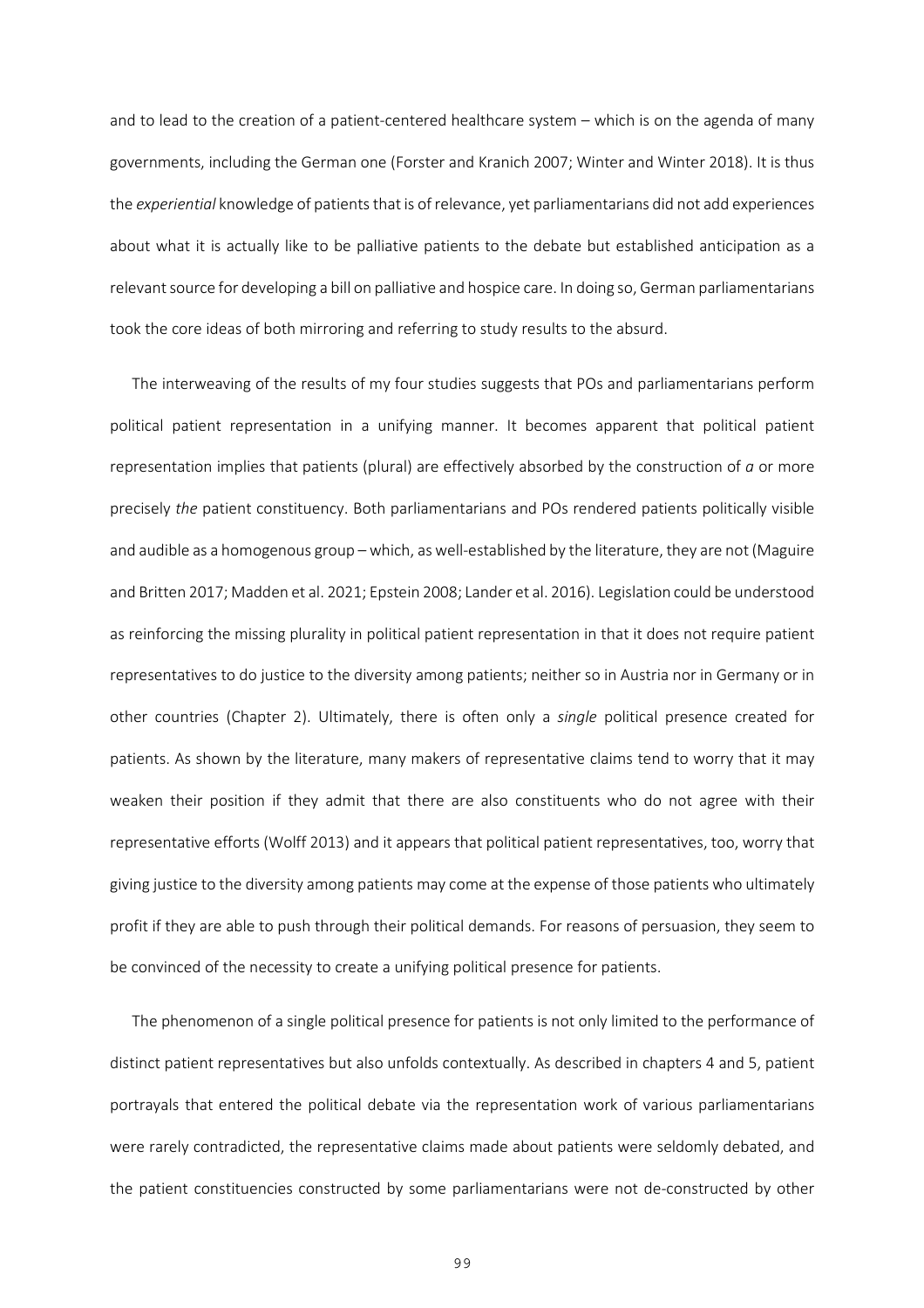and to lead to the creation of a patient-centered healthcare system – which is on the agenda of many governments, including the German one (Forster and Kranich 2007; Winter and Winter 2018). It is thus the *experiential* knowledge of patients that is of relevance, yet parliamentarians did not add experiences about what it is actually like to be palliative patients to the debate but established anticipation as a relevant source for developing a bill on palliative and hospice care. In doing so, German parliamentarians took the core ideas of both mirroring and referring to study results to the absurd.

The interweaving of the results of my four studies suggests that POs and parliamentarians perform political patient representation in a unifying manner. It becomes apparent that political patient representation implies that patients (plural) are effectively absorbed by the construction of *a* or more precisely *the* patient constituency. Both parliamentarians and POs rendered patients politically visible and audible as a homogenous group – which, as well-established by the literature, they are not (Maguire and Britten 2017; Madden et al. 2021; Epstein 2008; Lander et al. 2016). Legislation could be understood as reinforcing the missing plurality in political patient representation in that it does not require patient representatives to do justice to the diversity among patients; neither so in Austria nor in Germany or in other countries (Chapter 2). Ultimately, there is often only a *single* political presence created for patients. As shown by the literature, many makers of representative claims tend to worry that it may weaken their position if they admit that there are also constituents who do not agree with their representative efforts (Wolff 2013) and it appears that political patient representatives, too, worry that giving justice to the diversity among patients may come at the expense of those patients who ultimately profit if they are able to push through their political demands. For reasons of persuasion, they seem to be convinced of the necessity to create a unifying political presence for patients.

The phenomenon of a single political presence for patients is not only limited to the performance of distinct patient representatives but also unfolds contextually. As described in chapters 4 and 5, patient portrayals that entered the political debate via the representation work of various parliamentarians were rarely contradicted, the representative claims made about patients were seldomly debated, and the patient constituencies constructed by some parliamentarians were not de-constructed by other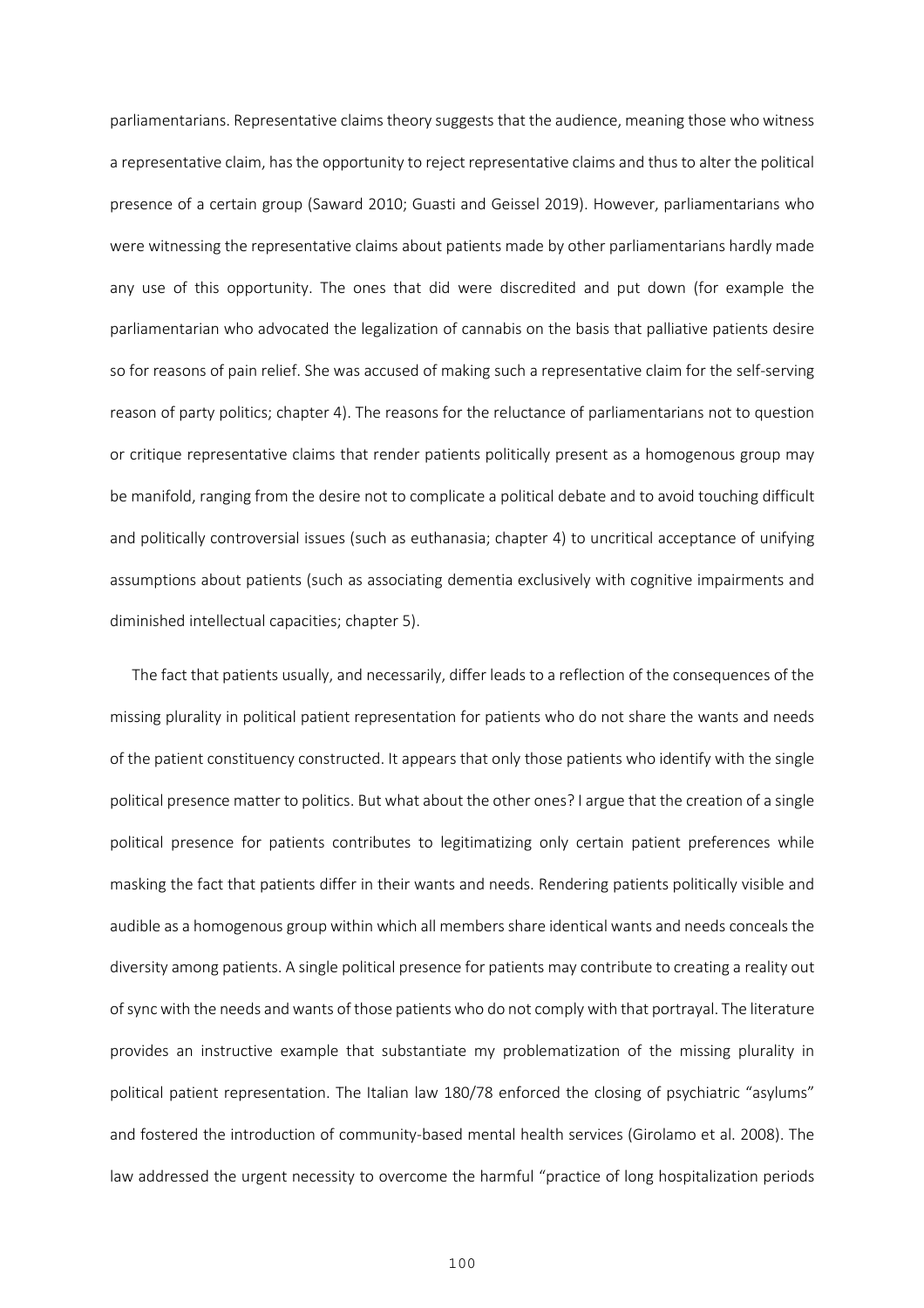parliamentarians. Representative claims theory suggests that the audience, meaning those who witness a representative claim, has the opportunity to reject representative claims and thus to alter the political presence of a certain group (Saward 2010; Guasti and Geissel 2019). However, parliamentarians who were witnessing the representative claims about patients made by other parliamentarians hardly made any use of this opportunity. The ones that did were discredited and put down (for example the parliamentarian who advocated the legalization of cannabis on the basis that palliative patients desire so for reasons of pain relief. She was accused of making such a representative claim for the self-serving reason of party politics; chapter 4). The reasons for the reluctance of parliamentarians not to question or critique representative claims that render patients politically present as a homogenous group may be manifold, ranging from the desire not to complicate a political debate and to avoid touching difficult and politically controversial issues (such as euthanasia; chapter 4) to uncritical acceptance of unifying assumptions about patients (such as associating dementia exclusively with cognitive impairments and diminished intellectual capacities; chapter 5).

The fact that patients usually, and necessarily, differ leads to a reflection of the consequences of the missing plurality in political patient representation for patients who do not share the wants and needs of the patient constituency constructed. It appears that only those patients who identify with the single political presence matter to politics. But what about the other ones? I argue that the creation of a single political presence for patients contributes to legitimatizing only certain patient preferences while masking the fact that patients differ in their wants and needs. Rendering patients politically visible and audible as a homogenous group within which all members share identical wants and needs conceals the diversity among patients. A single political presence for patients may contribute to creating a reality out of sync with the needs and wants of those patients who do not comply with that portrayal. The literature provides an instructive example that substantiate my problematization of the missing plurality in political patient representation. The Italian law 180/78 enforced the closing of psychiatric "asylums" and fostered the introduction of community-based mental health services (Girolamo et al. 2008). The law addressed the urgent necessity to overcome the harmful "practice of long hospitalization periods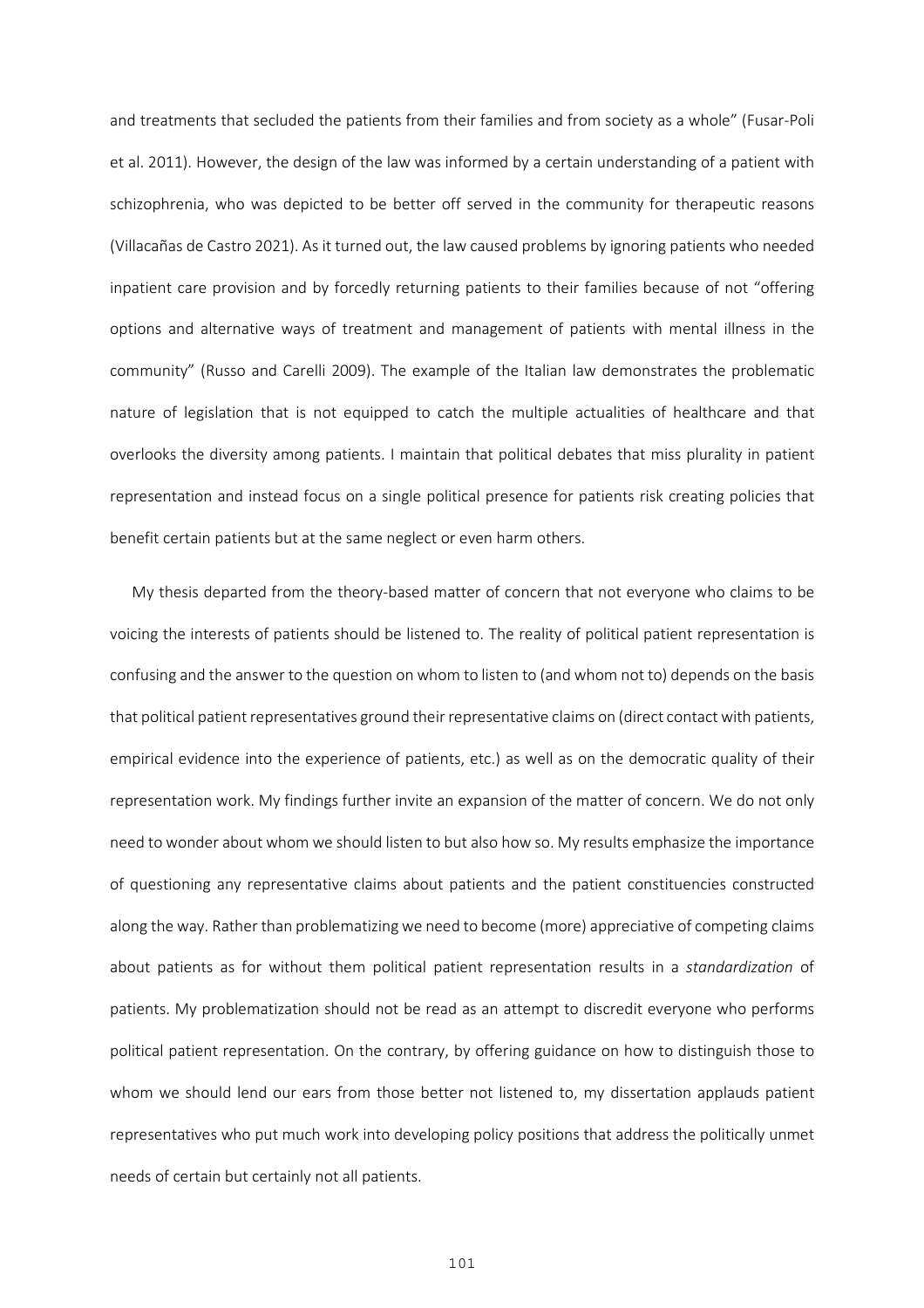and treatments that secluded the patients from their families and from society as a whole" (Fusar-Poli et al. 2011). However, the design of the law was informed by a certain understanding of a patient with schizophrenia, who was depicted to be better off served in the community for therapeutic reasons (Villacañas de Castro 2021). As it turned out, the law caused problems by ignoring patients who needed inpatient care provision and by forcedly returning patients to their families because of not "offering options and alternative ways of treatment and management of patients with mental illness in the community" (Russo and Carelli 2009). The example of the Italian law demonstrates the problematic nature of legislation that is not equipped to catch the multiple actualities of healthcare and that overlooks the diversity among patients. I maintain that political debates that miss plurality in patient representation and instead focus on a single political presence for patients risk creating policies that benefit certain patients but at the same neglect or even harm others.

My thesis departed from the theory-based matter of concern that not everyone who claims to be voicing the interests of patients should be listened to. The reality of political patient representation is confusing and the answer to the question on whom to listen to (and whom not to) depends on the basis that political patient representatives ground their representative claims on (direct contact with patients, empirical evidence into the experience of patients, etc.) as well as on the democratic quality of their representation work. My findings further invite an expansion of the matter of concern. We do not only need to wonder about whom we should listen to but also how so. My results emphasize the importance of questioning any representative claims about patients and the patient constituencies constructed along the way. Rather than problematizing we need to become (more) appreciative of competing claims about patients as for without them political patient representation results in a *standardization* of patients. My problematization should not be read as an attempt to discredit everyone who performs political patient representation. On the contrary, by offering guidance on how to distinguish those to whom we should lend our ears from those better not listened to, my dissertation applauds patient representatives who put much work into developing policy positions that address the politically unmet needs of certain but certainly not all patients.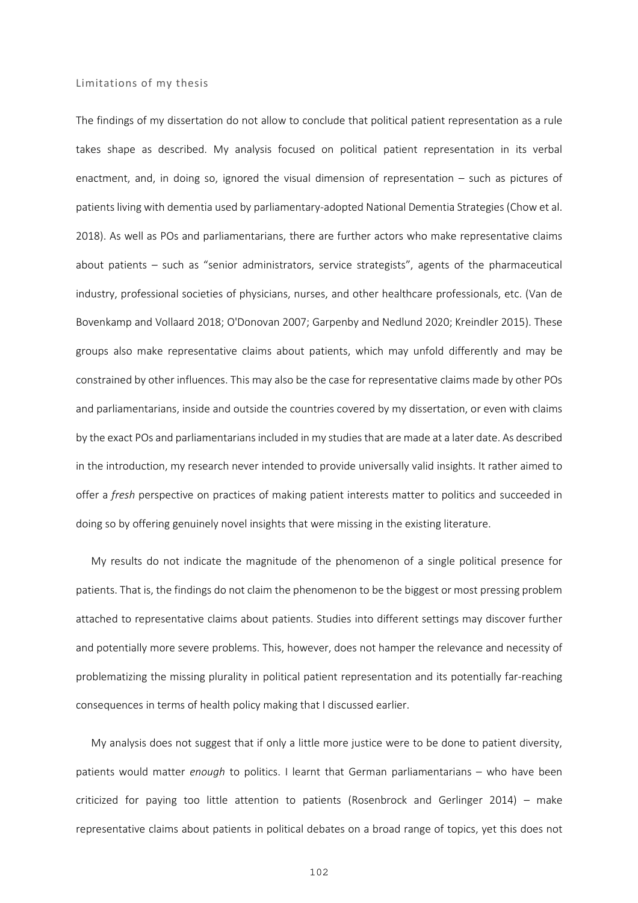### Limitations of my thesis

The findings of my dissertation do not allow to conclude that political patient representation as a rule takes shape as described. My analysis focused on political patient representation in its verbal enactment, and, in doing so, ignored the visual dimension of representation – such as pictures of patients living with dementia used by parliamentary-adopted National Dementia Strategies (Chow et al. 2018). As well as POs and parliamentarians, there are further actors who make representative claims about patients – such as "senior administrators, service strategists", agents of the pharmaceutical industry, professional societies of physicians, nurses, and other healthcare professionals, etc. (Van de Bovenkamp and Vollaard 2018; O'Donovan 2007; Garpenby and Nedlund 2020; Kreindler 2015). These groups also make representative claims about patients, which may unfold differently and may be constrained by other influences. This may also be the case for representative claims made by other POs and parliamentarians, inside and outside the countries covered by my dissertation, or even with claims by the exact POs and parliamentarians included in my studies that are made at a later date. As described in the introduction, my research never intended to provide universally valid insights. It rather aimed to offer a *fresh* perspective on practices of making patient interests matter to politics and succeeded in doing so by offering genuinely novel insights that were missing in the existing literature.

My results do not indicate the magnitude of the phenomenon of a single political presence for patients. That is, the findings do not claim the phenomenon to be the biggest or most pressing problem attached to representative claims about patients. Studies into different settings may discover further and potentially more severe problems. This, however, does not hamper the relevance and necessity of problematizing the missing plurality in political patient representation and its potentially far-reaching consequences in terms of health policy making that I discussed earlier.

My analysis does not suggest that if only a little more justice were to be done to patient diversity, patients would matter *enough* to politics. I learnt that German parliamentarians – who have been criticized for paying too little attention to patients (Rosenbrock and Gerlinger 2014) – make representative claims about patients in political debates on a broad range of topics, yet this does not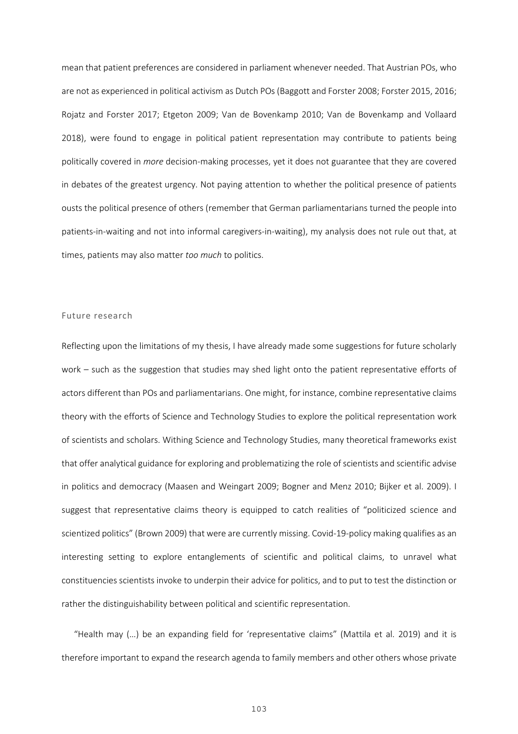mean that patient preferences are considered in parliament whenever needed. That Austrian POs, who are not as experienced in political activism as Dutch POs (Baggott and Forster 2008; Forster 2015, 2016; Rojatz and Forster 2017; Etgeton 2009; Van de Bovenkamp 2010; Van de Bovenkamp and Vollaard 2018), were found to engage in political patient representation may contribute to patients being politically covered in *more* decision-making processes, yet it does not guarantee that they are covered in debates of the greatest urgency. Not paying attention to whether the political presence of patients ousts the political presence of others (remember that German parliamentarians turned the people into patients-in-waiting and not into informal caregivers-in-waiting), my analysis does not rule out that, at times, patients may also matter *too much* to politics.

## Future research

Reflecting upon the limitations of my thesis, I have already made some suggestions for future scholarly work – such as the suggestion that studies may shed light onto the patient representative efforts of actors different than POs and parliamentarians. One might, for instance, combine representative claims theory with the efforts of Science and Technology Studies to explore the political representation work of scientists and scholars. Withing Science and Technology Studies, many theoretical frameworks exist that offer analytical guidance for exploring and problematizing the role of scientists and scientific advise in politics and democracy (Maasen and Weingart 2009; Bogner and Menz 2010; Bijker et al. 2009). I suggest that representative claims theory is equipped to catch realities of "politicized science and scientized politics" (Brown 2009) that were are currently missing. Covid-19-policy making qualifies as an interesting setting to explore entanglements of scientific and political claims, to unravel what constituencies scientists invoke to underpin their advice for politics, and to put to test the distinction or rather the distinguishability between political and scientific representation.

"Health may (…) be an expanding field for 'representative claims" (Mattila et al. 2019) and it is therefore important to expand the research agenda to family members and other others whose private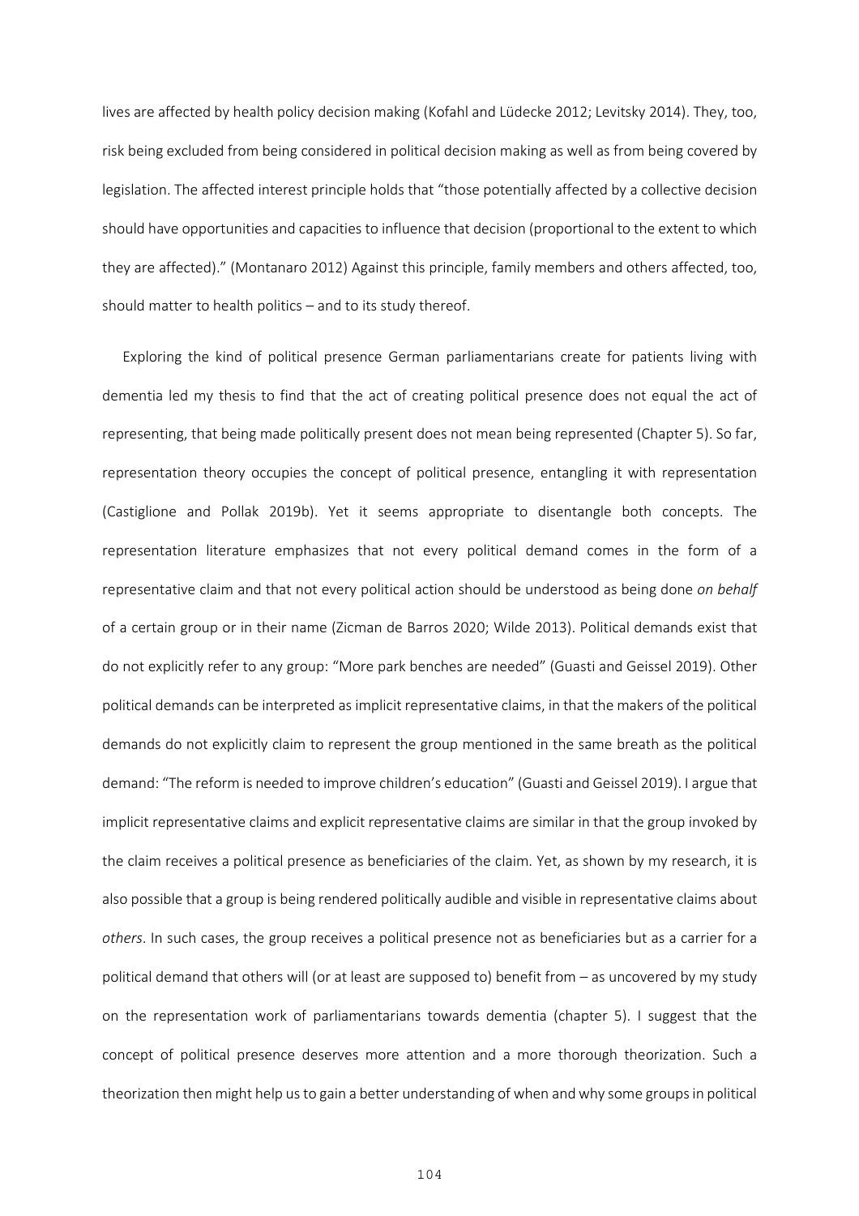lives are affected by health policy decision making (Kofahl and Lüdecke 2012; Levitsky 2014). They, too, risk being excluded from being considered in political decision making as well as from being covered by legislation. The affected interest principle holds that "those potentially affected by a collective decision should have opportunities and capacities to influence that decision (proportional to the extent to which they are affected)." (Montanaro 2012) Against this principle, family members and others affected, too, should matter to health politics – and to its study thereof.

Exploring the kind of political presence German parliamentarians create for patients living with dementia led my thesis to find that the act of creating political presence does not equal the act of representing, that being made politically present does not mean being represented (Chapter 5). So far, representation theory occupies the concept of political presence, entangling it with representation (Castiglione and Pollak 2019b). Yet it seems appropriate to disentangle both concepts. The representation literature emphasizes that not every political demand comes in the form of a representative claim and that not every political action should be understood as being done *on behalf* of a certain group or in their name (Zicman de Barros 2020; Wilde 2013). Political demands exist that do not explicitly refer to any group: "More park benches are needed" (Guasti and Geissel 2019). Other political demands can be interpreted as implicit representative claims, in that the makers of the political demands do not explicitly claim to represent the group mentioned in the same breath as the political demand: "The reform is needed to improve children's education" (Guasti and Geissel 2019). I argue that implicit representative claims and explicit representative claims are similar in that the group invoked by the claim receives a political presence as beneficiaries of the claim. Yet, as shown by my research, it is also possible that a group is being rendered politically audible and visible in representative claims about *others*. In such cases, the group receives a political presence not as beneficiaries but as a carrier for a political demand that others will (or at least are supposed to) benefit from – as uncovered by my study on the representation work of parliamentarians towards dementia (chapter 5). I suggest that the concept of political presence deserves more attention and a more thorough theorization. Such a theorization then might help us to gain a better understanding of when and why some groups in political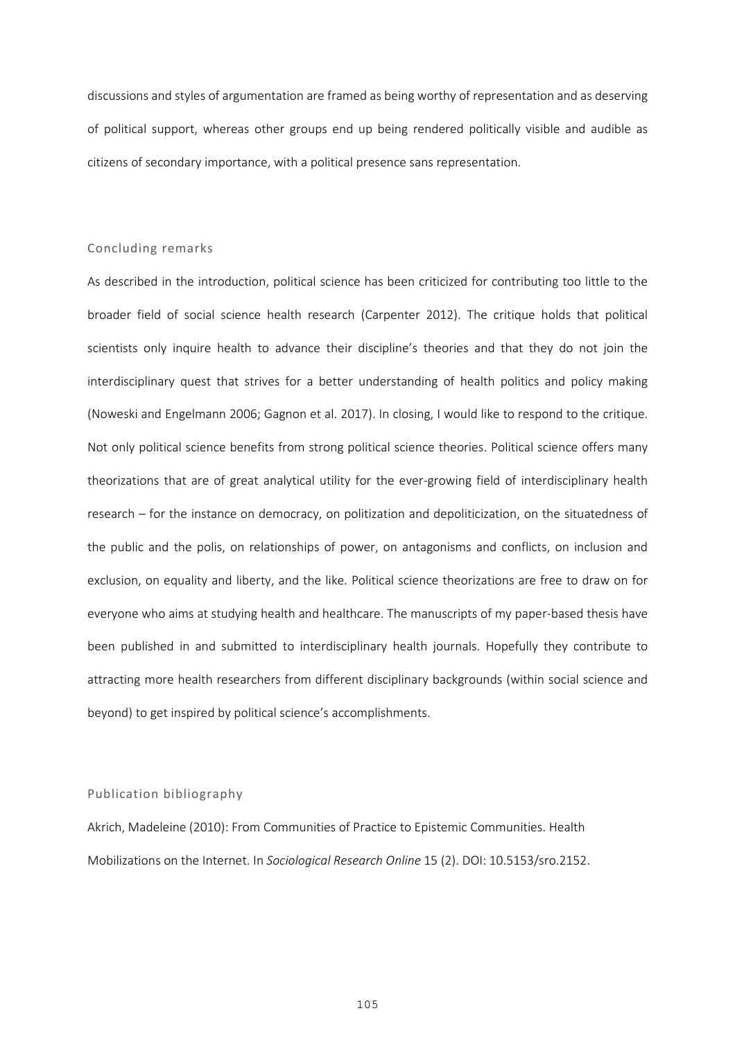discussions and styles of argumentation are framed as being worthy of representation and as deserving of political support, whereas other groups end up being rendered politically visible and audible as citizens of secondary importance, with a political presence sans representation.

## Concluding remarks

As described in the introduction, political science has been criticized for contributing too little to the broader field of social science health research (Carpenter 2012). The critique holds that political scientists only inquire health to advance their discipline's theories and that they do not join the interdisciplinary quest that strives for a better understanding of health politics and policy making (Noweski and Engelmann 2006; Gagnon et al. 2017). In closing, I would like to respond to the critique. Not only political science benefits from strong political science theories. Political science offers many theorizations that are of great analytical utility for the ever-growing field of interdisciplinary health research – for the instance on democracy, on politization and depoliticization, on the situatedness of the public and the polis, on relationships of power, on antagonisms and conflicts, on inclusion and exclusion, on equality and liberty, and the like. Political science theorizations are free to draw on for everyone who aims at studying health and healthcare. The manuscripts of my paper-based thesis have been published in and submitted to interdisciplinary health journals. Hopefully they contribute to attracting more health researchers from different disciplinary backgrounds (within social science and beyond) to get inspired by political science's accomplishments.

## Publication bibliography

Akrich, Madeleine (2010): From Communities of Practice to Epistemic Communities. Health Mobilizations on the Internet. In *Sociological Research Online* 15 (2). DOI: 10.5153/sro.2152.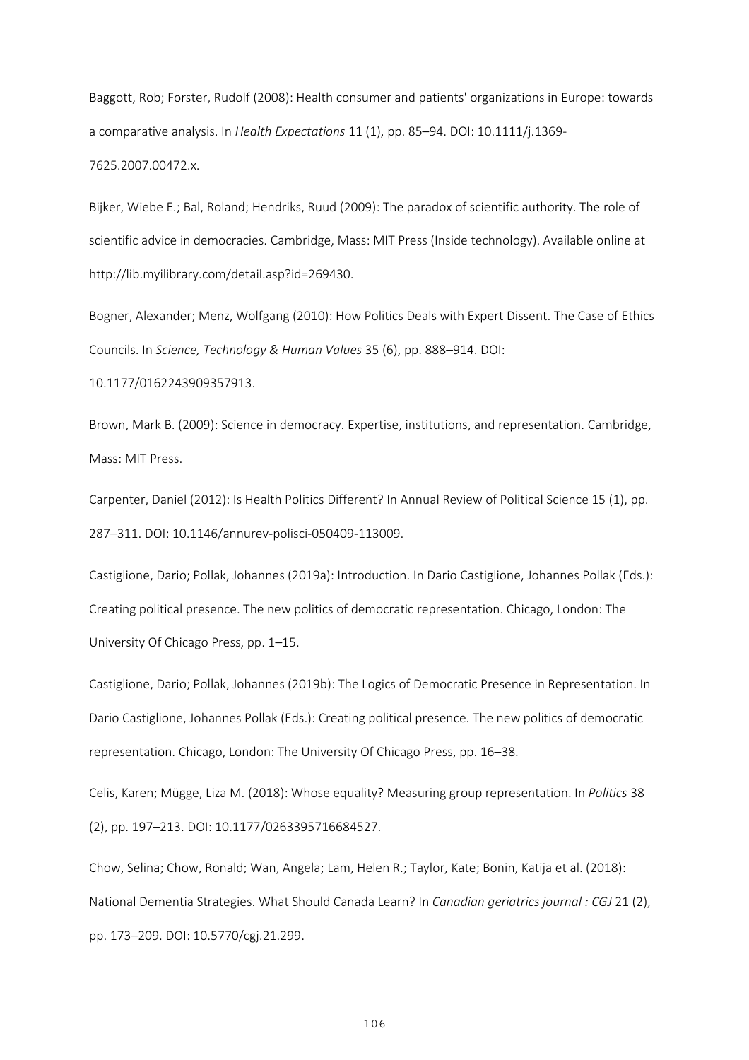Baggott, Rob; Forster, Rudolf (2008): Health consumer and patients' organizations in Europe: towards a comparative analysis. In *Health Expectations* 11 (1), pp. 85–94. DOI: 10.1111/j.1369-7625.2007.00472.x.

Bijker, Wiebe E.; Bal, Roland; Hendriks, Ruud (2009): The paradox of scientific authority. The role of scientific advice in democracies. Cambridge, Mass: MIT Press (Inside technology). Available online at http://lib.myilibrary.com/detail.asp?id=269430.

Bogner, Alexander; Menz, Wolfgang (2010): How Politics Deals with Expert Dissent. The Case of Ethics Councils. In *Science, Technology & Human Values* 35 (6), pp. 888–914. DOI: 10.1177/0162243909357913.

Brown, Mark B. (2009): Science in democracy. Expertise, institutions, and representation. Cambridge, Mass: MIT Press.

Carpenter, Daniel (2012): Is Health Politics Different? In Annual Review of Political Science 15 (1), pp. 287–311. DOI: 10.1146/annurev-polisci-050409-113009.

Castiglione, Dario; Pollak, Johannes (2019a): Introduction. In Dario Castiglione, Johannes Pollak (Eds.): Creating political presence. The new politics of democratic representation. Chicago, London: The University Of Chicago Press, pp. 1–15.

Castiglione, Dario; Pollak, Johannes (2019b): The Logics of Democratic Presence in Representation. In Dario Castiglione, Johannes Pollak (Eds.): Creating political presence. The new politics of democratic representation. Chicago, London: The University Of Chicago Press, pp. 16–38.

Celis, Karen; Mügge, Liza M. (2018): Whose equality? Measuring group representation. In *Politics* 38 (2), pp. 197–213. DOI: 10.1177/0263395716684527.

Chow, Selina; Chow, Ronald; Wan, Angela; Lam, Helen R.; Taylor, Kate; Bonin, Katija et al. (2018): National Dementia Strategies. What Should Canada Learn? In *Canadian geriatrics journal : CGJ* 21 (2), pp. 173–209. DOI: 10.5770/cgj.21.299.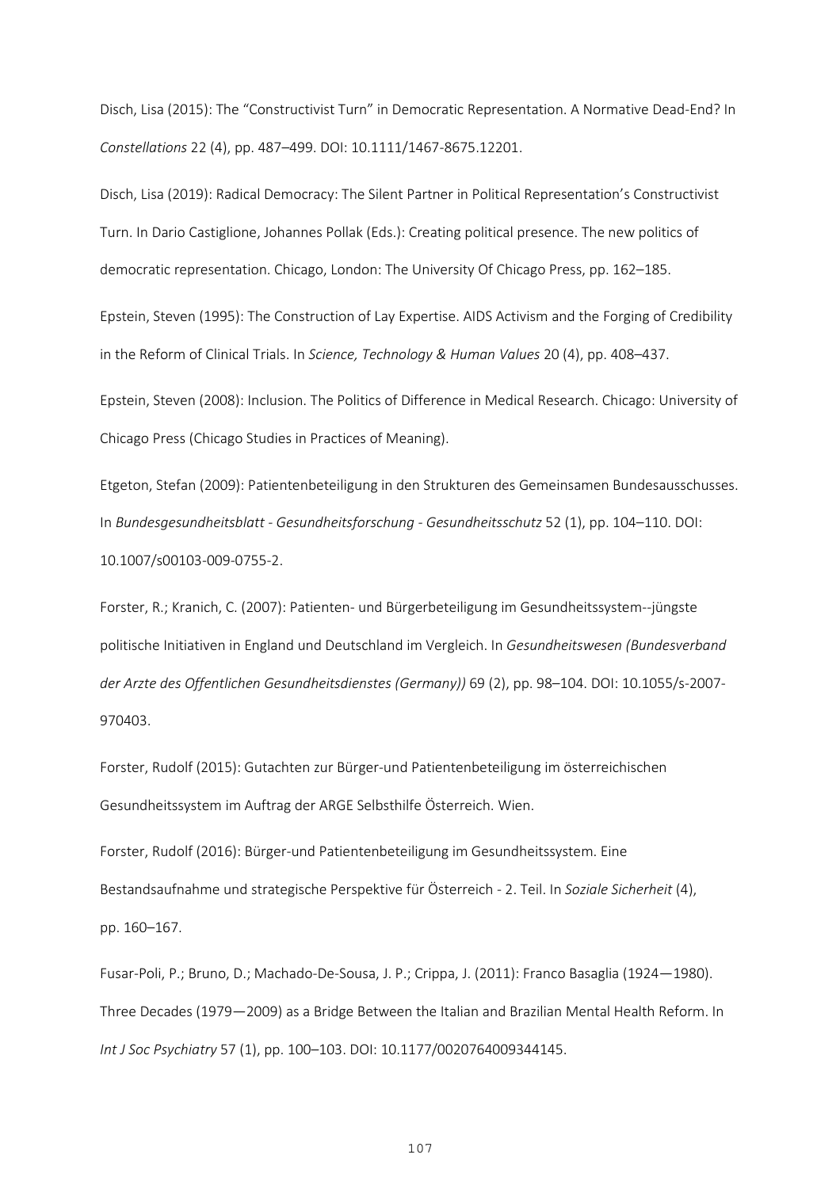Disch, Lisa (2015): The "Constructivist Turn" in Democratic Representation. A Normative Dead-End? In *Constellations* 22 (4), pp. 487–499. DOI: 10.1111/1467-8675.12201.

Disch, Lisa (2019): Radical Democracy: The Silent Partner in Political Representation's Constructivist Turn. In Dario Castiglione, Johannes Pollak (Eds.): Creating political presence. The new politics of democratic representation. Chicago, London: The University Of Chicago Press, pp. 162–185.

Epstein, Steven (1995): The Construction of Lay Expertise. AIDS Activism and the Forging of Credibility in the Reform of Clinical Trials. In *Science, Technology & Human Values* 20 (4), pp. 408–437.

Epstein, Steven (2008): Inclusion. The Politics of Difference in Medical Research. Chicago: University of Chicago Press (Chicago Studies in Practices of Meaning).

Etgeton, Stefan (2009): Patientenbeteiligung in den Strukturen des Gemeinsamen Bundesausschusses. In *Bundesgesundheitsblatt - Gesundheitsforschung - Gesundheitsschutz* 52 (1), pp. 104–110. DOI: 10.1007/s00103-009-0755-2.

Forster, R.; Kranich, C. (2007): Patienten- und Bürgerbeteiligung im Gesundheitssystem--jüngste politische Initiativen in England und Deutschland im Vergleich. In *Gesundheitswesen (Bundesverband der Arzte des Offentlichen Gesundheitsdienstes (Germany))* 69 (2), pp. 98–104. DOI: 10.1055/s-2007-970403.

Forster, Rudolf (2015): Gutachten zur Bürger-und Patientenbeteiligung im österreichischen Gesundheitssystem im Auftrag der ARGE Selbsthilfe Österreich. Wien.

Forster, Rudolf (2016): Bürger-und Patientenbeteiligung im Gesundheitssystem. Eine Bestandsaufnahme und strategische Perspektive für Österreich - 2. Teil. In *Soziale Sicherheit* (4), pp. 160–167.

Fusar-Poli, P.; Bruno, D.; Machado-De-Sousa, J. P.; Crippa, J. (2011): Franco Basaglia (1924—1980). Three Decades (1979—2009) as a Bridge Between the Italian and Brazilian Mental Health Reform. In *Int J Soc Psychiatry* 57 (1), pp. 100–103. DOI: 10.1177/0020764009344145.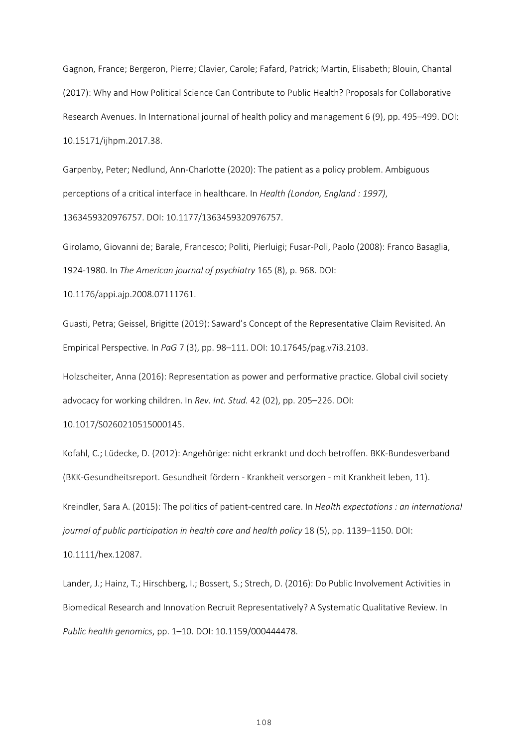Gagnon, France; Bergeron, Pierre; Clavier, Carole; Fafard, Patrick; Martin, Elisabeth; Blouin, Chantal (2017): Why and How Political Science Can Contribute to Public Health? Proposals for Collaborative Research Avenues. In International journal of health policy and management 6 (9), pp. 495–499. DOI: 10.15171/ijhpm.2017.38.

Garpenby, Peter; Nedlund, Ann-Charlotte (2020): The patient as a policy problem. Ambiguous perceptions of a critical interface in healthcare. In *Health (London, England : 1997)*, 1363459320976757. DOI: 10.1177/1363459320976757.

Girolamo, Giovanni de; Barale, Francesco; Politi, Pierluigi; Fusar-Poli, Paolo (2008): Franco Basaglia, 1924-1980. In *The American journal of psychiatry* 165 (8), p. 968. DOI: 10.1176/appi.ajp.2008.07111761.

Guasti, Petra; Geissel, Brigitte (2019): Saward's Concept of the Representative Claim Revisited. An Empirical Perspective. In *PaG* 7 (3), pp. 98–111. DOI: 10.17645/pag.v7i3.2103.

Holzscheiter, Anna (2016): Representation as power and performative practice. Global civil society advocacy for working children. In *Rev. Int. Stud.* 42 (02), pp. 205–226. DOI: 10.1017/S0260210515000145.

Kofahl, C.; Lüdecke, D. (2012): Angehörige: nicht erkrankt und doch betroffen. BKK-Bundesverband (BKK-Gesundheitsreport. Gesundheit fördern - Krankheit versorgen - mit Krankheit leben, 11).

Kreindler, Sara A. (2015): The politics of patient-centred care. In *Health expectations : an international journal of public participation in health care and health policy* 18 (5), pp. 1139–1150. DOI: 10.1111/hex.12087.

Lander, J.; Hainz, T.; Hirschberg, I.; Bossert, S.; Strech, D. (2016): Do Public Involvement Activities in Biomedical Research and Innovation Recruit Representatively? A Systematic Qualitative Review. In *Public health genomics*, pp. 1–10. DOI: 10.1159/000444478.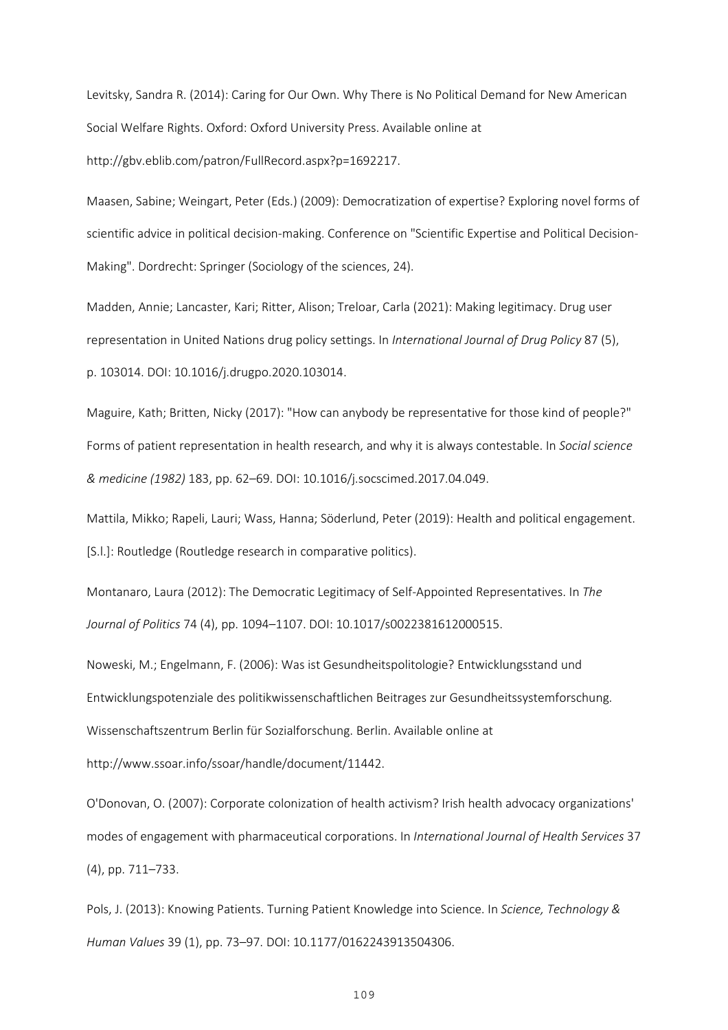Levitsky, Sandra R. (2014): Caring for Our Own. Why There is No Political Demand for New American Social Welfare Rights. Oxford: Oxford University Press. Available online at http://gbv.eblib.com/patron/FullRecord.aspx?p=1692217.

Maasen, Sabine; Weingart, Peter (Eds.) (2009): Democratization of expertise? Exploring novel forms of scientific advice in political decision-making. Conference on "Scientific Expertise and Political Decision-Making". Dordrecht: Springer (Sociology of the sciences, 24).

Madden, Annie; Lancaster, Kari; Ritter, Alison; Treloar, Carla (2021): Making legitimacy. Drug user representation in United Nations drug policy settings. In *International Journal of Drug Policy* 87 (5), p. 103014. DOI: 10.1016/j.drugpo.2020.103014.

Maguire, Kath; Britten, Nicky (2017): "How can anybody be representative for those kind of people?" Forms of patient representation in health research, and why it is always contestable. In *Social science & medicine (1982)* 183, pp. 62–69. DOI: 10.1016/j.socscimed.2017.04.049.

Mattila, Mikko; Rapeli, Lauri; Wass, Hanna; Söderlund, Peter (2019): Health and political engagement. [S.l.]: Routledge (Routledge research in comparative politics).

Montanaro, Laura (2012): The Democratic Legitimacy of Self-Appointed Representatives. In *The Journal of Politics* 74 (4), pp. 1094–1107. DOI: 10.1017/s0022381612000515.

Noweski, M.; Engelmann, F. (2006): Was ist Gesundheitspolitologie? Entwicklungsstand und Entwicklungspotenziale des politikwissenschaftlichen Beitrages zur Gesundheitssystemforschung. Wissenschaftszentrum Berlin für Sozialforschung. Berlin. Available online at http://www.ssoar.info/ssoar/handle/document/11442.

O'Donovan, O. (2007): Corporate colonization of health activism? Irish health advocacy organizations' modes of engagement with pharmaceutical corporations. In *International Journal of Health Services* 37 (4), pp. 711–733.

Pols, J. (2013): Knowing Patients. Turning Patient Knowledge into Science. In *Science, Technology & Human Values* 39 (1), pp. 73–97. DOI: 10.1177/0162243913504306.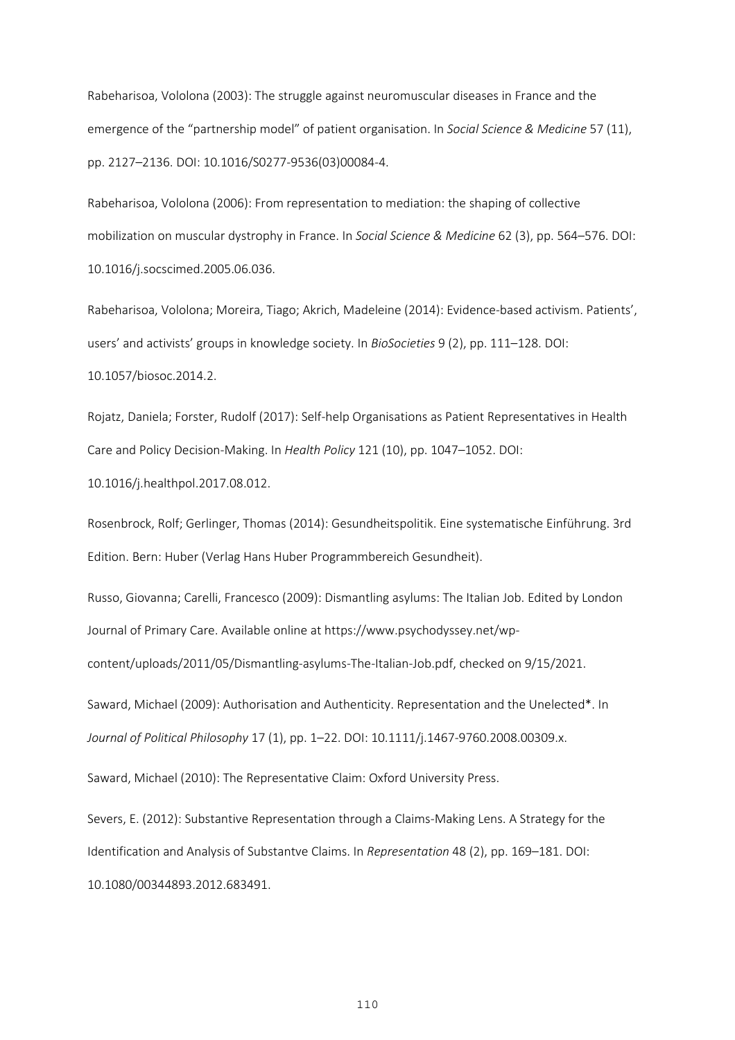Rabeharisoa, Vololona (2003): The struggle against neuromuscular diseases in France and the emergence of the "partnership model" of patient organisation. In *Social Science & Medicine* 57 (11), pp. 2127–2136. DOI: 10.1016/S0277-9536(03)00084-4.

Rabeharisoa, Vololona (2006): From representation to mediation: the shaping of collective mobilization on muscular dystrophy in France. In *Social Science & Medicine* 62 (3), pp. 564–576. DOI: 10.1016/j.socscimed.2005.06.036.

Rabeharisoa, Vololona; Moreira, Tiago; Akrich, Madeleine (2014): Evidence-based activism. Patients', users' and activists' groups in knowledge society. In *BioSocieties* 9 (2), pp. 111–128. DOI: 10.1057/biosoc.2014.2.

Rojatz, Daniela; Forster, Rudolf (2017): Self-help Organisations as Patient Representatives in Health Care and Policy Decision-Making. In *Health Policy* 121 (10), pp. 1047–1052. DOI: 10.1016/j.healthpol.2017.08.012.

Rosenbrock, Rolf; Gerlinger, Thomas (2014): Gesundheitspolitik. Eine systematische Einführung. 3rd Edition. Bern: Huber (Verlag Hans Huber Programmbereich Gesundheit).

Russo, Giovanna; Carelli, Francesco (2009): Dismantling asylums: The Italian Job. Edited by London Journal of Primary Care. Available online at https://www.psychodyssey.net/wp-content/uploads/2011/05/Dismantling-asylums-The-Italian-Job.pdf, checked on 9/15/2021.

Saward, Michael (2009): Authorisation and Authenticity. Representation and the Unelected*. In *Journal of Political Philosophy* 17 (1), pp. 1–22. DOI: 10.1111/j.1467-9760.2008.00309.x.

Saward, Michael (2010): The Representative Claim: Oxford University Press.

Severs, E. (2012): Substantive Representation through a Claims-Making Lens. A Strategy for the Identification and Analysis of Substantve Claims. In *Representation* 48 (2), pp. 169–181. DOI: 10.1080/00344893.2012.683491.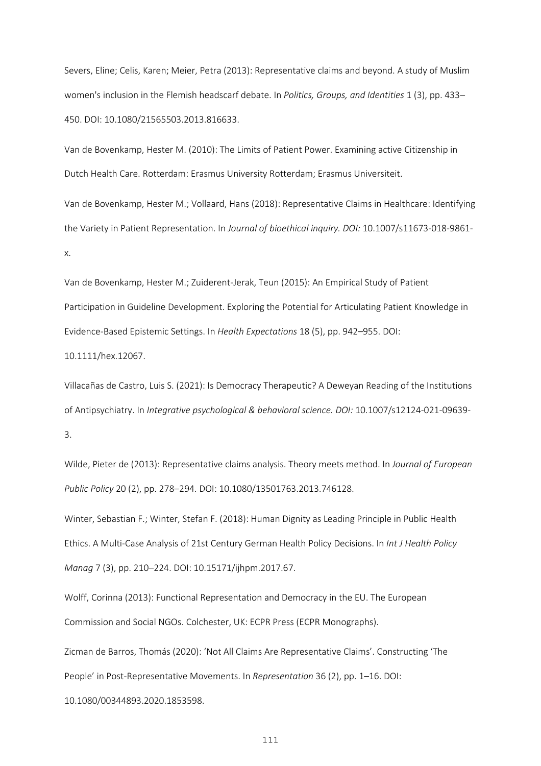Severs, Eline; Celis, Karen; Meier, Petra (2013): Representative claims and beyond. A study of Muslim women's inclusion in the Flemish headscarf debate. In *Politics, Groups, and Identities* 1 (3), pp. 433–450. DOI: 10.1080/21565503.2013.816633.

Van de Bovenkamp, Hester M. (2010): The Limits of Patient Power. Examining active Citizenship in Dutch Health Care. Rotterdam: Erasmus University Rotterdam; Erasmus Universiteit.

Van de Bovenkamp, Hester M.; Vollaard, Hans (2018): Representative Claims in Healthcare: Identifying the Variety in Patient Representation. In *Journal of bioethical inquiry. DOI:* 10.1007/s11673-018-9861-x.

Van de Bovenkamp, Hester M.; Zuiderent-Jerak, Teun (2015): An Empirical Study of Patient Participation in Guideline Development. Exploring the Potential for Articulating Patient Knowledge in Evidence-Based Epistemic Settings. In *Health Expectations* 18 (5), pp. 942–955. DOI: 10.1111/hex.12067.

Villacañas de Castro, Luis S. (2021): Is Democracy Therapeutic? A Deweyan Reading of the Institutions of Antipsychiatry. In *Integrative psychological & behavioral science. DOI:* 10.1007/s12124-021-09639-3.

Wilde, Pieter de (2013): Representative claims analysis. Theory meets method. In *Journal of European Public Policy* 20 (2), pp. 278–294. DOI: 10.1080/13501763.2013.746128.

Winter, Sebastian F.; Winter, Stefan F. (2018): Human Dignity as Leading Principle in Public Health Ethics. A Multi-Case Analysis of 21st Century German Health Policy Decisions. In *Int J Health Policy Manag* 7 (3), pp. 210–224. DOI: 10.15171/ijhpm.2017.67.

Wolff, Corinna (2013): Functional Representation and Democracy in the EU. The European Commission and Social NGOs. Colchester, UK: ECPR Press (ECPR Monographs).

Zicman de Barros, Thomás (2020): 'Not All Claims Are Representative Claims'. Constructing 'The People' in Post-Representative Movements. In *Representation* 36 (2), pp. 1–16. DOI: 10.1080/00344893.2020.1853598.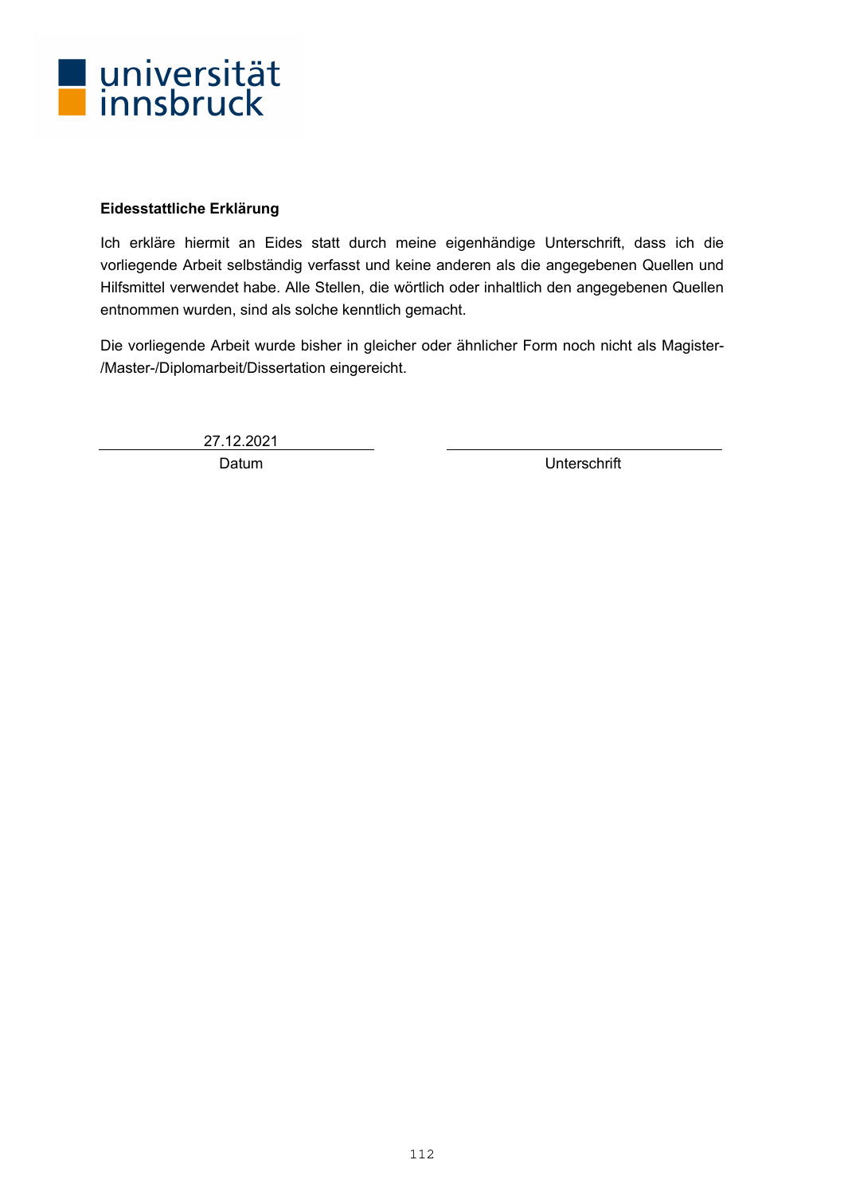universität
innsbruck

**Eidesstattliche Erklärung**

Ich erkläre hiermit an Eides statt durch meine eigenhändige Unterschrift, dass ich die vorliegende Arbeit selbständig verfasst und keine anderen als die angegebenen Quellen und Hilfsmittel verwendet habe. Alle Stellen, die wörtlich oder inhaltlich den angegebenen Quellen entnommen wurden, sind als solche kenntlich gemacht.

Die vorliegende Arbeit wurde bisher in gleicher oder ähnlicher Form noch nicht als Magister-/Master-/Diplomarbeit/Dissertation eingereicht.

| 27.12.2021 | |
|---|---|
| Datum | Unterschrift |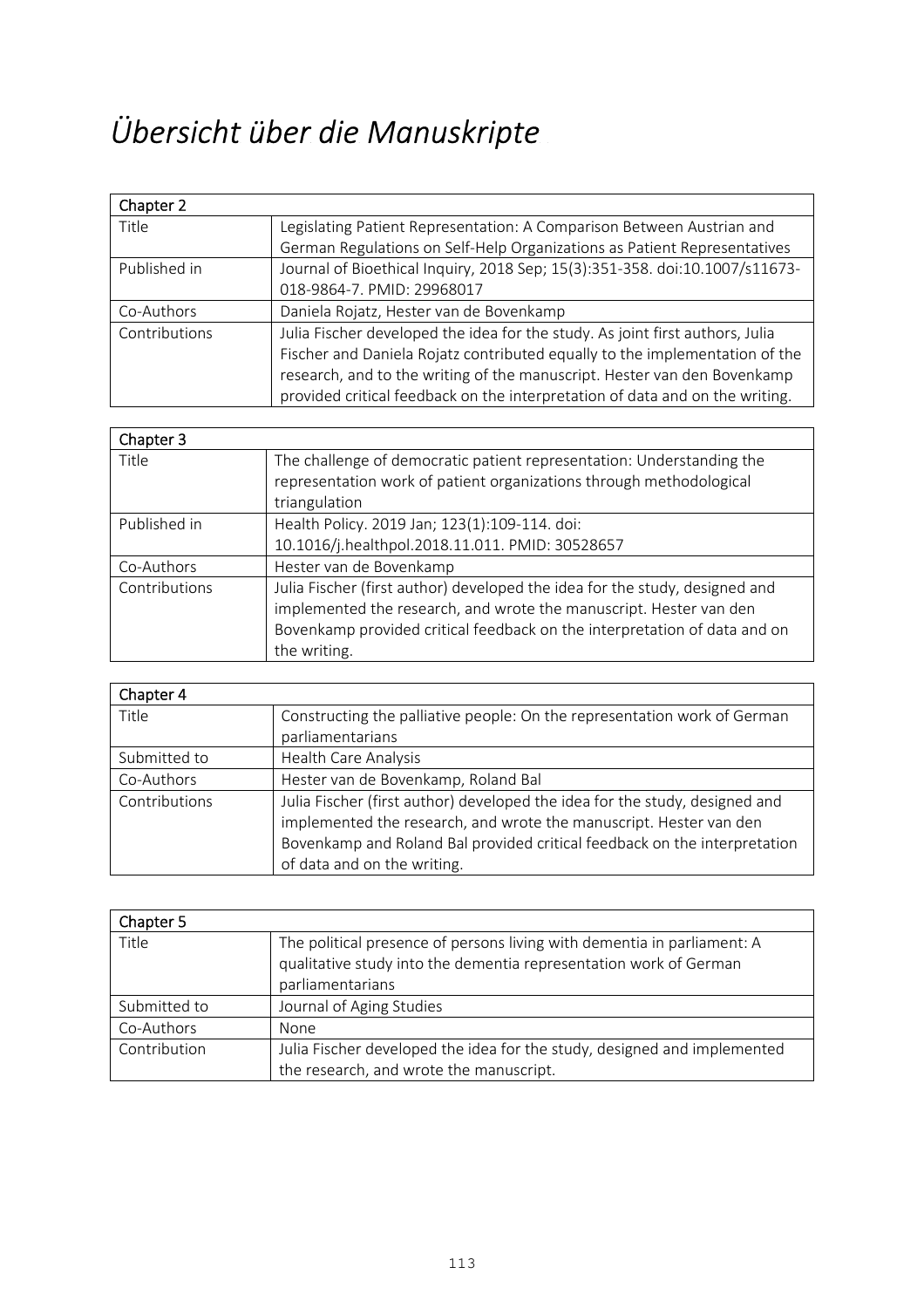# *Übersicht über die Manuskripte*

| Chapter 2 | |
|---|---|
| Title | Legislating Patient Representation: A Comparison Between Austrian and German Regulations on Self-Help Organizations as Patient Representatives |
| Published in | Journal of Bioethical Inquiry, 2018 Sep; 15(3):351-358. doi:10.1007/s11673-018-9864-7. PMID: 29968017 |
| Co-Authors | Daniela Rojatz, Hester van de Bovenkamp |
| Contributions | Julia Fischer developed the idea for the study. As joint first authors, Julia Fischer and Daniela Rojatz contributed equally to the implementation of the research, and to the writing of the manuscript. Hester van den Bovenkamp provided critical feedback on the interpretation of data and on the writing. |

| Chapter 3 | |
|---|---|
| Title | The challenge of democratic patient representation: Understanding the representation work of patient organizations through methodological triangulation |
| Published in | Health Policy. 2019 Jan; 123(1):109-114. doi: 10.1016/j.healthpol.2018.11.011. PMID: 30528657 |
| Co-Authors | Hester van de Bovenkamp |
| Contributions | Julia Fischer (first author) developed the idea for the study, designed and implemented the research, and wrote the manuscript. Hester van den Bovenkamp provided critical feedback on the interpretation of data and on the writing. |

| Chapter 4 | |
|---|---|
| Title | Constructing the palliative people: On the representation work of German parliamentarians |
| Submitted to | Health Care Analysis |
| Co-Authors | Hester van de Bovenkamp, Roland Bal |
| Contributions | Julia Fischer (first author) developed the idea for the study, designed and implemented the research, and wrote the manuscript. Hester van den Bovenkamp and Roland Bal provided critical feedback on the interpretation of data and on the writing. |

| Chapter 5 | |
|---|---|
| Title | The political presence of persons living with dementia in parliament: A qualitative study into the dementia representation work of German parliamentarians |
| Submitted to | Journal of Aging Studies |
| Co-Authors | None |
| Contribution | Julia Fischer developed the idea for the study, designed and implemented the research, and wrote the manuscript. |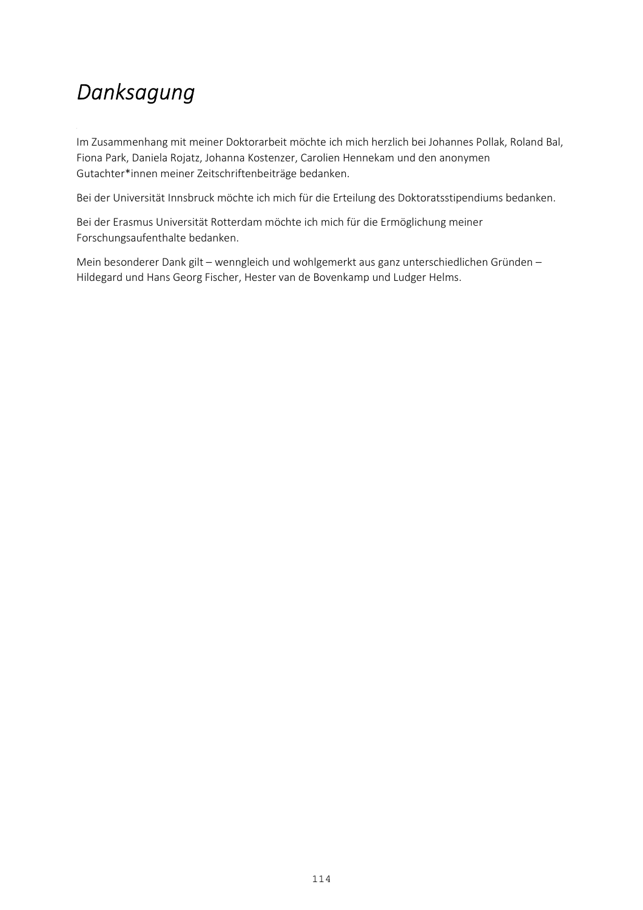# *Danksagung*

Im Zusammenhang mit meiner Doktorarbeit möchte ich mich herzlich bei Johannes Pollak, Roland Bal, Fiona Park, Daniela Rojatz, Johanna Kostenzer, Carolien Hennekam und den anonymen Gutachter*innen meiner Zeitschriftenbeiträge bedanken.

Bei der Universität Innsbruck möchte ich mich für die Erteilung des Doktoratsstipendiums bedanken.

Bei der Erasmus Universität Rotterdam möchte ich mich für die Ermöglichung meiner Forschungsaufenthalte bedanken.

Mein besonderer Dank gilt – wenngleich und wohlgemerkt aus ganz unterschiedlichen Gründen – Hildegard und Hans Georg Fischer, Hester van de Bovenkamp und Ludger Helms.